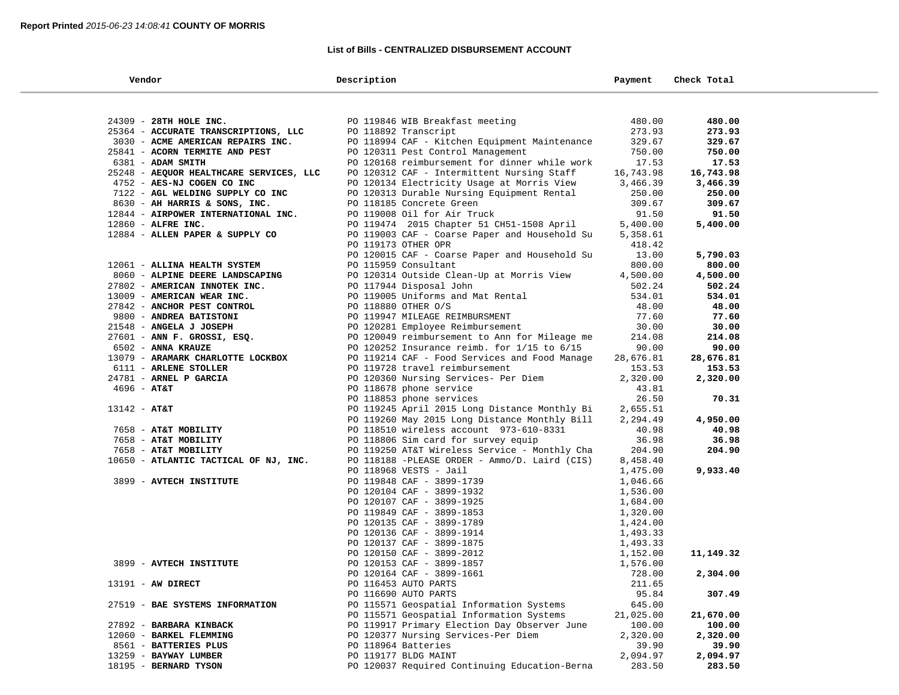**Report Printed** *2015-06-23 14:08:41* **COUNTY OF MORRIS**

## List of Bills - CENTRALIZED DISBURSEMENT ACCOUNT

| Vendor | Description | Payment | Check Total |
|---|---|---|---|
| 24309 - **28TH HOLE INC.** | PO 119846 WIB Breakfast meeting | 480.00 | **480.00** |
| 25364 - **ACCURATE TRANSCRIPTIONS, LLC** | PO 118892 Transcript | 273.93 | **273.93** |
| 3030 - **ACME AMERICAN REPAIRS INC.** | PO 118994 CAF - Kitchen Equipment Maintenance | 329.67 | **329.67** |
| 25841 - **ACORN TERMITE AND PEST** | PO 120311 Pest Control Management | 750.00 | **750.00** |
| 6381 - **ADAM SMITH** | PO 120168 reimbursement for dinner while work | 17.53 | **17.53** |
| 25248 - **AEQUOR HEALTHCARE SERVICES, LLC** | PO 120312 CAF - Intermittent Nursing Staff | 16,743.98 | **16,743.98** |
| 4752 - **AES-NJ COGEN CO INC** | PO 120134 Electricity Usage at Morris View | 3,466.39 | **3,466.39** |
| 7122 - **AGL WELDING SUPPLY CO INC** | PO 120313 Durable Nursing Equipment Rental | 250.00 | **250.00** |
| 8630 - **AH HARRIS & SONS, INC.** | PO 118185 Concrete Green | 309.67 | **309.67** |
| 12844 - **AIRPOWER INTERNATIONAL INC.** | PO 119008 Oil for Air Truck | 91.50 | **91.50** |
| 12860 - **ALFRE INC.** | PO 119474 2015 Chapter 51 CH51-1508 April | 5,400.00 | **5,400.00** |
| 12884 - **ALLEN PAPER & SUPPLY CO** | PO 119003 CAF - Coarse Paper and Household Su | 5,358.61 | |
| | PO 119173 OTHER OPR | 418.42 | |
| | PO 120015 CAF - Coarse Paper and Household Su | 13.00 | **5,790.03** |
| 12061 - **ALLINA HEALTH SYSTEM** | PO 115959 Consultant | 800.00 | **800.00** |
| 8060 - **ALPINE DEERE LANDSCAPING** | PO 120314 Outside Clean-Up at Morris View | 4,500.00 | **4,500.00** |
| 27802 - **AMERICAN INNOTEK INC.** | PO 117944 Disposal John | 502.24 | **502.24** |
| 13009 - **AMERICAN WEAR INC.** | PO 119005 Uniforms and Mat Rental | 534.01 | **534.01** |
| 27842 - **ANCHOR PEST CONTROL** | PO 118880 OTHER O/S | 48.00 | **48.00** |
| 9800 - **ANDREA BATISTONI** | PO 119947 MILEAGE REIMBURSMENT | 77.60 | **77.60** |
| 21548 - **ANGELA J JOSEPH** | PO 120281 Employee Reimbursement | 30.00 | **30.00** |
| 27601 - **ANN F. GROSSI, ESQ.** | PO 120049 reimbursement to Ann for Mileage me | 214.08 | **214.08** |
| 6502 - **ANNA KRAUZE** | PO 120252 Insurance reimb. for 1/15 to 6/15 | 90.00 | **90.00** |
| 13079 - **ARAMARK CHARLOTTE LOCKBOX** | PO 119214 CAF - Food Services and Food Manage | 28,676.81 | **28,676.81** |
| 6111 - **ARLENE STOLLER** | PO 119728 travel reimbursement | 153.53 | **153.53** |
| 24781 - **ARNEL P GARCIA** | PO 120360 Nursing Services- Per Diem | 2,320.00 | **2,320.00** |
| 4696 - **AT&T** | PO 118678 phone service | 43.81 | |
| | PO 118853 phone services | 26.50 | **70.31** |
| 13142 - **AT&T** | PO 119245 April 2015 Long Distance Monthly Bi | 2,655.51 | |
| | PO 119260 May 2015 Long Distance Monthly Bill | 2,294.49 | **4,950.00** |
| 7658 - **AT&T MOBILITY** | PO 118510 wireless account 973-610-8331 | 40.98 | **40.98** |
| 7658 - **AT&T MOBILITY** | PO 118806 Sim card for survey equip | 36.98 | **36.98** |
| 7658 - **AT&T MOBILITY** | PO 119250 AT&T Wireless Service - Monthly Cha | 204.90 | **204.90** |
| 10650 - **ATLANTIC TACTICAL OF NJ, INC.** | PO 118188 -PLEASE ORDER - Ammo/D. Laird (CIS) | 8,458.40 | |
| | PO 118968 VESTS - Jail | 1,475.00 | **9,933.40** |
| 3899 - **AVTECH INSTITUTE** | PO 119848 CAF - 3899-1739 | 1,046.66 | |
| | PO 120104 CAF - 3899-1932 | 1,536.00 | |
| | PO 120107 CAF - 3899-1925 | 1,684.00 | |
| | PO 119849 CAF - 3899-1853 | 1,320.00 | |
| | PO 120135 CAF - 3899-1789 | 1,424.00 | |
| | PO 120136 CAF - 3899-1914 | 1,493.33 | |
| | PO 120137 CAF - 3899-1875 | 1,493.33 | |
| | PO 120150 CAF - 3899-2012 | 1,152.00 | **11,149.32** |
| 3899 - **AVTECH INSTITUTE** | PO 120153 CAF - 3899-1857 | 1,576.00 | |
| | PO 120164 CAF - 3899-1661 | 728.00 | **2,304.00** |
| 13191 - **AW DIRECT** | PO 116453 AUTO PARTS | 211.65 | |
| | PO 116690 AUTO PARTS | 95.84 | **307.49** |
| 27519 - **BAE SYSTEMS INFORMATION** | PO 115571 Geospatial Information Systems | 645.00 | |
| | PO 115571 Geospatial Information Systems | 21,025.00 | **21,670.00** |
| 27892 - **BARBARA KINBACK** | PO 119917 Primary Election Day Observer June | 100.00 | **100.00** |
| 12060 - **BARKEL FLEMMING** | PO 120377 Nursing Services-Per Diem | 2,320.00 | **2,320.00** |
| 8561 - **BATTERIES PLUS** | PO 118964 Batteries | 39.90 | **39.90** |
| 13259 - **BAYWAY LUMBER** | PO 119177 BLDG MAINT | 2,094.97 | **2,094.97** |
| 18195 - **BERNARD TYSON** | PO 120037 Required Continuing Education-Berna | 283.50 | **283.50** |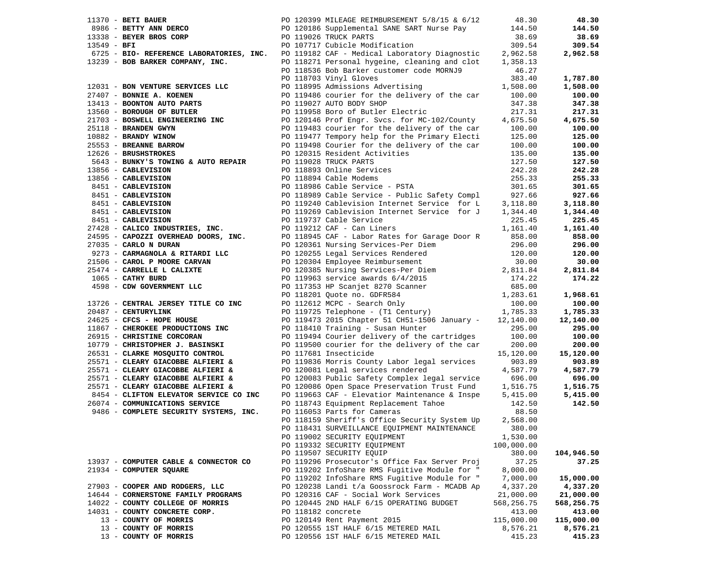| Vendor | PO / Description | Amount | Total |
|---|---|---|---|
| 11370 - **BETI BAUER** | PO 120399 MILEAGE REIMBURSEMENT 5/8/15 & 6/12 | 48.30 | **48.30** |
| 8986 - **BETTY ANN DERCO** | PO 120186 Supplemental SANE SART Nurse Pay | 144.50 | **144.50** |
| 13338 - **BEYER BROS CORP** | PO 119026 TRUCK PARTS | 38.69 | **38.69** |
| 13549 - **BFI** | PO 107717 Cubicle Modification | 309.54 | **309.54** |
| 6725 - **BIO- REFERENCE LABORATORIES, INC.** | PO 119182 CAF - Medical Laboratory Diagnostic | 2,962.58 | **2,962.58** |
| 13239 - **BOB BARKER COMPANY, INC.** | PO 118271 Personal hygeine, cleaning and clot | 1,358.13 | |
| | PO 118536 Bob Barker customer code MORNJ9 | 46.27 | |
| | PO 118703 Vinyl Gloves | 383.40 | **1,787.80** |
| 12031 - **BON VENTURE SERVICES LLC** | PO 118995 Admissions Advertising | 1,508.00 | **1,508.00** |
| 27407 - **BONNIE A. KOENEN** | PO 119486 courier for the delivery of the car | 100.00 | **100.00** |
| 13413 - **BOONTON AUTO PARTS** | PO 119027 AUTO BODY SHOP | 347.38 | **347.38** |
| 13560 - **BOROUGH OF BUTLER** | PO 119958 Boro of Butler Electric | 217.31 | **217.31** |
| 21703 - **BOSWELL ENGINEERING INC** | PO 120146 Prof Engr. Svcs. for MC-102/County | 4,675.50 | **4,675.50** |
| 25118 - **BRANDEN GWYN** | PO 119483 courier for the delivery of the car | 100.00 | **100.00** |
| 10882 - **BRANDY WINOW** | PO 119477 Tempory help for the Primary Electi | 125.00 | **125.00** |
| 25553 - **BREANNE BARROW** | PO 119498 Courier for the delivery of the car | 100.00 | **100.00** |
| 12626 - **BRUSHSTROKES** | PO 120315 Resident Activities | 135.00 | **135.00** |
| 5643 - **BUNKY'S TOWING & AUTO REPAIR** | PO 119028 TRUCK PARTS | 127.50 | **127.50** |
| 13856 - **CABLEVISION** | PO 118893 Online Services | 242.28 | **242.28** |
| 13856 - **CABLEVISION** | PO 118894 Cable Modems | 255.33 | **255.33** |
| 8451 - **CABLEVISION** | PO 118986 Cable Service - PSTA | 301.65 | **301.65** |
| 8451 - **CABLEVISION** | PO 118989 Cable Service - Public Safety Compl | 927.66 | **927.66** |
| 8451 - **CABLEVISION** | PO 119240 Cablevision Internet Service for L | 3,118.80 | **3,118.80** |
| 8451 - **CABLEVISION** | PO 119269 Cablevision Internet Service for J | 1,344.40 | **1,344.40** |
| 8451 - **CABLEVISION** | PO 119737 Cable Service | 225.45 | **225.45** |
| 27428 - **CALICO INDUSTRIES, INC.** | PO 119212 CAF - Can Liners | 1,161.40 | **1,161.40** |
| 24595 - **CAPOZZI OVERHEAD DOORS, INC.** | PO 118945 CAF - Labor Rates for Garage Door R | 858.00 | **858.00** |
| 27035 - **CARLO N DURAN** | PO 120361 Nursing Services-Per Diem | 296.00 | **296.00** |
| 9273 - **CARMAGNOLA & RITARDI LLC** | PO 120255 Legal Services Rendered | 120.00 | **120.00** |
| 21506 - **CAROL P MOORE CARVAN** | PO 120304 Employee Reimbursement | 30.00 | **30.00** |
| 25474 - **CARRELLE L CALIXTE** | PO 120385 Nursing Services-Per Diem | 2,811.84 | **2,811.84** |
| 1065 - **CATHY BURD** | PO 119963 service awards 6/4/2015 | 174.22 | **174.22** |
| 4598 - **CDW GOVERNMENT LLC** | PO 117353 HP Scanjet 8270 Scanner | 685.00 | |
| | PO 118201 Quote no. GDFR584 | 1,283.61 | **1,968.61** |
| 13726 - **CENTRAL JERSEY TITLE CO INC** | PO 112612 MCPC - Search Only | 100.00 | **100.00** |
| 20487 - **CENTURYLINK** | PO 119725 Telephone - (T1 Century) | 1,785.33 | **1,785.33** |
| 24625 - **CFCS - HOPE HOUSE** | PO 119473 2015 Chapter 51 CH51-1506 January - | 12,140.00 | **12,140.00** |
| 11867 - **CHEROKEE PRODUCTIONS INC** | PO 118410 Training - Susan Hunter | 295.00 | **295.00** |
| 26915 - **CHRISTINE CORCORAN** | PO 119494 Courier delivery of the cartridges | 100.00 | **100.00** |
| 10779 - **CHRISTOPHER J. BASINSKI** | PO 119500 courier for the delivery of the car | 200.00 | **200.00** |
| 26531 - **CLARKE MOSQUITO CONTROL** | PO 117681 Insecticide | 15,120.00 | **15,120.00** |
| 25571 - **CLEARY GIACOBBE ALFIERI &** | PO 119836 Morris County Labor legal services | 903.89 | **903.89** |
| 25571 - **CLEARY GIACOBBE ALFIERI &** | PO 120081 Legal services rendered | 4,587.79 | **4,587.79** |
| 25571 - **CLEARY GIACOBBE ALFIERI &** | PO 120083 Public Safety Complex legal service | 696.00 | **696.00** |
| 25571 - **CLEARY GIACOBBE ALFIERI &** | PO 120086 Open Space Preservation Trust Fund | 1,516.75 | **1,516.75** |
| 8454 - **CLIFTON ELEVATOR SERVICE CO INC** | PO 119663 CAF - Elevatior Maintenance & Inspe | 5,415.00 | **5,415.00** |
| 26074 - **COMMUNICATIONS SERVICE** | PO 118743 Equipment Replacement Tahoe | 142.50 | **142.50** |
| 9486 - **COMPLETE SECURITY SYSTEMS, INC.** | PO 116053 Parts for Cameras | 88.50 | |
| | PO 118159 Sheriff's Office Security System Up | 2,568.00 | |
| | PO 118431 SURVEILLANCE EQUIPMENT MAINTENANCE | 380.00 | |
| | PO 119002 SECURITY EQUIPMENT | 1,530.00 | |
| | PO 119332 SECURITY EQUIPMENT | 100,000.00 | |
| | PO 119507 SECURITY EQUIP | 380.00 | **104,946.50** |
| 13937 - **COMPUTER CABLE & CONNECTOR CO** | PO 119296 Prosecutor's Office Fax Server Proj | 37.25 | **37.25** |
| 21934 - **COMPUTER SQUARE** | PO 119202 InfoShare RMS Fugitive Module for " | 8,000.00 | |
| | PO 119202 InfoShare RMS Fugitive Module for " | 7,000.00 | **15,000.00** |
| 27903 - **COOPER AND RODGERS, LLC** | PO 120238 Landi t/a Goossrock Farm - MCADB Ap | 4,337.20 | **4,337.20** |
| 14644 - **CORNERSTONE FAMILY PROGRAMS** | PO 120316 CAF - Social Work Services | 21,000.00 | **21,000.00** |
| 14022 - **COUNTY COLLEGE OF MORRIS** | PO 120445 2ND HALF 6/15 OPERATING BUDGET | 568,256.75 | **568,256.75** |
| 14031 - **COUNTY CONCRETE CORP.** | PO 118182 concrete | 413.00 | **413.00** |
| 13 - **COUNTY OF MORRIS** | PO 120149 Rent Payment 2015 | 115,000.00 | **115,000.00** |
| 13 - **COUNTY OF MORRIS** | PO 120555 1ST HALF 6/15 METERED MAIL | 8,576.21 | **8,576.21** |
| 13 - **COUNTY OF MORRIS** | PO 120556 1ST HALF 6/15 METERED MAIL | 415.23 | **415.23** |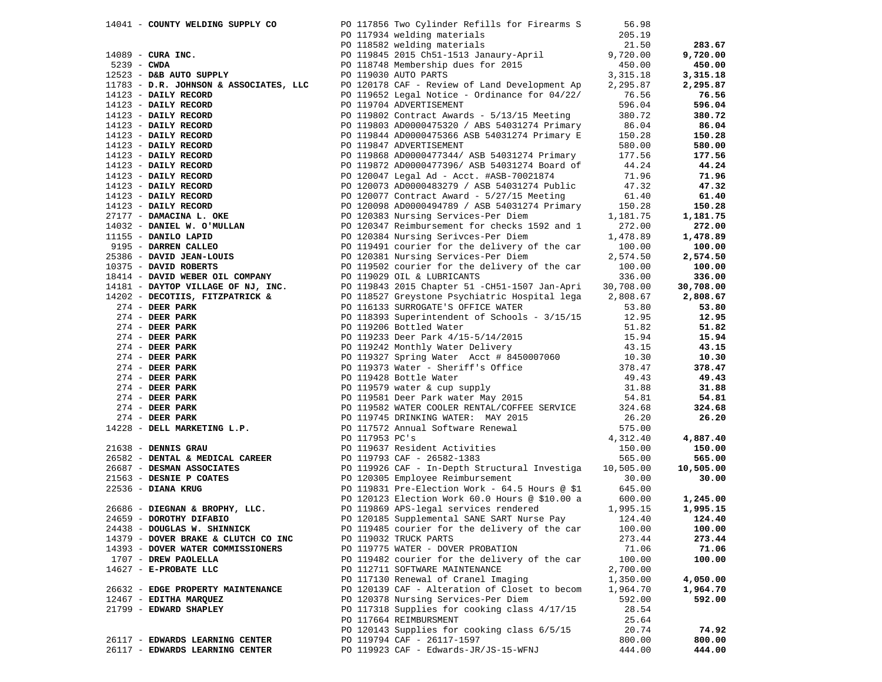| Vendor | PO / Description | Amount | Total |
|---|---|---|---|
| 14041 - **COUNTY WELDING SUPPLY CO** | PO 117856 Two Cylinder Refills for Firearms S | 56.98 | |
| | PO 117934 welding materials | 205.19 | |
| | PO 118582 welding materials | 21.50 | **283.67** |
| 14089 - **CURA INC.** | PO 119845 2015 Ch51-1513 Janaury-April | 9,720.00 | **9,720.00** |
| 5239 - **CWDA** | PO 118748 Membership dues for 2015 | 450.00 | **450.00** |
| 12523 - **D&B AUTO SUPPLY** | PO 119030 AUTO PARTS | 3,315.18 | **3,315.18** |
| 11783 - **D.R. JOHNSON & ASSOCIATES, LLC** | PO 120178 CAF - Review of Land Development Ap | 2,295.87 | **2,295.87** |
| 14123 - **DAILY RECORD** | PO 119652 Legal Notice - Ordinance for 04/22/ | 76.56 | **76.56** |
| 14123 - **DAILY RECORD** | PO 119704 ADVERTISEMENT | 596.04 | **596.04** |
| 14123 - **DAILY RECORD** | PO 119802 Contract Awards - 5/13/15 Meeting | 380.72 | **380.72** |
| 14123 - **DAILY RECORD** | PO 119803 AD0000475320 / ABS 54031274 Primary | 86.04 | **86.04** |
| 14123 - **DAILY RECORD** | PO 119844 AD0000475366 ASB 54031274 Primary E | 150.28 | **150.28** |
| 14123 - **DAILY RECORD** | PO 119847 ADVERTISEMENT | 580.00 | **580.00** |
| 14123 - **DAILY RECORD** | PO 119868 AD0000477344/ ASB 54031274 Primary | 177.56 | **177.56** |
| 14123 - **DAILY RECORD** | PO 119872 AD0000477396/ ASB 54031274 Board of | 44.24 | **44.24** |
| 14123 - **DAILY RECORD** | PO 120047 Legal Ad - Acct. #ASB-70021874 | 71.96 | **71.96** |
| 14123 - **DAILY RECORD** | PO 120073 AD0000483279 / ASB 54031274 Public | 47.32 | **47.32** |
| 14123 - **DAILY RECORD** | PO 120077 Contract Award - 5/27/15 Meeting | 61.40 | **61.40** |
| 14123 - **DAILY RECORD** | PO 120098 AD0000494789 / ASB 54031274 Primary | 150.28 | **150.28** |
| 27177 - **DAMACINA L. OKE** | PO 120383 Nursing Services-Per Diem | 1,181.75 | **1,181.75** |
| 14032 - **DANIEL W. O'MULLAN** | PO 120347 Reimbursement for checks 1592 and 1 | 272.00 | **272.00** |
| 11155 - **DANILO LAPID** | PO 120384 Nursing Serivces-Per Diem | 1,478.89 | **1,478.89** |
| 9195 - **DARREN CALLEO** | PO 119491 courier for the delivery of the car | 100.00 | **100.00** |
| 25386 - **DAVID JEAN-LOUIS** | PO 120381 Nursing Services-Per Diem | 2,574.50 | **2,574.50** |
| 10375 - **DAVID ROBERTS** | PO 119502 courier for the delivery of the car | 100.00 | **100.00** |
| 18414 - **DAVID WEBER OIL COMPANY** | PO 119029 OIL & LUBRICANTS | 336.00 | **336.00** |
| 14181 - **DAYTOP VILLAGE OF NJ, INC.** | PO 119843 2015 Chapter 51 -CH51-1507 Jan-Apri | 30,708.00 | **30,708.00** |
| 14202 - **DECOTIIS, FITZPATRICK &** | PO 118527 Greystone Psychiatric Hospital lega | 2,808.67 | **2,808.67** |
| 274 - **DEER PARK** | PO 116133 SURROGATE'S OFFICE WATER | 53.80 | **53.80** |
| 274 - **DEER PARK** | PO 118393 Superintendent of Schools - 3/15/15 | 12.95 | **12.95** |
| 274 - **DEER PARK** | PO 119206 Bottled Water | 51.82 | **51.82** |
| 274 - **DEER PARK** | PO 119233 Deer Park 4/15-5/14/2015 | 15.94 | **15.94** |
| 274 - **DEER PARK** | PO 119242 Monthly Water Delivery | 43.15 | **43.15** |
| 274 - **DEER PARK** | PO 119327 Spring Water Acct # 8450007060 | 10.30 | **10.30** |
| 274 - **DEER PARK** | PO 119373 Water - Sheriff's Office | 378.47 | **378.47** |
| 274 - **DEER PARK** | PO 119428 Bottle Water | 49.43 | **49.43** |
| 274 - **DEER PARK** | PO 119579 water & cup supply | 31.88 | **31.88** |
| 274 - **DEER PARK** | PO 119581 Deer Park water May 2015 | 54.81 | **54.81** |
| 274 - **DEER PARK** | PO 119582 WATER COOLER RENTAL/COFFEE SERVICE | 324.68 | **324.68** |
| 274 - **DEER PARK** | PO 119745 DRINKING WATER: MAY 2015 | 26.20 | **26.20** |
| 14228 - **DELL MARKETING L.P.** | PO 117572 Annual Software Renewal | 575.00 | |
| | PO 117953 PC's | 4,312.40 | **4,887.40** |
| 21638 - **DENNIS GRAU** | PO 119637 Resident Activities | 150.00 | **150.00** |
| 26582 - **DENTAL & MEDICAL CAREER** | PO 119793 CAF - 26582-1383 | 565.00 | **565.00** |
| 26687 - **DESMAN ASSOCIATES** | PO 119926 CAF - In-Depth Structural Investiga | 10,505.00 | **10,505.00** |
| 21563 - **DESNIE P COATES** | PO 120305 Employee Reimbursement | 30.00 | **30.00** |
| 22536 - **DIANA KRUG** | PO 119831 Pre-Election Work - 64.5 Hours @ $1 | 645.00 | |
| | PO 120123 Election Work 60.0 Hours @ $10.00 a | 600.00 | **1,245.00** |
| 26686 - **DIEGNAN & BROPHY, LLC.** | PO 119869 APS-legal services rendered | 1,995.15 | **1,995.15** |
| 24659 - **DOROTHY DIFABIO** | PO 120185 Supplemental SANE SART Nurse Pay | 124.40 | **124.40** |
| 24438 - **DOUGLAS W. SHINNICK** | PO 119485 courier for the delivery of the car | 100.00 | **100.00** |
| 14379 - **DOVER BRAKE & CLUTCH CO INC** | PO 119032 TRUCK PARTS | 273.44 | **273.44** |
| 14393 - **DOVER WATER COMMISSIONERS** | PO 119775 WATER - DOVER PROBATION | 71.06 | **71.06** |
| 1707 - **DREW PAOLELLA** | PO 119482 courier for the delivery of the car | 100.00 | **100.00** |
| 14627 - **E-PROBATE LLC** | PO 112711 SOFTWARE MAINTENANCE | 2,700.00 | |
| | PO 117130 Renewal of Cranel Imaging | 1,350.00 | **4,050.00** |
| 26632 - **EDGE PROPERTY MAINTENANCE** | PO 120139 CAF - Alteration of Closet to becom | 1,964.70 | **1,964.70** |
| 12467 - **EDITHA MARQUEZ** | PO 120378 Nursing Services-Per Diem | 592.00 | **592.00** |
| 21799 - **EDWARD SHAPLEY** | PO 117318 Supplies for cooking class 4/17/15 | 28.54 | |
| | PO 117664 REIMBURSMENT | 25.64 | |
| | PO 120143 Supplies for cooking class 6/5/15 | 20.74 | **74.92** |
| 26117 - **EDWARDS LEARNING CENTER** | PO 119794 CAF - 26117-1597 | 800.00 | **800.00** |
| 26117 - **EDWARDS LEARNING CENTER** | PO 119923 CAF - Edwards-JR/JS-15-WFNJ | 444.00 | **444.00** |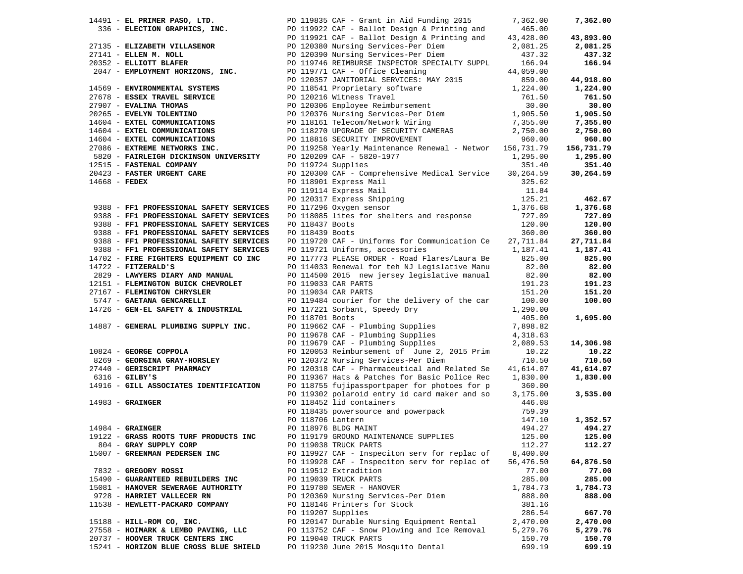| Vendor | Description | Amount | Total |
|---|---|---|---|
| 14491 - **EL PRIMER PASO, LTD.** | PO 119835 CAF - Grant in Aid Funding 2015 | 7,362.00 | **7,362.00** |
| 336 - **ELECTION GRAPHICS, INC.** | PO 119922 CAF - Ballot Design & Printing and | 465.00 | |
| | PO 119921 CAF - Ballot Design & Printing and | 43,428.00 | **43,893.00** |
| 27135 - **ELIZABETH VILLASENOR** | PO 120380 Nursing Services-Per Diem | 2,081.25 | **2,081.25** |
| 27141 - **ELLEN M. NOLL** | PO 120390 Nursing Services-Per Diem | 437.32 | **437.32** |
| 20352 - **ELLIOTT BLAFER** | PO 119746 REIMBURSE INSPECTOR SPECIALTY SUPPL | 166.94 | **166.94** |
| 2047 - **EMPLOYMENT HORIZONS, INC.** | PO 119771 CAF - Office Cleaning | 44,059.00 | |
| | PO 120357 JANITORIAL SERVICES: MAY 2015 | 859.00 | **44,918.00** |
| 14569 - **ENVIRONMENTAL SYSTEMS** | PO 118541 Proprietary software | 1,224.00 | **1,224.00** |
| 27678 - **ESSEX TRAVEL SERVICE** | PO 120216 Witness Travel | 761.50 | **761.50** |
| 27907 - **EVALINA THOMAS** | PO 120306 Employee Reimbursement | 30.00 | **30.00** |
| 20265 - **EVELYN TOLENTINO** | PO 120376 Nursing Services-Per Diem | 1,905.50 | **1,905.50** |
| 14604 - **EXTEL COMMUNICATIONS** | PO 118161 Telecom/Network Wiring | 7,355.00 | **7,355.00** |
| 14604 - **EXTEL COMMUNICATIONS** | PO 118270 UPGRADE OF SECURITY CAMERAS | 2,750.00 | **2,750.00** |
| 14604 - **EXTEL COMMUNICATIONS** | PO 118816 SECURITY IMPROVEMENT | 960.00 | **960.00** |
| 27086 - **EXTREME NETWORKS INC.** | PO 119258 Yearly Maintenance Renewal - Networ | 156,731.79 | **156,731.79** |
| 5820 - **FAIRLEIGH DICKINSON UNIVERSITY** | PO 120209 CAF - 5820-1977 | 1,295.00 | **1,295.00** |
| 12515 - **FASTENAL COMPANY** | PO 119724 Supplies | 351.40 | **351.40** |
| 20423 - **FASTER URGENT CARE** | PO 120300 CAF - Comprehensive Medical Service | 30,264.59 | **30,264.59** |
| 14668 - **FEDEX** | PO 118901 Express Mail | 325.62 | |
| | PO 119114 Express Mail | 11.84 | |
| | PO 120317 Express Shipping | 125.21 | **462.67** |
| 9388 - **FF1 PROFESSIONAL SAFETY SERVICES** | PO 117296 Oxygen sensor | 1,376.68 | **1,376.68** |
| 9388 - **FF1 PROFESSIONAL SAFETY SERVICES** | PO 118085 lites for shelters and response | 727.09 | **727.09** |
| 9388 - **FF1 PROFESSIONAL SAFETY SERVICES** | PO 118437 Boots | 120.00 | **120.00** |
| 9388 - **FF1 PROFESSIONAL SAFETY SERVICES** | PO 118439 Boots | 360.00 | **360.00** |
| 9388 - **FF1 PROFESSIONAL SAFETY SERVICES** | PO 119720 CAF - Uniforms for Communication Ce | 27,711.84 | **27,711.84** |
| 9388 - **FF1 PROFESSIONAL SAFETY SERVICES** | PO 119721 Uniforms, accessories | 1,187.41 | **1,187.41** |
| 14702 - **FIRE FIGHTERS EQUIPMENT CO INC** | PO 117773 PLEASE ORDER - Road Flares/Laura Be | 825.00 | **825.00** |
| 14722 - **FITZERALD'S** | PO 114033 Renewal for teh NJ Legislative Manu | 82.00 | **82.00** |
| 2829 - **LAWYERS DIARY AND MANUAL** | PO 114500 2015 new jersey legislative manual | 82.00 | **82.00** |
| 12151 - **FLEMINGTON BUICK CHEVROLET** | PO 119033 CAR PARTS | 191.23 | **191.23** |
| 27167 - **FLEMINGTON CHRYSLER** | PO 119034 CAR PARTS | 151.20 | **151.20** |
| 5747 - **GAETANA GENCARELLI** | PO 119484 courier for the delivery of the car | 100.00 | **100.00** |
| 14726 - **GEN-EL SAFETY & INDUSTRIAL** | PO 117221 Sorbant, Speedy Dry | 1,290.00 | |
| | PO 118701 Boots | 405.00 | **1,695.00** |
| 14887 - **GENERAL PLUMBING SUPPLY INC.** | PO 119662 CAF - Plumbing Supplies | 7,898.82 | |
| | PO 119678 CAF - Plumbing Supplies | 4,318.63 | |
| | PO 119679 CAF - Plumbing Supplies | 2,089.53 | **14,306.98** |
| 10824 - **GEORGE COPPOLA** | PO 120053 Reimbursement of June 2, 2015 Prim | 10.22 | **10.22** |
| 8269 - **GEORGINA GRAY-HORSLEY** | PO 120372 Nursing Services-Per Diem | 710.50 | **710.50** |
| 27440 - **GERISCRIPT PHARMACY** | PO 120318 CAF - Pharmaceutical and Related Se | 41,614.07 | **41,614.07** |
| 6316 - **GILBY'S** | PO 119367 Hats & Patches for Basic Police Rec | 1,830.00 | **1,830.00** |
| 14916 - **GILL ASSOCIATES IDENTIFICATION** | PO 118755 fujipassportpaper for photoes for p | 360.00 | |
| | PO 119302 polaroid entry id card maker and so | 3,175.00 | **3,535.00** |
| 14983 - **GRAINGER** | PO 118452 lid containers | 446.08 | |
| | PO 118435 powersource and powerpack | 759.39 | |
| | PO 118706 Lantern | 147.10 | **1,352.57** |
| 14984 - **GRAINGER** | PO 118976 BLDG MAINT | 494.27 | **494.27** |
| 19122 - **GRASS ROOTS TURF PRODUCTS INC** | PO 119179 GROUND MAINTENANCE SUPPLIES | 125.00 | **125.00** |
| 804 - **GRAY SUPPLY CORP** | PO 119038 TRUCK PARTS | 112.27 | **112.27** |
| 15007 - **GREENMAN PEDERSEN INC** | PO 119927 CAF - Inspeciton serv for replac of | 8,400.00 | |
| | PO 119928 CAF - Inspeciton serv for replac of | 56,476.50 | **64,876.50** |
| 7832 - **GREGORY ROSSI** | PO 119512 Extradition | 77.00 | **77.00** |
| 15490 - **GUARANTEED REBUILDERS INC** | PO 119039 TRUCK PARTS | 285.00 | **285.00** |
| 15081 - **HANOVER SEWERAGE AUTHORITY** | PO 119780 SEWER - HANOVER | 1,784.73 | **1,784.73** |
| 9728 - **HARRIET VALLECER RN** | PO 120369 Nursing Services-Per Diem | 888.00 | **888.00** |
| 11538 - **HEWLETT-PACKARD COMPANY** | PO 118146 Printers for Stock | 381.16 | |
| | PO 119207 Supplies | 286.54 | **667.70** |
| 15188 - **HILL-ROM CO, INC.** | PO 120147 Durable Nursing Equipment Rental | 2,470.00 | **2,470.00** |
| 27558 - **HOIMARK & LEMBO PAVING, LLC** | PO 113752 CAF - Snow Plowing and Ice Removal | 5,279.76 | **5,279.76** |
| 20737 - **HOOVER TRUCK CENTERS INC** | PO 119040 TRUCK PARTS | 150.70 | **150.70** |
| 15241 - **HORIZON BLUE CROSS BLUE SHIELD** | PO 119230 June 2015 Mosquito Dental | 699.19 | **699.19** |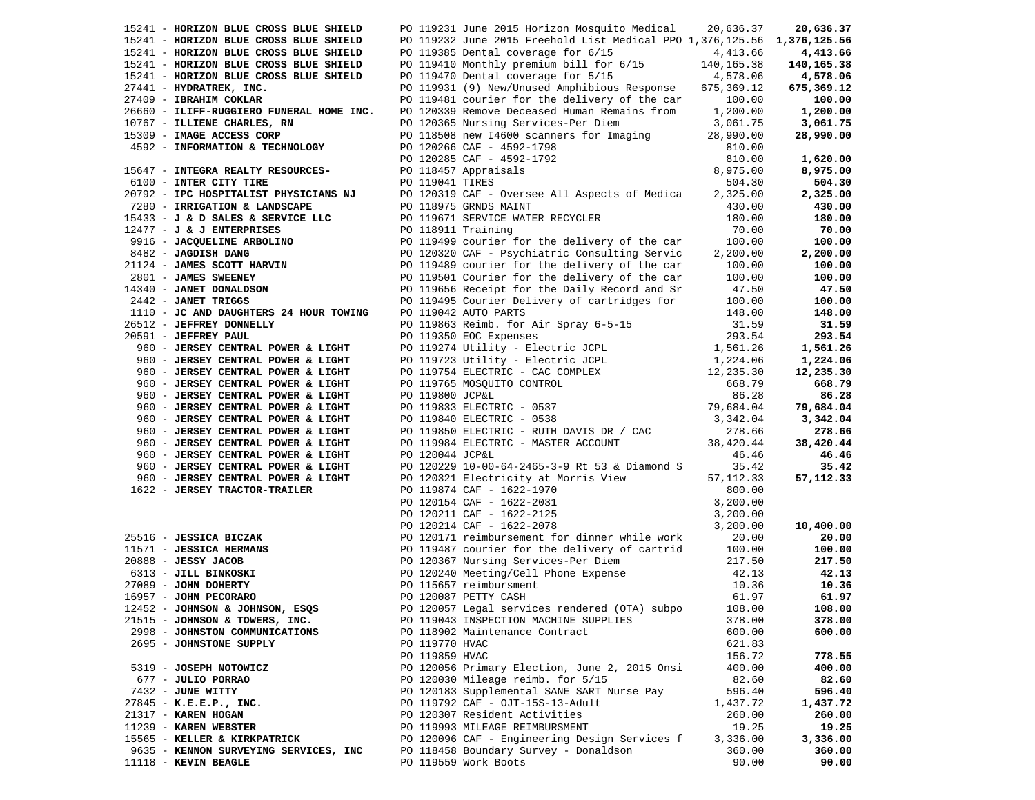| Vendor | Purchase Order / Description | Amount | Total |
|---|---|---|---|
| 15241 - **HORIZON BLUE CROSS BLUE SHIELD** | PO 119231 June 2015 Horizon Mosquito Medical | 20,636.37 | **20,636.37** |
| 15241 - **HORIZON BLUE CROSS BLUE SHIELD** | PO 119232 June 2015 Freehold List Medical PPO | 1,376,125.56 | **1,376,125.56** |
| 15241 - **HORIZON BLUE CROSS BLUE SHIELD** | PO 119385 Dental coverage for 6/15 | 4,413.66 | **4,413.66** |
| 15241 - **HORIZON BLUE CROSS BLUE SHIELD** | PO 119410 Monthly premium bill for 6/15 | 140,165.38 | **140,165.38** |
| 15241 - **HORIZON BLUE CROSS BLUE SHIELD** | PO 119470 Dental coverage for 5/15 | 4,578.06 | **4,578.06** |
| 27441 - **HYDRATREK, INC.** | PO 119931 (9) New/Unused Amphibious Response | 675,369.12 | **675,369.12** |
| 27409 - **IBRAHIM COKLAR** | PO 119481 courier for the delivery of the car | 100.00 | **100.00** |
| 26660 - **ILIFF-RUGGIERO FUNERAL HOME INC.** | PO 120339 Remove Deceased Human Remains from | 1,200.00 | **1,200.00** |
| 10767 - **ILLIENE CHARLES, RN** | PO 120365 Nursing Services-Per Diem | 3,061.75 | **3,061.75** |
| 15309 - **IMAGE ACCESS CORP** | PO 118508 new I4600 scanners for Imaging | 28,990.00 | **28,990.00** |
| 4592 - **INFORMATION & TECHNOLOGY** | PO 120266 CAF - 4592-1798 | 810.00 | |
| | PO 120285 CAF - 4592-1792 | 810.00 | **1,620.00** |
| 15647 - **INTEGRA REALTY RESOURCES-** | PO 118457 Appraisals | 8,975.00 | **8,975.00** |
| 6100 - **INTER CITY TIRE** | PO 119041 TIRES | 504.30 | **504.30** |
| 20792 - **IPC HOSPITALIST PHYSICIANS NJ** | PO 120319 CAF - Oversee All Aspects of Medica | 2,325.00 | **2,325.00** |
| 7280 - **IRRIGATION & LANDSCAPE** | PO 118975 GRNDS MAINT | 430.00 | **430.00** |
| 15433 - **J & D SALES & SERVICE LLC** | PO 119671 SERVICE WATER RECYCLER | 180.00 | **180.00** |
| 12477 - **J & J ENTERPRISES** | PO 118911 Training | 70.00 | **70.00** |
| 9916 - **JACQUELINE ARBOLINO** | PO 119499 courier for the delivery of the car | 100.00 | **100.00** |
| 8482 - **JAGDISH DANG** | PO 120320 CAF - Psychiatric Consulting Servic | 2,200.00 | **2,200.00** |
| 21124 - **JAMES SCOTT HARVIN** | PO 119489 courier for the delivery of the car | 100.00 | **100.00** |
| 2801 - **JAMES SWEENEY** | PO 119501 Courier for the delivery of the car | 100.00 | **100.00** |
| 14340 - **JANET DONALDSON** | PO 119656 Receipt for the Daily Record and Sr | 47.50 | **47.50** |
| 2442 - **JANET TRIGGS** | PO 119495 Courier Delivery of cartridges for | 100.00 | **100.00** |
| 1110 - **JC AND DAUGHTERS 24 HOUR TOWING** | PO 119042 AUTO PARTS | 148.00 | **148.00** |
| 26512 - **JEFFREY DONNELLY** | PO 119863 Reimb. for Air Spray 6-5-15 | 31.59 | **31.59** |
| 20591 - **JEFFREY PAUL** | PO 119350 EOC Expenses | 293.54 | **293.54** |
| 960 - **JERSEY CENTRAL POWER & LIGHT** | PO 119274 Utility - Electric JCPL | 1,561.26 | **1,561.26** |
| 960 - **JERSEY CENTRAL POWER & LIGHT** | PO 119723 Utility - Electric JCPL | 1,224.06 | **1,224.06** |
| 960 - **JERSEY CENTRAL POWER & LIGHT** | PO 119754 ELECTRIC - CAC COMPLEX | 12,235.30 | **12,235.30** |
| 960 - **JERSEY CENTRAL POWER & LIGHT** | PO 119765 MOSQUITO CONTROL | 668.79 | **668.79** |
| 960 - **JERSEY CENTRAL POWER & LIGHT** | PO 119800 JCP&L | 86.28 | **86.28** |
| 960 - **JERSEY CENTRAL POWER & LIGHT** | PO 119833 ELECTRIC - 0537 | 79,684.04 | **79,684.04** |
| 960 - **JERSEY CENTRAL POWER & LIGHT** | PO 119840 ELECTRIC - 0538 | 3,342.04 | **3,342.04** |
| 960 - **JERSEY CENTRAL POWER & LIGHT** | PO 119850 ELECTRIC - RUTH DAVIS DR / CAC | 278.66 | **278.66** |
| 960 - **JERSEY CENTRAL POWER & LIGHT** | PO 119984 ELECTRIC - MASTER ACCOUNT | 38,420.44 | **38,420.44** |
| 960 - **JERSEY CENTRAL POWER & LIGHT** | PO 120044 JCP&L | 46.46 | **46.46** |
| 960 - **JERSEY CENTRAL POWER & LIGHT** | PO 120229 10-00-64-2465-3-9 Rt 53 & Diamond S | 35.42 | **35.42** |
| 960 - **JERSEY CENTRAL POWER & LIGHT** | PO 120321 Electricity at Morris View | 57,112.33 | **57,112.33** |
| 1622 - **JERSEY TRACTOR-TRAILER** | PO 119874 CAF - 1622-1970 | 800.00 | |
| | PO 120154 CAF - 1622-2031 | 3,200.00 | |
| | PO 120211 CAF - 1622-2125 | 3,200.00 | |
| | PO 120214 CAF - 1622-2078 | 3,200.00 | **10,400.00** |
| 25516 - **JESSICA BICZAK** | PO 120171 reimbursement for dinner while work | 20.00 | **20.00** |
| 11571 - **JESSICA HERMANS** | PO 119487 courier for the delivery of cartrid | 100.00 | **100.00** |
| 20888 - **JESSY JACOB** | PO 120367 Nursing Services-Per Diem | 217.50 | **217.50** |
| 6313 - **JILL BINKOSKI** | PO 120240 Meeting/Cell Phone Expense | 42.13 | **42.13** |
| 27089 - **JOHN DOHERTY** | PO 115657 reimbursment | 10.36 | **10.36** |
| 16957 - **JOHN PECORARO** | PO 120087 PETTY CASH | 61.97 | **61.97** |
| 12452 - **JOHNSON & JOHNSON, ESQS** | PO 120057 Legal services rendered (OTA) subpo | 108.00 | **108.00** |
| 21515 - **JOHNSON & TOWERS, INC.** | PO 119043 INSPECTION MACHINE SUPPLIES | 378.00 | **378.00** |
| 2998 - **JOHNSTON COMMUNICATIONS** | PO 118902 Maintenance Contract | 600.00 | **600.00** |
| 2695 - **JOHNSTONE SUPPLY** | PO 119770 HVAC | 621.83 | |
| | PO 119859 HVAC | 156.72 | **778.55** |
| 5319 - **JOSEPH NOTOWICZ** | PO 120056 Primary Election, June 2, 2015 Onsi | 400.00 | **400.00** |
| 677 - **JULIO PORRAO** | PO 120030 Mileage reimb. for 5/15 | 82.60 | **82.60** |
| 7432 - **JUNE WITTY** | PO 120183 Supplemental SANE SART Nurse Pay | 596.40 | **596.40** |
| 27845 - **K.E.E.P., INC.** | PO 119792 CAF - OJT-15S-13-Adult | 1,437.72 | **1,437.72** |
| 21317 - **KAREN HOGAN** | PO 120307 Resident Activities | 260.00 | **260.00** |
| 11239 - **KAREN WEBSTER** | PO 119993 MILEAGE REIMBURSMENT | 19.25 | **19.25** |
| 15565 - **KELLER & KIRKPATRICK** | PO 120096 CAF - Engineering Design Services f | 3,336.00 | **3,336.00** |
| 9635 - **KENNON SURVEYING SERVICES, INC** | PO 118458 Boundary Survey - Donaldson | 360.00 | **360.00** |
| 11118 - **KEVIN BEAGLE** | PO 119559 Work Boots | 90.00 | **90.00** |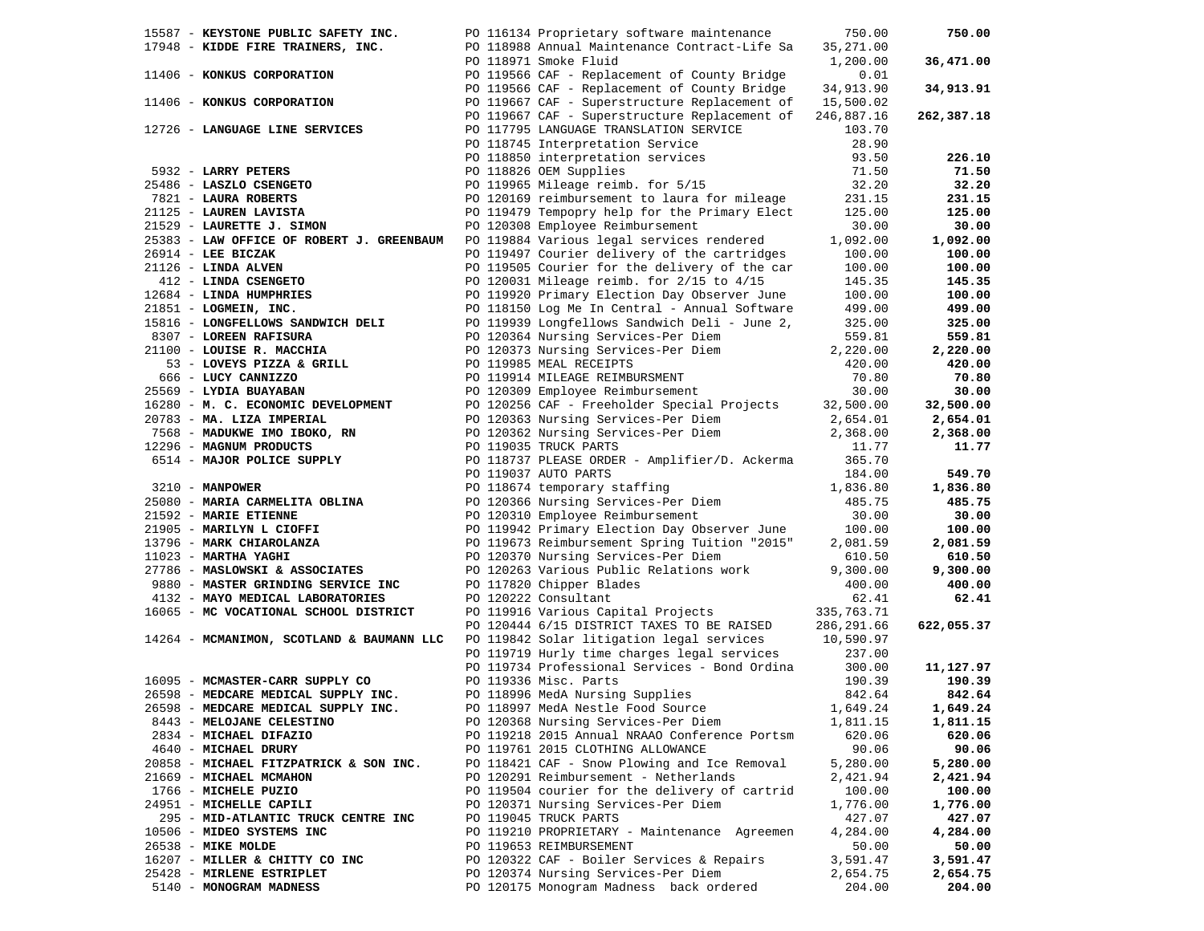| Vendor | PO / Description | Amount | Total |
|---|---|---|---|
| 15587 - **KEYSTONE PUBLIC SAFETY INC.** | PO 116134 Proprietary software maintenance | 750.00 | **750.00** |
| 17948 - **KIDDE FIRE TRAINERS, INC.** | PO 118988 Annual Maintenance Contract-Life Sa | 35,271.00 | |
| | PO 118971 Smoke Fluid | 1,200.00 | **36,471.00** |
| 11406 - **KONKUS CORPORATION** | PO 119566 CAF - Replacement of County Bridge | 0.01 | |
| | PO 119566 CAF - Replacement of County Bridge | 34,913.90 | **34,913.91** |
| 11406 - **KONKUS CORPORATION** | PO 119667 CAF - Superstructure Replacement of | 15,500.02 | |
| | PO 119667 CAF - Superstructure Replacement of | 246,887.16 | **262,387.18** |
| 12726 - **LANGUAGE LINE SERVICES** | PO 117795 LANGUAGE TRANSLATION SERVICE | 103.70 | |
| | PO 118745 Interpretation Service | 28.90 | |
| | PO 118850 interpretation services | 93.50 | **226.10** |
| 5932 - **LARRY PETERS** | PO 118826 OEM Supplies | 71.50 | **71.50** |
| 25486 - **LASZLO CSENGETO** | PO 119965 Mileage reimb. for 5/15 | 32.20 | **32.20** |
| 7821 - **LAURA ROBERTS** | PO 120169 reimbursement to laura for mileage | 231.15 | **231.15** |
| 21125 - **LAUREN LAVISTA** | PO 119479 Tempopry help for the Primary Elect | 125.00 | **125.00** |
| 21529 - **LAURETTE J. SIMON** | PO 120308 Employee Reimbursement | 30.00 | **30.00** |
| 25383 - **LAW OFFICE OF ROBERT J. GREENBAUM** | PO 119884 Various legal services rendered | 1,092.00 | **1,092.00** |
| 26914 - **LEE BICZAK** | PO 119497 Courier delivery of the cartridges | 100.00 | **100.00** |
| 21126 - **LINDA ALVEN** | PO 119505 Courier for the delivery of the car | 100.00 | **100.00** |
| 412 - **LINDA CSENGETO** | PO 120031 Mileage reimb. for 2/15 to 4/15 | 145.35 | **145.35** |
| 12684 - **LINDA HUMPHRIES** | PO 119920 Primary Election Day Observer June | 100.00 | **100.00** |
| 21851 - **LOGMEIN, INC.** | PO 118150 Log Me In Central - Annual Software | 499.00 | **499.00** |
| 15816 - **LONGFELLOWS SANDWICH DELI** | PO 119939 Longfellows Sandwich Deli - June 2, | 325.00 | **325.00** |
| 8307 - **LOREEN RAFISURA** | PO 120364 Nursing Services-Per Diem | 559.81 | **559.81** |
| 21100 - **LOUISE R. MACCHIA** | PO 120373 Nursing Services-Per Diem | 2,220.00 | **2,220.00** |
| 53 - **LOVEYS PIZZA & GRILL** | PO 119985 MEAL RECEIPTS | 420.00 | **420.00** |
| 666 - **LUCY CANNIZZO** | PO 119914 MILEAGE REIMBURSMENT | 70.80 | **70.80** |
| 25569 - **LYDIA BUAYABAN** | PO 120309 Employee Reimbursement | 30.00 | **30.00** |
| 16280 - **M. C. ECONOMIC DEVELOPMENT** | PO 120256 CAF - Freeholder Special Projects | 32,500.00 | **32,500.00** |
| 20783 - **MA. LIZA IMPERIAL** | PO 120363 Nursing Services-Per Diem | 2,654.01 | **2,654.01** |
| 7568 - **MADUKWE IMO IBOKO, RN** | PO 120362 Nursing Services-Per Diem | 2,368.00 | **2,368.00** |
| 12296 - **MAGNUM PRODUCTS** | PO 119035 TRUCK PARTS | 11.77 | **11.77** |
| 6514 - **MAJOR POLICE SUPPLY** | PO 118737 PLEASE ORDER - Amplifier/D. Ackerma | 365.70 | |
| | PO 119037 AUTO PARTS | 184.00 | **549.70** |
| 3210 - **MANPOWER** | PO 118674 temporary staffing | 1,836.80 | **1,836.80** |
| 25080 - **MARIA CARMELITA OBLINA** | PO 120366 Nursing Services-Per Diem | 485.75 | **485.75** |
| 21592 - **MARIE ETIENNE** | PO 120310 Employee Reimbursement | 30.00 | **30.00** |
| 21905 - **MARILYN L CIOFFI** | PO 119942 Primary Election Day Observer June | 100.00 | **100.00** |
| 13796 - **MARK CHIAROLANZA** | PO 119673 Reimbursement Spring Tuition "2015" | 2,081.59 | **2,081.59** |
| 11023 - **MARTHA YAGHI** | PO 120370 Nursing Services-Per Diem | 610.50 | **610.50** |
| 27786 - **MASLOWSKI & ASSOCIATES** | PO 120263 Various Public Relations work | 9,300.00 | **9,300.00** |
| 9880 - **MASTER GRINDING SERVICE INC** | PO 117820 Chipper Blades | 400.00 | **400.00** |
| 4132 - **MAYO MEDICAL LABORATORIES** | PO 120222 Consultant | 62.41 | **62.41** |
| 16065 - **MC VOCATIONAL SCHOOL DISTRICT** | PO 119916 Various Capital Projects | 335,763.71 | |
| | PO 120444 6/15 DISTRICT TAXES TO BE RAISED | 286,291.66 | **622,055.37** |
| 14264 - **MCMANIMON, SCOTLAND & BAUMANN LLC** | PO 119842 Solar litigation legal services | 10,590.97 | |
| | PO 119719 Hurly time charges legal services | 237.00 | |
| | PO 119734 Professional Services - Bond Ordina | 300.00 | **11,127.97** |
| 16095 - **MCMASTER-CARR SUPPLY CO** | PO 119336 Misc. Parts | 190.39 | **190.39** |
| 26598 - **MEDCARE MEDICAL SUPPLY INC.** | PO 118996 MedA Nursing Supplies | 842.64 | **842.64** |
| 26598 - **MEDCARE MEDICAL SUPPLY INC.** | PO 118997 MedA Nestle Food Source | 1,649.24 | **1,649.24** |
| 8443 - **MELOJANE CELESTINO** | PO 120368 Nursing Services-Per Diem | 1,811.15 | **1,811.15** |
| 2834 - **MICHAEL DIFAZIO** | PO 119218 2015 Annual NRAAO Conference Portsm | 620.06 | **620.06** |
| 4640 - **MICHAEL DRURY** | PO 119761 2015 CLOTHING ALLOWANCE | 90.06 | **90.06** |
| 20858 - **MICHAEL FITZPATRICK & SON INC.** | PO 118421 CAF - Snow Plowing and Ice Removal | 5,280.00 | **5,280.00** |
| 21669 - **MICHAEL MCMAHON** | PO 120291 Reimbursement - Netherlands | 2,421.94 | **2,421.94** |
| 1766 - **MICHELE PUZIO** | PO 119504 courier for the delivery of cartrid | 100.00 | **100.00** |
| 24951 - **MICHELLE CAPILI** | PO 120371 Nursing Services-Per Diem | 1,776.00 | **1,776.00** |
| 295 - **MID-ATLANTIC TRUCK CENTRE INC** | PO 119045 TRUCK PARTS | 427.07 | **427.07** |
| 10506 - **MIDEO SYSTEMS INC** | PO 119210 PROPRIETARY - Maintenance Agreemen | 4,284.00 | **4,284.00** |
| 26538 - **MIKE MOLDE** | PO 119653 REIMBURSEMENT | 50.00 | **50.00** |
| 16207 - **MILLER & CHITTY CO INC** | PO 120322 CAF - Boiler Services & Repairs | 3,591.47 | **3,591.47** |
| 25428 - **MIRLENE ESTRIPLET** | PO 120374 Nursing Services-Per Diem | 2,654.75 | **2,654.75** |
| 5140 - **MONOGRAM MADNESS** | PO 120175 Monogram Madness back ordered | 204.00 | **204.00** |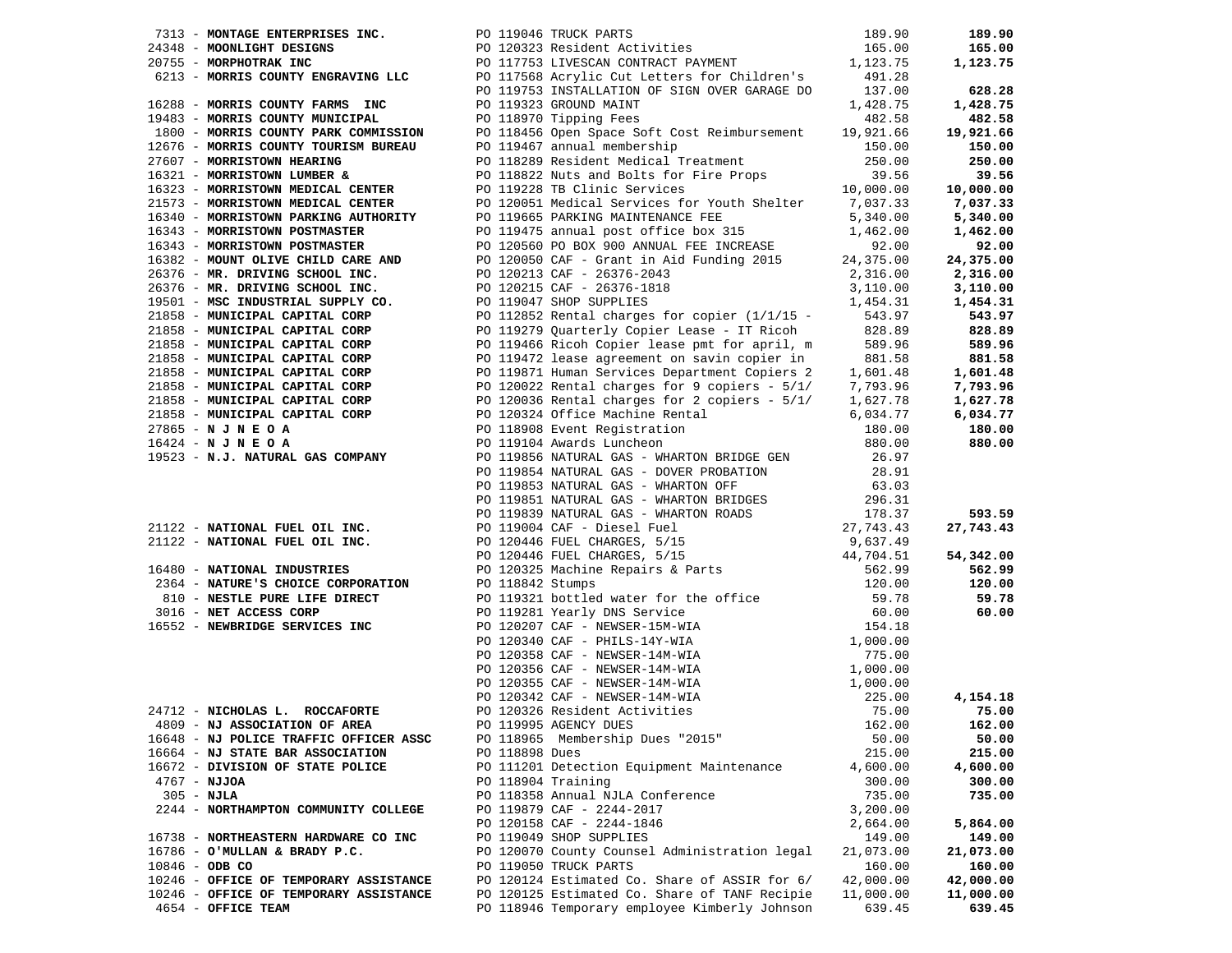| Vendor | PO / Description | Amount | Total |
|---|---|---|---|
| 7313 - **MONTAGE ENTERPRISES INC.** | PO 119046 TRUCK PARTS | 189.90 | **189.90** |
| 24348 - **MOONLIGHT DESIGNS** | PO 120323 Resident Activities | 165.00 | **165.00** |
| 20755 - **MORPHOTRAK INC** | PO 117753 LIVESCAN CONTRACT PAYMENT | 1,123.75 | **1,123.75** |
| 6213 - **MORRIS COUNTY ENGRAVING LLC** | PO 117568 Acrylic Cut Letters for Children's | 491.28 | |
| | PO 119753 INSTALLATION OF SIGN OVER GARAGE DO | 137.00 | **628.28** |
| 16288 - **MORRIS COUNTY FARMS INC** | PO 119323 GROUND MAINT | 1,428.75 | **1,428.75** |
| 19483 - **MORRIS COUNTY MUNICIPAL** | PO 118970 Tipping Fees | 482.58 | **482.58** |
| 1800 - **MORRIS COUNTY PARK COMMISSION** | PO 118456 Open Space Soft Cost Reimbursement | 19,921.66 | **19,921.66** |
| 12676 - **MORRIS COUNTY TOURISM BUREAU** | PO 119467 annual membership | 150.00 | **150.00** |
| 27607 - **MORRISTOWN HEARING** | PO 118289 Resident Medical Treatment | 250.00 | **250.00** |
| 16321 - **MORRISTOWN LUMBER &** | PO 118822 Nuts and Bolts for Fire Props | 39.56 | **39.56** |
| 16323 - **MORRISTOWN MEDICAL CENTER** | PO 119228 TB Clinic Services | 10,000.00 | **10,000.00** |
| 21573 - **MORRISTOWN MEDICAL CENTER** | PO 120051 Medical Services for Youth Shelter | 7,037.33 | **7,037.33** |
| 16340 - **MORRISTOWN PARKING AUTHORITY** | PO 119665 PARKING MAINTENANCE FEE | 5,340.00 | **5,340.00** |
| 16343 - **MORRISTOWN POSTMASTER** | PO 119475 annual post office box 315 | 1,462.00 | **1,462.00** |
| 16343 - **MORRISTOWN POSTMASTER** | PO 120560 PO BOX 900 ANNUAL FEE INCREASE | 92.00 | **92.00** |
| 16382 - **MOUNT OLIVE CHILD CARE AND** | PO 120050 CAF - Grant in Aid Funding 2015 | 24,375.00 | **24,375.00** |
| 26376 - **MR. DRIVING SCHOOL INC.** | PO 120213 CAF - 26376-2043 | 2,316.00 | **2,316.00** |
| 26376 - **MR. DRIVING SCHOOL INC.** | PO 120215 CAF - 26376-1818 | 3,110.00 | **3,110.00** |
| 19501 - **MSC INDUSTRIAL SUPPLY CO.** | PO 119047 SHOP SUPPLIES | 1,454.31 | **1,454.31** |
| 21858 - **MUNICIPAL CAPITAL CORP** | PO 112852 Rental charges for copier (1/1/15 - | 543.97 | **543.97** |
| 21858 - **MUNICIPAL CAPITAL CORP** | PO 119279 Quarterly Copier Lease - IT Ricoh | 828.89 | **828.89** |
| 21858 - **MUNICIPAL CAPITAL CORP** | PO 119466 Ricoh Copier lease pmt for april, m | 589.96 | **589.96** |
| 21858 - **MUNICIPAL CAPITAL CORP** | PO 119472 lease agreement on savin copier in | 881.58 | **881.58** |
| 21858 - **MUNICIPAL CAPITAL CORP** | PO 119871 Human Services Department Copiers 2 | 1,601.48 | **1,601.48** |
| 21858 - **MUNICIPAL CAPITAL CORP** | PO 120022 Rental charges for 9 copiers - 5/1/ | 7,793.96 | **7,793.96** |
| 21858 - **MUNICIPAL CAPITAL CORP** | PO 120036 Rental charges for 2 copiers - 5/1/ | 1,627.78 | **1,627.78** |
| 21858 - **MUNICIPAL CAPITAL CORP** | PO 120324 Office Machine Rental | 6,034.77 | **6,034.77** |
| 27865 - **N J N E O A** | PO 118908 Event Registration | 180.00 | **180.00** |
| 16424 - **N J N E O A** | PO 119104 Awards Luncheon | 880.00 | **880.00** |
| 19523 - **N.J. NATURAL GAS COMPANY** | PO 119856 NATURAL GAS - WHARTON BRIDGE GEN | 26.97 | |
| | PO 119854 NATURAL GAS - DOVER PROBATION | 28.91 | |
| | PO 119853 NATURAL GAS - WHARTON OFF | 63.03 | |
| | PO 119851 NATURAL GAS - WHARTON BRIDGES | 296.31 | |
| | PO 119839 NATURAL GAS - WHARTON ROADS | 178.37 | **593.59** |
| 21122 - **NATIONAL FUEL OIL INC.** | PO 119004 CAF - Diesel Fuel | 27,743.43 | **27,743.43** |
| 21122 - **NATIONAL FUEL OIL INC.** | PO 120446 FUEL CHARGES, 5/15 | 9,637.49 | |
| | PO 120446 FUEL CHARGES, 5/15 | 44,704.51 | **54,342.00** |
| 16480 - **NATIONAL INDUSTRIES** | PO 120325 Machine Repairs & Parts | 562.99 | **562.99** |
| 2364 - **NATURE'S CHOICE CORPORATION** | PO 118842 Stumps | 120.00 | **120.00** |
| 810 - **NESTLE PURE LIFE DIRECT** | PO 119321 bottled water for the office | 59.78 | **59.78** |
| 3016 - **NET ACCESS CORP** | PO 119281 Yearly DNS Service | 60.00 | **60.00** |
| 16552 - **NEWBRIDGE SERVICES INC** | PO 120207 CAF - NEWSER-15M-WIA | 154.18 | |
| | PO 120340 CAF - PHILS-14Y-WIA | 1,000.00 | |
| | PO 120358 CAF - NEWSER-14M-WIA | 775.00 | |
| | PO 120356 CAF - NEWSER-14M-WIA | 1,000.00 | |
| | PO 120355 CAF - NEWSER-14M-WIA | 1,000.00 | |
| | PO 120342 CAF - NEWSER-14M-WIA | 225.00 | **4,154.18** |
| 24712 - **NICHOLAS L. ROCCAFORTE** | PO 120326 Resident Activities | 75.00 | **75.00** |
| 4809 - **NJ ASSOCIATION OF AREA** | PO 119995 AGENCY DUES | 162.00 | **162.00** |
| 16648 - **NJ POLICE TRAFFIC OFFICER ASSC** | PO 118965 Membership Dues "2015" | 50.00 | **50.00** |
| 16664 - **NJ STATE BAR ASSOCIATION** | PO 118898 Dues | 215.00 | **215.00** |
| 16672 - **DIVISION OF STATE POLICE** | PO 111201 Detection Equipment Maintenance | 4,600.00 | **4,600.00** |
| 4767 - **NJJOA** | PO 118904 Training | 300.00 | **300.00** |
| 305 - **NJLA** | PO 118358 Annual NJLA Conference | 735.00 | **735.00** |
| 2244 - **NORTHAMPTON COMMUNITY COLLEGE** | PO 119879 CAF - 2244-2017 | 3,200.00 | |
| | PO 120158 CAF - 2244-1846 | 2,664.00 | **5,864.00** |
| 16738 - **NORTHEASTERN HARDWARE CO INC** | PO 119049 SHOP SUPPLIES | 149.00 | **149.00** |
| 16786 - **O'MULLAN & BRADY P.C.** | PO 120070 County Counsel Administration legal | 21,073.00 | **21,073.00** |
| 10846 - **ODB CO** | PO 119050 TRUCK PARTS | 160.00 | **160.00** |
| 10246 - **OFFICE OF TEMPORARY ASSISTANCE** | PO 120124 Estimated Co. Share of ASSIR for 6/ | 42,000.00 | **42,000.00** |
| 10246 - **OFFICE OF TEMPORARY ASSISTANCE** | PO 120125 Estimated Co. Share of TANF Recipie | 11,000.00 | **11,000.00** |
| 4654 - **OFFICE TEAM** | PO 118946 Temporary employee Kimberly Johnson | 639.45 | **639.45** |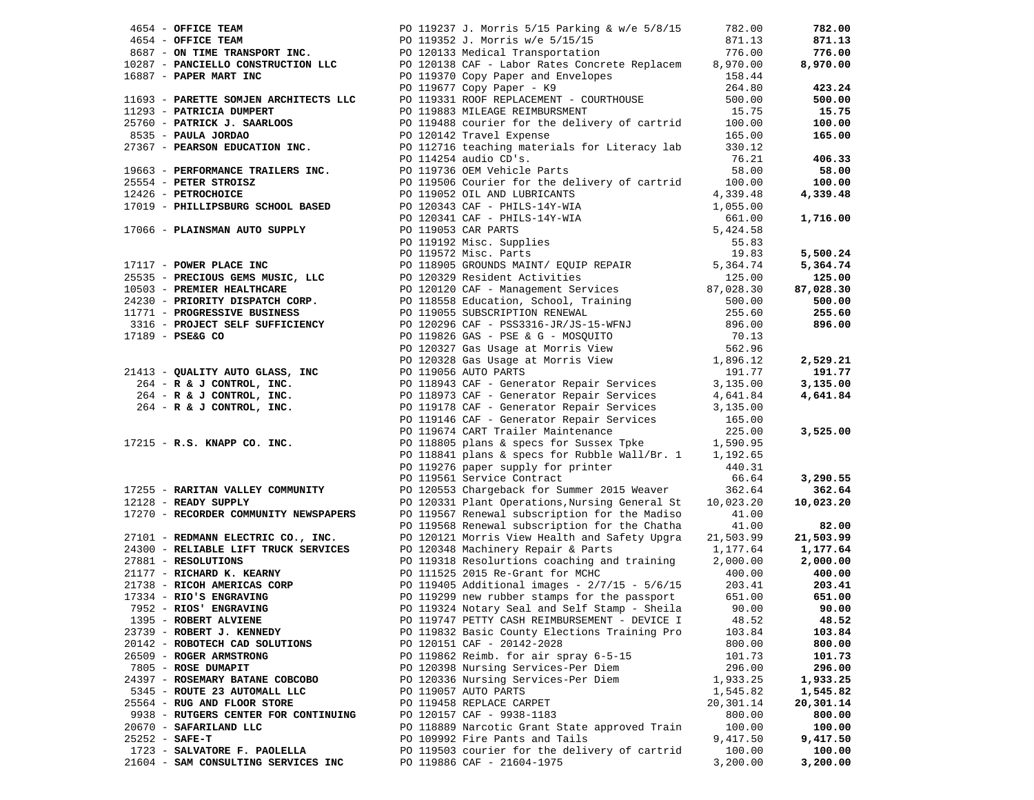| Vendor | Description | Amount | Total |
|---|---|---|---|
| 4654 - **OFFICE TEAM** | PO 119237 J. Morris 5/15 Parking & w/e 5/8/15 | 782.00 | **782.00** |
| 4654 - **OFFICE TEAM** | PO 119352 J. Morris w/e 5/15/15 | 871.13 | **871.13** |
| 8687 - **ON TIME TRANSPORT INC.** | PO 120133 Medical Transportation | 776.00 | **776.00** |
| 10287 - **PANCIELLO CONSTRUCTION LLC** | PO 120138 CAF - Labor Rates Concrete Replacem | 8,970.00 | **8,970.00** |
| 16887 - **PAPER MART INC** | PO 119370 Copy Paper and Envelopes | 158.44 | |
| | PO 119677 Copy Paper - K9 | 264.80 | **423.24** |
| 11693 - **PARETTE SOMJEN ARCHITECTS LLC** | PO 119331 ROOF REPLACEMENT - COURTHOUSE | 500.00 | **500.00** |
| 11293 - **PATRICIA DUMPERT** | PO 119883 MILEAGE REIMBURSMENT | 15.75 | **15.75** |
| 25760 - **PATRICK J. SAARLOOS** | PO 119488 courier for the delivery of cartrid | 100.00 | **100.00** |
| 8535 - **PAULA JORDAO** | PO 120142 Travel Expense | 165.00 | **165.00** |
| 27367 - **PEARSON EDUCATION INC.** | PO 112716 teaching materials for Literacy lab | 330.12 | |
| | PO 114254 audio CD's. | 76.21 | **406.33** |
| 19663 - **PERFORMANCE TRAILERS INC.** | PO 119736 OEM Vehicle Parts | 58.00 | **58.00** |
| 25554 - **PETER STROISZ** | PO 119506 Courier for the delivery of cartrid | 100.00 | **100.00** |
| 12426 - **PETROCHOICE** | PO 119052 OIL AND LUBRICANTS | 4,339.48 | **4,339.48** |
| 17019 - **PHILLIPSBURG SCHOOL BASED** | PO 120343 CAF - PHILS-14Y-WIA | 1,055.00 | |
| | PO 120341 CAF - PHILS-14Y-WIA | 661.00 | **1,716.00** |
| 17066 - **PLAINSMAN AUTO SUPPLY** | PO 119053 CAR PARTS | 5,424.58 | |
| | PO 119192 Misc. Supplies | 55.83 | |
| | PO 119572 Misc. Parts | 19.83 | **5,500.24** |
| 17117 - **POWER PLACE INC** | PO 118905 GROUNDS MAINT/ EQUIP REPAIR | 5,364.74 | **5,364.74** |
| 25535 - **PRECIOUS GEMS MUSIC, LLC** | PO 120329 Resident Activities | 125.00 | **125.00** |
| 10503 - **PREMIER HEALTHCARE** | PO 120120 CAF - Management Services | 87,028.30 | **87,028.30** |
| 24230 - **PRIORITY DISPATCH CORP.** | PO 118558 Education, School, Training | 500.00 | **500.00** |
| 11771 - **PROGRESSIVE BUSINESS** | PO 119055 SUBSCRIPTION RENEWAL | 255.60 | **255.60** |
| 3316 - **PROJECT SELF SUFFICIENCY** | PO 120296 CAF - PSS3316-JR/JS-15-WFNJ | 896.00 | **896.00** |
| 17189 - **PSE&G CO** | PO 119826 GAS - PSE & G - MOSQUITO | 70.13 | |
| | PO 120327 Gas Usage at Morris View | 562.96 | |
| | PO 120328 Gas Usage at Morris View | 1,896.12 | **2,529.21** |
| 21413 - **QUALITY AUTO GLASS, INC** | PO 119056 AUTO PARTS | 191.77 | **191.77** |
| 264 - **R & J CONTROL, INC.** | PO 118943 CAF - Generator Repair Services | 3,135.00 | **3,135.00** |
| 264 - **R & J CONTROL, INC.** | PO 118973 CAF - Generator Repair Services | 4,641.84 | **4,641.84** |
| 264 - **R & J CONTROL, INC.** | PO 119178 CAF - Generator Repair Services | 3,135.00 | |
| | PO 119146 CAF - Generator Repair Services | 165.00 | |
| | PO 119674 CART Trailer Maintenance | 225.00 | **3,525.00** |
| 17215 - **R.S. KNAPP CO. INC.** | PO 118805 plans & specs for Sussex Tpke | 1,590.95 | |
| | PO 118841 plans & specs for Rubble Wall/Br. 1 | 1,192.65 | |
| | PO 119276 paper supply for printer | 440.31 | |
| | PO 119561 Service Contract | 66.64 | **3,290.55** |
| 17255 - **RARITAN VALLEY COMMUNITY** | PO 120553 Chargeback for Summer 2015 Weaver | 362.64 | **362.64** |
| 12128 - **READY SUPPLY** | PO 120331 Plant Operations,Nursing General St | 10,023.20 | **10,023.20** |
| 17270 - **RECORDER COMMUNITY NEWSPAPERS** | PO 119567 Renewal subscription for the Madiso | 41.00 | |
| | PO 119568 Renewal subscription for the Chatha | 41.00 | **82.00** |
| 27101 - **REDMANN ELECTRIC CO., INC.** | PO 120121 Morris View Health and Safety Upgra | 21,503.99 | **21,503.99** |
| 24300 - **RELIABLE LIFT TRUCK SERVICES** | PO 120348 Machinery Repair & Parts | 1,177.64 | **1,177.64** |
| 27881 - **RESOLUTIONS** | PO 119318 Resolurtions coaching and training | 2,000.00 | **2,000.00** |
| 21177 - **RICHARD K. KEARNY** | PO 111525 2015 Re-Grant for MCHC | 400.00 | **400.00** |
| 21738 - **RICOH AMERICAS CORP** | PO 119405 Additional images - 2/7/15 - 5/6/15 | 203.41 | **203.41** |
| 17334 - **RIO'S ENGRAVING** | PO 119299 new rubber stamps for the passport | 651.00 | **651.00** |
| 7952 - **RIOS' ENGRAVING** | PO 119324 Notary Seal and Self Stamp - Sheila | 90.00 | **90.00** |
| 1395 - **ROBERT ALVIENE** | PO 119747 PETTY CASH REIMBURSEMENT - DEVICE I | 48.52 | **48.52** |
| 23739 - **ROBERT J. KENNEDY** | PO 119832 Basic County Elections Training Pro | 103.84 | **103.84** |
| 20142 - **ROBOTECH CAD SOLUTIONS** | PO 120151 CAF - 20142-2028 | 800.00 | **800.00** |
| 26509 - **ROGER ARMSTRONG** | PO 119862 Reimb. for air spray 6-5-15 | 101.73 | **101.73** |
| 7805 - **ROSE DUMAPIT** | PO 120398 Nursing Services-Per Diem | 296.00 | **296.00** |
| 24397 - **ROSEMARY BATANE COBCOBO** | PO 120336 Nursing Services-Per Diem | 1,933.25 | **1,933.25** |
| 5345 - **ROUTE 23 AUTOMALL LLC** | PO 119057 AUTO PARTS | 1,545.82 | **1,545.82** |
| 25564 - **RUG AND FLOOR STORE** | PO 119458 REPLACE CARPET | 20,301.14 | **20,301.14** |
| 9938 - **RUTGERS CENTER FOR CONTINUING** | PO 120157 CAF - 9938-1183 | 800.00 | **800.00** |
| 20670 - **SAFARILAND LLC** | PO 118889 Narcotic Grant State approved Train | 100.00 | **100.00** |
| 25252 - **SAFE-T** | PO 109992 Fire Pants and Tails | 9,417.50 | **9,417.50** |
| 1723 - **SALVATORE F. PAOLELLA** | PO 119503 courier for the delivery of cartrid | 100.00 | **100.00** |
| 21604 - **SAM CONSULTING SERVICES INC** | PO 119886 CAF - 21604-1975 | 3,200.00 | **3,200.00** |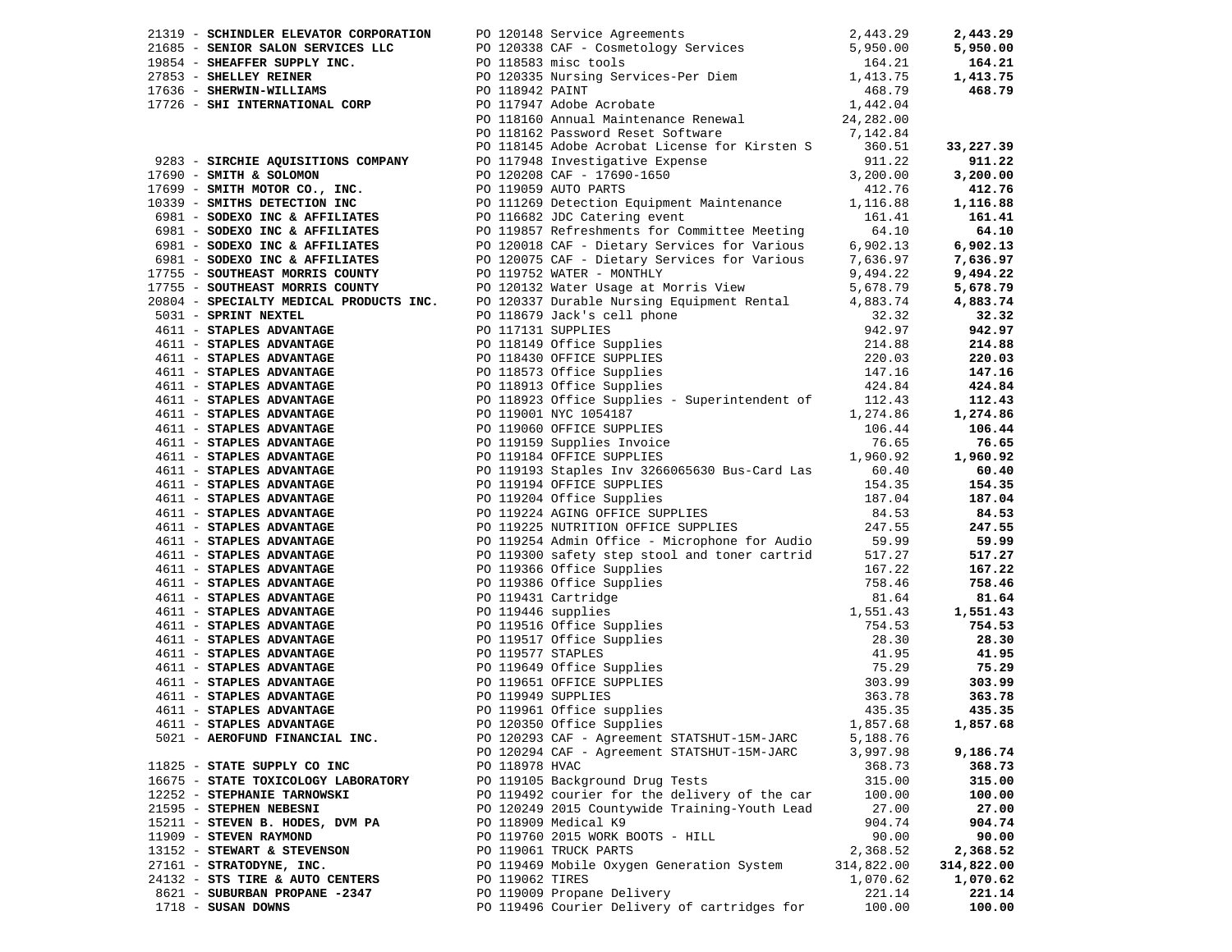| Vendor | PO / Description | Amount | Total |
|---|---|---|---|
| 21319 - **SCHINDLER ELEVATOR CORPORATION** | PO 120148 Service Agreements | 2,443.29 | **2,443.29** |
| 21685 - **SENIOR SALON SERVICES LLC** | PO 120338 CAF - Cosmetology Services | 5,950.00 | **5,950.00** |
| 19854 - **SHEAFFER SUPPLY INC.** | PO 118583 misc tools | 164.21 | **164.21** |
| 27853 - **SHELLEY REINER** | PO 120335 Nursing Services-Per Diem | 1,413.75 | **1,413.75** |
| 17636 - **SHERWIN-WILLIAMS** | PO 118942 PAINT | 468.79 | **468.79** |
| 17726 - **SHI INTERNATIONAL CORP** | PO 117947 Adobe Acrobate | 1,442.04 | |
| | PO 118160 Annual Maintenance Renewal | 24,282.00 | |
| | PO 118162 Password Reset Software | 7,142.84 | |
| | PO 118145 Adobe Acrobat License for Kirsten S | 360.51 | **33,227.39** |
| 9283 - **SIRCHIE AQUISITIONS COMPANY** | PO 117948 Investigative Expense | 911.22 | **911.22** |
| 17690 - **SMITH & SOLOMON** | PO 120208 CAF - 17690-1650 | 3,200.00 | **3,200.00** |
| 17699 - **SMITH MOTOR CO., INC.** | PO 119059 AUTO PARTS | 412.76 | **412.76** |
| 10339 - **SMITHS DETECTION INC** | PO 111269 Detection Equipment Maintenance | 1,116.88 | **1,116.88** |
| 6981 - **SODEXO INC & AFFILIATES** | PO 116682 JDC Catering event | 161.41 | **161.41** |
| 6981 - **SODEXO INC & AFFILIATES** | PO 119857 Refreshments for Committee Meeting | 64.10 | **64.10** |
| 6981 - **SODEXO INC & AFFILIATES** | PO 120018 CAF - Dietary Services for Various | 6,902.13 | **6,902.13** |
| 6981 - **SODEXO INC & AFFILIATES** | PO 120075 CAF - Dietary Services for Various | 7,636.97 | **7,636.97** |
| 17755 - **SOUTHEAST MORRIS COUNTY** | PO 119752 WATER - MONTHLY | 9,494.22 | **9,494.22** |
| 17755 - **SOUTHEAST MORRIS COUNTY** | PO 120132 Water Usage at Morris View | 5,678.79 | **5,678.79** |
| 20804 - **SPECIALTY MEDICAL PRODUCTS INC.** | PO 120337 Durable Nursing Equipment Rental | 4,883.74 | **4,883.74** |
| 5031 - **SPRINT NEXTEL** | PO 118679 Jack's cell phone | 32.32 | **32.32** |
| 4611 - **STAPLES ADVANTAGE** | PO 117131 SUPPLIES | 942.97 | **942.97** |
| 4611 - **STAPLES ADVANTAGE** | PO 118149 Office Supplies | 214.88 | **214.88** |
| 4611 - **STAPLES ADVANTAGE** | PO 118430 OFFICE SUPPLIES | 220.03 | **220.03** |
| 4611 - **STAPLES ADVANTAGE** | PO 118573 Office Supplies | 147.16 | **147.16** |
| 4611 - **STAPLES ADVANTAGE** | PO 118913 Office Supplies | 424.84 | **424.84** |
| 4611 - **STAPLES ADVANTAGE** | PO 118923 Office Supplies - Superintendent of | 112.43 | **112.43** |
| 4611 - **STAPLES ADVANTAGE** | PO 119001 NYC 1054187 | 1,274.86 | **1,274.86** |
| 4611 - **STAPLES ADVANTAGE** | PO 119060 OFFICE SUPPLIES | 106.44 | **106.44** |
| 4611 - **STAPLES ADVANTAGE** | PO 119159 Supplies Invoice | 76.65 | **76.65** |
| 4611 - **STAPLES ADVANTAGE** | PO 119184 OFFICE SUPPLIES | 1,960.92 | **1,960.92** |
| 4611 - **STAPLES ADVANTAGE** | PO 119193 Staples Inv 3266065630 Bus-Card Las | 60.40 | **60.40** |
| 4611 - **STAPLES ADVANTAGE** | PO 119194 OFFICE SUPPLIES | 154.35 | **154.35** |
| 4611 - **STAPLES ADVANTAGE** | PO 119204 Office Supplies | 187.04 | **187.04** |
| 4611 - **STAPLES ADVANTAGE** | PO 119224 AGING OFFICE SUPPLIES | 84.53 | **84.53** |
| 4611 - **STAPLES ADVANTAGE** | PO 119225 NUTRITION OFFICE SUPPLIES | 247.55 | **247.55** |
| 4611 - **STAPLES ADVANTAGE** | PO 119254 Admin Office - Microphone for Audio | 59.99 | **59.99** |
| 4611 - **STAPLES ADVANTAGE** | PO 119300 safety step stool and toner cartrid | 517.27 | **517.27** |
| 4611 - **STAPLES ADVANTAGE** | PO 119366 Office Supplies | 167.22 | **167.22** |
| 4611 - **STAPLES ADVANTAGE** | PO 119386 Office Supplies | 758.46 | **758.46** |
| 4611 - **STAPLES ADVANTAGE** | PO 119431 Cartridge | 81.64 | **81.64** |
| 4611 - **STAPLES ADVANTAGE** | PO 119446 supplies | 1,551.43 | **1,551.43** |
| 4611 - **STAPLES ADVANTAGE** | PO 119516 Office Supplies | 754.53 | **754.53** |
| 4611 - **STAPLES ADVANTAGE** | PO 119517 Office Supplies | 28.30 | **28.30** |
| 4611 - **STAPLES ADVANTAGE** | PO 119577 STAPLES | 41.95 | **41.95** |
| 4611 - **STAPLES ADVANTAGE** | PO 119649 Office Supplies | 75.29 | **75.29** |
| 4611 - **STAPLES ADVANTAGE** | PO 119651 OFFICE SUPPLIES | 303.99 | **303.99** |
| 4611 - **STAPLES ADVANTAGE** | PO 119949 SUPPLIES | 363.78 | **363.78** |
| 4611 - **STAPLES ADVANTAGE** | PO 119961 Office supplies | 435.35 | **435.35** |
| 4611 - **STAPLES ADVANTAGE** | PO 120350 Office Supplies | 1,857.68 | **1,857.68** |
| 5021 - **AEROFUND FINANCIAL INC.** | PO 120293 CAF - Agreement STATSHUT-15M-JARC | 5,188.76 | |
| | PO 120294 CAF - Agreement STATSHUT-15M-JARC | 3,997.98 | **9,186.74** |
| 11825 - **STATE SUPPLY CO INC** | PO 118978 HVAC | 368.73 | **368.73** |
| 16675 - **STATE TOXICOLOGY LABORATORY** | PO 119105 Background Drug Tests | 315.00 | **315.00** |
| 12252 - **STEPHANIE TARNOWSKI** | PO 119492 courier for the delivery of the car | 100.00 | **100.00** |
| 21595 - **STEPHEN NEBESNI** | PO 120249 2015 Countywide Training-Youth Lead | 27.00 | **27.00** |
| 15211 - **STEVEN B. HODES, DVM PA** | PO 118909 Medical K9 | 904.74 | **904.74** |
| 11909 - **STEVEN RAYMOND** | PO 119760 2015 WORK BOOTS - HILL | 90.00 | **90.00** |
| 13152 - **STEWART & STEVENSON** | PO 119061 TRUCK PARTS | 2,368.52 | **2,368.52** |
| 27161 - **STRATODYNE, INC.** | PO 119469 Mobile Oxygen Generation System | 314,822.00 | **314,822.00** |
| 24132 - **STS TIRE & AUTO CENTERS** | PO 119062 TIRES | 1,070.62 | **1,070.62** |
| 8621 - **SUBURBAN PROPANE -2347** | PO 119009 Propane Delivery | 221.14 | **221.14** |
| 1718 - **SUSAN DOWNS** | PO 119496 Courier Delivery of cartridges for | 100.00 | **100.00** |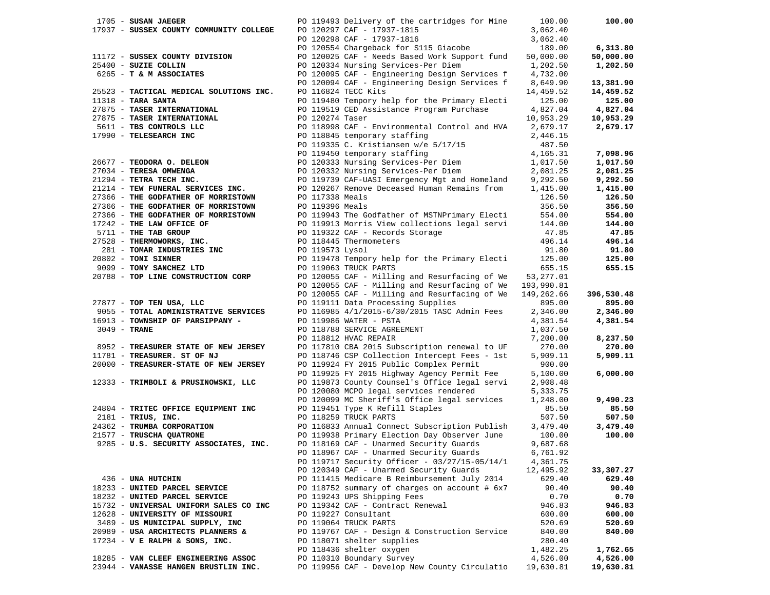| Vendor | PO / Description | Amount | Total |
|---|---|---|---|
| 1705 - **SUSAN JAEGER** | PO 119493 Delivery of the cartridges for Mine | 100.00 | **100.00** |
| 17937 - **SUSSEX COUNTY COMMUNITY COLLEGE** | PO 120297 CAF - 17937-1815 | 3,062.40 | |
| | PO 120298 CAF - 17937-1816 | 3,062.40 | |
| | PO 120554 Chargeback for S115 Giacobe | 189.00 | **6,313.80** |
| 11172 - **SUSSEX COUNTY DIVISION** | PO 120025 CAF - Needs Based Work Support fund | 50,000.00 | **50,000.00** |
| 25400 - **SUZIE COLLIN** | PO 120334 Nursing Services-Per Diem | 1,202.50 | **1,202.50** |
| 6265 - **T & M ASSOCIATES** | PO 120095 CAF - Engineering Design Services f | 4,732.00 | |
| | PO 120094 CAF - Engineering Design Services f | 8,649.90 | **13,381.90** |
| 25523 - **TACTICAL MEDICAL SOLUTIONS INC.** | PO 116824 TECC Kits | 14,459.52 | **14,459.52** |
| 11318 - **TARA SANTA** | PO 119480 Tempory help for the Primary Electi | 125.00 | **125.00** |
| 27875 - **TASER INTERNATIONAL** | PO 119519 CED Assistance Program Purchase | 4,827.04 | **4,827.04** |
| 27875 - **TASER INTERNATIONAL** | PO 120274 Taser | 10,953.29 | **10,953.29** |
| 5611 - **TBS CONTROLS LLC** | PO 118998 CAF - Environmental Control and HVA | 2,679.17 | **2,679.17** |
| 17990 - **TELESEARCH INC** | PO 118845 temporary staffing | 2,446.15 | |
| | PO 119335 C. Kristiansen w/e 5/17/15 | 487.50 | |
| | PO 119450 temporary staffing | 4,165.31 | **7,098.96** |
| 26677 - **TEODORA O. DELEON** | PO 120333 Nursing Services-Per Diem | 1,017.50 | **1,017.50** |
| 27034 - **TERESA OMWENGA** | PO 120332 Nursing Services-Per Diem | 2,081.25 | **2,081.25** |
| 21294 - **TETRA TECH INC.** | PO 119739 CAF-UASI Emergency Mgt and Homeland | 9,292.50 | **9,292.50** |
| 21214 - **TEW FUNERAL SERVICES INC.** | PO 120267 Remove Deceased Human Remains from | 1,415.00 | **1,415.00** |
| 27366 - **THE GODFATHER OF MORRISTOWN** | PO 117338 Meals | 126.50 | **126.50** |
| 27366 - **THE GODFATHER OF MORRISTOWN** | PO 119396 Meals | 356.50 | **356.50** |
| 27366 - **THE GODFATHER OF MORRISTOWN** | PO 119943 The Godfather of MSTNPrimary Electi | 554.00 | **554.00** |
| 17242 - **THE LAW OFFICE OF** | PO 119913 Morris View collections legal servi | 144.00 | **144.00** |
| 5711 - **THE TAB GROUP** | PO 119322 CAF - Records Storage | 47.85 | **47.85** |
| 27528 - **THERMOWORKS, INC.** | PO 118445 Thermometers | 496.14 | **496.14** |
| 281 - **TOMAR INDUSTRIES INC** | PO 119573 Lysol | 91.80 | **91.80** |
| 20802 - **TONI SINNER** | PO 119478 Tempory help for the Primary Electi | 125.00 | **125.00** |
| 9099 - **TONY SANCHEZ LTD** | PO 119063 TRUCK PARTS | 655.15 | **655.15** |
| 20788 - **TOP LINE CONSTRUCTION CORP** | PO 120055 CAF - Milling and Resurfacing of We | 53,277.01 | |
| | PO 120055 CAF - Milling and Resurfacing of We | 193,990.81 | |
| | PO 120055 CAF - Milling and Resurfacing of We | 149,262.66 | **396,530.48** |
| 27877 - **TOP TEN USA, LLC** | PO 119111 Data Processing Supplies | 895.00 | **895.00** |
| 9055 - **TOTAL ADMINISTRATIVE SERVICES** | PO 116985 4/1/2015-6/30/2015 TASC Admin Fees | 2,346.00 | **2,346.00** |
| 16913 - **TOWNSHIP OF PARSIPPANY -** | PO 119986 WATER - PSTA | 4,381.54 | **4,381.54** |
| 3049 - **TRANE** | PO 118788 SERVICE AGREEMENT | 1,037.50 | |
| | PO 118812 HVAC REPAIR | 7,200.00 | **8,237.50** |
| 8952 - **TREASURER STATE OF NEW JERSEY** | PO 117810 CBA 2015 Subscription renewal to UF | 270.00 | **270.00** |
| 11781 - **TREASURER. ST OF NJ** | PO 118746 CSP Collection Intercept Fees - 1st | 5,909.11 | **5,909.11** |
| 20000 - **TREASURER-STATE OF NEW JERSEY** | PO 119924 FY 2015 Public Complex Permit | 900.00 | |
| | PO 119925 FY 2015 Highway Agency Permit Fee | 5,100.00 | **6,000.00** |
| 12333 - **TRIMBOLI & PRUSINOWSKI, LLC** | PO 119873 County Counsel's Office legal servi | 2,908.48 | |
| | PO 120080 MCPO legal services rendered | 5,333.75 | |
| | PO 120099 MC Sheriff's Office legal services | 1,248.00 | **9,490.23** |
| 24804 - **TRITEC OFFICE EQUIPMENT INC** | PO 119451 Type K Refill Staples | 85.50 | **85.50** |
| 2181 - **TRIUS, INC.** | PO 118259 TRUCK PARTS | 507.50 | **507.50** |
| 24362 - **TRUMBA CORPORATION** | PO 116833 Annual Connect Subscription Publish | 3,479.40 | **3,479.40** |
| 21577 - **TRUSCHA QUATRONE** | PO 119938 Primary Election Day Observer June | 100.00 | **100.00** |
| 9285 - **U.S. SECURITY ASSOCIATES, INC.** | PO 118169 CAF - Unarmed Security Guards | 9,687.68 | |
| | PO 118967 CAF - Unarmed Security Guards | 6,761.92 | |
| | PO 119717 Security Officer - 03/27/15-05/14/1 | 4,361.75 | |
| | PO 120349 CAF - Unarmed Security Guards | 12,495.92 | **33,307.27** |
| 436 - **UNA HUTCHIN** | PO 111415 Medicare B Reimbursement July 2014 | 629.40 | **629.40** |
| 18233 - **UNITED PARCEL SERVICE** | PO 118752 summary of charges on account # 6x7 | 90.40 | **90.40** |
| 18232 - **UNITED PARCEL SERVICE** | PO 119243 UPS Shipping Fees | 0.70 | **0.70** |
| 15732 - **UNIVERSAL UNIFORM SALES CO INC** | PO 119342 CAF - Contract Renewal | 946.83 | **946.83** |
| 12628 - **UNIVERSITY OF MISSOURI** | PO 119227 Consultant | 600.00 | **600.00** |
| 3489 - **US MUNICIPAL SUPPLY, INC** | PO 119064 TRUCK PARTS | 520.69 | **520.69** |
| 20989 - **USA ARCHITECTS PLANNERS &** | PO 119767 CAF - Design & Construction Service | 840.00 | **840.00** |
| 17234 - **V E RALPH & SONS, INC.** | PO 118071 shelter supplies | 280.40 | |
| | PO 118436 shelter oxygen | 1,482.25 | **1,762.65** |
| 18285 - **VAN CLEEF ENGINEERING ASSOC** | PO 110310 Boundary Survey | 4,526.00 | **4,526.00** |
| 23944 - **VANASSE HANGEN BRUSTLIN INC.** | PO 119956 CAF - Develop New County Circulatio | 19,630.81 | **19,630.81** |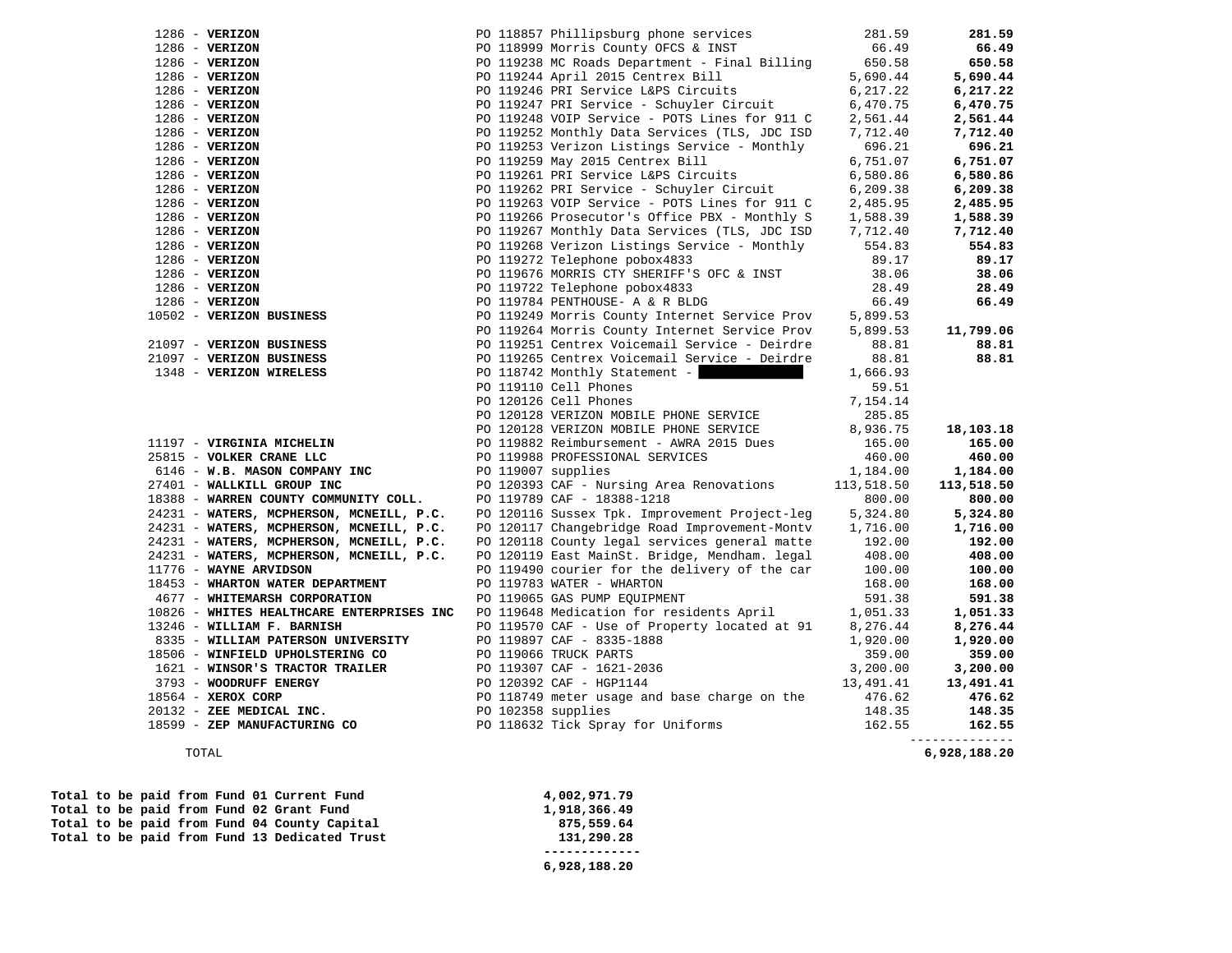| Vendor | PO / Description | Amount | Total |
|---|---|---|---|
| 1286 - **VERIZON** | PO 118857 Phillipsburg phone services | 281.59 | **281.59** |
| 1286 - **VERIZON** | PO 118999 Morris County OFCS & INST | 66.49 | **66.49** |
| 1286 - **VERIZON** | PO 119238 MC Roads Department - Final Billing | 650.58 | **650.58** |
| 1286 - **VERIZON** | PO 119244 April 2015 Centrex Bill | 5,690.44 | **5,690.44** |
| 1286 - **VERIZON** | PO 119246 PRI Service L&PS Circuits | 6,217.22 | **6,217.22** |
| 1286 - **VERIZON** | PO 119247 PRI Service - Schuyler Circuit | 6,470.75 | **6,470.75** |
| 1286 - **VERIZON** | PO 119248 VOIP Service - POTS Lines for 911 C | 2,561.44 | **2,561.44** |
| 1286 - **VERIZON** | PO 119252 Monthly Data Services (TLS, JDC ISD | 7,712.40 | **7,712.40** |
| 1286 - **VERIZON** | PO 119253 Verizon Listings Service - Monthly | 696.21 | **696.21** |
| 1286 - **VERIZON** | PO 119259 May 2015 Centrex Bill | 6,751.07 | **6,751.07** |
| 1286 - **VERIZON** | PO 119261 PRI Service L&PS Circuits | 6,580.86 | **6,580.86** |
| 1286 - **VERIZON** | PO 119262 PRI Service - Schuyler Circuit | 6,209.38 | **6,209.38** |
| 1286 - **VERIZON** | PO 119263 VOIP Service - POTS Lines for 911 C | 2,485.95 | **2,485.95** |
| 1286 - **VERIZON** | PO 119266 Prosecutor's Office PBX - Monthly S | 1,588.39 | **1,588.39** |
| 1286 - **VERIZON** | PO 119267 Monthly Data Services (TLS, JDC ISD | 7,712.40 | **7,712.40** |
| 1286 - **VERIZON** | PO 119268 Verizon Listings Service - Monthly | 554.83 | **554.83** |
| 1286 - **VERIZON** | PO 119272 Telephone pobox4833 | 89.17 | **89.17** |
| 1286 - **VERIZON** | PO 119676 MORRIS CTY SHERIFF'S OFC & INST | 38.06 | **38.06** |
| 1286 - **VERIZON** | PO 119722 Telephone pobox4833 | 28.49 | **28.49** |
| 1286 - **VERIZON** | PO 119784 PENTHOUSE- A & R BLDG | 66.49 | **66.49** |
| 10502 - **VERIZON BUSINESS** | PO 119249 Morris County Internet Service Prov | 5,899.53 | |
| | PO 119264 Morris County Internet Service Prov | 5,899.53 | **11,799.06** |
| 21097 - **VERIZON BUSINESS** | PO 119251 Centrex Voicemail Service - Deirdre | 88.81 | **88.81** |
| 21097 - **VERIZON BUSINESS** | PO 119265 Centrex Voicemail Service - Deirdre | 88.81 | **88.81** |
| 1348 - **VERIZON WIRELESS** | PO 118742 Monthly Statement - [REDACTED] | 1,666.93 | |
| | PO 119110 Cell Phones | 59.51 | |
| | PO 120126 Cell Phones | 7,154.14 | |
| | PO 120128 VERIZON MOBILE PHONE SERVICE | 285.85 | |
| | PO 120128 VERIZON MOBILE PHONE SERVICE | 8,936.75 | **18,103.18** |
| 11197 - **VIRGINIA MICHELIN** | PO 119882 Reimbursement - AWRA 2015 Dues | 165.00 | **165.00** |
| 25815 - **VOLKER CRANE LLC** | PO 119988 PROFESSIONAL SERVICES | 460.00 | **460.00** |
| 6146 - **W.B. MASON COMPANY INC** | PO 119007 supplies | 1,184.00 | **1,184.00** |
| 27401 - **WALLKILL GROUP INC** | PO 120393 CAF - Nursing Area Renovations | 113,518.50 | **113,518.50** |
| 18388 - **WARREN COUNTY COMMUNITY COLL.** | PO 119789 CAF - 18388-1218 | 800.00 | **800.00** |
| 24231 - **WATERS, MCPHERSON, MCNEILL, P.C.** | PO 120116 Sussex Tpk. Improvement Project-leg | 5,324.80 | **5,324.80** |
| 24231 - **WATERS, MCPHERSON, MCNEILL, P.C.** | PO 120117 Changebridge Road Improvement-Montv | 1,716.00 | **1,716.00** |
| 24231 - **WATERS, MCPHERSON, MCNEILL, P.C.** | PO 120118 County legal services general matte | 192.00 | **192.00** |
| 24231 - **WATERS, MCPHERSON, MCNEILL, P.C.** | PO 120119 East MainSt. Bridge, Mendham. legal | 408.00 | **408.00** |
| 11776 - **WAYNE ARVIDSON** | PO 119490 courier for the delivery of the car | 100.00 | **100.00** |
| 18453 - **WHARTON WATER DEPARTMENT** | PO 119783 WATER - WHARTON | 168.00 | **168.00** |
| 4677 - **WHITEMARSH CORPORATION** | PO 119065 GAS PUMP EQUIPMENT | 591.38 | **591.38** |
| 10826 - **WHITES HEALTHCARE ENTERPRISES INC** | PO 119648 Medication for residents April | 1,051.33 | **1,051.33** |
| 13246 - **WILLIAM F. BARNISH** | PO 119570 CAF - Use of Property located at 91 | 8,276.44 | **8,276.44** |
| 8335 - **WILLIAM PATERSON UNIVERSITY** | PO 119897 CAF - 8335-1888 | 1,920.00 | **1,920.00** |
| 18506 - **WINFIELD UPHOLSTERING CO** | PO 119066 TRUCK PARTS | 359.00 | **359.00** |
| 1621 - **WINSOR'S TRACTOR TRAILER** | PO 119307 CAF - 1621-2036 | 3,200.00 | **3,200.00** |
| 3793 - **WOODRUFF ENERGY** | PO 120392 CAF - HGP1144 | 13,491.41 | **13,491.41** |
| 18564 - **XEROX CORP** | PO 118749 meter usage and base charge on the | 476.62 | **476.62** |
| 20132 - **ZEE MEDICAL INC.** | PO 102358 supplies | 148.35 | **148.35** |
| 18599 - **ZEP MANUFACTURING CO** | PO 118632 Tick Spray for Uniforms | 162.55 | **162.55** |
| TOTAL | | | **6,928,188.20** |

| | |
|---|---|
| **Total to be paid from Fund 01 Current Fund** | **4,002,971.79** |
| **Total to be paid from Fund 02 Grant Fund** | **1,918,366.49** |
| **Total to be paid from Fund 04 County Capital** | **875,559.64** |
| **Total to be paid from Fund 13 Dedicated Trust** | **131,290.28** |
| | **6,928,188.20** |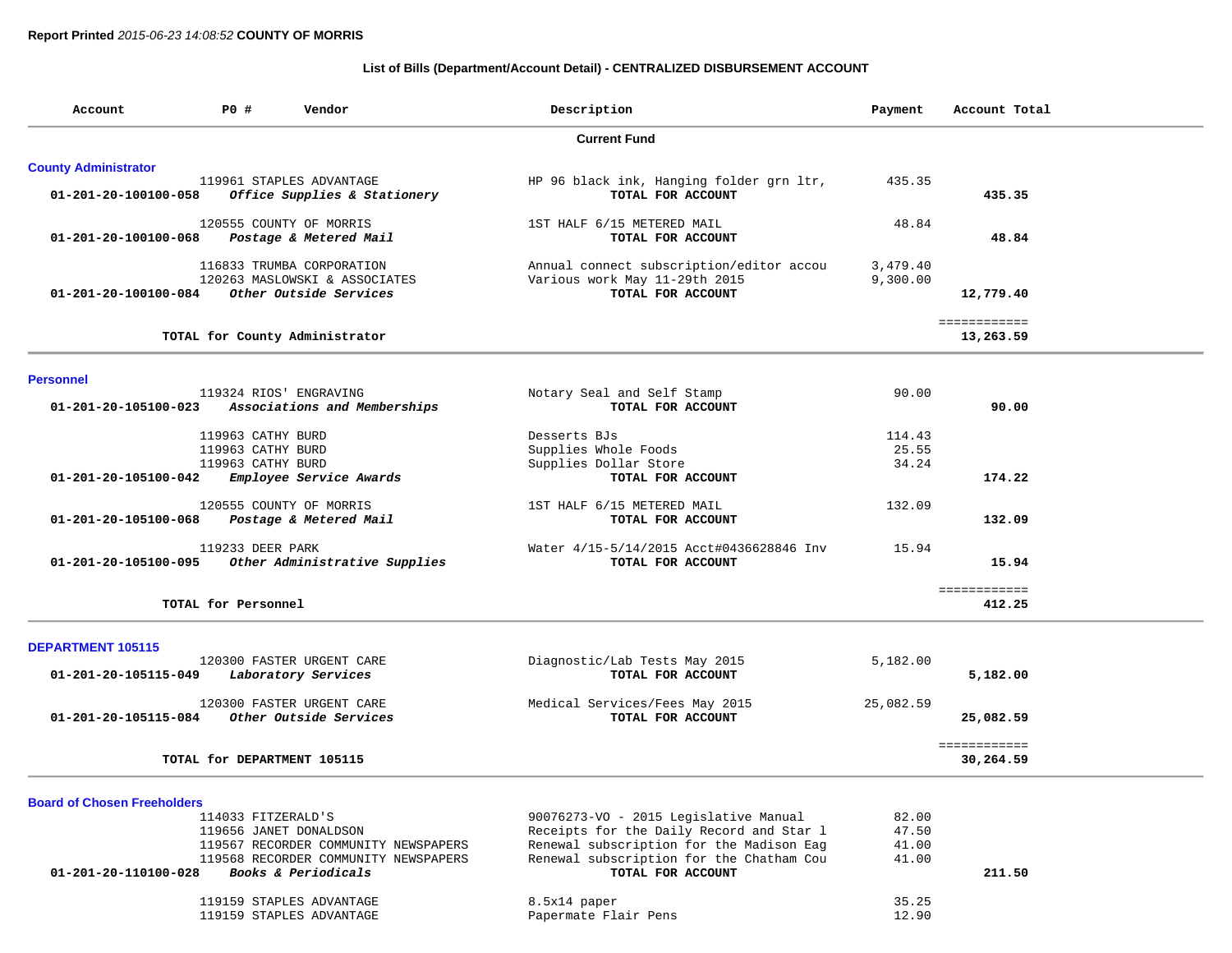**Report Printed** *2015-06-23 14:08:52* **COUNTY OF MORRIS**

### List of Bills (Department/Account Detail) - CENTRALIZED DISBURSEMENT ACCOUNT

| Account | PO # | Vendor | Description | Payment | Account Total |
|---|---|---|---|---|---|
| | | **Current Fund** | | | |
| **County Administrator** | | | | | |
| | 119961 | STAPLES ADVANTAGE | HP 96 black ink, Hanging folder grn ltr, | 435.35 | |
| **01-201-20-100100-058** | | ***Office Supplies & Stationery*** | **TOTAL FOR ACCOUNT** | | **435.35** |
| | 120555 | COUNTY OF MORRIS | 1ST HALF 6/15 METERED MAIL | 48.84 | |
| **01-201-20-100100-068** | | ***Postage & Metered Mail*** | **TOTAL FOR ACCOUNT** | | **48.84** |
| | 116833 | TRUMBA CORPORATION | Annual connect subscription/editor accou | 3,479.40 | |
| | 120263 | MASLOWSKI & ASSOCIATES | Various work May 11-29th 2015 | 9,300.00 | |
| **01-201-20-100100-084** | | ***Other Outside Services*** | **TOTAL FOR ACCOUNT** | | **12,779.40** |
| | | **TOTAL for County Administrator** | | | **13,263.59** |
| **Personnel** | | | | | |
| | 119324 | RIOS' ENGRAVING | Notary Seal and Self Stamp | 90.00 | |
| **01-201-20-105100-023** | | ***Associations and Memberships*** | **TOTAL FOR ACCOUNT** | | **90.00** |
| | 119963 | CATHY BURD | Desserts BJs | 114.43 | |
| | 119963 | CATHY BURD | Supplies Whole Foods | 25.55 | |
| | 119963 | CATHY BURD | Supplies Dollar Store | 34.24 | |
| **01-201-20-105100-042** | | ***Employee Service Awards*** | **TOTAL FOR ACCOUNT** | | **174.22** |
| | 120555 | COUNTY OF MORRIS | 1ST HALF 6/15 METERED MAIL | 132.09 | |
| **01-201-20-105100-068** | | ***Postage & Metered Mail*** | **TOTAL FOR ACCOUNT** | | **132.09** |
| | 119233 | DEER PARK | Water 4/15-5/14/2015 Acct#0436628846 Inv | 15.94 | |
| **01-201-20-105100-095** | | ***Other Administrative Supplies*** | **TOTAL FOR ACCOUNT** | | **15.94** |
| | | **TOTAL for Personnel** | | | **412.25** |
| **DEPARTMENT 105115** | | | | | |
| | 120300 | FASTER URGENT CARE | Diagnostic/Lab Tests May 2015 | 5,182.00 | |
| **01-201-20-105115-049** | | ***Laboratory Services*** | **TOTAL FOR ACCOUNT** | | **5,182.00** |
| | 120300 | FASTER URGENT CARE | Medical Services/Fees May 2015 | 25,082.59 | |
| **01-201-20-105115-084** | | ***Other Outside Services*** | **TOTAL FOR ACCOUNT** | | **25,082.59** |
| | | **TOTAL for DEPARTMENT 105115** | | | **30,264.59** |
| **Board of Chosen Freeholders** | | | | | |
| | 114033 | FITZERALD'S | 90076273-VO - 2015 Legislative Manual | 82.00 | |
| | 119656 | JANET DONALDSON | Receipts for the Daily Record and Star l | 47.50 | |
| | 119567 | RECORDER COMMUNITY NEWSPAPERS | Renewal subscription for the Madison Eag | 41.00 | |
| | 119568 | RECORDER COMMUNITY NEWSPAPERS | Renewal subscription for the Chatham Cou | 41.00 | |
| **01-201-20-110100-028** | | ***Books & Periodicals*** | **TOTAL FOR ACCOUNT** | | **211.50** |
| | 119159 | STAPLES ADVANTAGE | 8.5x14 paper | 35.25 | |
| | 119159 | STAPLES ADVANTAGE | Papermate Flair Pens | 12.90 | |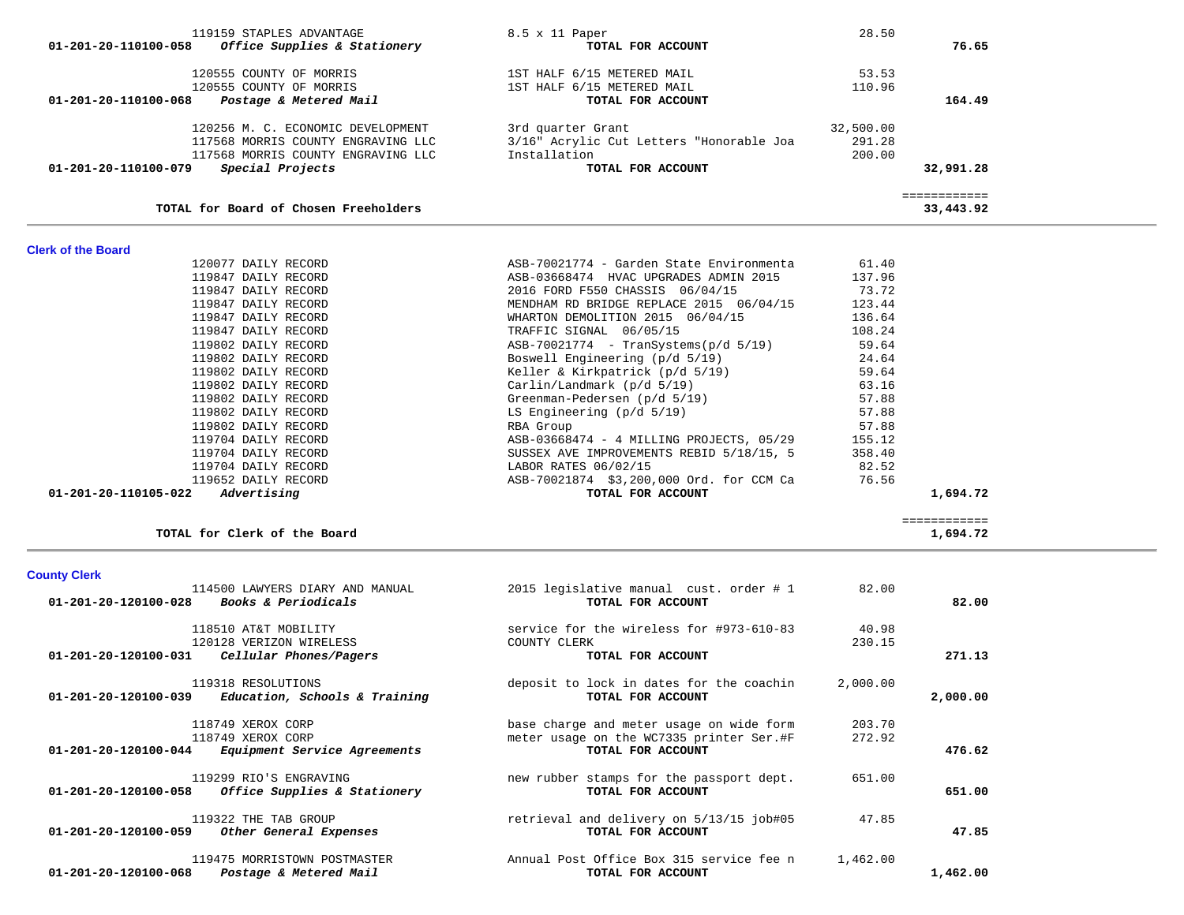| Account | Vendor / Description | Item Description | Amount | Total |
|---|---|---|---|---|
| | 119159 STAPLES ADVANTAGE | 8.5 x 11 Paper | 28.50 | |
| 01-201-20-110100-058 | *Office Supplies & Stationery* | **TOTAL FOR ACCOUNT** | | **76.65** |
| | 120555 COUNTY OF MORRIS | 1ST HALF 6/15 METERED MAIL | 53.53 | |
| | 120555 COUNTY OF MORRIS | 1ST HALF 6/15 METERED MAIL | 110.96 | |
| 01-201-20-110100-068 | *Postage & Metered Mail* | **TOTAL FOR ACCOUNT** | | **164.49** |
| | 120256 M. C. ECONOMIC DEVELOPMENT | 3rd quarter Grant | 32,500.00 | |
| | 117568 MORRIS COUNTY ENGRAVING LLC | 3/16" Acrylic Cut Letters "Honorable Joa | 291.28 | |
| | 117568 MORRIS COUNTY ENGRAVING LLC | Installation | 200.00 | |
| 01-201-20-110100-079 | *Special Projects* | **TOTAL FOR ACCOUNT** | | **32,991.28** |
| | **TOTAL for Board of Chosen Freeholders** | | | **33,443.92** |

## Clerk of the Board

| Account | Vendor / Description | Item Description | Amount | Total |
|---|---|---|---|---|
| | 120077 DAILY RECORD | ASB-70021774 - Garden State Environmenta | 61.40 | |
| | 119847 DAILY RECORD | ASB-03668474 HVAC UPGRADES ADMIN 2015 | 137.96 | |
| | 119847 DAILY RECORD | 2016 FORD F550 CHASSIS 06/04/15 | 73.72 | |
| | 119847 DAILY RECORD | MENDHAM RD BRIDGE REPLACE 2015 06/04/15 | 123.44 | |
| | 119847 DAILY RECORD | WHARTON DEMOLITION 2015 06/04/15 | 136.64 | |
| | 119847 DAILY RECORD | TRAFFIC SIGNAL 06/05/15 | 108.24 | |
| | 119802 DAILY RECORD | ASB-70021774 - TranSystems(p/d 5/19) | 59.64 | |
| | 119802 DAILY RECORD | Boswell Engineering (p/d 5/19) | 24.64 | |
| | 119802 DAILY RECORD | Keller & Kirkpatrick (p/d 5/19) | 59.64 | |
| | 119802 DAILY RECORD | Carlin/Landmark (p/d 5/19) | 63.16 | |
| | 119802 DAILY RECORD | Greenman-Pedersen (p/d 5/19) | 57.88 | |
| | 119802 DAILY RECORD | LS Engineering (p/d 5/19) | 57.88 | |
| | 119802 DAILY RECORD | RBA Group | 57.88 | |
| | 119704 DAILY RECORD | ASB-03668474 - 4 MILLING PROJECTS, 05/29 | 155.12 | |
| | 119704 DAILY RECORD | SUSSEX AVE IMPROVEMENTS REBID 5/18/15, 5 | 358.40 | |
| | 119704 DAILY RECORD | LABOR RATES 06/02/15 | 82.52 | |
| | 119652 DAILY RECORD | ASB-70021874 $3,200,000 Ord. for CCM Ca | 76.56 | |
| 01-201-20-110105-022 | *Advertising* | **TOTAL FOR ACCOUNT** | | **1,694.72** |
| | **TOTAL for Clerk of the Board** | | | **1,694.72** |

## County Clerk

| Account | Vendor / Description | Item Description | Amount | Total |
|---|---|---|---|---|
| | 114500 LAWYERS DIARY AND MANUAL | 2015 legislative manual cust. order # 1 | 82.00 | |
| 01-201-20-120100-028 | *Books & Periodicals* | **TOTAL FOR ACCOUNT** | | **82.00** |
| | 118510 AT&T MOBILITY | service for the wireless for #973-610-83 | 40.98 | |
| | 120128 VERIZON WIRELESS | COUNTY CLERK | 230.15 | |
| 01-201-20-120100-031 | *Cellular Phones/Pagers* | **TOTAL FOR ACCOUNT** | | **271.13** |
| | 119318 RESOLUTIONS | deposit to lock in dates for the coachin | 2,000.00 | |
| 01-201-20-120100-039 | *Education, Schools & Training* | **TOTAL FOR ACCOUNT** | | **2,000.00** |
| | 118749 XEROX CORP | base charge and meter usage on wide form | 203.70 | |
| | 118749 XEROX CORP | meter usage on the WC7335 printer Ser.#F | 272.92 | |
| 01-201-20-120100-044 | *Equipment Service Agreements* | **TOTAL FOR ACCOUNT** | | **476.62** |
| | 119299 RIO'S ENGRAVING | new rubber stamps for the passport dept. | 651.00 | |
| 01-201-20-120100-058 | *Office Supplies & Stationery* | **TOTAL FOR ACCOUNT** | | **651.00** |
| | 119322 THE TAB GROUP | retrieval and delivery on 5/13/15 job#05 | 47.85 | |
| 01-201-20-120100-059 | *Other General Expenses* | **TOTAL FOR ACCOUNT** | | **47.85** |
| | 119475 MORRISTOWN POSTMASTER | Annual Post Office Box 315 service fee n | 1,462.00 | |
| 01-201-20-120100-068 | *Postage & Metered Mail* | **TOTAL FOR ACCOUNT** | | **1,462.00** |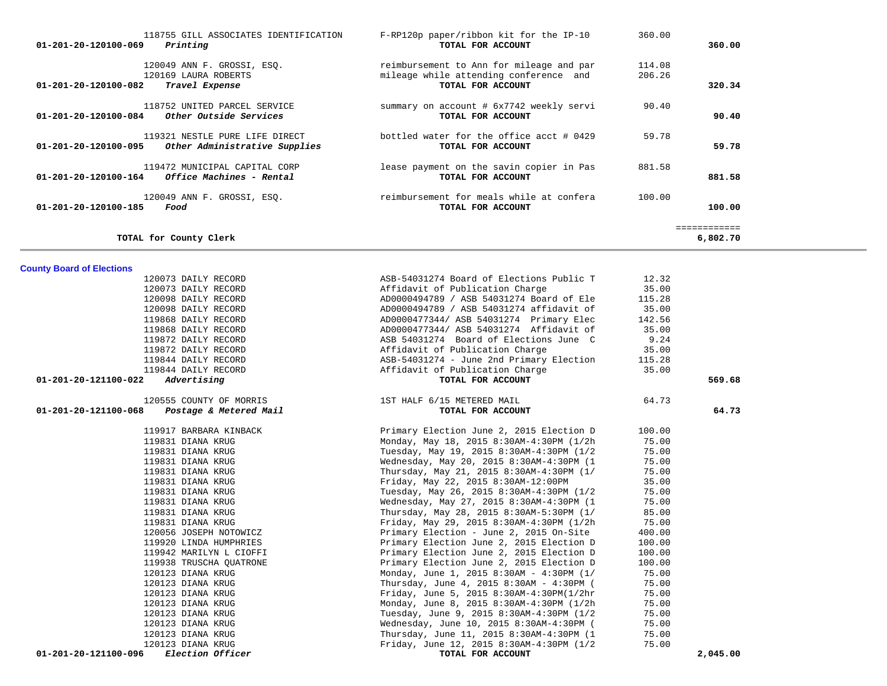| Account | Vendor | Description | Amount | Total |
|---|---|---|---|---|
| | 118755 GILL ASSOCIATES IDENTIFICATION | F-RP120p paper/ribbon kit for the IP-10 | 360.00 | |
| 01-201-20-120100-069 *Printing* | | **TOTAL FOR ACCOUNT** | | **360.00** |
| | 120049 ANN F. GROSSI, ESQ. | reimbursement to Ann for mileage and par | 114.08 | |
| | 120169 LAURA ROBERTS | mileage while attending conference and | 206.26 | |
| 01-201-20-120100-082 *Travel Expense* | | **TOTAL FOR ACCOUNT** | | **320.34** |
| | 118752 UNITED PARCEL SERVICE | summary on account # 6x7742 weekly servi | 90.40 | |
| 01-201-20-120100-084 *Other Outside Services* | | **TOTAL FOR ACCOUNT** | | **90.40** |
| | 119321 NESTLE PURE LIFE DIRECT | bottled water for the office acct # 0429 | 59.78 | |
| 01-201-20-120100-095 *Other Administrative Supplies* | | **TOTAL FOR ACCOUNT** | | **59.78** |
| | 119472 MUNICIPAL CAPITAL CORP | lease payment on the savin copier in Pas | 881.58 | |
| 01-201-20-120100-164 *Office Machines - Rental* | | **TOTAL FOR ACCOUNT** | | **881.58** |
| | 120049 ANN F. GROSSI, ESQ. | reimbursement for meals while at confera | 100.00 | |
| 01-201-20-120100-185 *Food* | | **TOTAL FOR ACCOUNT** | | **100.00** |
| | | | | ============ |
| **TOTAL for County Clerk** | | | | **6,802.70** |

**County Board of Elections**

| Account | Vendor | Description | Amount | Total |
|---|---|---|---|---|
| | 120073 DAILY RECORD | ASB-54031274 Board of Elections Public T | 12.32 | |
| | 120073 DAILY RECORD | Affidavit of Publication Charge | 35.00 | |
| | 120098 DAILY RECORD | AD0000494789 / ASB 54031274 Board of Ele | 115.28 | |
| | 120098 DAILY RECORD | AD0000494789 / ASB 54031274 affidavit of | 35.00 | |
| | 119868 DAILY RECORD | AD0000477344/ ASB 54031274 Primary Elec | 142.56 | |
| | 119868 DAILY RECORD | AD0000477344/ ASB 54031274 Affidavit of | 35.00 | |
| | 119872 DAILY RECORD | ASB 54031274 Board of Elections June C | 9.24 | |
| | 119872 DAILY RECORD | Affidavit of Publication Charge | 35.00 | |
| | 119844 DAILY RECORD | ASB-54031274 - June 2nd Primary Election | 115.28 | |
| | 119844 DAILY RECORD | Affidavit of Publication Charge | 35.00 | |
| 01-201-20-121100-022 *Advertising* | | **TOTAL FOR ACCOUNT** | | **569.68** |
| | 120555 COUNTY OF MORRIS | 1ST HALF 6/15 METERED MAIL | 64.73 | |
| 01-201-20-121100-068 *Postage & Metered Mail* | | **TOTAL FOR ACCOUNT** | | **64.73** |
| | 119917 BARBARA KINBACK | Primary Election June 2, 2015 Election D | 100.00 | |
| | 119831 DIANA KRUG | Monday, May 18, 2015 8:30AM-4:30PM (1/2h | 75.00 | |
| | 119831 DIANA KRUG | Tuesday, May 19, 2015 8:30AM-4:30PM (1/2 | 75.00 | |
| | 119831 DIANA KRUG | Wednesday, May 20, 2015 8:30AM-4:30PM (1 | 75.00 | |
| | 119831 DIANA KRUG | Thursday, May 21, 2015 8:30AM-4:30PM (1/ | 75.00 | |
| | 119831 DIANA KRUG | Friday, May 22, 2015 8:30AM-12:00PM | 35.00 | |
| | 119831 DIANA KRUG | Tuesday, May 26, 2015 8:30AM-4:30PM (1/2 | 75.00 | |
| | 119831 DIANA KRUG | Wednesday, May 27, 2015 8:30AM-4:30PM (1 | 75.00 | |
| | 119831 DIANA KRUG | Thursday, May 28, 2015 8:30AM-5:30PM (1/ | 85.00 | |
| | 119831 DIANA KRUG | Friday, May 29, 2015 8:30AM-4:30PM (1/2h | 75.00 | |
| | 120056 JOSEPH NOTOWICZ | Primary Election - June 2, 2015 On-Site | 400.00 | |
| | 119920 LINDA HUMPHRIES | Primary Election June 2, 2015 Election D | 100.00 | |
| | 119942 MARILYN L CIOFFI | Primary Election June 2, 2015 Election D | 100.00 | |
| | 119938 TRUSCHA QUATRONE | Primary Election June 2, 2015 Election D | 100.00 | |
| | 120123 DIANA KRUG | Monday, June 1, 2015 8:30AM - 4:30PM (1/ | 75.00 | |
| | 120123 DIANA KRUG | Thursday, June 4, 2015 8:30AM - 4:30PM ( | 75.00 | |
| | 120123 DIANA KRUG | Friday, June 5, 2015 8:30AM-4:30PM(1/2hr | 75.00 | |
| | 120123 DIANA KRUG | Monday, June 8, 2015 8:30AM-4:30PM (1/2h | 75.00 | |
| | 120123 DIANA KRUG | Tuesday, June 9, 2015 8:30AM-4:30PM (1/2 | 75.00 | |
| | 120123 DIANA KRUG | Wednesday, June 10, 2015 8:30AM-4:30PM ( | 75.00 | |
| | 120123 DIANA KRUG | Thursday, June 11, 2015 8:30AM-4:30PM (1 | 75.00 | |
| | 120123 DIANA KRUG | Friday, June 12, 2015 8:30AM-4:30PM (1/2 | 75.00 | |
| 01-201-20-121100-096 *Election Officer* | | **TOTAL FOR ACCOUNT** | | **2,045.00** |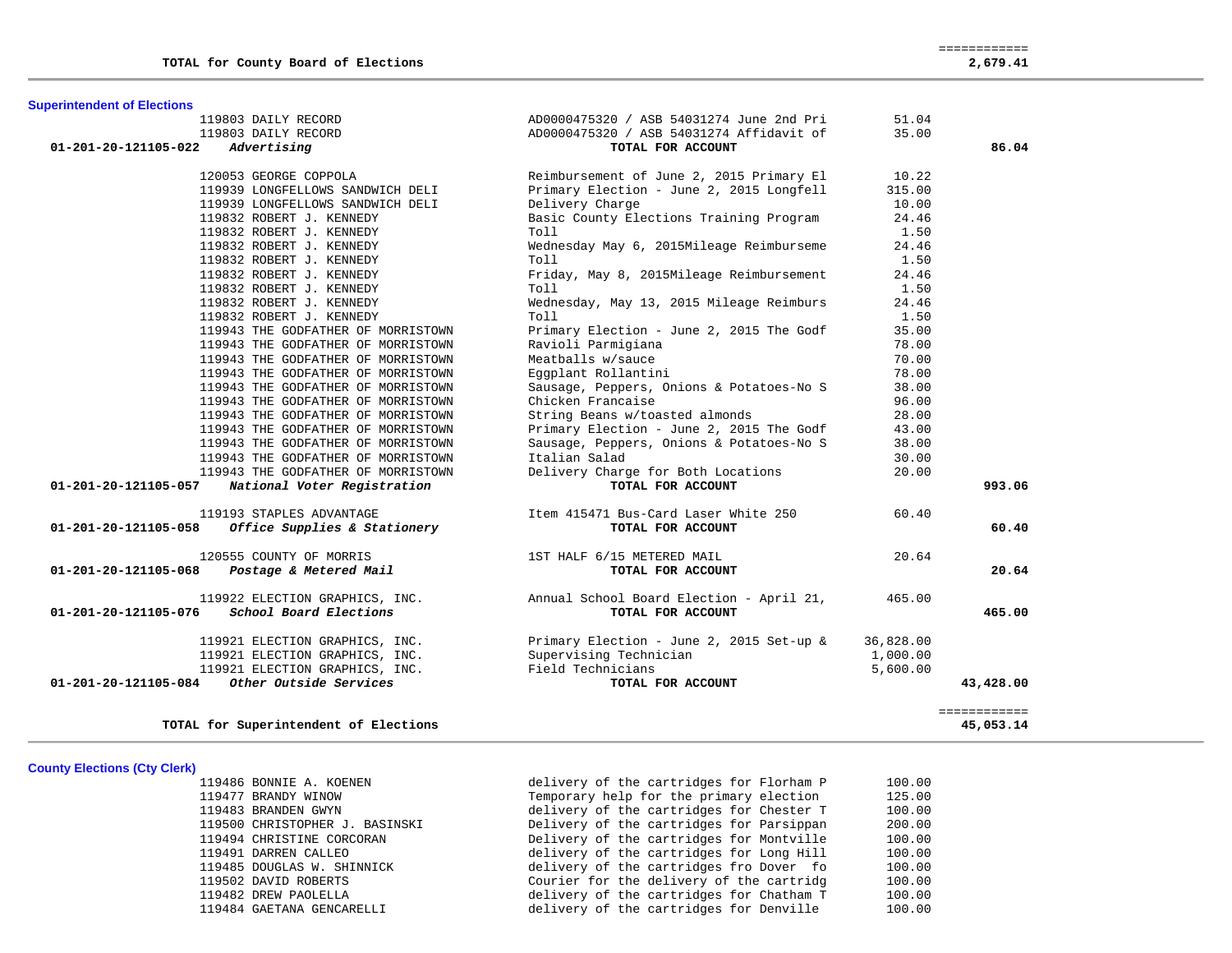| | | | |
|---|---|---|---|
| **TOTAL for County Board of Elections** | | | ============ **2,679.41** |

## Superintendent of Elections

| Account / Vendor | Description | Amount | Total |
|---|---|---|---|
| 119803 DAILY RECORD | AD0000475320 / ASB 54031274 June 2nd Pri | 51.04 | |
| 119803 DAILY RECORD | AD0000475320 / ASB 54031274 Affidavit of | 35.00 | |
| **01-201-20-121105-022** ***Advertising*** | **TOTAL FOR ACCOUNT** | | **86.04** |
| 120053 GEORGE COPPOLA | Reimbursement of June 2, 2015 Primary El | 10.22 | |
| 119939 LONGFELLOWS SANDWICH DELI | Primary Election - June 2, 2015 Longfell | 315.00 | |
| 119939 LONGFELLOWS SANDWICH DELI | Delivery Charge | 10.00 | |
| 119832 ROBERT J. KENNEDY | Basic County Elections Training Program | 24.46 | |
| 119832 ROBERT J. KENNEDY | Toll | 1.50 | |
| 119832 ROBERT J. KENNEDY | Wednesday May 6, 2015Mileage Reimburseme | 24.46 | |
| 119832 ROBERT J. KENNEDY | Toll | 1.50 | |
| 119832 ROBERT J. KENNEDY | Friday, May 8, 2015Mileage Reimbursement | 24.46 | |
| 119832 ROBERT J. KENNEDY | Toll | 1.50 | |
| 119832 ROBERT J. KENNEDY | Wednesday, May 13, 2015 Mileage Reimburs | 24.46 | |
| 119832 ROBERT J. KENNEDY | Toll | 1.50 | |
| 119943 THE GODFATHER OF MORRISTOWN | Primary Election - June 2, 2015 The Godf | 35.00 | |
| 119943 THE GODFATHER OF MORRISTOWN | Ravioli Parmigiana | 78.00 | |
| 119943 THE GODFATHER OF MORRISTOWN | Meatballs w/sauce | 70.00 | |
| 119943 THE GODFATHER OF MORRISTOWN | Eggplant Rollantini | 78.00 | |
| 119943 THE GODFATHER OF MORRISTOWN | Sausage, Peppers, Onions & Potatoes-No S | 38.00 | |
| 119943 THE GODFATHER OF MORRISTOWN | Chicken Francaise | 96.00 | |
| 119943 THE GODFATHER OF MORRISTOWN | String Beans w/toasted almonds | 28.00 | |
| 119943 THE GODFATHER OF MORRISTOWN | Primary Election - June 2, 2015 The Godf | 43.00 | |
| 119943 THE GODFATHER OF MORRISTOWN | Sausage, Peppers, Onions & Potatoes-No S | 38.00 | |
| 119943 THE GODFATHER OF MORRISTOWN | Italian Salad | 30.00 | |
| 119943 THE GODFATHER OF MORRISTOWN | Delivery Charge for Both Locations | 20.00 | |
| **01-201-20-121105-057** ***National Voter Registration*** | **TOTAL FOR ACCOUNT** | | **993.06** |
| 119193 STAPLES ADVANTAGE | Item 415471 Bus-Card Laser White 250 | 60.40 | |
| **01-201-20-121105-058** ***Office Supplies & Stationery*** | **TOTAL FOR ACCOUNT** | | **60.40** |
| 120555 COUNTY OF MORRIS | 1ST HALF 6/15 METERED MAIL | 20.64 | |
| **01-201-20-121105-068** ***Postage & Metered Mail*** | **TOTAL FOR ACCOUNT** | | **20.64** |
| 119922 ELECTION GRAPHICS, INC. | Annual School Board Election - April 21, | 465.00 | |
| **01-201-20-121105-076** ***School Board Elections*** | **TOTAL FOR ACCOUNT** | | **465.00** |
| 119921 ELECTION GRAPHICS, INC. | Primary Election - June 2, 2015 Set-up & | 36,828.00 | |
| 119921 ELECTION GRAPHICS, INC. | Supervising Technician | 1,000.00 | |
| 119921 ELECTION GRAPHICS, INC. | Field Technicians | 5,600.00 | |
| **01-201-20-121105-084** ***Other Outside Services*** | **TOTAL FOR ACCOUNT** | | **43,428.00** |
| **TOTAL for Superintendent of Elections** | | | ============ **45,053.14** |

## County Elections (Cty Clerk)

| Vendor | Description | Amount | Total |
|---|---|---|---|
| 119486 BONNIE A. KOENEN | delivery of the cartridges for Florham P | 100.00 | |
| 119477 BRANDY WINOW | Temporary help for the primary election | 125.00 | |
| 119483 BRANDEN GWYN | delivery of the cartridges for Chester T | 100.00 | |
| 119500 CHRISTOPHER J. BASINSKI | Delivery of the cartridges for Parsippan | 200.00 | |
| 119494 CHRISTINE CORCORAN | Delivery of the cartridges for Montville | 100.00 | |
| 119491 DARREN CALLEO | delivery of the cartridges for Long Hill | 100.00 | |
| 119485 DOUGLAS W. SHINNICK | delivery of the cartridges fro Dover fo | 100.00 | |
| 119502 DAVID ROBERTS | Courier for the delivery of the cartridg | 100.00 | |
| 119482 DREW PAOLELLA | delivery of the cartridges for Chatham T | 100.00 | |
| 119484 GAETANA GENCARELLI | delivery of the cartridges for Denville | 100.00 | |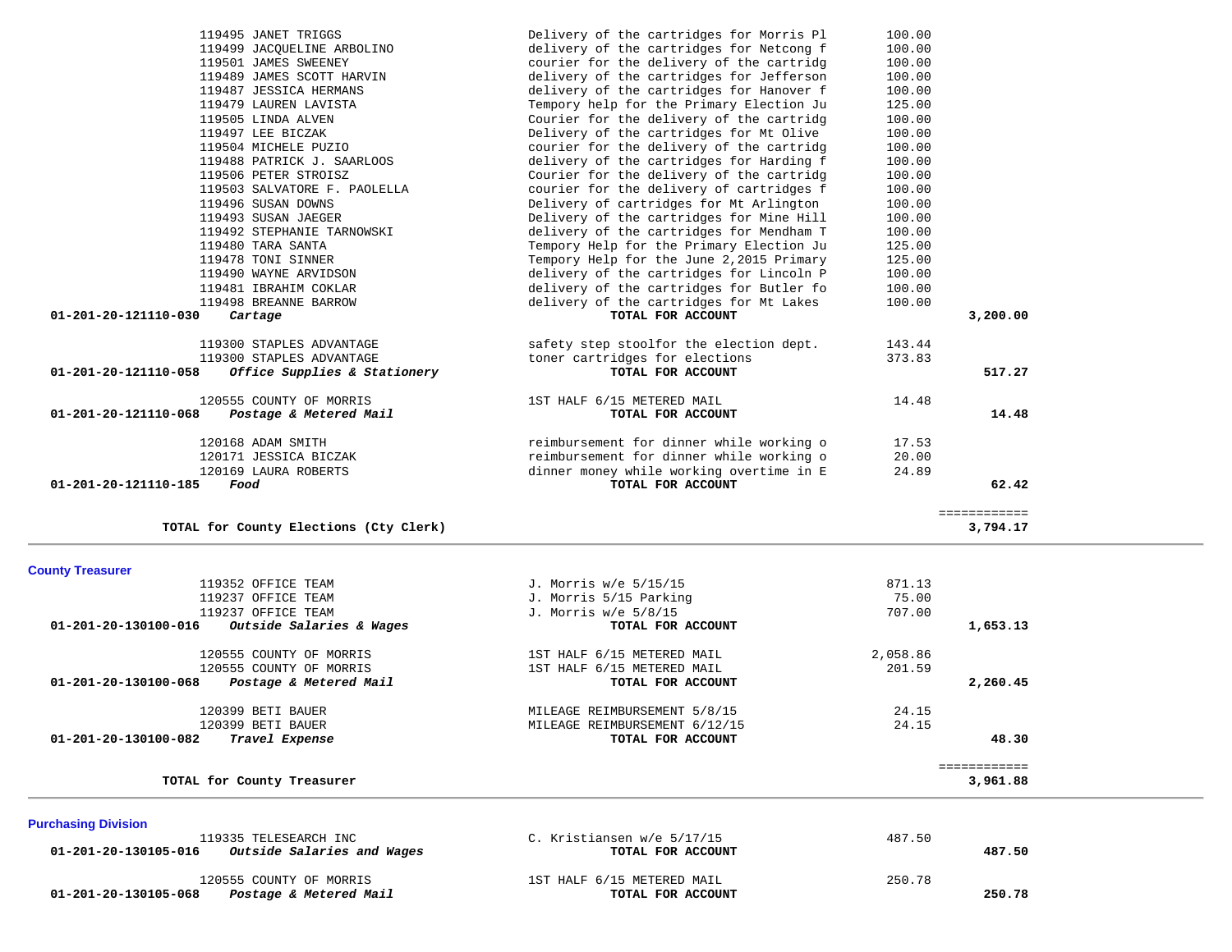| Account | Vendor | Description | Amount | Total |
|---|---|---|---|---|
| | 119495 JANET TRIGGS | Delivery of the cartridges for Morris Pl | 100.00 | |
| | 119499 JACQUELINE ARBOLINO | delivery of the cartridges for Netcong f | 100.00 | |
| | 119501 JAMES SWEENEY | courier for the delivery of the cartridg | 100.00 | |
| | 119489 JAMES SCOTT HARVIN | delivery of the cartridges for Jefferson | 100.00 | |
| | 119487 JESSICA HERMANS | delivery of the cartridges for Hanover f | 100.00 | |
| | 119479 LAUREN LAVISTA | Tempory help for the Primary Election Ju | 125.00 | |
| | 119505 LINDA ALVEN | Courier for the delivery of the cartridg | 100.00 | |
| | 119497 LEE BICZAK | Delivery of the cartridges for Mt Olive | 100.00 | |
| | 119504 MICHELE PUZIO | courier for the delivery of the cartridg | 100.00 | |
| | 119488 PATRICK J. SAARLOOS | delivery of the cartridges for Harding f | 100.00 | |
| | 119506 PETER STROISZ | Courier for the delivery of the cartridg | 100.00 | |
| | 119503 SALVATORE F. PAOLELLA | courier for the delivery of cartridges f | 100.00 | |
| | 119496 SUSAN DOWNS | Delivery of cartridges for Mt Arlington | 100.00 | |
| | 119493 SUSAN JAEGER | Delivery of the cartridges for Mine Hill | 100.00 | |
| | 119492 STEPHANIE TARNOWSKI | delivery of the cartridges for Mendham T | 100.00 | |
| | 119480 TARA SANTA | Tempory Help for the Primary Election Ju | 125.00 | |
| | 119478 TONI SINNER | Tempory Help for the June 2,2015 Primary | 125.00 | |
| | 119490 WAYNE ARVIDSON | delivery of the cartridges for Lincoln P | 100.00 | |
| | 119481 IBRAHIM COKLAR | delivery of the cartridges for Butler fo | 100.00 | |
| | 119498 BREANNE BARROW | delivery of the cartridges for Mt Lakes | 100.00 | |
| **01-201-20-121110-030** | ***Cartage*** | **TOTAL FOR ACCOUNT** | | **3,200.00** |
| | 119300 STAPLES ADVANTAGE | safety step stoolfor the election dept. | 143.44 | |
| | 119300 STAPLES ADVANTAGE | toner cartridges for elections | 373.83 | |
| **01-201-20-121110-058** | ***Office Supplies & Stationery*** | **TOTAL FOR ACCOUNT** | | **517.27** |
| | 120555 COUNTY OF MORRIS | 1ST HALF 6/15 METERED MAIL | 14.48 | |
| **01-201-20-121110-068** | ***Postage & Metered Mail*** | **TOTAL FOR ACCOUNT** | | **14.48** |
| | 120168 ADAM SMITH | reimbursement for dinner while working o | 17.53 | |
| | 120171 JESSICA BICZAK | reimbursement for dinner while working o | 20.00 | |
| | 120169 LAURA ROBERTS | dinner money while working overtime in E | 24.89 | |
| **01-201-20-121110-185** | ***Food*** | **TOTAL FOR ACCOUNT** | | **62.42** |
| | | | | ============ |
| | **TOTAL for County Elections (Cty Clerk)** | | | **3,794.17** |

## County Treasurer

| Account | Vendor | Description | Amount | Total |
|---|---|---|---|---|
| | 119352 OFFICE TEAM | J. Morris w/e 5/15/15 | 871.13 | |
| | 119237 OFFICE TEAM | J. Morris 5/15 Parking | 75.00 | |
| | 119237 OFFICE TEAM | J. Morris w/e 5/8/15 | 707.00 | |
| **01-201-20-130100-016** | ***Outside Salaries & Wages*** | **TOTAL FOR ACCOUNT** | | **1,653.13** |
| | 120555 COUNTY OF MORRIS | 1ST HALF 6/15 METERED MAIL | 2,058.86 | |
| | 120555 COUNTY OF MORRIS | 1ST HALF 6/15 METERED MAIL | 201.59 | |
| **01-201-20-130100-068** | ***Postage & Metered Mail*** | **TOTAL FOR ACCOUNT** | | **2,260.45** |
| | 120399 BETI BAUER | MILEAGE REIMBURSEMENT 5/8/15 | 24.15 | |
| | 120399 BETI BAUER | MILEAGE REIMBURSEMENT 6/12/15 | 24.15 | |
| **01-201-20-130100-082** | ***Travel Expense*** | **TOTAL FOR ACCOUNT** | | **48.30** |
| | | | | ============ |
| | **TOTAL for County Treasurer** | | | **3,961.88** |

## Purchasing Division

| Account | Vendor | Description | Amount | Total |
|---|---|---|---|---|
| | 119335 TELESEARCH INC | C. Kristiansen w/e 5/17/15 | 487.50 | |
| **01-201-20-130105-016** | ***Outside Salaries and Wages*** | **TOTAL FOR ACCOUNT** | | **487.50** |
| | 120555 COUNTY OF MORRIS | 1ST HALF 6/15 METERED MAIL | 250.78 | |
| **01-201-20-130105-068** | ***Postage & Metered Mail*** | **TOTAL FOR ACCOUNT** | | **250.78** |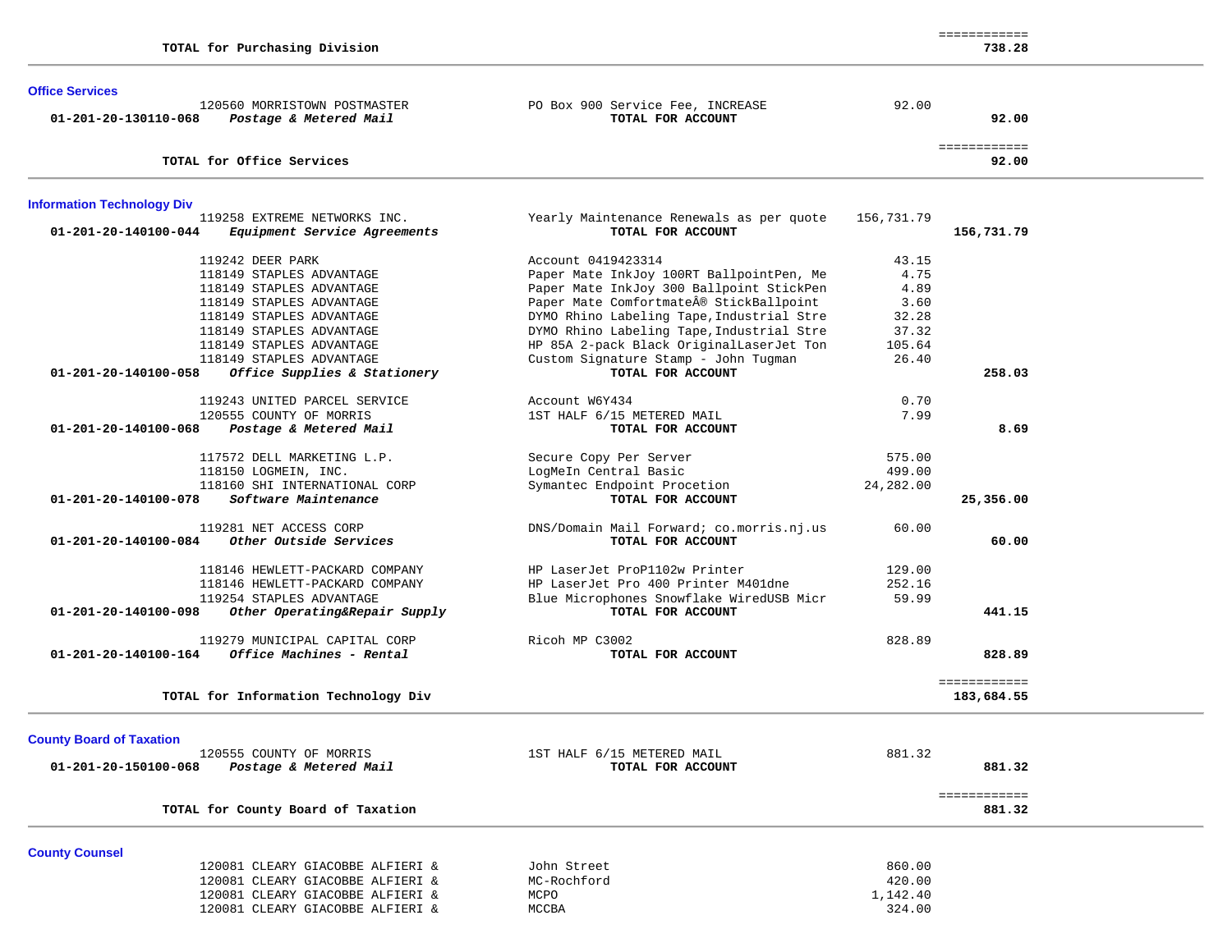| | | | | |
|---|---|---|---|---|
| | **TOTAL for Purchasing Division** | | | ============ **738.28** |

### Office Services

| Account | Vendor | Description | Amount | Total |
|---|---|---|---|---|
| | 120560 MORRISTOWN POSTMASTER | PO Box 900 Service Fee, INCREASE | 92.00 | |
| **01-201-20-130110-068** | ***Postage & Metered Mail*** | **TOTAL FOR ACCOUNT** | | **92.00** |
| | **TOTAL for Office Services** | | | ============ **92.00** |

### Information Technology Div

| Account | Vendor | Description | Amount | Total |
|---|---|---|---|---|
| | 119258 EXTREME NETWORKS INC. | Yearly Maintenance Renewals as per quote | 156,731.79 | |
| **01-201-20-140100-044** | ***Equipment Service Agreements*** | **TOTAL FOR ACCOUNT** | | **156,731.79** |
| | 119242 DEER PARK | Account 0419423314 | 43.15 | |
| | 118149 STAPLES ADVANTAGE | Paper Mate InkJoy 100RT BallpointPen, Me | 4.75 | |
| | 118149 STAPLES ADVANTAGE | Paper Mate InkJoy 300 Ballpoint StickPen | 4.89 | |
| | 118149 STAPLES ADVANTAGE | Paper Mate ComfortmateÂ® StickBallpoint | 3.60 | |
| | 118149 STAPLES ADVANTAGE | DYMO Rhino Labeling Tape,Industrial Stre | 32.28 | |
| | 118149 STAPLES ADVANTAGE | DYMO Rhino Labeling Tape,Industrial Stre | 37.32 | |
| | 118149 STAPLES ADVANTAGE | HP 85A 2-pack Black OriginalLaserJet Ton | 105.64 | |
| | 118149 STAPLES ADVANTAGE | Custom Signature Stamp - John Tugman | 26.40 | |
| **01-201-20-140100-058** | ***Office Supplies & Stationery*** | **TOTAL FOR ACCOUNT** | | **258.03** |
| | 119243 UNITED PARCEL SERVICE | Account W6Y434 | 0.70 | |
| | 120555 COUNTY OF MORRIS | 1ST HALF 6/15 METERED MAIL | 7.99 | |
| **01-201-20-140100-068** | ***Postage & Metered Mail*** | **TOTAL FOR ACCOUNT** | | **8.69** |
| | 117572 DELL MARKETING L.P. | Secure Copy Per Server | 575.00 | |
| | 118150 LOGMEIN, INC. | LogMeIn Central Basic | 499.00 | |
| | 118160 SHI INTERNATIONAL CORP | Symantec Endpoint Procetion | 24,282.00 | |
| **01-201-20-140100-078** | ***Software Maintenance*** | **TOTAL FOR ACCOUNT** | | **25,356.00** |
| | 119281 NET ACCESS CORP | DNS/Domain Mail Forward; co.morris.nj.us | 60.00 | |
| **01-201-20-140100-084** | ***Other Outside Services*** | **TOTAL FOR ACCOUNT** | | **60.00** |
| | 118146 HEWLETT-PACKARD COMPANY | HP LaserJet ProP1102w Printer | 129.00 | |
| | 118146 HEWLETT-PACKARD COMPANY | HP LaserJet Pro 400 Printer M401dne | 252.16 | |
| | 119254 STAPLES ADVANTAGE | Blue Microphones Snowflake WiredUSB Micr | 59.99 | |
| **01-201-20-140100-098** | ***Other Operating&Repair Supply*** | **TOTAL FOR ACCOUNT** | | **441.15** |
| | 119279 MUNICIPAL CAPITAL CORP | Ricoh MP C3002 | 828.89 | |
| **01-201-20-140100-164** | ***Office Machines - Rental*** | **TOTAL FOR ACCOUNT** | | **828.89** |
| | **TOTAL for Information Technology Div** | | | ============ **183,684.55** |

### County Board of Taxation

| Account | Vendor | Description | Amount | Total |
|---|---|---|---|---|
| | 120555 COUNTY OF MORRIS | 1ST HALF 6/15 METERED MAIL | 881.32 | |
| **01-201-20-150100-068** | ***Postage & Metered Mail*** | **TOTAL FOR ACCOUNT** | | **881.32** |
| | **TOTAL for County Board of Taxation** | | | ============ **881.32** |

### County Counsel

| Account | Vendor | Description | Amount | Total |
|---|---|---|---|---|
| | 120081 CLEARY GIACOBBE ALFIERI & | John Street | 860.00 | |
| | 120081 CLEARY GIACOBBE ALFIERI & | MC-Rochford | 420.00 | |
| | 120081 CLEARY GIACOBBE ALFIERI & | MCPO | 1,142.40 | |
| | 120081 CLEARY GIACOBBE ALFIERI & | MCCBA | 324.00 | |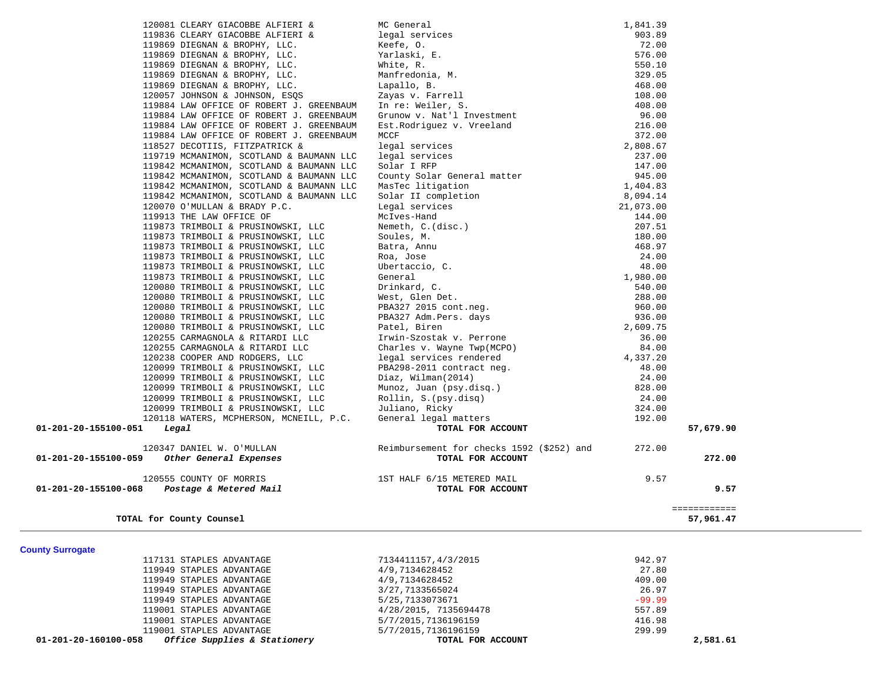| Account | PO / Vendor | Description | Amount | Total |
|---|---|---|---|---|
| | 120081 CLEARY GIACOBBE ALFIERI & | MC General | 1,841.39 | |
| | 119836 CLEARY GIACOBBE ALFIERI & | legal services | 903.89 | |
| | 119869 DIEGNAN & BROPHY, LLC. | Keefe, O. | 72.00 | |
| | 119869 DIEGNAN & BROPHY, LLC. | Yarlaski, E. | 576.00 | |
| | 119869 DIEGNAN & BROPHY, LLC. | White, R. | 550.10 | |
| | 119869 DIEGNAN & BROPHY, LLC. | Manfredonia, M. | 329.05 | |
| | 119869 DIEGNAN & BROPHY, LLC. | Lapallo, B. | 468.00 | |
| | 120057 JOHNSON & JOHNSON, ESQS | Zayas v. Farrell | 108.00 | |
| | 119884 LAW OFFICE OF ROBERT J. GREENBAUM | In re: Weiler, S. | 408.00 | |
| | 119884 LAW OFFICE OF ROBERT J. GREENBAUM | Grunow v. Nat'l Investment | 96.00 | |
| | 119884 LAW OFFICE OF ROBERT J. GREENBAUM | Est.Rodriguez v. Vreeland | 216.00 | |
| | 119884 LAW OFFICE OF ROBERT J. GREENBAUM | MCCF | 372.00 | |
| | 118527 DECOTIIS, FITZPATRICK & | legal services | 2,808.67 | |
| | 119719 MCMANIMON, SCOTLAND & BAUMANN LLC | legal services | 237.00 | |
| | 119842 MCMANIMON, SCOTLAND & BAUMANN LLC | Solar I RFP | 147.00 | |
| | 119842 MCMANIMON, SCOTLAND & BAUMANN LLC | County Solar General matter | 945.00 | |
| | 119842 MCMANIMON, SCOTLAND & BAUMANN LLC | MasTec litigation | 1,404.83 | |
| | 119842 MCMANIMON, SCOTLAND & BAUMANN LLC | Solar II completion | 8,094.14 | |
| | 120070 O'MULLAN & BRADY P.C. | Legal services | 21,073.00 | |
| | 119913 THE LAW OFFICE OF | McIves-Hand | 144.00 | |
| | 119873 TRIMBOLI & PRUSINOWSKI, LLC | Nemeth, C.(disc.) | 207.51 | |
| | 119873 TRIMBOLI & PRUSINOWSKI, LLC | Soules, M. | 180.00 | |
| | 119873 TRIMBOLI & PRUSINOWSKI, LLC | Batra, Annu | 468.97 | |
| | 119873 TRIMBOLI & PRUSINOWSKI, LLC | Roa, Jose | 24.00 | |
| | 119873 TRIMBOLI & PRUSINOWSKI, LLC | Ubertaccio, C. | 48.00 | |
| | 119873 TRIMBOLI & PRUSINOWSKI, LLC | General | 1,980.00 | |
| | 120080 TRIMBOLI & PRUSINOWSKI, LLC | Drinkard, C. | 540.00 | |
| | 120080 TRIMBOLI & PRUSINOWSKI, LLC | West, Glen Det. | 288.00 | |
| | 120080 TRIMBOLI & PRUSINOWSKI, LLC | PBA327 2015 cont.neg. | 960.00 | |
| | 120080 TRIMBOLI & PRUSINOWSKI, LLC | PBA327 Adm.Pers. days | 936.00 | |
| | 120080 TRIMBOLI & PRUSINOWSKI, LLC | Patel, Biren | 2,609.75 | |
| | 120255 CARMAGNOLA & RITARDI LLC | Irwin-Szostak v. Perrone | 36.00 | |
| | 120255 CARMAGNOLA & RITARDI LLC | Charles v. Wayne Twp(MCPO) | 84.00 | |
| | 120238 COOPER AND RODGERS, LLC | legal services rendered | 4,337.20 | |
| | 120099 TRIMBOLI & PRUSINOWSKI, LLC | PBA298-2011 contract neg. | 48.00 | |
| | 120099 TRIMBOLI & PRUSINOWSKI, LLC | Diaz, Wilman(2014) | 24.00 | |
| | 120099 TRIMBOLI & PRUSINOWSKI, LLC | Munoz, Juan (psy.disq.) | 828.00 | |
| | 120099 TRIMBOLI & PRUSINOWSKI, LLC | Rollin, S.(psy.disq) | 24.00 | |
| | 120099 TRIMBOLI & PRUSINOWSKI, LLC | Juliano, Ricky | 324.00 | |
| | 120118 WATERS, MCPHERSON, MCNEILL, P.C. | General legal matters | 192.00 | |
| **01-201-20-155100-051** | ***Legal*** | **TOTAL FOR ACCOUNT** | | **57,679.90** |
| | 120347 DANIEL W. O'MULLAN | Reimbursement for checks 1592 ($252) and | 272.00 | |
| **01-201-20-155100-059** | ***Other General Expenses*** | **TOTAL FOR ACCOUNT** | | **272.00** |
| | 120555 COUNTY OF MORRIS | 1ST HALF 6/15 METERED MAIL | 9.57 | |
| **01-201-20-155100-068** | ***Postage & Metered Mail*** | **TOTAL FOR ACCOUNT** | | **9.57** |
| | | | | ============ |
| | **TOTAL for County Counsel** | | | **57,961.47** |

## County Surrogate

| Account | PO / Vendor | Description | Amount | Total |
|---|---|---|---|---|
| | 117131 STAPLES ADVANTAGE | 7134411157,4/3/2015 | 942.97 | |
| | 119949 STAPLES ADVANTAGE | 4/9,7134628452 | 27.80 | |
| | 119949 STAPLES ADVANTAGE | 4/9,7134628452 | 409.00 | |
| | 119949 STAPLES ADVANTAGE | 3/27,7133565024 | 26.97 | |
| | 119949 STAPLES ADVANTAGE | 5/25,7133073671 | -99.99 | |
| | 119001 STAPLES ADVANTAGE | 4/28/2015, 7135694478 | 557.89 | |
| | 119001 STAPLES ADVANTAGE | 5/7/2015,7136196159 | 416.98 | |
| | 119001 STAPLES ADVANTAGE | 5/7/2015,7136196159 | 299.99 | |
| **01-201-20-160100-058** | ***Office Supplies & Stationery*** | **TOTAL FOR ACCOUNT** | | **2,581.61** |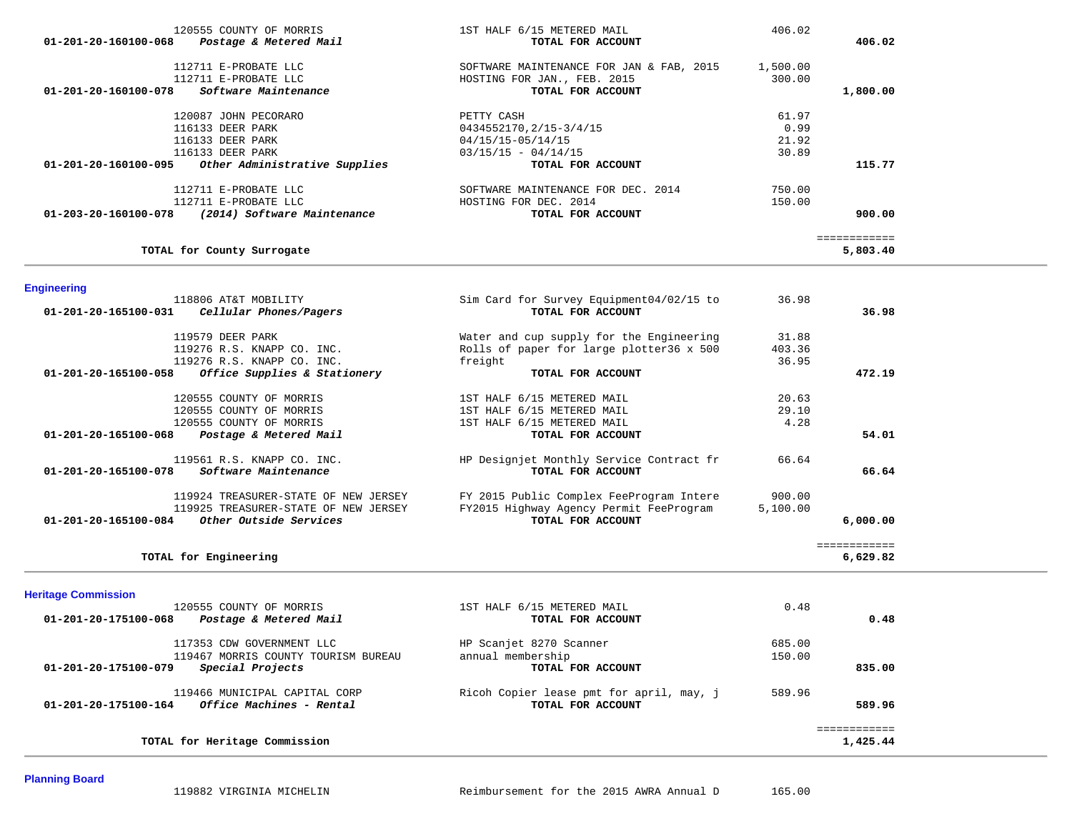| Account | Vendor | Description | Amount | Total |
|---|---|---|---|---|
| | 120555 COUNTY OF MORRIS | 1ST HALF 6/15 METERED MAIL | 406.02 | |
| **01-201-20-160100-068** | ***Postage & Metered Mail*** | **TOTAL FOR ACCOUNT** | | **406.02** |
| | 112711 E-PROBATE LLC | SOFTWARE MAINTENANCE FOR JAN & FAB, 2015 | 1,500.00 | |
| | 112711 E-PROBATE LLC | HOSTING FOR JAN., FEB. 2015 | 300.00 | |
| **01-201-20-160100-078** | ***Software Maintenance*** | **TOTAL FOR ACCOUNT** | | **1,800.00** |
| | 120087 JOHN PECORARO | PETTY CASH | 61.97 | |
| | 116133 DEER PARK | 0434552170,2/15-3/4/15 | 0.99 | |
| | 116133 DEER PARK | 04/15/15-05/14/15 | 21.92 | |
| | 116133 DEER PARK | 03/15/15 - 04/14/15 | 30.89 | |
| **01-201-20-160100-095** | ***Other Administrative Supplies*** | **TOTAL FOR ACCOUNT** | | **115.77** |
| | 112711 E-PROBATE LLC | SOFTWARE MAINTENANCE FOR DEC. 2014 | 750.00 | |
| | 112711 E-PROBATE LLC | HOSTING FOR DEC. 2014 | 150.00 | |
| **01-203-20-160100-078** | ***(2014) Software Maintenance*** | **TOTAL FOR ACCOUNT** | | **900.00** |
| | | | | ============ |
| | **TOTAL for County Surrogate** | | | **5,803.40** |

## Engineering

| Account | Vendor | Description | Amount | Total |
|---|---|---|---|---|
| | 118806 AT&T MOBILITY | Sim Card for Survey Equipment04/02/15 to | 36.98 | |
| **01-201-20-165100-031** | ***Cellular Phones/Pagers*** | **TOTAL FOR ACCOUNT** | | **36.98** |
| | 119579 DEER PARK | Water and cup supply for the Engineering | 31.88 | |
| | 119276 R.S. KNAPP CO. INC. | Rolls of paper for large plotter36 x 500 | 403.36 | |
| | 119276 R.S. KNAPP CO. INC. | freight | 36.95 | |
| **01-201-20-165100-058** | ***Office Supplies & Stationery*** | **TOTAL FOR ACCOUNT** | | **472.19** |
| | 120555 COUNTY OF MORRIS | 1ST HALF 6/15 METERED MAIL | 20.63 | |
| | 120555 COUNTY OF MORRIS | 1ST HALF 6/15 METERED MAIL | 29.10 | |
| | 120555 COUNTY OF MORRIS | 1ST HALF 6/15 METERED MAIL | 4.28 | |
| **01-201-20-165100-068** | ***Postage & Metered Mail*** | **TOTAL FOR ACCOUNT** | | **54.01** |
| | 119561 R.S. KNAPP CO. INC. | HP Designjet Monthly Service Contract fr | 66.64 | |
| **01-201-20-165100-078** | ***Software Maintenance*** | **TOTAL FOR ACCOUNT** | | **66.64** |
| | 119924 TREASURER-STATE OF NEW JERSEY | FY 2015 Public Complex FeeProgram Intere | 900.00 | |
| | 119925 TREASURER-STATE OF NEW JERSEY | FY2015 Highway Agency Permit FeeProgram | 5,100.00 | |
| **01-201-20-165100-084** | ***Other Outside Services*** | **TOTAL FOR ACCOUNT** | | **6,000.00** |
| | | | | ============ |
| | **TOTAL for Engineering** | | | **6,629.82** |

## Heritage Commission

| Account | Vendor | Description | Amount | Total |
|---|---|---|---|---|
| | 120555 COUNTY OF MORRIS | 1ST HALF 6/15 METERED MAIL | 0.48 | |
| **01-201-20-175100-068** | ***Postage & Metered Mail*** | **TOTAL FOR ACCOUNT** | | **0.48** |
| | 117353 CDW GOVERNMENT LLC | HP Scanjet 8270 Scanner | 685.00 | |
| | 119467 MORRIS COUNTY TOURISM BUREAU | annual membership | 150.00 | |
| **01-201-20-175100-079** | ***Special Projects*** | **TOTAL FOR ACCOUNT** | | **835.00** |
| | 119466 MUNICIPAL CAPITAL CORP | Ricoh Copier lease pmt for april, may, j | 589.96 | |
| **01-201-20-175100-164** | ***Office Machines - Rental*** | **TOTAL FOR ACCOUNT** | | **589.96** |
| | | | | ============ |
| | **TOTAL for Heritage Commission** | | | **1,425.44** |

## Planning Board

| Account | Vendor | Description | Amount | Total |
|---|---|---|---|---|
| | 119882 VIRGINIA MICHELIN | Reimbursement for the 2015 AWRA Annual D | 165.00 | |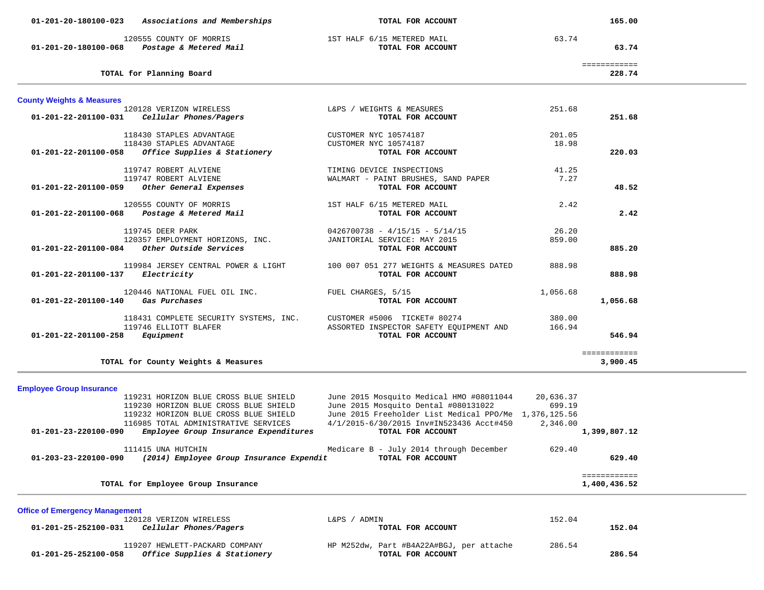| Account | Vendor / Description | Detail | Amount | Total |
|---|---|---|---|---|
| **01-201-20-180100-023** | ***Associations and Memberships*** | **TOTAL FOR ACCOUNT** | | **165.00** |
| | 120555 COUNTY OF MORRIS | 1ST HALF 6/15 METERED MAIL | 63.74 | |
| **01-201-20-180100-068** | ***Postage & Metered Mail*** | **TOTAL FOR ACCOUNT** | | **63.74** |
| | | | | ============ |
| | **TOTAL for Planning Board** | | | **228.74** |

## County Weights & Measures

| Account | Vendor / Description | Detail | Amount | Total |
|---|---|---|---|---|
| | 120128 VERIZON WIRELESS | L&PS / WEIGHTS & MEASURES | 251.68 | |
| **01-201-22-201100-031** | ***Cellular Phones/Pagers*** | **TOTAL FOR ACCOUNT** | | **251.68** |
| | 118430 STAPLES ADVANTAGE | CUSTOMER NYC 10574187 | 201.05 | |
| | 118430 STAPLES ADVANTAGE | CUSTOMER NYC 10574187 | 18.98 | |
| **01-201-22-201100-058** | ***Office Supplies & Stationery*** | **TOTAL FOR ACCOUNT** | | **220.03** |
| | 119747 ROBERT ALVIENE | TIMING DEVICE INSPECTIONS | 41.25 | |
| | 119747 ROBERT ALVIENE | WALMART - PAINT BRUSHES, SAND PAPER | 7.27 | |
| **01-201-22-201100-059** | ***Other General Expenses*** | **TOTAL FOR ACCOUNT** | | **48.52** |
| | 120555 COUNTY OF MORRIS | 1ST HALF 6/15 METERED MAIL | 2.42 | |
| **01-201-22-201100-068** | ***Postage & Metered Mail*** | **TOTAL FOR ACCOUNT** | | **2.42** |
| | 119745 DEER PARK | 0426700738 - 4/15/15 - 5/14/15 | 26.20 | |
| | 120357 EMPLOYMENT HORIZONS, INC. | JANITORIAL SERVICE: MAY 2015 | 859.00 | |
| **01-201-22-201100-084** | ***Other Outside Services*** | **TOTAL FOR ACCOUNT** | | **885.20** |
| | 119984 JERSEY CENTRAL POWER & LIGHT | 100 007 051 277 WEIGHTS & MEASURES DATED | 888.98 | |
| **01-201-22-201100-137** | ***Electricity*** | **TOTAL FOR ACCOUNT** | | **888.98** |
| | 120446 NATIONAL FUEL OIL INC. | FUEL CHARGES, 5/15 | 1,056.68 | |
| **01-201-22-201100-140** | ***Gas Purchases*** | **TOTAL FOR ACCOUNT** | | **1,056.68** |
| | 118431 COMPLETE SECURITY SYSTEMS, INC. | CUSTOMER #5006 TICKET# 80274 | 380.00 | |
| | 119746 ELLIOTT BLAFER | ASSORTED INSPECTOR SAFETY EQUIPMENT AND | 166.94 | |
| **01-201-22-201100-258** | ***Equipment*** | **TOTAL FOR ACCOUNT** | | **546.94** |
| | | | | ============ |
| | **TOTAL for County Weights & Measures** | | | **3,900.45** |

## Employee Group Insurance

| Account | Vendor / Description | Detail | Amount | Total |
|---|---|---|---|---|
| | 119231 HORIZON BLUE CROSS BLUE SHIELD | June 2015 Mosquito Medical HMO #08011044 | 20,636.37 | |
| | 119230 HORIZON BLUE CROSS BLUE SHIELD | June 2015 Mosquito Dental #080131022 | 699.19 | |
| | 119232 HORIZON BLUE CROSS BLUE SHIELD | June 2015 Freeholder List Medical PPO/Me | 1,376,125.56 | |
| | 116985 TOTAL ADMINISTRATIVE SERVICES | 4/1/2015-6/30/2015 Inv#IN523436 Acct#450 | 2,346.00 | |
| **01-201-23-220100-090** | ***Employee Group Insurance Expenditures*** | **TOTAL FOR ACCOUNT** | | **1,399,807.12** |
| | 111415 UNA HUTCHIN | Medicare B - July 2014 through December | 629.40 | |
| **01-203-23-220100-090** | ***(2014) Employee Group Insurance Expendit*** | **TOTAL FOR ACCOUNT** | | **629.40** |
| | | | | ============ |
| | **TOTAL for Employee Group Insurance** | | | **1,400,436.52** |

## Office of Emergency Management

| Account | Vendor / Description | Detail | Amount | Total |
|---|---|---|---|---|
| | 120128 VERIZON WIRELESS | L&PS / ADMIN | 152.04 | |
| **01-201-25-252100-031** | ***Cellular Phones/Pagers*** | **TOTAL FOR ACCOUNT** | | **152.04** |
| | 119207 HEWLETT-PACKARD COMPANY | HP M252dw, Part #B4A22A#BGJ, per attache | 286.54 | |
| **01-201-25-252100-058** | ***Office Supplies & Stationery*** | **TOTAL FOR ACCOUNT** | | **286.54** |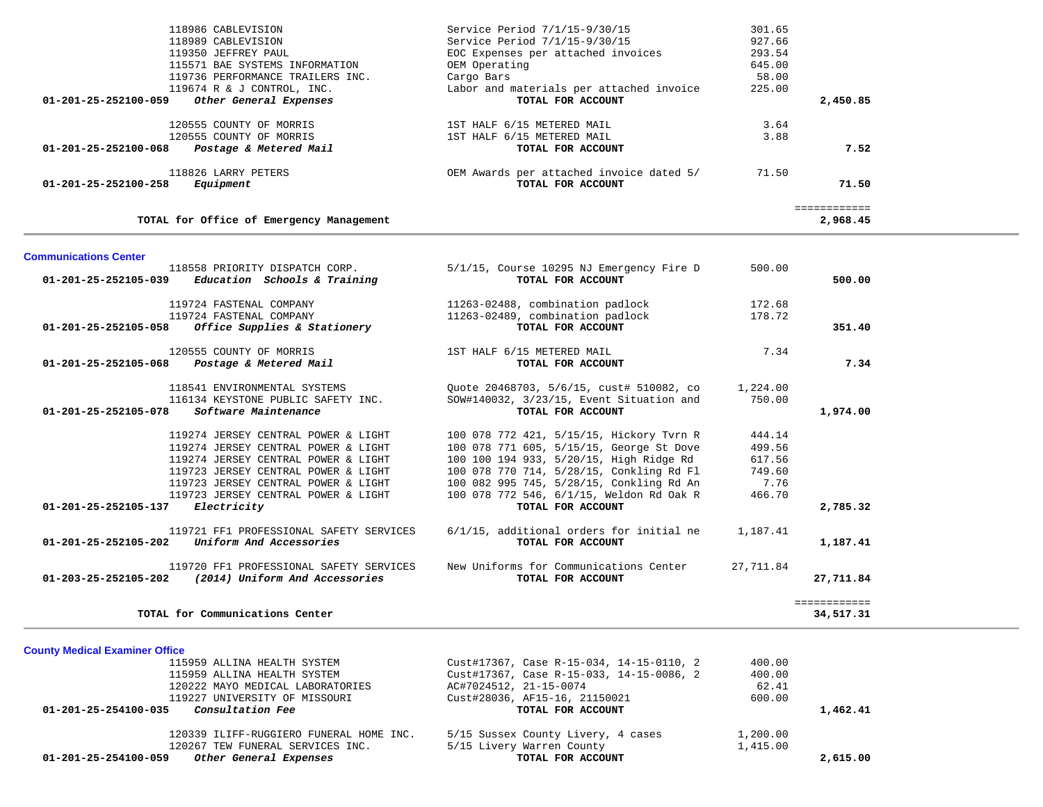| Account | Vendor / Description | Detail | Amount | Total |
|---|---|---|---|---|
| | 118986 CABLEVISION | Service Period 7/1/15-9/30/15 | 301.65 | |
| | 118989 CABLEVISION | Service Period 7/1/15-9/30/15 | 927.66 | |
| | 119350 JEFFREY PAUL | EOC Expenses per attached invoices | 293.54 | |
| | 115571 BAE SYSTEMS INFORMATION | OEM Operating | 645.00 | |
| | 119736 PERFORMANCE TRAILERS INC. | Cargo Bars | 58.00 | |
| | 119674 R & J CONTROL, INC. | Labor and materials per attached invoice | 225.00 | |
| **01-201-25-252100-059** | ***Other General Expenses*** | **TOTAL FOR ACCOUNT** | | **2,450.85** |
| | 120555 COUNTY OF MORRIS | 1ST HALF 6/15 METERED MAIL | 3.64 | |
| | 120555 COUNTY OF MORRIS | 1ST HALF 6/15 METERED MAIL | 3.88 | |
| **01-201-25-252100-068** | ***Postage & Metered Mail*** | **TOTAL FOR ACCOUNT** | | **7.52** |
| | 118826 LARRY PETERS | OEM Awards per attached invoice dated 5/ | 71.50 | |
| **01-201-25-252100-258** | ***Equipment*** | **TOTAL FOR ACCOUNT** | | **71.50** |
| | **TOTAL for Office of Emergency Management** | | | **2,968.45** |

## Communications Center

| Account | Vendor / Description | Detail | Amount | Total |
|---|---|---|---|---|
| | 118558 PRIORITY DISPATCH CORP. | 5/1/15, Course 10295 NJ Emergency Fire D | 500.00 | |
| **01-201-25-252105-039** | ***Education Schools & Training*** | **TOTAL FOR ACCOUNT** | | **500.00** |
| | 119724 FASTENAL COMPANY | 11263-02488, combination padlock | 172.68 | |
| | 119724 FASTENAL COMPANY | 11263-02489, combination padlock | 178.72 | |
| **01-201-25-252105-058** | ***Office Supplies & Stationery*** | **TOTAL FOR ACCOUNT** | | **351.40** |
| | 120555 COUNTY OF MORRIS | 1ST HALF 6/15 METERED MAIL | 7.34 | |
| **01-201-25-252105-068** | ***Postage & Metered Mail*** | **TOTAL FOR ACCOUNT** | | **7.34** |
| | 118541 ENVIRONMENTAL SYSTEMS | Quote 20468703, 5/6/15, cust# 510082, co | 1,224.00 | |
| | 116134 KEYSTONE PUBLIC SAFETY INC. | SOW#140032, 3/23/15, Event Situation and | 750.00 | |
| **01-201-25-252105-078** | ***Software Maintenance*** | **TOTAL FOR ACCOUNT** | | **1,974.00** |
| | 119274 JERSEY CENTRAL POWER & LIGHT | 100 078 772 421, 5/15/15, Hickory Tvrn R | 444.14 | |
| | 119274 JERSEY CENTRAL POWER & LIGHT | 100 078 771 605, 5/15/15, George St Dove | 499.56 | |
| | 119274 JERSEY CENTRAL POWER & LIGHT | 100 100 194 933, 5/20/15, High Ridge Rd | 617.56 | |
| | 119723 JERSEY CENTRAL POWER & LIGHT | 100 078 770 714, 5/28/15, Conkling Rd Fl | 749.60 | |
| | 119723 JERSEY CENTRAL POWER & LIGHT | 100 082 995 745, 5/28/15, Conkling Rd An | 7.76 | |
| | 119723 JERSEY CENTRAL POWER & LIGHT | 100 078 772 546, 6/1/15, Weldon Rd Oak R | 466.70 | |
| **01-201-25-252105-137** | ***Electricity*** | **TOTAL FOR ACCOUNT** | | **2,785.32** |
| | 119721 FF1 PROFESSIONAL SAFETY SERVICES | 6/1/15, additional orders for initial ne | 1,187.41 | |
| **01-201-25-252105-202** | ***Uniform And Accessories*** | **TOTAL FOR ACCOUNT** | | **1,187.41** |
| | 119720 FF1 PROFESSIONAL SAFETY SERVICES | New Uniforms for Communications Center | 27,711.84 | |
| **01-203-25-252105-202** | ***(2014) Uniform And Accessories*** | **TOTAL FOR ACCOUNT** | | **27,711.84** |
| | **TOTAL for Communications Center** | | | **34,517.31** |

## County Medical Examiner Office

| Account | Vendor / Description | Detail | Amount | Total |
|---|---|---|---|---|
| | 115959 ALLINA HEALTH SYSTEM | Cust#17367, Case R-15-034, 14-15-0110, 2 | 400.00 | |
| | 115959 ALLINA HEALTH SYSTEM | Cust#17367, Case R-15-033, 14-15-0086, 2 | 400.00 | |
| | 120222 MAYO MEDICAL LABORATORIES | AC#7024512, 21-15-0074 | 62.41 | |
| | 119227 UNIVERSITY OF MISSOURI | Cust#28036, AF15-16, 21150021 | 600.00 | |
| **01-201-25-254100-035** | ***Consultation Fee*** | **TOTAL FOR ACCOUNT** | | **1,462.41** |
| | 120339 ILIFF-RUGGIERO FUNERAL HOME INC. | 5/15 Sussex County Livery, 4 cases | 1,200.00 | |
| | 120267 TEW FUNERAL SERVICES INC. | 5/15 Livery Warren County | 1,415.00 | |
| **01-201-25-254100-059** | ***Other General Expenses*** | **TOTAL FOR ACCOUNT** | | **2,615.00** |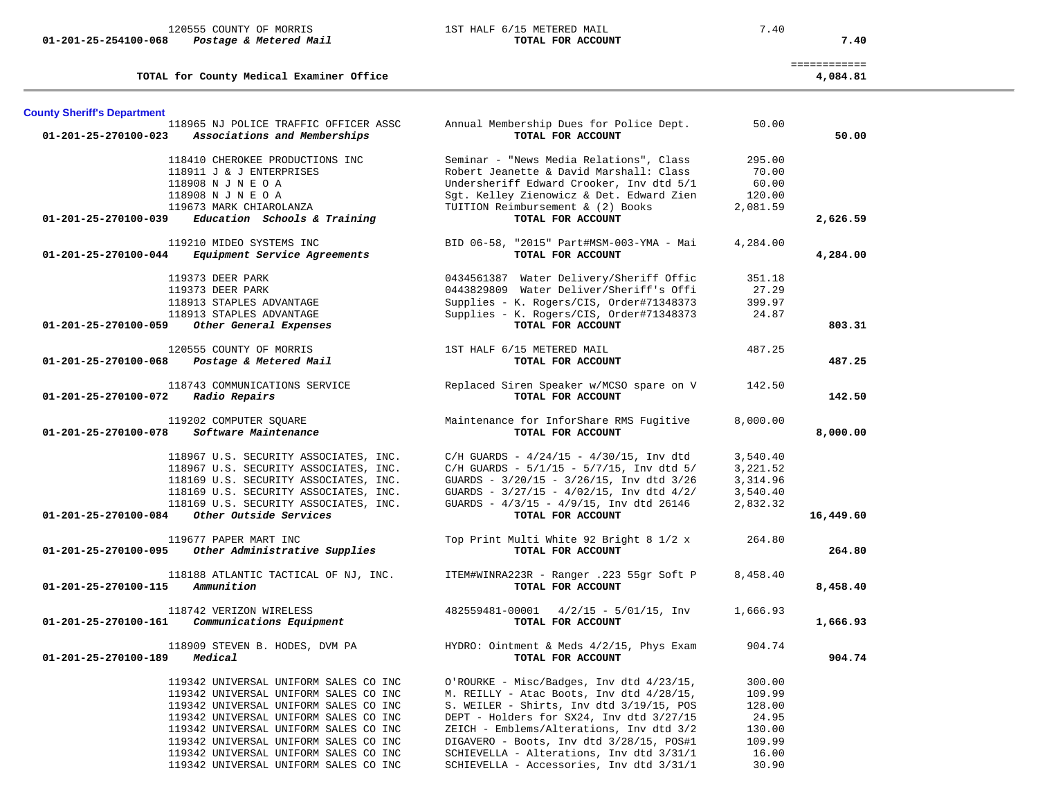| Account | Vendor | Description | Amount | Total |
|---|---|---|---|---|
| | 120555 COUNTY OF MORRIS | 1ST HALF 6/15 METERED MAIL | 7.40 | |
| **01-201-25-254100-068** | ***Postage & Metered Mail*** | **TOTAL FOR ACCOUNT** | | **7.40** |
| | | | | ============ |
| | **TOTAL for County Medical Examiner Office** | | | **4,084.81** |

**County Sheriff's Department**

| Account | Vendor | Description | Amount | Total |
|---|---|---|---|---|
| | 118965 NJ POLICE TRAFFIC OFFICER ASSC | Annual Membership Dues for Police Dept. | 50.00 | |
| **01-201-25-270100-023** | ***Associations and Memberships*** | **TOTAL FOR ACCOUNT** | | **50.00** |
| | 118410 CHEROKEE PRODUCTIONS INC | Seminar - "News Media Relations", Class | 295.00 | |
| | 118911 J & J ENTERPRISES | Robert Jeanette & David Marshall: Class | 70.00 | |
| | 118908 N J N E O A | Undersheriff Edward Crooker, Inv dtd 5/1 | 60.00 | |
| | 118908 N J N E O A | Sgt. Kelley Zienowicz & Det. Edward Zien | 120.00 | |
| | 119673 MARK CHIAROLANZA | TUITION Reimbursement & (2) Books | 2,081.59 | |
| **01-201-25-270100-039** | ***Education Schools & Training*** | **TOTAL FOR ACCOUNT** | | **2,626.59** |
| | 119210 MIDEO SYSTEMS INC | BID 06-58, "2015" Part#MSM-003-YMA - Mai | 4,284.00 | |
| **01-201-25-270100-044** | ***Equipment Service Agreements*** | **TOTAL FOR ACCOUNT** | | **4,284.00** |
| | 119373 DEER PARK | 0434561387 Water Delivery/Sheriff Offic | 351.18 | |
| | 119373 DEER PARK | 0443829809 Water Deliver/Sheriff's Offi | 27.29 | |
| | 118913 STAPLES ADVANTAGE | Supplies - K. Rogers/CIS, Order#71348373 | 399.97 | |
| | 118913 STAPLES ADVANTAGE | Supplies - K. Rogers/CIS, Order#71348373 | 24.87 | |
| **01-201-25-270100-059** | ***Other General Expenses*** | **TOTAL FOR ACCOUNT** | | **803.31** |
| | 120555 COUNTY OF MORRIS | 1ST HALF 6/15 METERED MAIL | 487.25 | |
| **01-201-25-270100-068** | ***Postage & Metered Mail*** | **TOTAL FOR ACCOUNT** | | **487.25** |
| | 118743 COMMUNICATIONS SERVICE | Replaced Siren Speaker w/MCSO spare on V | 142.50 | |
| **01-201-25-270100-072** | ***Radio Repairs*** | **TOTAL FOR ACCOUNT** | | **142.50** |
| | 119202 COMPUTER SQUARE | Maintenance for InforShare RMS Fugitive | 8,000.00 | |
| **01-201-25-270100-078** | ***Software Maintenance*** | **TOTAL FOR ACCOUNT** | | **8,000.00** |
| | 118967 U.S. SECURITY ASSOCIATES, INC. | C/H GUARDS - 4/24/15 - 4/30/15, Inv dtd | 3,540.40 | |
| | 118967 U.S. SECURITY ASSOCIATES, INC. | C/H GUARDS - 5/1/15 - 5/7/15, Inv dtd 5/ | 3,221.52 | |
| | 118169 U.S. SECURITY ASSOCIATES, INC. | GUARDS - 3/20/15 - 3/26/15, Inv dtd 3/26 | 3,314.96 | |
| | 118169 U.S. SECURITY ASSOCIATES, INC. | GUARDS - 3/27/15 - 4/02/15, Inv dtd 4/2/ | 3,540.40 | |
| | 118169 U.S. SECURITY ASSOCIATES, INC. | GUARDS - 4/3/15 - 4/9/15, Inv dtd 26146 | 2,832.32 | |
| **01-201-25-270100-084** | ***Other Outside Services*** | **TOTAL FOR ACCOUNT** | | **16,449.60** |
| | 119677 PAPER MART INC | Top Print Multi White 92 Bright 8 1/2 x | 264.80 | |
| **01-201-25-270100-095** | ***Other Administrative Supplies*** | **TOTAL FOR ACCOUNT** | | **264.80** |
| | 118188 ATLANTIC TACTICAL OF NJ, INC. | ITEM#WINRA223R - Ranger .223 55gr Soft P | 8,458.40 | |
| **01-201-25-270100-115** | ***Ammunition*** | **TOTAL FOR ACCOUNT** | | **8,458.40** |
| | 118742 VERIZON WIRELESS | 482559481-00001 4/2/15 - 5/01/15, Inv | 1,666.93 | |
| **01-201-25-270100-161** | ***Communications Equipment*** | **TOTAL FOR ACCOUNT** | | **1,666.93** |
| | 118909 STEVEN B. HODES, DVM PA | HYDRO: Ointment & Meds 4/2/15, Phys Exam | 904.74 | |
| **01-201-25-270100-189** | ***Medical*** | **TOTAL FOR ACCOUNT** | | **904.74** |
| | 119342 UNIVERSAL UNIFORM SALES CO INC | O'ROURKE - Misc/Badges, Inv dtd 4/23/15, | 300.00 | |
| | 119342 UNIVERSAL UNIFORM SALES CO INC | M. REILLY - Atac Boots, Inv dtd 4/28/15, | 109.99 | |
| | 119342 UNIVERSAL UNIFORM SALES CO INC | S. WEILER - Shirts, Inv dtd 3/19/15, POS | 128.00 | |
| | 119342 UNIVERSAL UNIFORM SALES CO INC | DEPT - Holders for SX24, Inv dtd 3/27/15 | 24.95 | |
| | 119342 UNIVERSAL UNIFORM SALES CO INC | ZEICH - Emblems/Alterations, Inv dtd 3/2 | 130.00 | |
| | 119342 UNIVERSAL UNIFORM SALES CO INC | DIGAVERO - Boots, Inv dtd 3/28/15, POS#1 | 109.99 | |
| | 119342 UNIVERSAL UNIFORM SALES CO INC | SCHIEVELLA - Alterations, Inv dtd 3/31/1 | 16.00 | |
| | 119342 UNIVERSAL UNIFORM SALES CO INC | SCHIEVELLA - Accessories, Inv dtd 3/31/1 | 30.90 | |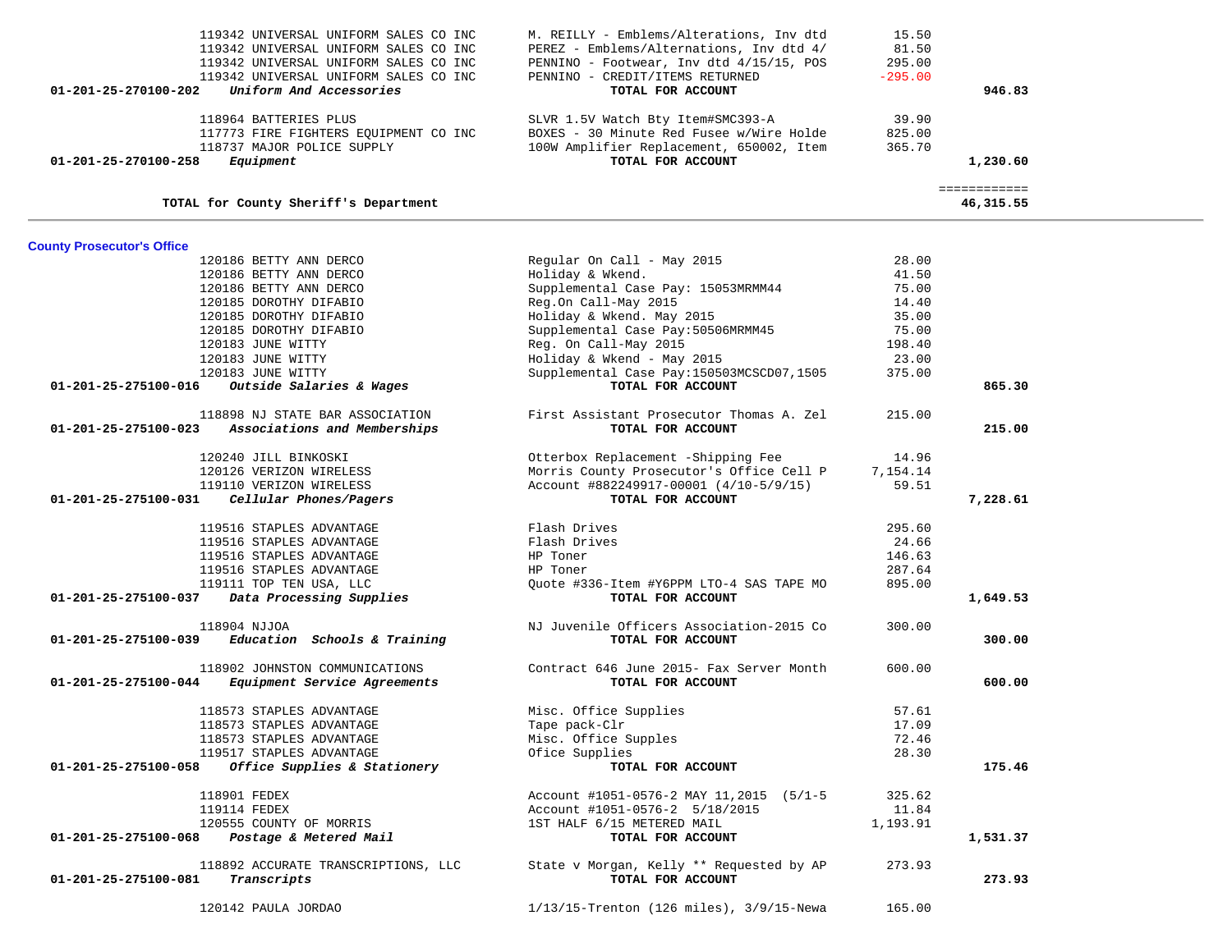| Account | Vendor | Description | Amount | Total |
|---|---|---|---|---|
| | 119342 UNIVERSAL UNIFORM SALES CO INC | M. REILLY - Emblems/Alterations, Inv dtd | 15.50 | |
| | 119342 UNIVERSAL UNIFORM SALES CO INC | PEREZ - Emblems/Alternations, Inv dtd 4/ | 81.50 | |
| | 119342 UNIVERSAL UNIFORM SALES CO INC | PENNINO - Footwear, Inv dtd 4/15/15, POS | 295.00 | |
| | 119342 UNIVERSAL UNIFORM SALES CO INC | PENNINO - CREDIT/ITEMS RETURNED | -295.00 | |
| **01-201-25-270100-202** | ***Uniform And Accessories*** | **TOTAL FOR ACCOUNT** | | **946.83** |
| | 118964 BATTERIES PLUS | SLVR 1.5V Watch Bty Item#SMC393-A | 39.90 | |
| | 117773 FIRE FIGHTERS EQUIPMENT CO INC | BOXES - 30 Minute Red Fusee w/Wire Holde | 825.00 | |
| | 118737 MAJOR POLICE SUPPLY | 100W Amplifier Replacement, 650002, Item | 365.70 | |
| **01-201-25-270100-258** | ***Equipment*** | **TOTAL FOR ACCOUNT** | | **1,230.60** |
| | | | | ============ |
| | **TOTAL for County Sheriff's Department** | | | **46,315.55** |

**County Prosecutor's Office**

| Account | Vendor | Description | Amount | Total |
|---|---|---|---|---|
| | 120186 BETTY ANN DERCO | Regular On Call - May 2015 | 28.00 | |
| | 120186 BETTY ANN DERCO | Holiday & Wkend. | 41.50 | |
| | 120186 BETTY ANN DERCO | Supplemental Case Pay: 15053MRMM44 | 75.00 | |
| | 120185 DOROTHY DIFABIO | Reg.On Call-May 2015 | 14.40 | |
| | 120185 DOROTHY DIFABIO | Holiday & Wkend. May 2015 | 35.00 | |
| | 120185 DOROTHY DIFABIO | Supplemental Case Pay:50506MRMM45 | 75.00 | |
| | 120183 JUNE WITTY | Reg. On Call-May 2015 | 198.40 | |
| | 120183 JUNE WITTY | Holiday & Wkend - May 2015 | 23.00 | |
| | 120183 JUNE WITTY | Supplemental Case Pay:150503MCSCD07,1505 | 375.00 | |
| **01-201-25-275100-016** | ***Outside Salaries & Wages*** | **TOTAL FOR ACCOUNT** | | **865.30** |
| | 118898 NJ STATE BAR ASSOCIATION | First Assistant Prosecutor Thomas A. Zel | 215.00 | |
| **01-201-25-275100-023** | ***Associations and Memberships*** | **TOTAL FOR ACCOUNT** | | **215.00** |
| | 120240 JILL BINKOSKI | Otterbox Replacement -Shipping Fee | 14.96 | |
| | 120126 VERIZON WIRELESS | Morris County Prosecutor's Office Cell P | 7,154.14 | |
| | 119110 VERIZON WIRELESS | Account #882249917-00001 (4/10-5/9/15) | 59.51 | |
| **01-201-25-275100-031** | ***Cellular Phones/Pagers*** | **TOTAL FOR ACCOUNT** | | **7,228.61** |
| | 119516 STAPLES ADVANTAGE | Flash Drives | 295.60 | |
| | 119516 STAPLES ADVANTAGE | Flash Drives | 24.66 | |
| | 119516 STAPLES ADVANTAGE | HP Toner | 146.63 | |
| | 119516 STAPLES ADVANTAGE | HP Toner | 287.64 | |
| | 119111 TOP TEN USA, LLC | Quote #336-Item #Y6PPM LTO-4 SAS TAPE MO | 895.00 | |
| **01-201-25-275100-037** | ***Data Processing Supplies*** | **TOTAL FOR ACCOUNT** | | **1,649.53** |
| | 118904 NJJOA | NJ Juvenile Officers Association-2015 Co | 300.00 | |
| **01-201-25-275100-039** | ***Education Schools & Training*** | **TOTAL FOR ACCOUNT** | | **300.00** |
| | 118902 JOHNSTON COMMUNICATIONS | Contract 646 June 2015- Fax Server Month | 600.00 | |
| **01-201-25-275100-044** | ***Equipment Service Agreements*** | **TOTAL FOR ACCOUNT** | | **600.00** |
| | 118573 STAPLES ADVANTAGE | Misc. Office Supplies | 57.61 | |
| | 118573 STAPLES ADVANTAGE | Tape pack-Clr | 17.09 | |
| | 118573 STAPLES ADVANTAGE | Misc. Office Supples | 72.46 | |
| | 119517 STAPLES ADVANTAGE | Ofice Supplies | 28.30 | |
| **01-201-25-275100-058** | ***Office Supplies & Stationery*** | **TOTAL FOR ACCOUNT** | | **175.46** |
| | 118901 FEDEX | Account #1051-0576-2 MAY 11,2015 (5/1-5 | 325.62 | |
| | 119114 FEDEX | Account #1051-0576-2 5/18/2015 | 11.84 | |
| | 120555 COUNTY OF MORRIS | 1ST HALF 6/15 METERED MAIL | 1,193.91 | |
| **01-201-25-275100-068** | ***Postage & Metered Mail*** | **TOTAL FOR ACCOUNT** | | **1,531.37** |
| | 118892 ACCURATE TRANSCRIPTIONS, LLC | State v Morgan, Kelly ** Requested by AP | 273.93 | |
| **01-201-25-275100-081** | ***Transcripts*** | **TOTAL FOR ACCOUNT** | | **273.93** |
| | 120142 PAULA JORDAO | 1/13/15-Trenton (126 miles), 3/9/15-Newa | 165.00 | |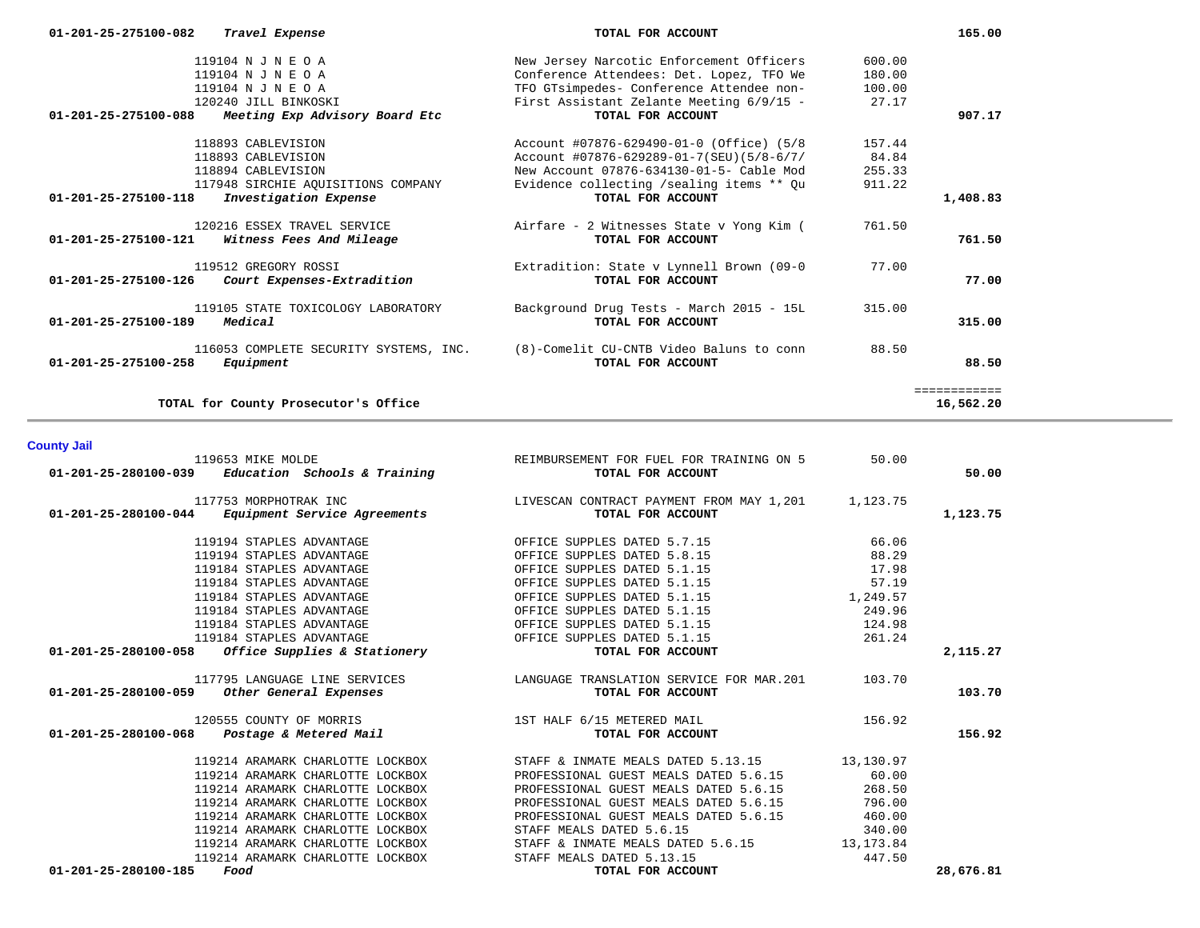| Account | Vendor / Description | Details | Amount | Total |
|---|---|---|---|---|
| 01-201-25-275100-082 | *Travel Expense* | **TOTAL FOR ACCOUNT** | | **165.00** |
| | 119104 N J N E O A | New Jersey Narcotic Enforcement Officers | 600.00 | |
| | 119104 N J N E O A | Conference Attendees: Det. Lopez, TFO We | 180.00 | |
| | 119104 N J N E O A | TFO GTsimpedes- Conference Attendee non- | 100.00 | |
| | 120240 JILL BINKOSKI | First Assistant Zelante Meeting 6/9/15 - | 27.17 | |
| 01-201-25-275100-088 | *Meeting Exp Advisory Board Etc* | **TOTAL FOR ACCOUNT** | | **907.17** |
| | 118893 CABLEVISION | Account #07876-629490-01-0 (Office) (5/8 | 157.44 | |
| | 118893 CABLEVISION | Account #07876-629289-01-7(SEU)(5/8-6/7/ | 84.84 | |
| | 118894 CABLEVISION | New Account 07876-634130-01-5- Cable Mod | 255.33 | |
| | 117948 SIRCHIE AQUISITIONS COMPANY | Evidence collecting /sealing items ** Qu | 911.22 | |
| 01-201-25-275100-118 | *Investigation Expense* | **TOTAL FOR ACCOUNT** | | **1,408.83** |
| | 120216 ESSEX TRAVEL SERVICE | Airfare - 2 Witnesses State v Yong Kim ( | 761.50 | |
| 01-201-25-275100-121 | *Witness Fees And Mileage* | **TOTAL FOR ACCOUNT** | | **761.50** |
| | 119512 GREGORY ROSSI | Extradition: State v Lynnell Brown (09-0 | 77.00 | |
| 01-201-25-275100-126 | *Court Expenses-Extradition* | **TOTAL FOR ACCOUNT** | | **77.00** |
| | 119105 STATE TOXICOLOGY LABORATORY | Background Drug Tests - March 2015 - 15L | 315.00 | |
| 01-201-25-275100-189 | *Medical* | **TOTAL FOR ACCOUNT** | | **315.00** |
| | 116053 COMPLETE SECURITY SYSTEMS, INC. | (8)-Comelit CU-CNTB Video Baluns to conn | 88.50 | |
| 01-201-25-275100-258 | *Equipment* | **TOTAL FOR ACCOUNT** | | **88.50** |
| | **TOTAL for County Prosecutor's Office** | | | **16,562.20** |

## County Jail

| Account | Vendor / Description | Details | Amount | Total |
|---|---|---|---|---|
| | 119653 MIKE MOLDE | REIMBURSEMENT FOR FUEL FOR TRAINING ON 5 | 50.00 | |
| 01-201-25-280100-039 | *Education Schools & Training* | **TOTAL FOR ACCOUNT** | | **50.00** |
| | 117753 MORPHOTRAK INC | LIVESCAN CONTRACT PAYMENT FROM MAY 1,201 | 1,123.75 | |
| 01-201-25-280100-044 | *Equipment Service Agreements* | **TOTAL FOR ACCOUNT** | | **1,123.75** |
| | 119194 STAPLES ADVANTAGE | OFFICE SUPPLES DATED 5.7.15 | 66.06 | |
| | 119194 STAPLES ADVANTAGE | OFFICE SUPPLES DATED 5.8.15 | 88.29 | |
| | 119184 STAPLES ADVANTAGE | OFFICE SUPPLES DATED 5.1.15 | 17.98 | |
| | 119184 STAPLES ADVANTAGE | OFFICE SUPPLES DATED 5.1.15 | 57.19 | |
| | 119184 STAPLES ADVANTAGE | OFFICE SUPPLES DATED 5.1.15 | 1,249.57 | |
| | 119184 STAPLES ADVANTAGE | OFFICE SUPPLES DATED 5.1.15 | 249.96 | |
| | 119184 STAPLES ADVANTAGE | OFFICE SUPPLES DATED 5.1.15 | 124.98 | |
| | 119184 STAPLES ADVANTAGE | OFFICE SUPPLES DATED 5.1.15 | 261.24 | |
| 01-201-25-280100-058 | *Office Supplies & Stationery* | **TOTAL FOR ACCOUNT** | | **2,115.27** |
| | 117795 LANGUAGE LINE SERVICES | LANGUAGE TRANSLATION SERVICE FOR MAR.201 | 103.70 | |
| 01-201-25-280100-059 | *Other General Expenses* | **TOTAL FOR ACCOUNT** | | **103.70** |
| | 120555 COUNTY OF MORRIS | 1ST HALF 6/15 METERED MAIL | 156.92 | |
| 01-201-25-280100-068 | *Postage & Metered Mail* | **TOTAL FOR ACCOUNT** | | **156.92** |
| | 119214 ARAMARK CHARLOTTE LOCKBOX | STAFF & INMATE MEALS DATED 5.13.15 | 13,130.97 | |
| | 119214 ARAMARK CHARLOTTE LOCKBOX | PROFESSIONAL GUEST MEALS DATED 5.6.15 | 60.00 | |
| | 119214 ARAMARK CHARLOTTE LOCKBOX | PROFESSIONAL GUEST MEALS DATED 5.6.15 | 268.50 | |
| | 119214 ARAMARK CHARLOTTE LOCKBOX | PROFESSIONAL GUEST MEALS DATED 5.6.15 | 796.00 | |
| | 119214 ARAMARK CHARLOTTE LOCKBOX | PROFESSIONAL GUEST MEALS DATED 5.6.15 | 460.00 | |
| | 119214 ARAMARK CHARLOTTE LOCKBOX | STAFF MEALS DATED 5.6.15 | 340.00 | |
| | 119214 ARAMARK CHARLOTTE LOCKBOX | STAFF & INMATE MEALS DATED 5.6.15 | 13,173.84 | |
| | 119214 ARAMARK CHARLOTTE LOCKBOX | STAFF MEALS DATED 5.13.15 | 447.50 | |
| 01-201-25-280100-185 | *Food* | **TOTAL FOR ACCOUNT** | | **28,676.81** |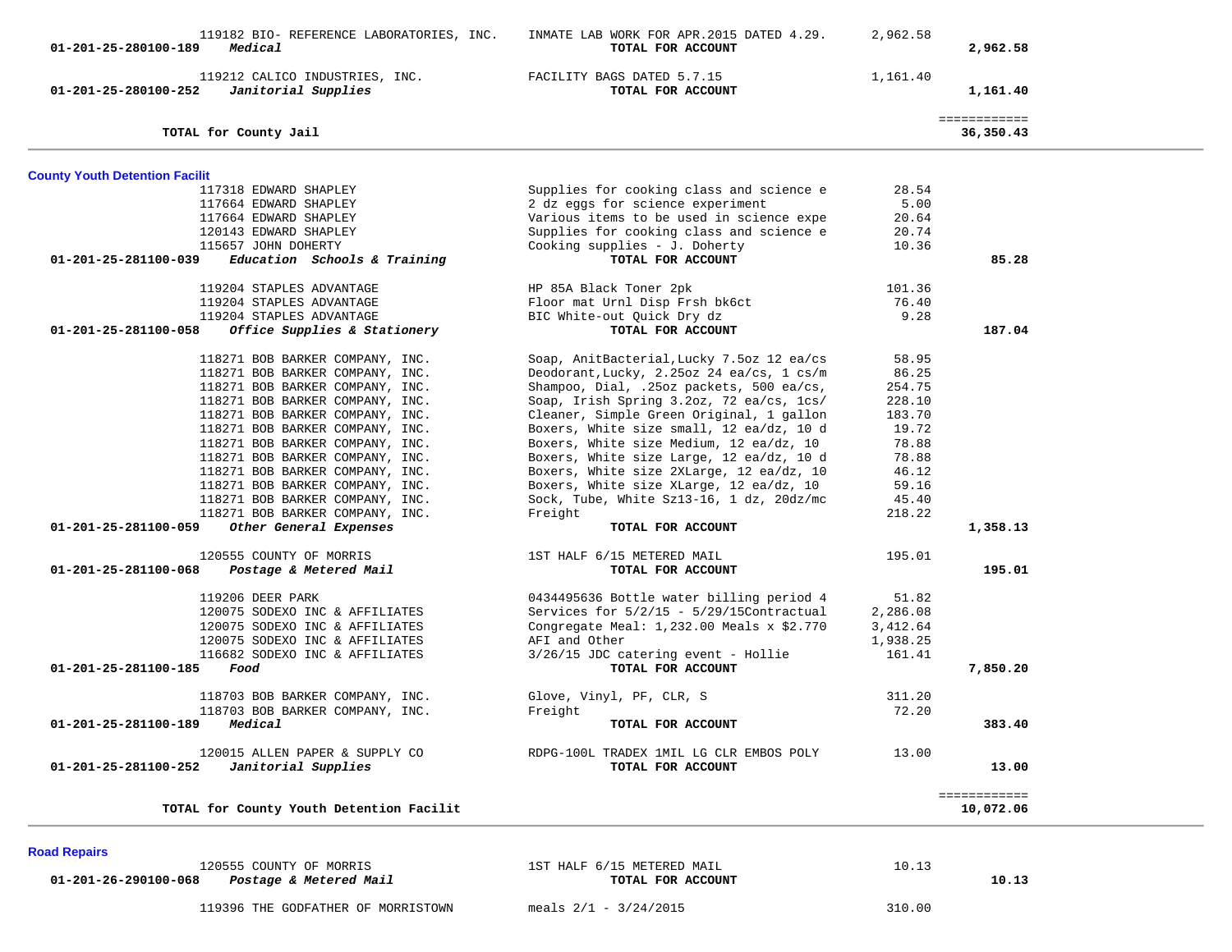| Account | Vendor / Description | | Amount | Total |
|---|---|---|---|---|
| | 119182 BIO- REFERENCE LABORATORIES, INC. | INMATE LAB WORK FOR APR.2015 DATED 4.29. | 2,962.58 | |
| 01-201-25-280100-189 | *Medical* | **TOTAL FOR ACCOUNT** | | **2,962.58** |
| | 119212 CALICO INDUSTRIES, INC. | FACILITY BAGS DATED 5.7.15 | 1,161.40 | |
| 01-201-25-280100-252 | *Janitorial Supplies* | **TOTAL FOR ACCOUNT** | | **1,161.40** |
| | | | | ============ |
| | **TOTAL for County Jail** | | | **36,350.43** |

## County Youth Detention Facilit

| Account | Vendor | Description | Amount | Total |
|---|---|---|---|---|
| | 117318 EDWARD SHAPLEY | Supplies for cooking class and science e | 28.54 | |
| | 117664 EDWARD SHAPLEY | 2 dz eggs for science experiment | 5.00 | |
| | 117664 EDWARD SHAPLEY | Various items to be used in science expe | 20.64 | |
| | 120143 EDWARD SHAPLEY | Supplies for cooking class and science e | 20.74 | |
| | 115657 JOHN DOHERTY | Cooking supplies - J. Doherty | 10.36 | |
| 01-201-25-281100-039 | *Education Schools & Training* | **TOTAL FOR ACCOUNT** | | **85.28** |
| | 119204 STAPLES ADVANTAGE | HP 85A Black Toner 2pk | 101.36 | |
| | 119204 STAPLES ADVANTAGE | Floor mat Urnl Disp Frsh bk6ct | 76.40 | |
| | 119204 STAPLES ADVANTAGE | BIC White-out Quick Dry dz | 9.28 | |
| 01-201-25-281100-058 | *Office Supplies & Stationery* | **TOTAL FOR ACCOUNT** | | **187.04** |
| | 118271 BOB BARKER COMPANY, INC. | Soap, AnitBacterial,Lucky 7.5oz 12 ea/cs | 58.95 | |
| | 118271 BOB BARKER COMPANY, INC. | Deodorant,Lucky, 2.25oz 24 ea/cs, 1 cs/m | 86.25 | |
| | 118271 BOB BARKER COMPANY, INC. | Shampoo, Dial, .25oz packets, 500 ea/cs, | 254.75 | |
| | 118271 BOB BARKER COMPANY, INC. | Soap, Irish Spring 3.2oz, 72 ea/cs, 1cs/ | 228.10 | |
| | 118271 BOB BARKER COMPANY, INC. | Cleaner, Simple Green Original, 1 gallon | 183.70 | |
| | 118271 BOB BARKER COMPANY, INC. | Boxers, White size small, 12 ea/dz, 10 d | 19.72 | |
| | 118271 BOB BARKER COMPANY, INC. | Boxers, White size Medium, 12 ea/dz, 10 | 78.88 | |
| | 118271 BOB BARKER COMPANY, INC. | Boxers, White size Large, 12 ea/dz, 10 d | 78.88 | |
| | 118271 BOB BARKER COMPANY, INC. | Boxers, White size 2XLarge, 12 ea/dz, 10 | 46.12 | |
| | 118271 BOB BARKER COMPANY, INC. | Boxers, White size XLarge, 12 ea/dz, 10 | 59.16 | |
| | 118271 BOB BARKER COMPANY, INC. | Sock, Tube, White Sz13-16, 1 dz, 20dz/mc | 45.40 | |
| | 118271 BOB BARKER COMPANY, INC. | Freight | 218.22 | |
| 01-201-25-281100-059 | *Other General Expenses* | **TOTAL FOR ACCOUNT** | | **1,358.13** |
| | 120555 COUNTY OF MORRIS | 1ST HALF 6/15 METERED MAIL | 195.01 | |
| 01-201-25-281100-068 | *Postage & Metered Mail* | **TOTAL FOR ACCOUNT** | | **195.01** |
| | 119206 DEER PARK | 0434495636 Bottle water billing period 4 | 51.82 | |
| | 120075 SODEXO INC & AFFILIATES | Services for 5/2/15 - 5/29/15Contractual | 2,286.08 | |
| | 120075 SODEXO INC & AFFILIATES | Congregate Meal: 1,232.00 Meals x $2.770 | 3,412.64 | |
| | 120075 SODEXO INC & AFFILIATES | AFI and Other | 1,938.25 | |
| | 116682 SODEXO INC & AFFILIATES | 3/26/15 JDC catering event - Hollie | 161.41 | |
| 01-201-25-281100-185 | *Food* | **TOTAL FOR ACCOUNT** | | **7,850.20** |
| | 118703 BOB BARKER COMPANY, INC. | Glove, Vinyl, PF, CLR, S | 311.20 | |
| | 118703 BOB BARKER COMPANY, INC. | Freight | 72.20 | |
| 01-201-25-281100-189 | *Medical* | **TOTAL FOR ACCOUNT** | | **383.40** |
| | 120015 ALLEN PAPER & SUPPLY CO | RDPG-100L TRADEX 1MIL LG CLR EMBOS POLY | 13.00 | |
| 01-201-25-281100-252 | *Janitorial Supplies* | **TOTAL FOR ACCOUNT** | | **13.00** |
| | | | | ============ |
| | **TOTAL for County Youth Detention Facilit** | | | **10,072.06** |

## Road Repairs

| Account | Vendor | Description | Amount | Total |
|---|---|---|---|---|
| | 120555 COUNTY OF MORRIS | 1ST HALF 6/15 METERED MAIL | 10.13 | |
| 01-201-26-290100-068 | *Postage & Metered Mail* | **TOTAL FOR ACCOUNT** | | **10.13** |
| | 119396 THE GODFATHER OF MORRISTOWN | meals 2/1 - 3/24/2015 | 310.00 | |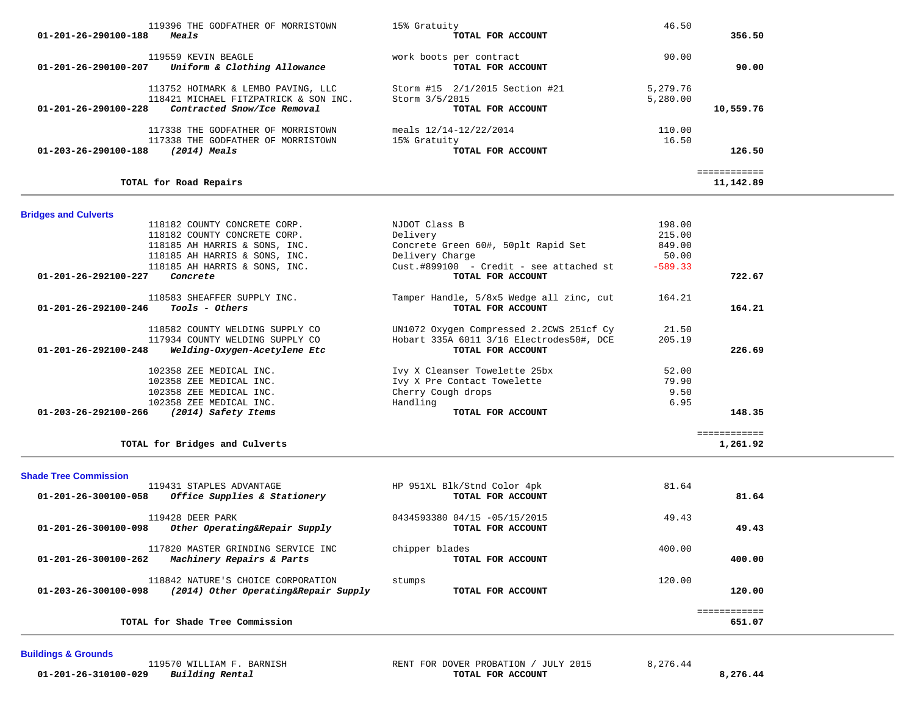| Account | Vendor / Description | Item Description | Amount | Total |
|---|---|---|---|---|
| | 119396 THE GODFATHER OF MORRISTOWN | 15% Gratuity | 46.50 | |
| 01-201-26-290100-188 | *Meals* | **TOTAL FOR ACCOUNT** | | **356.50** |
| | 119559 KEVIN BEAGLE | work boots per contract | 90.00 | |
| 01-201-26-290100-207 | *Uniform & Clothing Allowance* | **TOTAL FOR ACCOUNT** | | **90.00** |
| | 113752 HOIMARK & LEMBO PAVING, LLC | Storm #15 2/1/2015 Section #21 | 5,279.76 | |
| | 118421 MICHAEL FITZPATRICK & SON INC. | Storm 3/5/2015 | 5,280.00 | |
| 01-201-26-290100-228 | *Contracted Snow/Ice Removal* | **TOTAL FOR ACCOUNT** | | **10,559.76** |
| | 117338 THE GODFATHER OF MORRISTOWN | meals 12/14-12/22/2014 | 110.00 | |
| | 117338 THE GODFATHER OF MORRISTOWN | 15% Gratuity | 16.50 | |
| 01-203-26-290100-188 | *(2014) Meals* | **TOTAL FOR ACCOUNT** | | **126.50** |
| | **TOTAL for Road Repairs** | | | **11,142.89** |

## Bridges and Culverts

| Account | Vendor / Description | Item Description | Amount | Total |
|---|---|---|---|---|
| | 118182 COUNTY CONCRETE CORP. | NJDOT Class B | 198.00 | |
| | 118182 COUNTY CONCRETE CORP. | Delivery | 215.00 | |
| | 118185 AH HARRIS & SONS, INC. | Concrete Green 60#, 50plt Rapid Set | 849.00 | |
| | 118185 AH HARRIS & SONS, INC. | Delivery Charge | 50.00 | |
| | 118185 AH HARRIS & SONS, INC. | Cust.#899100 - Credit - see attached st | -589.33 | |
| 01-201-26-292100-227 | *Concrete* | **TOTAL FOR ACCOUNT** | | **722.67** |
| | 118583 SHEAFFER SUPPLY INC. | Tamper Handle, 5/8x5 Wedge all zinc, cut | 164.21 | |
| 01-201-26-292100-246 | *Tools - Others* | **TOTAL FOR ACCOUNT** | | **164.21** |
| | 118582 COUNTY WELDING SUPPLY CO | UN1072 Oxygen Compressed 2.2CWS 251cf Cy | 21.50 | |
| | 117934 COUNTY WELDING SUPPLY CO | Hobart 335A 6011 3/16 Electrodes50#, DCE | 205.19 | |
| 01-201-26-292100-248 | *Welding-Oxygen-Acetylene Etc* | **TOTAL FOR ACCOUNT** | | **226.69** |
| | 102358 ZEE MEDICAL INC. | Ivy X Cleanser Towelette 25bx | 52.00 | |
| | 102358 ZEE MEDICAL INC. | Ivy X Pre Contact Towelette | 79.90 | |
| | 102358 ZEE MEDICAL INC. | Cherry Cough drops | 9.50 | |
| | 102358 ZEE MEDICAL INC. | Handling | 6.95 | |
| 01-203-26-292100-266 | *(2014) Safety Items* | **TOTAL FOR ACCOUNT** | | **148.35** |
| | **TOTAL for Bridges and Culverts** | | | **1,261.92** |

## Shade Tree Commission

| Account | Vendor / Description | Item Description | Amount | Total |
|---|---|---|---|---|
| | 119431 STAPLES ADVANTAGE | HP 951XL Blk/Stnd Color 4pk | 81.64 | |
| 01-201-26-300100-058 | *Office Supplies & Stationery* | **TOTAL FOR ACCOUNT** | | **81.64** |
| | 119428 DEER PARK | 0434593380 04/15 -05/15/2015 | 49.43 | |
| 01-201-26-300100-098 | *Other Operating&Repair Supply* | **TOTAL FOR ACCOUNT** | | **49.43** |
| | 117820 MASTER GRINDING SERVICE INC | chipper blades | 400.00 | |
| 01-201-26-300100-262 | *Machinery Repairs & Parts* | **TOTAL FOR ACCOUNT** | | **400.00** |
| | 118842 NATURE'S CHOICE CORPORATION | stumps | 120.00 | |
| 01-203-26-300100-098 | *(2014) Other Operating&Repair Supply* | **TOTAL FOR ACCOUNT** | | **120.00** |
| | **TOTAL for Shade Tree Commission** | | | **651.07** |

## Buildings & Grounds

| Account | Vendor / Description | Item Description | Amount | Total |
|---|---|---|---|---|
| | 119570 WILLIAM F. BARNISH | RENT FOR DOVER PROBATION / JULY 2015 | 8,276.44 | |
| 01-201-26-310100-029 | *Building Rental* | **TOTAL FOR ACCOUNT** | | **8,276.44** |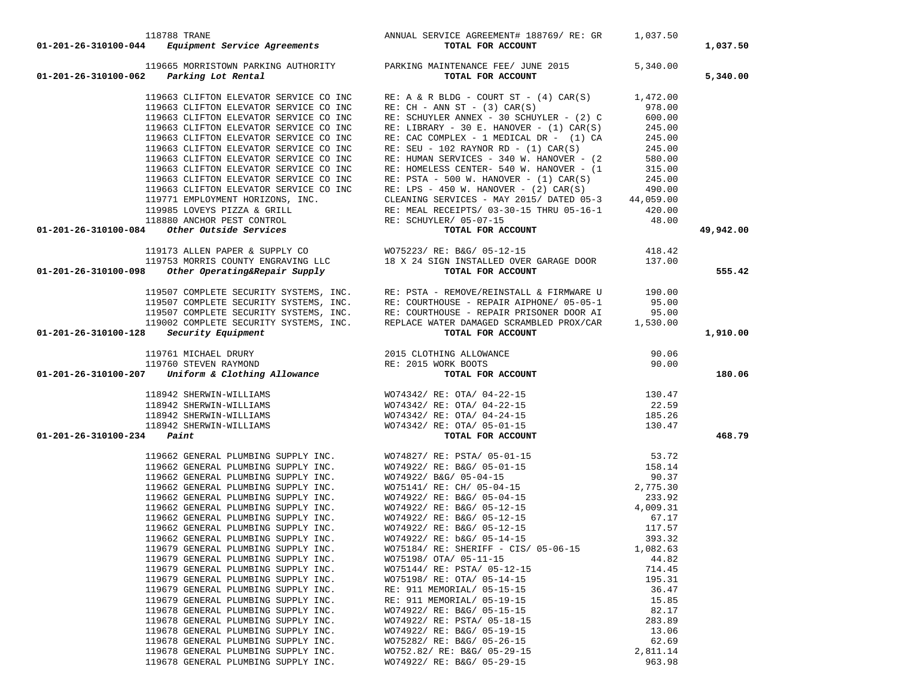| Account | Vendor | Description | Amount | Total |
|---|---|---|---|---|
| | 118788 TRANE | ANNUAL SERVICE AGREEMENT# 188769/ RE: GR | 1,037.50 | |
| **01-201-26-310100-044** *Equipment Service Agreements* | | **TOTAL FOR ACCOUNT** | | **1,037.50** |
| | 119665 MORRISTOWN PARKING AUTHORITY | PARKING MAINTENANCE FEE/ JUNE 2015 | 5,340.00 | |
| **01-201-26-310100-062** *Parking Lot Rental* | | **TOTAL FOR ACCOUNT** | | **5,340.00** |
| | 119663 CLIFTON ELEVATOR SERVICE CO INC | RE: A & R BLDG - COURT ST - (4) CAR(S) | 1,472.00 | |
| | 119663 CLIFTON ELEVATOR SERVICE CO INC | RE: CH - ANN ST - (3) CAR(S) | 978.00 | |
| | 119663 CLIFTON ELEVATOR SERVICE CO INC | RE: SCHUYLER ANNEX - 30 SCHUYLER - (2) C | 600.00 | |
| | 119663 CLIFTON ELEVATOR SERVICE CO INC | RE: LIBRARY - 30 E. HANOVER - (1) CAR(S) | 245.00 | |
| | 119663 CLIFTON ELEVATOR SERVICE CO INC | RE: CAC COMPLEX - 1 MEDICAL DR - (1) CA | 245.00 | |
| | 119663 CLIFTON ELEVATOR SERVICE CO INC | RE: SEU - 102 RAYNOR RD - (1) CAR(S) | 245.00 | |
| | 119663 CLIFTON ELEVATOR SERVICE CO INC | RE: HUMAN SERVICES - 340 W. HANOVER - (2 | 580.00 | |
| | 119663 CLIFTON ELEVATOR SERVICE CO INC | RE: HOMELESS CENTER- 540 W. HANOVER - (1 | 315.00 | |
| | 119663 CLIFTON ELEVATOR SERVICE CO INC | RE: PSTA - 500 W. HANOVER - (1) CAR(S) | 245.00 | |
| | 119663 CLIFTON ELEVATOR SERVICE CO INC | RE: LPS - 450 W. HANOVER - (2) CAR(S) | 490.00 | |
| | 119771 EMPLOYMENT HORIZONS, INC. | CLEANING SERVICES - MAY 2015/ DATED 05-3 | 44,059.00 | |
| | 119985 LOVEYS PIZZA & GRILL | RE: MEAL RECEIPTS/ 03-30-15 THRU 05-16-1 | 420.00 | |
| | 118880 ANCHOR PEST CONTROL | RE: SCHUYLER/ 05-07-15 | 48.00 | |
| **01-201-26-310100-084** *Other Outside Services* | | **TOTAL FOR ACCOUNT** | | **49,942.00** |
| | 119173 ALLEN PAPER & SUPPLY CO | WO75223/ RE: B&G/ 05-12-15 | 418.42 | |
| | 119753 MORRIS COUNTY ENGRAVING LLC | 18 X 24 SIGN INSTALLED OVER GARAGE DOOR | 137.00 | |
| **01-201-26-310100-098** *Other Operating&Repair Supply* | | **TOTAL FOR ACCOUNT** | | **555.42** |
| | 119507 COMPLETE SECURITY SYSTEMS, INC. | RE: PSTA - REMOVE/REINSTALL & FIRMWARE U | 190.00 | |
| | 119507 COMPLETE SECURITY SYSTEMS, INC. | RE: COURTHOUSE - REPAIR AIPHONE/ 05-05-1 | 95.00 | |
| | 119507 COMPLETE SECURITY SYSTEMS, INC. | RE: COURTHOUSE - REPAIR PRISONER DOOR AI | 95.00 | |
| | 119002 COMPLETE SECURITY SYSTEMS, INC. | REPLACE WATER DAMAGED SCRAMBLED PROX/CAR | 1,530.00 | |
| **01-201-26-310100-128** *Security Equipment* | | **TOTAL FOR ACCOUNT** | | **1,910.00** |
| | 119761 MICHAEL DRURY | 2015 CLOTHING ALLOWANCE | 90.06 | |
| | 119760 STEVEN RAYMOND | RE: 2015 WORK BOOTS | 90.00 | |
| **01-201-26-310100-207** *Uniform & Clothing Allowance* | | **TOTAL FOR ACCOUNT** | | **180.06** |
| | 118942 SHERWIN-WILLIAMS | WO74342/ RE: OTA/ 04-22-15 | 130.47 | |
| | 118942 SHERWIN-WILLIAMS | WO74342/ RE: OTA/ 04-22-15 | 22.59 | |
| | 118942 SHERWIN-WILLIAMS | WO74342/ RE: OTA/ 04-24-15 | 185.26 | |
| | 118942 SHERWIN-WILLIAMS | WO74342/ RE: OTA/ 05-01-15 | 130.47 | |
| **01-201-26-310100-234** *Paint* | | **TOTAL FOR ACCOUNT** | | **468.79** |
| | 119662 GENERAL PLUMBING SUPPLY INC. | WO74827/ RE: PSTA/ 05-01-15 | 53.72 | |
| | 119662 GENERAL PLUMBING SUPPLY INC. | WO74922/ RE: B&G/ 05-01-15 | 158.14 | |
| | 119662 GENERAL PLUMBING SUPPLY INC. | WO74922/ B&G/ 05-04-15 | 90.37 | |
| | 119662 GENERAL PLUMBING SUPPLY INC. | WO75141/ RE: CH/ 05-04-15 | 2,775.30 | |
| | 119662 GENERAL PLUMBING SUPPLY INC. | WO74922/ RE: B&G/ 05-04-15 | 233.92 | |
| | 119662 GENERAL PLUMBING SUPPLY INC. | WO74922/ RE: B&G/ 05-12-15 | 4,009.31 | |
| | 119662 GENERAL PLUMBING SUPPLY INC. | WO74922/ RE: B&G/ 05-12-15 | 67.17 | |
| | 119662 GENERAL PLUMBING SUPPLY INC. | WO74922/ RE: B&G/ 05-12-15 | 117.57 | |
| | 119662 GENERAL PLUMBING SUPPLY INC. | WO74922/ RE: b&G/ 05-14-15 | 393.32 | |
| | 119679 GENERAL PLUMBING SUPPLY INC. | WO75184/ RE: SHERIFF - CIS/ 05-06-15 | 1,082.63 | |
| | 119679 GENERAL PLUMBING SUPPLY INC. | WO75198/ OTA/ 05-11-15 | 44.82 | |
| | 119679 GENERAL PLUMBING SUPPLY INC. | WO75144/ RE: PSTA/ 05-12-15 | 714.45 | |
| | 119679 GENERAL PLUMBING SUPPLY INC. | WO75198/ RE: OTA/ 05-14-15 | 195.31 | |
| | 119679 GENERAL PLUMBING SUPPLY INC. | RE: 911 MEMORIAL/ 05-15-15 | 36.47 | |
| | 119679 GENERAL PLUMBING SUPPLY INC. | RE: 911 MEMORIAL/ 05-19-15 | 15.85 | |
| | 119678 GENERAL PLUMBING SUPPLY INC. | WO74922/ RE: B&G/ 05-15-15 | 82.17 | |
| | 119678 GENERAL PLUMBING SUPPLY INC. | WO74922/ RE: PSTA/ 05-18-15 | 283.89 | |
| | 119678 GENERAL PLUMBING SUPPLY INC. | WO74922/ RE: B&G/ 05-19-15 | 13.06 | |
| | 119678 GENERAL PLUMBING SUPPLY INC. | WO75282/ RE: B&G/ 05-26-15 | 62.69 | |
| | 119678 GENERAL PLUMBING SUPPLY INC. | WO752.82/ RE: B&G/ 05-29-15 | 2,811.14 | |
| | 119678 GENERAL PLUMBING SUPPLY INC. | WO74922/ RE: B&G/ 05-29-15 | 963.98 | |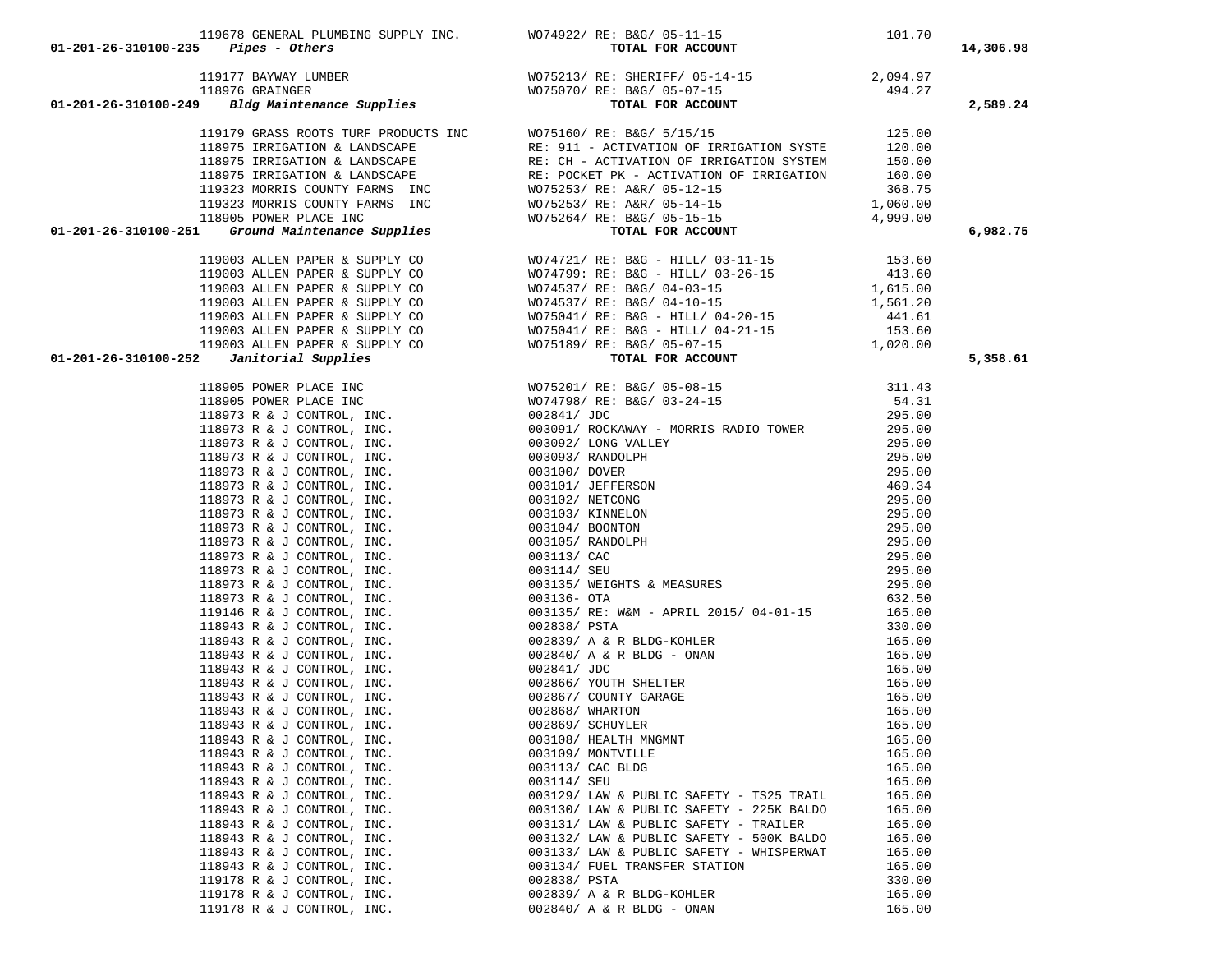| Account | Vendor | Description | Amount | Total |
|---|---|---|---|---|
| | 119678 GENERAL PLUMBING SUPPLY INC. | WO74922/ RE: B&G/ 05-11-15 | 101.70 | |
| 01-201-26-310100-235 *Pipes - Others* | | TOTAL FOR ACCOUNT | | 14,306.98 |
| | 119177 BAYWAY LUMBER | WO75213/ RE: SHERIFF/ 05-14-15 | 2,094.97 | |
| | 118976 GRAINGER | WO75070/ RE: B&G/ 05-07-15 | 494.27 | |
| 01-201-26-310100-249 *Bldg Maintenance Supplies* | | TOTAL FOR ACCOUNT | | 2,589.24 |
| | 119179 GRASS ROOTS TURF PRODUCTS INC | WO75160/ RE: B&G/ 5/15/15 | 125.00 | |
| | 118975 IRRIGATION & LANDSCAPE | RE: 911 - ACTIVATION OF IRRIGATION SYSTE | 120.00 | |
| | 118975 IRRIGATION & LANDSCAPE | RE: CH - ACTIVATION OF IRRIGATION SYSTEM | 150.00 | |
| | 118975 IRRIGATION & LANDSCAPE | RE: POCKET PK - ACTIVATION OF IRRIGATION | 160.00 | |
| | 119323 MORRIS COUNTY FARMS INC | WO75253/ RE: A&R/ 05-12-15 | 368.75 | |
| | 119323 MORRIS COUNTY FARMS INC | WO75253/ RE: A&R/ 05-14-15 | 1,060.00 | |
| | 118905 POWER PLACE INC | WO75264/ RE: B&G/ 05-15-15 | 4,999.00 | |
| 01-201-26-310100-251 *Ground Maintenance Supplies* | | TOTAL FOR ACCOUNT | | 6,982.75 |
| | 119003 ALLEN PAPER & SUPPLY CO | WO74721/ RE: B&G - HILL/ 03-11-15 | 153.60 | |
| | 119003 ALLEN PAPER & SUPPLY CO | WO74799: RE: B&G - HILL/ 03-26-15 | 413.60 | |
| | 119003 ALLEN PAPER & SUPPLY CO | WO74537/ RE: B&G/ 04-03-15 | 1,615.00 | |
| | 119003 ALLEN PAPER & SUPPLY CO | WO74537/ RE: B&G/ 04-10-15 | 1,561.20 | |
| | 119003 ALLEN PAPER & SUPPLY CO | WO75041/ RE: B&G - HILL/ 04-20-15 | 441.61 | |
| | 119003 ALLEN PAPER & SUPPLY CO | WO75041/ RE: B&G - HILL/ 04-21-15 | 153.60 | |
| | 119003 ALLEN PAPER & SUPPLY CO | WO75189/ RE: B&G/ 05-07-15 | 1,020.00 | |
| 01-201-26-310100-252 *Janitorial Supplies* | | TOTAL FOR ACCOUNT | | 5,358.61 |
| | 118905 POWER PLACE INC | WO75201/ RE: B&G/ 05-08-15 | 311.43 | |
| | 118905 POWER PLACE INC | WO74798/ RE: B&G/ 03-24-15 | 54.31 | |
| | 118973 R & J CONTROL, INC. | 002841/ JDC | 295.00 | |
| | 118973 R & J CONTROL, INC. | 003091/ ROCKAWAY - MORRIS RADIO TOWER | 295.00 | |
| | 118973 R & J CONTROL, INC. | 003092/ LONG VALLEY | 295.00 | |
| | 118973 R & J CONTROL, INC. | 003093/ RANDOLPH | 295.00 | |
| | 118973 R & J CONTROL, INC. | 003100/ DOVER | 295.00 | |
| | 118973 R & J CONTROL, INC. | 003101/ JEFFERSON | 469.34 | |
| | 118973 R & J CONTROL, INC. | 003102/ NETCONG | 295.00 | |
| | 118973 R & J CONTROL, INC. | 003103/ KINNELON | 295.00 | |
| | 118973 R & J CONTROL, INC. | 003104/ BOONTON | 295.00 | |
| | 118973 R & J CONTROL, INC. | 003105/ RANDOLPH | 295.00 | |
| | 118973 R & J CONTROL, INC. | 003113/ CAC | 295.00 | |
| | 118973 R & J CONTROL, INC. | 003114/ SEU | 295.00 | |
| | 118973 R & J CONTROL, INC. | 003135/ WEIGHTS & MEASURES | 295.00 | |
| | 118973 R & J CONTROL, INC. | 003136- OTA | 632.50 | |
| | 119146 R & J CONTROL, INC. | 003135/ RE: W&M - APRIL 2015/ 04-01-15 | 165.00 | |
| | 118943 R & J CONTROL, INC. | 002838/ PSTA | 330.00 | |
| | 118943 R & J CONTROL, INC. | 002839/ A & R BLDG-KOHLER | 165.00 | |
| | 118943 R & J CONTROL, INC. | 002840/ A & R BLDG - ONAN | 165.00 | |
| | 118943 R & J CONTROL, INC. | 002841/ JDC | 165.00 | |
| | 118943 R & J CONTROL, INC. | 002866/ YOUTH SHELTER | 165.00 | |
| | 118943 R & J CONTROL, INC. | 002867/ COUNTY GARAGE | 165.00 | |
| | 118943 R & J CONTROL, INC. | 002868/ WHARTON | 165.00 | |
| | 118943 R & J CONTROL, INC. | 002869/ SCHUYLER | 165.00 | |
| | 118943 R & J CONTROL, INC. | 003108/ HEALTH MNGMNT | 165.00 | |
| | 118943 R & J CONTROL, INC. | 003109/ MONTVILLE | 165.00 | |
| | 118943 R & J CONTROL, INC. | 003113/ CAC BLDG | 165.00 | |
| | 118943 R & J CONTROL, INC. | 003114/ SEU | 165.00 | |
| | 118943 R & J CONTROL, INC. | 003129/ LAW & PUBLIC SAFETY - TS25 TRAIL | 165.00 | |
| | 118943 R & J CONTROL, INC. | 003130/ LAW & PUBLIC SAFETY - 225K BALDO | 165.00 | |
| | 118943 R & J CONTROL, INC. | 003131/ LAW & PUBLIC SAFETY - TRAILER | 165.00 | |
| | 118943 R & J CONTROL, INC. | 003132/ LAW & PUBLIC SAFETY - 500K BALDO | 165.00 | |
| | 118943 R & J CONTROL, INC. | 003133/ LAW & PUBLIC SAFETY - WHISPERWAT | 165.00 | |
| | 118943 R & J CONTROL, INC. | 003134/ FUEL TRANSFER STATION | 165.00 | |
| | 119178 R & J CONTROL, INC. | 002838/ PSTA | 330.00 | |
| | 119178 R & J CONTROL, INC. | 002839/ A & R BLDG-KOHLER | 165.00 | |
| | 119178 R & J CONTROL, INC. | 002840/ A & R BLDG - ONAN | 165.00 | |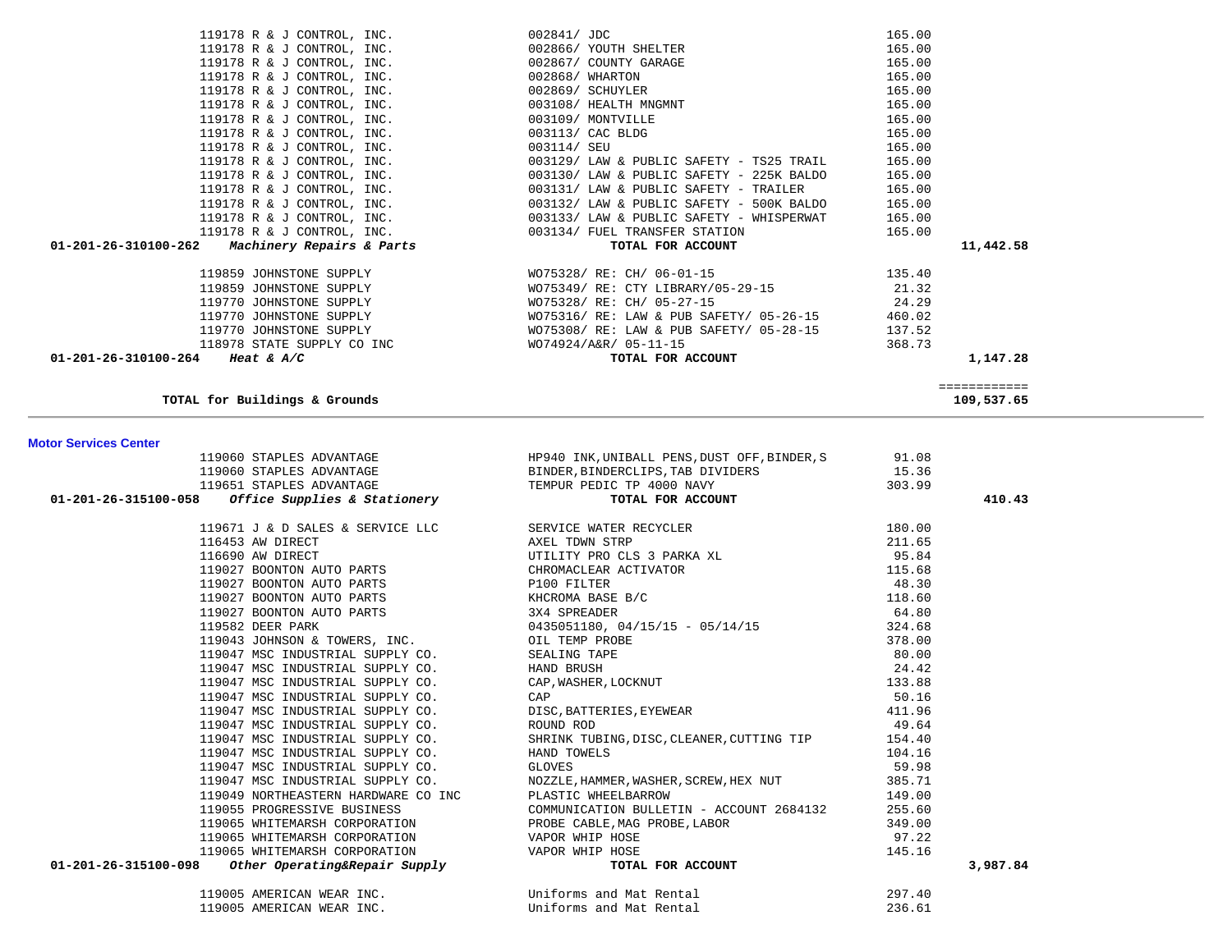| Account | Vendor | Description | Amount | Total |
|---|---|---|---|---|
| | 119178 R & J CONTROL, INC. | 002841/ JDC | 165.00 | |
| | 119178 R & J CONTROL, INC. | 002866/ YOUTH SHELTER | 165.00 | |
| | 119178 R & J CONTROL, INC. | 002867/ COUNTY GARAGE | 165.00 | |
| | 119178 R & J CONTROL, INC. | 002868/ WHARTON | 165.00 | |
| | 119178 R & J CONTROL, INC. | 002869/ SCHUYLER | 165.00 | |
| | 119178 R & J CONTROL, INC. | 003108/ HEALTH MNGMNT | 165.00 | |
| | 119178 R & J CONTROL, INC. | 003109/ MONTVILLE | 165.00 | |
| | 119178 R & J CONTROL, INC. | 003113/ CAC BLDG | 165.00 | |
| | 119178 R & J CONTROL, INC. | 003114/ SEU | 165.00 | |
| | 119178 R & J CONTROL, INC. | 003129/ LAW & PUBLIC SAFETY - TS25 TRAIL | 165.00 | |
| | 119178 R & J CONTROL, INC. | 003130/ LAW & PUBLIC SAFETY - 225K BALDO | 165.00 | |
| | 119178 R & J CONTROL, INC. | 003131/ LAW & PUBLIC SAFETY - TRAILER | 165.00 | |
| | 119178 R & J CONTROL, INC. | 003132/ LAW & PUBLIC SAFETY - 500K BALDO | 165.00 | |
| | 119178 R & J CONTROL, INC. | 003133/ LAW & PUBLIC SAFETY - WHISPERWAT | 165.00 | |
| | 119178 R & J CONTROL, INC. | 003134/ FUEL TRANSFER STATION | 165.00 | |
| **01-201-26-310100-262** | ***Machinery Repairs & Parts*** | **TOTAL FOR ACCOUNT** | | **11,442.58** |
| | 119859 JOHNSTONE SUPPLY | WO75328/ RE: CH/ 06-01-15 | 135.40 | |
| | 119859 JOHNSTONE SUPPLY | WO75349/ RE: CTY LIBRARY/05-29-15 | 21.32 | |
| | 119770 JOHNSTONE SUPPLY | WO75328/ RE: CH/ 05-27-15 | 24.29 | |
| | 119770 JOHNSTONE SUPPLY | WO75316/ RE: LAW & PUB SAFETY/ 05-26-15 | 460.02 | |
| | 119770 JOHNSTONE SUPPLY | WO75308/ RE: LAW & PUB SAFETY/ 05-28-15 | 137.52 | |
| | 118978 STATE SUPPLY CO INC | WO74924/A&R/ 05-11-15 | 368.73 | |
| **01-201-26-310100-264** | ***Heat & A/C*** | **TOTAL FOR ACCOUNT** | | **1,147.28** |
| | | | | ============ |
| | **TOTAL for Buildings & Grounds** | | | **109,537.65** |

**Motor Services Center**

| Account | Vendor | Description | Amount | Total |
|---|---|---|---|---|
| | 119060 STAPLES ADVANTAGE | HP940 INK,UNIBALL PENS,DUST OFF,BINDER,S | 91.08 | |
| | 119060 STAPLES ADVANTAGE | BINDER,BINDERCLIPS,TAB DIVIDERS | 15.36 | |
| | 119651 STAPLES ADVANTAGE | TEMPUR PEDIC TP 4000 NAVY | 303.99 | |
| **01-201-26-315100-058** | ***Office Supplies & Stationery*** | **TOTAL FOR ACCOUNT** | | **410.43** |
| | 119671 J & D SALES & SERVICE LLC | SERVICE WATER RECYCLER | 180.00 | |
| | 116453 AW DIRECT | AXEL TDWN STRP | 211.65 | |
| | 116690 AW DIRECT | UTILITY PRO CLS 3 PARKA XL | 95.84 | |
| | 119027 BOONTON AUTO PARTS | CHROMACLEAR ACTIVATOR | 115.68 | |
| | 119027 BOONTON AUTO PARTS | P100 FILTER | 48.30 | |
| | 119027 BOONTON AUTO PARTS | KHCROMA BASE B/C | 118.60 | |
| | 119027 BOONTON AUTO PARTS | 3X4 SPREADER | 64.80 | |
| | 119582 DEER PARK | 0435051180, 04/15/15 - 05/14/15 | 324.68 | |
| | 119043 JOHNSON & TOWERS, INC. | OIL TEMP PROBE | 378.00 | |
| | 119047 MSC INDUSTRIAL SUPPLY CO. | SEALING TAPE | 80.00 | |
| | 119047 MSC INDUSTRIAL SUPPLY CO. | HAND BRUSH | 24.42 | |
| | 119047 MSC INDUSTRIAL SUPPLY CO. | CAP,WASHER,LOCKNUT | 133.88 | |
| | 119047 MSC INDUSTRIAL SUPPLY CO. | CAP | 50.16 | |
| | 119047 MSC INDUSTRIAL SUPPLY CO. | DISC,BATTERIES,EYEWEAR | 411.96 | |
| | 119047 MSC INDUSTRIAL SUPPLY CO. | ROUND ROD | 49.64 | |
| | 119047 MSC INDUSTRIAL SUPPLY CO. | SHRINK TUBING,DISC,CLEANER,CUTTING TIP | 154.40 | |
| | 119047 MSC INDUSTRIAL SUPPLY CO. | HAND TOWELS | 104.16 | |
| | 119047 MSC INDUSTRIAL SUPPLY CO. | GLOVES | 59.98 | |
| | 119047 MSC INDUSTRIAL SUPPLY CO. | NOZZLE,HAMMER,WASHER,SCREW,HEX NUT | 385.71 | |
| | 119049 NORTHEASTERN HARDWARE CO INC | PLASTIC WHEELBARROW | 149.00 | |
| | 119055 PROGRESSIVE BUSINESS | COMMUNICATION BULLETIN - ACCOUNT 2684132 | 255.60 | |
| | 119065 WHITEMARSH CORPORATION | PROBE CABLE,MAG PROBE,LABOR | 349.00 | |
| | 119065 WHITEMARSH CORPORATION | VAPOR WHIP HOSE | 97.22 | |
| | 119065 WHITEMARSH CORPORATION | VAPOR WHIP HOSE | 145.16 | |
| **01-201-26-315100-098** | ***Other Operating&Repair Supply*** | **TOTAL FOR ACCOUNT** | | **3,987.84** |
| | 119005 AMERICAN WEAR INC. | Uniforms and Mat Rental | 297.40 | |
| | 119005 AMERICAN WEAR INC. | Uniforms and Mat Rental | 236.61 | |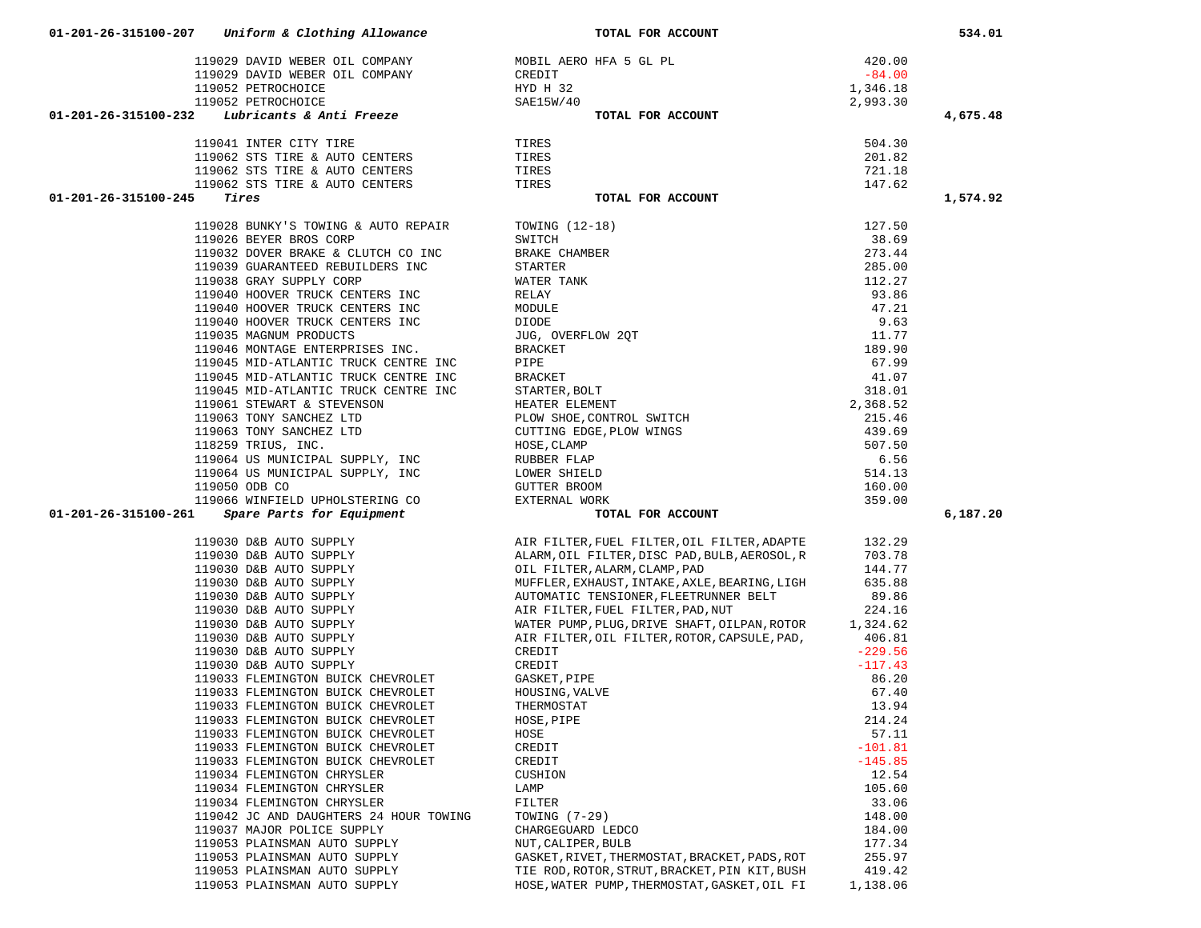| Account | Vendor | Description | Amount | Total |
|---|---|---|---|---|
| 01-201-26-315100-207 *Uniform & Clothing Allowance* | | **TOTAL FOR ACCOUNT** | | 534.01 |
| | 119029 DAVID WEBER OIL COMPANY | MOBIL AERO HFA 5 GL PL | 420.00 | |
| | 119029 DAVID WEBER OIL COMPANY | CREDIT | -84.00 | |
| | 119052 PETROCHOICE | HYD H 32 | 1,346.18 | |
| | 119052 PETROCHOICE | SAE15W/40 | 2,993.30 | |
| 01-201-26-315100-232 *Lubricants & Anti Freeze* | | **TOTAL FOR ACCOUNT** | | 4,675.48 |
| | 119041 INTER CITY TIRE | TIRES | 504.30 | |
| | 119062 STS TIRE & AUTO CENTERS | TIRES | 201.82 | |
| | 119062 STS TIRE & AUTO CENTERS | TIRES | 721.18 | |
| | 119062 STS TIRE & AUTO CENTERS | TIRES | 147.62 | |
| 01-201-26-315100-245 *Tires* | | **TOTAL FOR ACCOUNT** | | 1,574.92 |
| | 119028 BUNKY'S TOWING & AUTO REPAIR | TOWING (12-18) | 127.50 | |
| | 119026 BEYER BROS CORP | SWITCH | 38.69 | |
| | 119032 DOVER BRAKE & CLUTCH CO INC | BRAKE CHAMBER | 273.44 | |
| | 119039 GUARANTEED REBUILDERS INC | STARTER | 285.00 | |
| | 119038 GRAY SUPPLY CORP | WATER TANK | 112.27 | |
| | 119040 HOOVER TRUCK CENTERS INC | RELAY | 93.86 | |
| | 119040 HOOVER TRUCK CENTERS INC | MODULE | 47.21 | |
| | 119040 HOOVER TRUCK CENTERS INC | DIODE | 9.63 | |
| | 119035 MAGNUM PRODUCTS | JUG, OVERFLOW 2QT | 11.77 | |
| | 119046 MONTAGE ENTERPRISES INC. | BRACKET | 189.90 | |
| | 119045 MID-ATLANTIC TRUCK CENTRE INC | PIPE | 67.99 | |
| | 119045 MID-ATLANTIC TRUCK CENTRE INC | BRACKET | 41.07 | |
| | 119045 MID-ATLANTIC TRUCK CENTRE INC | STARTER,BOLT | 318.01 | |
| | 119061 STEWART & STEVENSON | HEATER ELEMENT | 2,368.52 | |
| | 119063 TONY SANCHEZ LTD | PLOW SHOE,CONTROL SWITCH | 215.46 | |
| | 119063 TONY SANCHEZ LTD | CUTTING EDGE,PLOW WINGS | 439.69 | |
| | 118259 TRIUS, INC. | HOSE,CLAMP | 507.50 | |
| | 119064 US MUNICIPAL SUPPLY, INC | RUBBER FLAP | 6.56 | |
| | 119064 US MUNICIPAL SUPPLY, INC | LOWER SHIELD | 514.13 | |
| | 119050 ODB CO | GUTTER BROOM | 160.00 | |
| | 119066 WINFIELD UPHOLSTERING CO | EXTERNAL WORK | 359.00 | |
| 01-201-26-315100-261 *Spare Parts for Equipment* | | **TOTAL FOR ACCOUNT** | | 6,187.20 |
| | 119030 D&B AUTO SUPPLY | AIR FILTER,FUEL FILTER,OIL FILTER,ADAPTE | 132.29 | |
| | 119030 D&B AUTO SUPPLY | ALARM,OIL FILTER,DISC PAD,BULB,AEROSOL,R | 703.78 | |
| | 119030 D&B AUTO SUPPLY | OIL FILTER,ALARM,CLAMP,PAD | 144.77 | |
| | 119030 D&B AUTO SUPPLY | MUFFLER,EXHAUST,INTAKE,AXLE,BEARING,LIGH | 635.88 | |
| | 119030 D&B AUTO SUPPLY | AUTOMATIC TENSIONER,FLEETRUNNER BELT | 89.86 | |
| | 119030 D&B AUTO SUPPLY | AIR FILTER,FUEL FILTER,PAD,NUT | 224.16 | |
| | 119030 D&B AUTO SUPPLY | WATER PUMP,PLUG,DRIVE SHAFT,OILPAN,ROTOR | 1,324.62 | |
| | 119030 D&B AUTO SUPPLY | AIR FILTER,OIL FILTER,ROTOR,CAPSULE,PAD, | 406.81 | |
| | 119030 D&B AUTO SUPPLY | CREDIT | -229.56 | |
| | 119030 D&B AUTO SUPPLY | CREDIT | -117.43 | |
| | 119033 FLEMINGTON BUICK CHEVROLET | GASKET,PIPE | 86.20 | |
| | 119033 FLEMINGTON BUICK CHEVROLET | HOUSING,VALVE | 67.40 | |
| | 119033 FLEMINGTON BUICK CHEVROLET | THERMOSTAT | 13.94 | |
| | 119033 FLEMINGTON BUICK CHEVROLET | HOSE,PIPE | 214.24 | |
| | 119033 FLEMINGTON BUICK CHEVROLET | HOSE | 57.11 | |
| | 119033 FLEMINGTON BUICK CHEVROLET | CREDIT | -101.81 | |
| | 119033 FLEMINGTON BUICK CHEVROLET | CREDIT | -145.85 | |
| | 119034 FLEMINGTON CHRYSLER | CUSHION | 12.54 | |
| | 119034 FLEMINGTON CHRYSLER | LAMP | 105.60 | |
| | 119034 FLEMINGTON CHRYSLER | FILTER | 33.06 | |
| | 119042 JC AND DAUGHTERS 24 HOUR TOWING | TOWING (7-29) | 148.00 | |
| | 119037 MAJOR POLICE SUPPLY | CHARGEGUARD LEDCO | 184.00 | |
| | 119053 PLAINSMAN AUTO SUPPLY | NUT,CALIPER,BULB | 177.34 | |
| | 119053 PLAINSMAN AUTO SUPPLY | GASKET,RIVET,THERMOSTAT,BRACKET,PADS,ROT | 255.97 | |
| | 119053 PLAINSMAN AUTO SUPPLY | TIE ROD,ROTOR,STRUT,BRACKET,PIN KIT,BUSH | 419.42 | |
| | 119053 PLAINSMAN AUTO SUPPLY | HOSE,WATER PUMP,THERMOSTAT,GASKET,OIL FI | 1,138.06 | |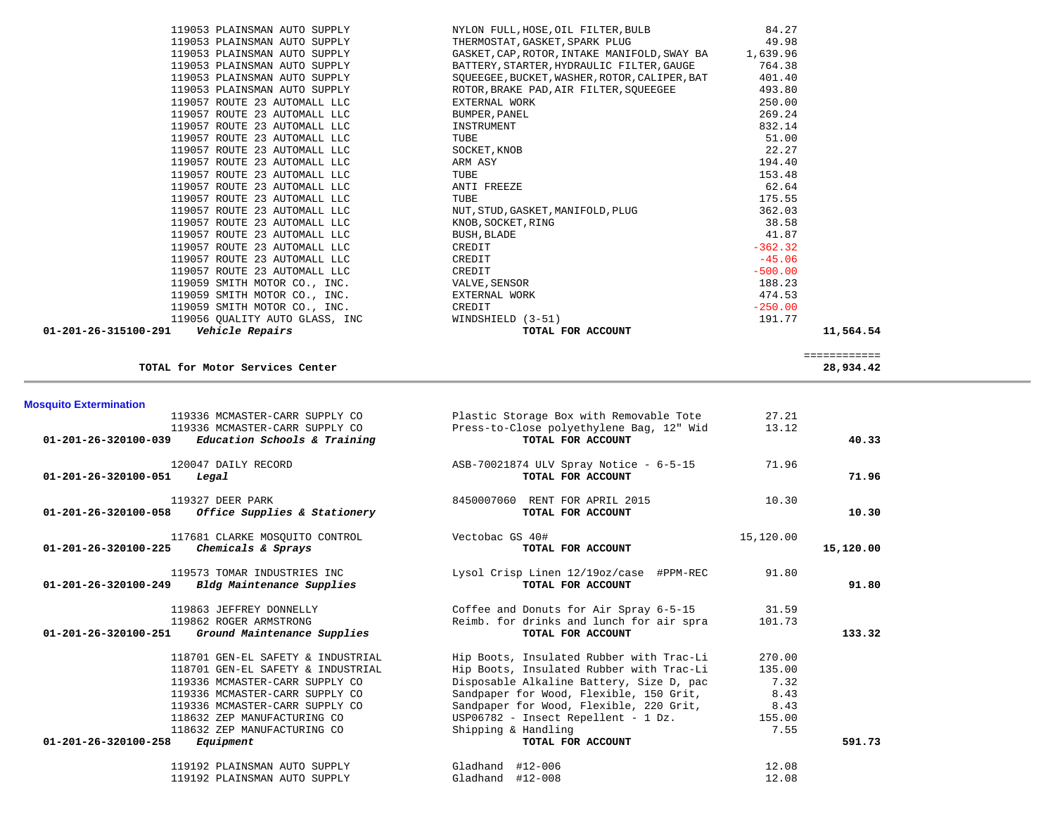| Account | Vendor | Description | Amount | Total |
|---|---|---|---|---|
| | 119053 PLAINSMAN AUTO SUPPLY | NYLON FULL,HOSE,OIL FILTER,BULB | 84.27 | |
| | 119053 PLAINSMAN AUTO SUPPLY | THERMOSTAT,GASKET,SPARK PLUG | 49.98 | |
| | 119053 PLAINSMAN AUTO SUPPLY | GASKET,CAP,ROTOR,INTAKE MANIFOLD,SWAY BA | 1,639.96 | |
| | 119053 PLAINSMAN AUTO SUPPLY | BATTERY,STARTER,HYDRAULIC FILTER,GAUGE | 764.38 | |
| | 119053 PLAINSMAN AUTO SUPPLY | SQUEEGEE,BUCKET,WASHER,ROTOR,CALIPER,BAT | 401.40 | |
| | 119053 PLAINSMAN AUTO SUPPLY | ROTOR,BRAKE PAD,AIR FILTER,SQUEEGEE | 493.80 | |
| | 119057 ROUTE 23 AUTOMALL LLC | EXTERNAL WORK | 250.00 | |
| | 119057 ROUTE 23 AUTOMALL LLC | BUMPER,PANEL | 269.24 | |
| | 119057 ROUTE 23 AUTOMALL LLC | INSTRUMENT | 832.14 | |
| | 119057 ROUTE 23 AUTOMALL LLC | TUBE | 51.00 | |
| | 119057 ROUTE 23 AUTOMALL LLC | SOCKET,KNOB | 22.27 | |
| | 119057 ROUTE 23 AUTOMALL LLC | ARM ASY | 194.40 | |
| | 119057 ROUTE 23 AUTOMALL LLC | TUBE | 153.48 | |
| | 119057 ROUTE 23 AUTOMALL LLC | ANTI FREEZE | 62.64 | |
| | 119057 ROUTE 23 AUTOMALL LLC | TUBE | 175.55 | |
| | 119057 ROUTE 23 AUTOMALL LLC | NUT,STUD,GASKET,MANIFOLD,PLUG | 362.03 | |
| | 119057 ROUTE 23 AUTOMALL LLC | KNOB,SOCKET,RING | 38.58 | |
| | 119057 ROUTE 23 AUTOMALL LLC | BUSH,BLADE | 41.87 | |
| | 119057 ROUTE 23 AUTOMALL LLC | CREDIT | -362.32 | |
| | 119057 ROUTE 23 AUTOMALL LLC | CREDIT | -45.06 | |
| | 119057 ROUTE 23 AUTOMALL LLC | CREDIT | -500.00 | |
| | 119059 SMITH MOTOR CO., INC. | VALVE,SENSOR | 188.23 | |
| | 119059 SMITH MOTOR CO., INC. | EXTERNAL WORK | 474.53 | |
| | 119059 SMITH MOTOR CO., INC. | CREDIT | -250.00 | |
| | 119056 QUALITY AUTO GLASS, INC | WINDSHIELD (3-51) | 191.77 | |
| **01-201-26-315100-291** | ***Vehicle Repairs*** | **TOTAL FOR ACCOUNT** | | **11,564.54** |

| | | |
|---|---|---|
| **TOTAL for Motor Services Center** | | ============ **28,934.42** |

## Mosquito Extermination

| Account | Vendor | Description | Amount | Total |
|---|---|---|---|---|
| | 119336 MCMASTER-CARR SUPPLY CO | Plastic Storage Box with Removable Tote | 27.21 | |
| | 119336 MCMASTER-CARR SUPPLY CO | Press-to-Close polyethylene Bag, 12" Wid | 13.12 | |
| **01-201-26-320100-039** | ***Education Schools & Training*** | **TOTAL FOR ACCOUNT** | | **40.33** |
| | 120047 DAILY RECORD | ASB-70021874 ULV Spray Notice - 6-5-15 | 71.96 | |
| **01-201-26-320100-051** | ***Legal*** | **TOTAL FOR ACCOUNT** | | **71.96** |
| | 119327 DEER PARK | 8450007060 RENT FOR APRIL 2015 | 10.30 | |
| **01-201-26-320100-058** | ***Office Supplies & Stationery*** | **TOTAL FOR ACCOUNT** | | **10.30** |
| | 117681 CLARKE MOSQUITO CONTROL | Vectobac GS 40# | 15,120.00 | |
| **01-201-26-320100-225** | ***Chemicals & Sprays*** | **TOTAL FOR ACCOUNT** | | **15,120.00** |
| | 119573 TOMAR INDUSTRIES INC | Lysol Crisp Linen 12/19oz/case #PPM-REC | 91.80 | |
| **01-201-26-320100-249** | ***Bldg Maintenance Supplies*** | **TOTAL FOR ACCOUNT** | | **91.80** |
| | 119863 JEFFREY DONNELLY | Coffee and Donuts for Air Spray 6-5-15 | 31.59 | |
| | 119862 ROGER ARMSTRONG | Reimb. for drinks and lunch for air spra | 101.73 | |
| **01-201-26-320100-251** | ***Ground Maintenance Supplies*** | **TOTAL FOR ACCOUNT** | | **133.32** |
| | 118701 GEN-EL SAFETY & INDUSTRIAL | Hip Boots, Insulated Rubber with Trac-Li | 270.00 | |
| | 118701 GEN-EL SAFETY & INDUSTRIAL | Hip Boots, Insulated Rubber with Trac-Li | 135.00 | |
| | 119336 MCMASTER-CARR SUPPLY CO | Disposable Alkaline Battery, Size D, pac | 7.32 | |
| | 119336 MCMASTER-CARR SUPPLY CO | Sandpaper for Wood, Flexible, 150 Grit, | 8.43 | |
| | 119336 MCMASTER-CARR SUPPLY CO | Sandpaper for Wood, Flexible, 220 Grit, | 8.43 | |
| | 118632 ZEP MANUFACTURING CO | USP06782 - Insect Repellent - 1 Dz. | 155.00 | |
| | 118632 ZEP MANUFACTURING CO | Shipping & Handling | 7.55 | |
| **01-201-26-320100-258** | ***Equipment*** | **TOTAL FOR ACCOUNT** | | **591.73** |
| | 119192 PLAINSMAN AUTO SUPPLY | Gladhand #12-006 | 12.08 | |
| | 119192 PLAINSMAN AUTO SUPPLY | Gladhand #12-008 | 12.08 | |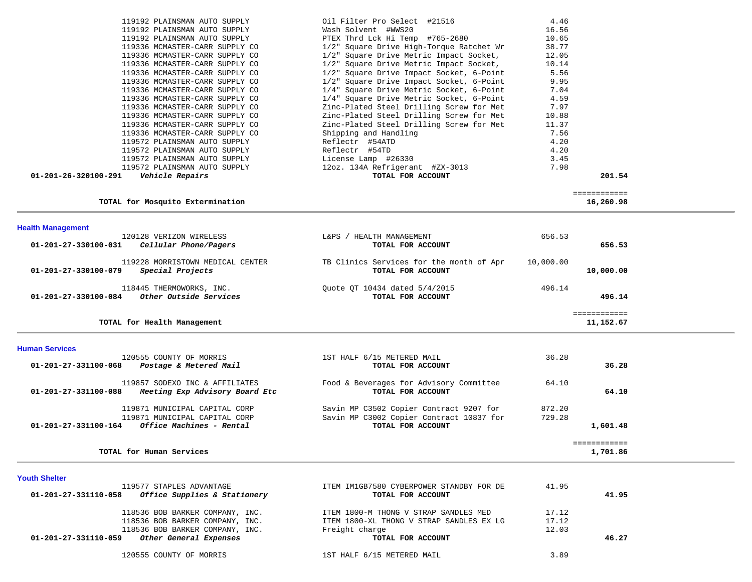| Account / PO | Vendor / Description | Item Description | Amount | Total |
|---|---|---|---|---|
| | 119192 PLAINSMAN AUTO SUPPLY | Oil Filter Pro Select #21516 | 4.46 | |
| | 119192 PLAINSMAN AUTO SUPPLY | Wash Solvent #WWS20 | 16.56 | |
| | 119192 PLAINSMAN AUTO SUPPLY | PTEX Thrd Lck Hi Temp #765-2680 | 10.65 | |
| | 119336 MCMASTER-CARR SUPPLY CO | 1/2" Square Drive High-Torque Ratchet Wr | 38.77 | |
| | 119336 MCMASTER-CARR SUPPLY CO | 1/2" Square Drive Metric Impact Socket, | 12.05 | |
| | 119336 MCMASTER-CARR SUPPLY CO | 1/2" Square Drive Metric Impact Socket, | 10.14 | |
| | 119336 MCMASTER-CARR SUPPLY CO | 1/2" Square Drive Impact Socket, 6-Point | 5.56 | |
| | 119336 MCMASTER-CARR SUPPLY CO | 1/2" Square Drive Impact Socket, 6-Point | 9.95 | |
| | 119336 MCMASTER-CARR SUPPLY CO | 1/4" Square Drive Metric Socket, 6-Point | 7.04 | |
| | 119336 MCMASTER-CARR SUPPLY CO | 1/4" Square Drive Metric Socket, 6-Point | 4.59 | |
| | 119336 MCMASTER-CARR SUPPLY CO | Zinc-Plated Steel Drilling Screw for Met | 7.97 | |
| | 119336 MCMASTER-CARR SUPPLY CO | Zinc-Plated Steel Drilling Screw for Met | 10.88 | |
| | 119336 MCMASTER-CARR SUPPLY CO | Zinc-Plated Steel Drilling Screw for Met | 11.37 | |
| | 119336 MCMASTER-CARR SUPPLY CO | Shipping and Handling | 7.56 | |
| | 119572 PLAINSMAN AUTO SUPPLY | Reflectr #54ATD | 4.20 | |
| | 119572 PLAINSMAN AUTO SUPPLY | Reflectr #54TD | 4.20 | |
| | 119572 PLAINSMAN AUTO SUPPLY | License Lamp #26330 | 3.45 | |
| | 119572 PLAINSMAN AUTO SUPPLY | 12oz. 134A Refrigerant #ZX-3013 | 7.98 | |
| **01-201-26-320100-291** | ***Vehicle Repairs*** | **TOTAL FOR ACCOUNT** | | **201.54** |
| | **TOTAL for Mosquito Extermination** | | | **16,260.98** |

## Health Management

| Account / PO | Vendor / Description | Item Description | Amount | Total |
|---|---|---|---|---|
| | 120128 VERIZON WIRELESS | L&PS / HEALTH MANAGEMENT | 656.53 | |
| **01-201-27-330100-031** | ***Cellular Phone/Pagers*** | **TOTAL FOR ACCOUNT** | | **656.53** |
| | 119228 MORRISTOWN MEDICAL CENTER | TB Clinics Services for the month of Apr | 10,000.00 | |
| **01-201-27-330100-079** | ***Special Projects*** | **TOTAL FOR ACCOUNT** | | **10,000.00** |
| | 118445 THERMOWORKS, INC. | Quote QT 10434 dated 5/4/2015 | 496.14 | |
| **01-201-27-330100-084** | ***Other Outside Services*** | **TOTAL FOR ACCOUNT** | | **496.14** |
| | **TOTAL for Health Management** | | | **11,152.67** |

## Human Services

| Account / PO | Vendor / Description | Item Description | Amount | Total |
|---|---|---|---|---|
| | 120555 COUNTY OF MORRIS | 1ST HALF 6/15 METERED MAIL | 36.28 | |
| **01-201-27-331100-068** | ***Postage & Metered Mail*** | **TOTAL FOR ACCOUNT** | | **36.28** |
| | 119857 SODEXO INC & AFFILIATES | Food & Beverages for Advisory Committee | 64.10 | |
| **01-201-27-331100-088** | ***Meeting Exp Advisory Board Etc*** | **TOTAL FOR ACCOUNT** | | **64.10** |
| | 119871 MUNICIPAL CAPITAL CORP | Savin MP C3502 Copier Contract 9207 for | 872.20 | |
| | 119871 MUNICIPAL CAPITAL CORP | Savin MP C3002 Copier Contract 10837 for | 729.28 | |
| **01-201-27-331100-164** | ***Office Machines - Rental*** | **TOTAL FOR ACCOUNT** | | **1,601.48** |
| | **TOTAL for Human Services** | | | **1,701.86** |

## Youth Shelter

| Account / PO | Vendor / Description | Item Description | Amount | Total |
|---|---|---|---|---|
| | 119577 STAPLES ADVANTAGE | ITEM IM1GB7580 CYBERPOWER STANDBY FOR DE | 41.95 | |
| **01-201-27-331110-058** | ***Office Supplies & Stationery*** | **TOTAL FOR ACCOUNT** | | **41.95** |
| | 118536 BOB BARKER COMPANY, INC. | ITEM 1800-M THONG V STRAP SANDLES MED | 17.12 | |
| | 118536 BOB BARKER COMPANY, INC. | ITEM 1800-XL THONG V STRAP SANDLES EX LG | 17.12 | |
| | 118536 BOB BARKER COMPANY, INC. | Freight charge | 12.03 | |
| **01-201-27-331110-059** | ***Other General Expenses*** | **TOTAL FOR ACCOUNT** | | **46.27** |
| | 120555 COUNTY OF MORRIS | 1ST HALF 6/15 METERED MAIL | 3.89 | |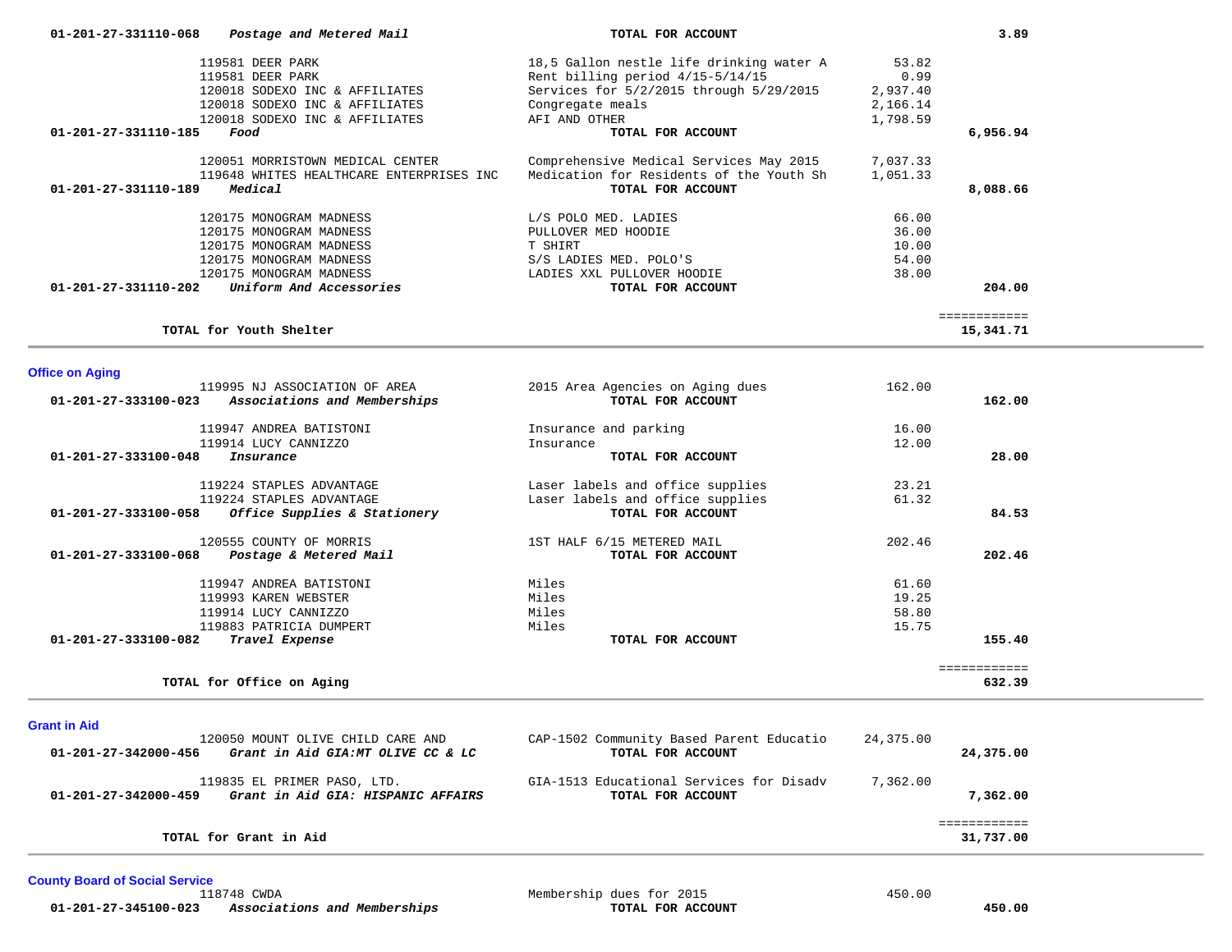| Account | Vendor | Description | Amount | Total |
|---|---|---|---|---|
| 01-201-27-331110-068 *Postage and Metered Mail* | | **TOTAL FOR ACCOUNT** | | **3.89** |
| | 119581 DEER PARK | 18,5 Gallon nestle life drinking water A | 53.82 | |
| | 119581 DEER PARK | Rent billing period 4/15-5/14/15 | 0.99 | |
| | 120018 SODEXO INC & AFFILIATES | Services for 5/2/2015 through 5/29/2015 | 2,937.40 | |
| | 120018 SODEXO INC & AFFILIATES | Congregate meals | 2,166.14 | |
| | 120018 SODEXO INC & AFFILIATES | AFI AND OTHER | 1,798.59 | |
| **01-201-27-331110-185** *Food* | | **TOTAL FOR ACCOUNT** | | **6,956.94** |
| | 120051 MORRISTOWN MEDICAL CENTER | Comprehensive Medical Services May 2015 | 7,037.33 | |
| | 119648 WHITES HEALTHCARE ENTERPRISES INC | Medication for Residents of the Youth Sh | 1,051.33 | |
| **01-201-27-331110-189** *Medical* | | **TOTAL FOR ACCOUNT** | | **8,088.66** |
| | 120175 MONOGRAM MADNESS | L/S POLO MED. LADIES | 66.00 | |
| | 120175 MONOGRAM MADNESS | PULLOVER MED HOODIE | 36.00 | |
| | 120175 MONOGRAM MADNESS | T SHIRT | 10.00 | |
| | 120175 MONOGRAM MADNESS | S/S LADIES MED. POLO'S | 54.00 | |
| | 120175 MONOGRAM MADNESS | LADIES XXL PULLOVER HOODIE | 38.00 | |
| **01-201-27-331110-202** *Uniform And Accessories* | | **TOTAL FOR ACCOUNT** | | **204.00** |
| | | | | ============ |
| **TOTAL for Youth Shelter** | | | | **15,341.71** |

## Office on Aging

| Account | Vendor | Description | Amount | Total |
|---|---|---|---|---|
| | 119995 NJ ASSOCIATION OF AREA | 2015 Area Agencies on Aging dues | 162.00 | |
| **01-201-27-333100-023** *Associations and Memberships* | | **TOTAL FOR ACCOUNT** | | **162.00** |
| | 119947 ANDREA BATISTONI | Insurance and parking | 16.00 | |
| | 119914 LUCY CANNIZZO | Insurance | 12.00 | |
| **01-201-27-333100-048** *Insurance* | | **TOTAL FOR ACCOUNT** | | **28.00** |
| | 119224 STAPLES ADVANTAGE | Laser labels and office supplies | 23.21 | |
| | 119224 STAPLES ADVANTAGE | Laser labels and office supplies | 61.32 | |
| **01-201-27-333100-058** *Office Supplies & Stationery* | | **TOTAL FOR ACCOUNT** | | **84.53** |
| | 120555 COUNTY OF MORRIS | 1ST HALF 6/15 METERED MAIL | 202.46 | |
| **01-201-27-333100-068** *Postage & Metered Mail* | | **TOTAL FOR ACCOUNT** | | **202.46** |
| | 119947 ANDREA BATISTONI | Miles | 61.60 | |
| | 119993 KAREN WEBSTER | Miles | 19.25 | |
| | 119914 LUCY CANNIZZO | Miles | 58.80 | |
| | 119883 PATRICIA DUMPERT | Miles | 15.75 | |
| **01-201-27-333100-082** *Travel Expense* | | **TOTAL FOR ACCOUNT** | | **155.40** |
| | | | | ============ |
| **TOTAL for Office on Aging** | | | | **632.39** |

## Grant in Aid

| Account | Vendor | Description | Amount | Total |
|---|---|---|---|---|
| | 120050 MOUNT OLIVE CHILD CARE AND | CAP-1502 Community Based Parent Educatio | 24,375.00 | |
| **01-201-27-342000-456** *Grant in Aid GIA:MT OLIVE CC & LC* | | **TOTAL FOR ACCOUNT** | | **24,375.00** |
| | 119835 EL PRIMER PASO, LTD. | GIA-1513 Educational Services for Disadv | 7,362.00 | |
| **01-201-27-342000-459** *Grant in Aid GIA: HISPANIC AFFAIRS* | | **TOTAL FOR ACCOUNT** | | **7,362.00** |
| | | | | ============ |
| **TOTAL for Grant in Aid** | | | | **31,737.00** |

## County Board of Social Service

| Account | Vendor | Description | Amount | Total |
|---|---|---|---|---|
| | 118748 CWDA | Membership dues for 2015 | 450.00 | |
| **01-201-27-345100-023** *Associations and Memberships* | | **TOTAL FOR ACCOUNT** | | **450.00** |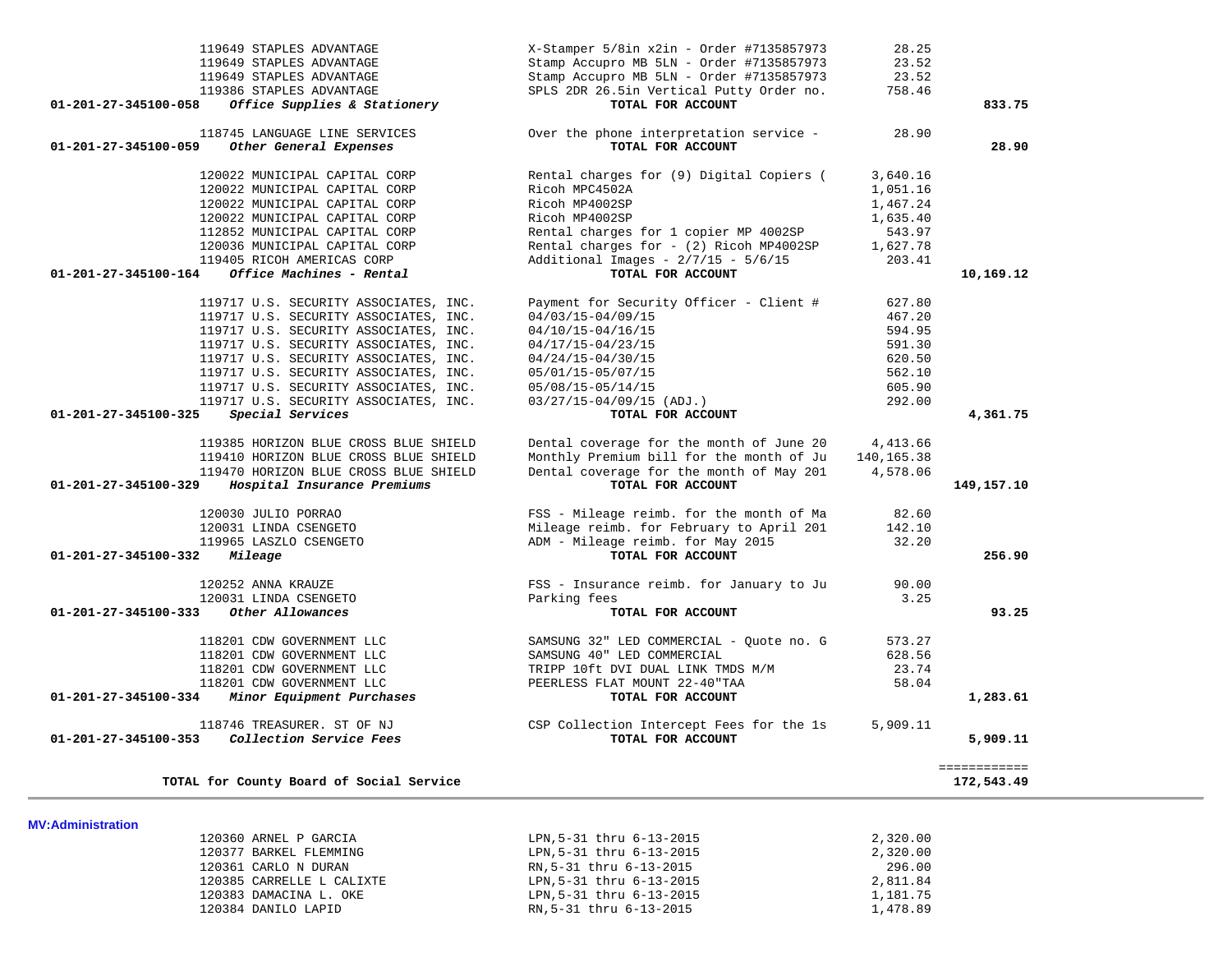| Account | Vendor | Description | Amount | Total |
|---|---|---|---|---|
| | 119649 STAPLES ADVANTAGE | X-Stamper 5/8in x2in - Order #7135857973 | 28.25 | |
| | 119649 STAPLES ADVANTAGE | Stamp Accupro MB 5LN - Order #7135857973 | 23.52 | |
| | 119649 STAPLES ADVANTAGE | Stamp Accupro MB 5LN - Order #7135857973 | 23.52 | |
| | 119386 STAPLES ADVANTAGE | SPLS 2DR 26.5in Vertical Putty Order no. | 758.46 | |
| **01-201-27-345100-058** | ***Office Supplies & Stationery*** | **TOTAL FOR ACCOUNT** | | **833.75** |
| | 118745 LANGUAGE LINE SERVICES | Over the phone interpretation service - | 28.90 | |
| **01-201-27-345100-059** | ***Other General Expenses*** | **TOTAL FOR ACCOUNT** | | **28.90** |
| | 120022 MUNICIPAL CAPITAL CORP | Rental charges for (9) Digital Copiers ( | 3,640.16 | |
| | 120022 MUNICIPAL CAPITAL CORP | Ricoh MPC4502A | 1,051.16 | |
| | 120022 MUNICIPAL CAPITAL CORP | Ricoh MP4002SP | 1,467.24 | |
| | 120022 MUNICIPAL CAPITAL CORP | Ricoh MP4002SP | 1,635.40 | |
| | 112852 MUNICIPAL CAPITAL CORP | Rental charges for 1 copier MP 4002SP | 543.97 | |
| | 120036 MUNICIPAL CAPITAL CORP | Rental charges for - (2) Ricoh MP4002SP | 1,627.78 | |
| | 119405 RICOH AMERICAS CORP | Additional Images - 2/7/15 - 5/6/15 | 203.41 | |
| **01-201-27-345100-164** | ***Office Machines - Rental*** | **TOTAL FOR ACCOUNT** | | **10,169.12** |
| | 119717 U.S. SECURITY ASSOCIATES, INC. | Payment for Security Officer - Client # | 627.80 | |
| | 119717 U.S. SECURITY ASSOCIATES, INC. | 04/03/15-04/09/15 | 467.20 | |
| | 119717 U.S. SECURITY ASSOCIATES, INC. | 04/10/15-04/16/15 | 594.95 | |
| | 119717 U.S. SECURITY ASSOCIATES, INC. | 04/17/15-04/23/15 | 591.30 | |
| | 119717 U.S. SECURITY ASSOCIATES, INC. | 04/24/15-04/30/15 | 620.50 | |
| | 119717 U.S. SECURITY ASSOCIATES, INC. | 05/01/15-05/07/15 | 562.10 | |
| | 119717 U.S. SECURITY ASSOCIATES, INC. | 05/08/15-05/14/15 | 605.90 | |
| | 119717 U.S. SECURITY ASSOCIATES, INC. | 03/27/15-04/09/15 (ADJ.) | 292.00 | |
| **01-201-27-345100-325** | ***Special Services*** | **TOTAL FOR ACCOUNT** | | **4,361.75** |
| | 119385 HORIZON BLUE CROSS BLUE SHIELD | Dental coverage for the month of June 20 | 4,413.66 | |
| | 119410 HORIZON BLUE CROSS BLUE SHIELD | Monthly Premium bill for the month of Ju | 140,165.38 | |
| | 119470 HORIZON BLUE CROSS BLUE SHIELD | Dental coverage for the month of May 201 | 4,578.06 | |
| **01-201-27-345100-329** | ***Hospital Insurance Premiums*** | **TOTAL FOR ACCOUNT** | | **149,157.10** |
| | 120030 JULIO PORRAO | FSS - Mileage reimb. for the month of Ma | 82.60 | |
| | 120031 LINDA CSENGETO | Mileage reimb. for February to April 201 | 142.10 | |
| | 119965 LASZLO CSENGETO | ADM - Mileage reimb. for May 2015 | 32.20 | |
| **01-201-27-345100-332** | ***Mileage*** | **TOTAL FOR ACCOUNT** | | **256.90** |
| | 120252 ANNA KRAUZE | FSS - Insurance reimb. for January to Ju | 90.00 | |
| | 120031 LINDA CSENGETO | Parking fees | 3.25 | |
| **01-201-27-345100-333** | ***Other Allowances*** | **TOTAL FOR ACCOUNT** | | **93.25** |
| | 118201 CDW GOVERNMENT LLC | SAMSUNG 32" LED COMMERCIAL - Quote no. G | 573.27 | |
| | 118201 CDW GOVERNMENT LLC | SAMSUNG 40" LED COMMERCIAL | 628.56 | |
| | 118201 CDW GOVERNMENT LLC | TRIPP 10ft DVI DUAL LINK TMDS M/M | 23.74 | |
| | 118201 CDW GOVERNMENT LLC | PEERLESS FLAT MOUNT 22-40"TAA | 58.04 | |
| **01-201-27-345100-334** | ***Minor Equipment Purchases*** | **TOTAL FOR ACCOUNT** | | **1,283.61** |
| | 118746 TREASURER. ST OF NJ | CSP Collection Intercept Fees for the 1s | 5,909.11 | |
| **01-201-27-345100-353** | ***Collection Service Fees*** | **TOTAL FOR ACCOUNT** | | **5,909.11** |
| | | | | ============ |
| | **TOTAL for County Board of Social Service** | | | **172,543.49** |

**MV:Administration**

| Vendor | Description | Amount |
|---|---|---|
| 120360 ARNEL P GARCIA | LPN,5-31 thru 6-13-2015 | 2,320.00 |
| 120377 BARKEL FLEMMING | LPN,5-31 thru 6-13-2015 | 2,320.00 |
| 120361 CARLO N DURAN | RN,5-31 thru 6-13-2015 | 296.00 |
| 120385 CARRELLE L CALIXTE | LPN,5-31 thru 6-13-2015 | 2,811.84 |
| 120383 DAMACINA L. OKE | LPN,5-31 thru 6-13-2015 | 1,181.75 |
| 120384 DANILO LAPID | RN,5-31 thru 6-13-2015 | 1,478.89 |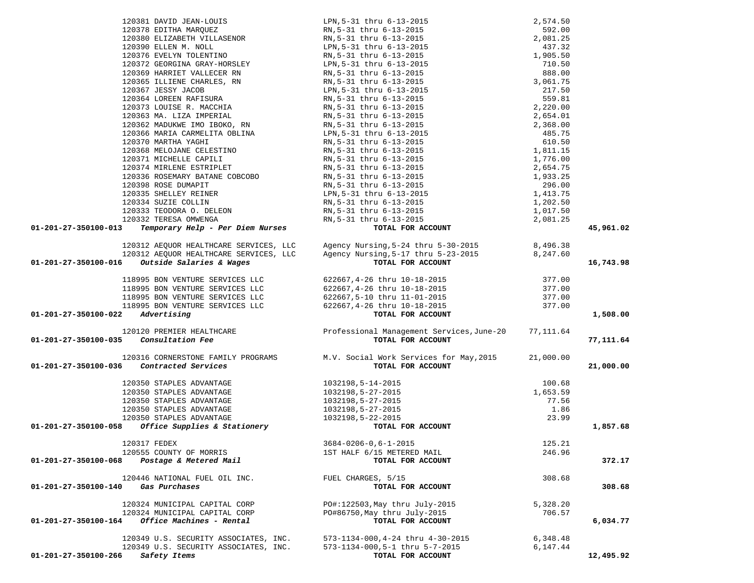| Account | Vendor | Description | Amount | Total |
|---|---|---|---|---|
| | 120381 DAVID JEAN-LOUIS | LPN,5-31 thru 6-13-2015 | 2,574.50 | |
| | 120378 EDITHA MARQUEZ | RN,5-31 thru 6-13-2015 | 592.00 | |
| | 120380 ELIZABETH VILLASENOR | RN,5-31 thru 6-13-2015 | 2,081.25 | |
| | 120390 ELLEN M. NOLL | LPN,5-31 thru 6-13-2015 | 437.32 | |
| | 120376 EVELYN TOLENTINO | RN,5-31 thru 6-13-2015 | 1,905.50 | |
| | 120372 GEORGINA GRAY-HORSLEY | LPN,5-31 thru 6-13-2015 | 710.50 | |
| | 120369 HARRIET VALLECER RN | RN,5-31 thru 6-13-2015 | 888.00 | |
| | 120365 ILLIENE CHARLES, RN | RN,5-31 thru 6-13-2015 | 3,061.75 | |
| | 120367 JESSY JACOB | LPN,5-31 thru 6-13-2015 | 217.50 | |
| | 120364 LOREEN RAFISURA | RN,5-31 thru 6-13-2015 | 559.81 | |
| | 120373 LOUISE R. MACCHIA | RN,5-31 thru 6-13-2015 | 2,220.00 | |
| | 120363 MA. LIZA IMPERIAL | RN,5-31 thru 6-13-2015 | 2,654.01 | |
| | 120362 MADUKWE IMO IBOKO, RN | RN,5-31 thru 6-13-2015 | 2,368.00 | |
| | 120366 MARIA CARMELITA OBLINA | LPN,5-31 thru 6-13-2015 | 485.75 | |
| | 120370 MARTHA YAGHI | RN,5-31 thru 6-13-2015 | 610.50 | |
| | 120368 MELOJANE CELESTINO | RN,5-31 thru 6-13-2015 | 1,811.15 | |
| | 120371 MICHELLE CAPILI | RN,5-31 thru 6-13-2015 | 1,776.00 | |
| | 120374 MIRLENE ESTRIPLET | RN,5-31 thru 6-13-2015 | 2,654.75 | |
| | 120336 ROSEMARY BATANE COBCOBO | RN,5-31 thru 6-13-2015 | 1,933.25 | |
| | 120398 ROSE DUMAPIT | RN,5-31 thru 6-13-2015 | 296.00 | |
| | 120335 SHELLEY REINER | LPN,5-31 thru 6-13-2015 | 1,413.75 | |
| | 120334 SUZIE COLLIN | RN,5-31 thru 6-13-2015 | 1,202.50 | |
| | 120333 TEODORA O. DELEON | RN,5-31 thru 6-13-2015 | 1,017.50 | |
| | 120332 TERESA OMWENGA | RN,5-31 thru 6-13-2015 | 2,081.25 | |
| **01-201-27-350100-013** | ***Temporary Help - Per Diem Nurses*** | **TOTAL FOR ACCOUNT** | | **45,961.02** |
| | 120312 AEQUOR HEALTHCARE SERVICES, LLC | Agency Nursing,5-24 thru 5-30-2015 | 8,496.38 | |
| | 120312 AEQUOR HEALTHCARE SERVICES, LLC | Agency Nursing,5-17 thru 5-23-2015 | 8,247.60 | |
| **01-201-27-350100-016** | ***Outside Salaries & Wages*** | **TOTAL FOR ACCOUNT** | | **16,743.98** |
| | 118995 BON VENTURE SERVICES LLC | 622667,4-26 thru 10-18-2015 | 377.00 | |
| | 118995 BON VENTURE SERVICES LLC | 622667,4-26 thru 10-18-2015 | 377.00 | |
| | 118995 BON VENTURE SERVICES LLC | 622667,5-10 thru 11-01-2015 | 377.00 | |
| | 118995 BON VENTURE SERVICES LLC | 622667,4-26 thru 10-18-2015 | 377.00 | |
| **01-201-27-350100-022** | ***Advertising*** | **TOTAL FOR ACCOUNT** | | **1,508.00** |
| | 120120 PREMIER HEALTHCARE | Professional Management Services,June-20 | 77,111.64 | |
| **01-201-27-350100-035** | ***Consultation Fee*** | **TOTAL FOR ACCOUNT** | | **77,111.64** |
| | 120316 CORNERSTONE FAMILY PROGRAMS | M.V. Social Work Services for May,2015 | 21,000.00 | |
| **01-201-27-350100-036** | ***Contracted Services*** | **TOTAL FOR ACCOUNT** | | **21,000.00** |
| | 120350 STAPLES ADVANTAGE | 1032198,5-14-2015 | 100.68 | |
| | 120350 STAPLES ADVANTAGE | 1032198,5-27-2015 | 1,653.59 | |
| | 120350 STAPLES ADVANTAGE | 1032198,5-27-2015 | 77.56 | |
| | 120350 STAPLES ADVANTAGE | 1032198,5-27-2015 | 1.86 | |
| | 120350 STAPLES ADVANTAGE | 1032198,5-22-2015 | 23.99 | |
| **01-201-27-350100-058** | ***Office Supplies & Stationery*** | **TOTAL FOR ACCOUNT** | | **1,857.68** |
| | 120317 FEDEX | 3684-0206-0,6-1-2015 | 125.21 | |
| | 120555 COUNTY OF MORRIS | 1ST HALF 6/15 METERED MAIL | 246.96 | |
| **01-201-27-350100-068** | ***Postage & Metered Mail*** | **TOTAL FOR ACCOUNT** | | **372.17** |
| | 120446 NATIONAL FUEL OIL INC. | FUEL CHARGES, 5/15 | 308.68 | |
| **01-201-27-350100-140** | ***Gas Purchases*** | **TOTAL FOR ACCOUNT** | | **308.68** |
| | 120324 MUNICIPAL CAPITAL CORP | PO#:122503,May thru July-2015 | 5,328.20 | |
| | 120324 MUNICIPAL CAPITAL CORP | PO#86750,May thru July-2015 | 706.57 | |
| **01-201-27-350100-164** | ***Office Machines - Rental*** | **TOTAL FOR ACCOUNT** | | **6,034.77** |
| | 120349 U.S. SECURITY ASSOCIATES, INC. | 573-1134-000,4-24 thru 4-30-2015 | 6,348.48 | |
| | 120349 U.S. SECURITY ASSOCIATES, INC. | 573-1134-000,5-1 thru 5-7-2015 | 6,147.44 | |
| **01-201-27-350100-266** | ***Safety Items*** | **TOTAL FOR ACCOUNT** | | **12,495.92** |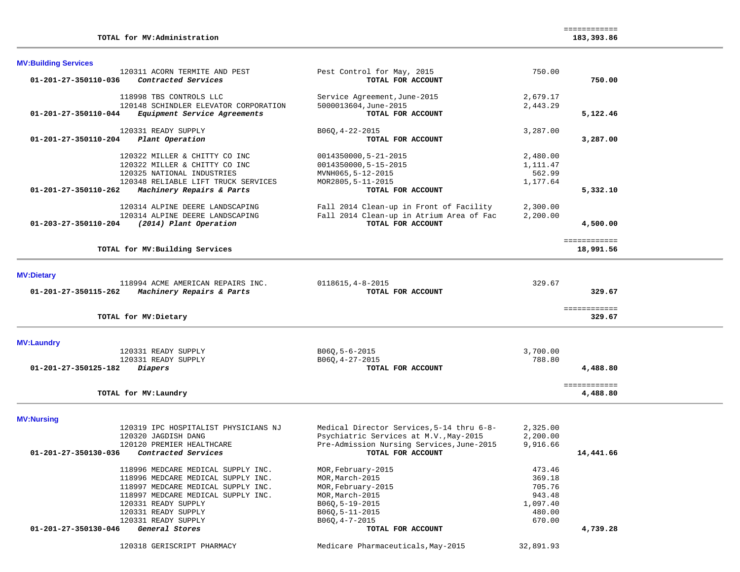| | | | | |
|---|---|---|---|---|
| **TOTAL for MV:Administration** | | | | ============ **183,393.86** |

## MV:Building Services

| Account | Vendor | Description | Amount | Total |
|---|---|---|---|---|
| | 120311 ACORN TERMITE AND PEST | Pest Control for May, 2015 | 750.00 | |
| **01-201-27-350110-036** | ***Contracted Services*** | **TOTAL FOR ACCOUNT** | | **750.00** |
| | 118998 TBS CONTROLS LLC | Service Agreement, June-2015 | 2,679.17 | |
| | 120148 SCHINDLER ELEVATOR CORPORATION | 5000013604, June-2015 | 2,443.29 | |
| **01-201-27-350110-044** | ***Equipment Service Agreements*** | **TOTAL FOR ACCOUNT** | | **5,122.46** |
| | 120331 READY SUPPLY | B06Q, 4-22-2015 | 3,287.00 | |
| **01-201-27-350110-204** | ***Plant Operation*** | **TOTAL FOR ACCOUNT** | | **3,287.00** |
| | 120322 MILLER & CHITTY CO INC | 0014350000, 5-21-2015 | 2,480.00 | |
| | 120322 MILLER & CHITTY CO INC | 0014350000, 5-15-2015 | 1,111.47 | |
| | 120325 NATIONAL INDUSTRIES | MVNH065, 5-12-2015 | 562.99 | |
| | 120348 RELIABLE LIFT TRUCK SERVICES | MOR2805, 5-11-2015 | 1,177.64 | |
| **01-201-27-350110-262** | ***Machinery Repairs & Parts*** | **TOTAL FOR ACCOUNT** | | **5,332.10** |
| | 120314 ALPINE DEERE LANDSCAPING | Fall 2014 Clean-up in Front of Facility | 2,300.00 | |
| | 120314 ALPINE DEERE LANDSCAPING | Fall 2014 Clean-up in Atrium Area of Fac | 2,200.00 | |
| **01-203-27-350110-204** | ***(2014) Plant Operation*** | **TOTAL FOR ACCOUNT** | | **4,500.00** |
| **TOTAL for MV:Building Services** | | | | ============ **18,991.56** |

## MV:Dietary

| Account | Vendor | Description | Amount | Total |
|---|---|---|---|---|
| | 118994 ACME AMERICAN REPAIRS INC. | 0118615, 4-8-2015 | 329.67 | |
| **01-201-27-350115-262** | ***Machinery Repairs & Parts*** | **TOTAL FOR ACCOUNT** | | **329.67** |
| **TOTAL for MV:Dietary** | | | | ============ **329.67** |

## MV:Laundry

| Account | Vendor | Description | Amount | Total |
|---|---|---|---|---|
| | 120331 READY SUPPLY | B06Q, 5-6-2015 | 3,700.00 | |
| | 120331 READY SUPPLY | B06Q, 4-27-2015 | 788.80 | |
| **01-201-27-350125-182** | ***Diapers*** | **TOTAL FOR ACCOUNT** | | **4,488.80** |
| **TOTAL for MV:Laundry** | | | | ============ **4,488.80** |

## MV:Nursing

| Account | Vendor | Description | Amount | Total |
|---|---|---|---|---|
| | 120319 IPC HOSPITALIST PHYSICIANS NJ | Medical Director Services, 5-14 thru 6-8- | 2,325.00 | |
| | 120320 JAGDISH DANG | Psychiatric Services at M.V., May-2015 | 2,200.00 | |
| | 120120 PREMIER HEALTHCARE | Pre-Admission Nursing Services, June-2015 | 9,916.66 | |
| **01-201-27-350130-036** | ***Contracted Services*** | **TOTAL FOR ACCOUNT** | | **14,441.66** |
| | 118996 MEDCARE MEDICAL SUPPLY INC. | MOR, February-2015 | 473.46 | |
| | 118996 MEDCARE MEDICAL SUPPLY INC. | MOR, March-2015 | 369.18 | |
| | 118997 MEDCARE MEDICAL SUPPLY INC. | MOR, February-2015 | 705.76 | |
| | 118997 MEDCARE MEDICAL SUPPLY INC. | MOR, March-2015 | 943.48 | |
| | 120331 READY SUPPLY | B06Q, 5-19-2015 | 1,097.40 | |
| | 120331 READY SUPPLY | B06Q, 5-11-2015 | 480.00 | |
| | 120331 READY SUPPLY | B06Q, 4-7-2015 | 670.00 | |
| **01-201-27-350130-046** | ***General Stores*** | **TOTAL FOR ACCOUNT** | | **4,739.28** |
| | 120318 GERISCRIPT PHARMACY | Medicare Pharmaceuticals, May-2015 | 32,891.93 | |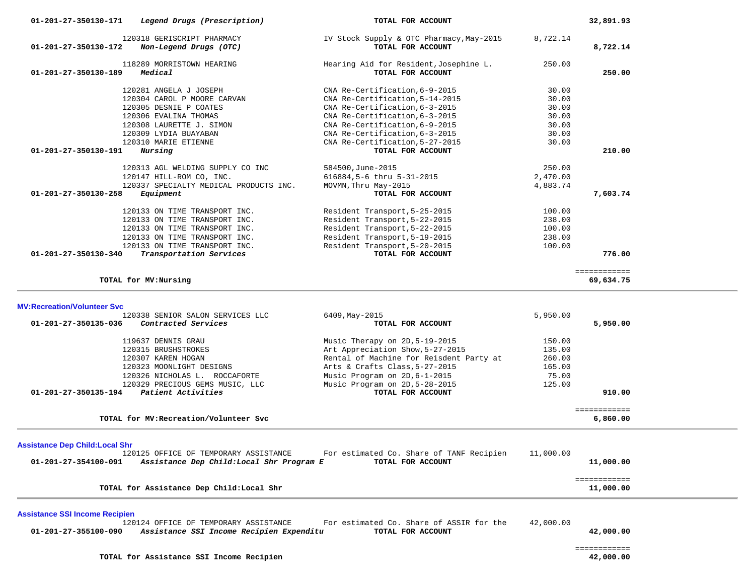| Account / Vendor | Description | Amount | Total |
|---|---|---|---|
| **01-201-27-350130-171** ***Legend Drugs (Prescription)*** | **TOTAL FOR ACCOUNT** | | **32,891.93** |
| 120318 GERISCRIPT PHARMACY | IV Stock Supply & OTC Pharmacy,May-2015 | 8,722.14 | |
| **01-201-27-350130-172** ***Non-Legend Drugs (OTC)*** | **TOTAL FOR ACCOUNT** | | **8,722.14** |
| 118289 MORRISTOWN HEARING | Hearing Aid for Resident,Josephine L. | 250.00 | |
| **01-201-27-350130-189** ***Medical*** | **TOTAL FOR ACCOUNT** | | **250.00** |
| 120281 ANGELA J JOSEPH | CNA Re-Certification,6-9-2015 | 30.00 | |
| 120304 CAROL P MOORE CARVAN | CNA Re-Certification,5-14-2015 | 30.00 | |
| 120305 DESNIE P COATES | CNA Re-Certification,6-3-2015 | 30.00 | |
| 120306 EVALINA THOMAS | CNA Re-Certification,6-3-2015 | 30.00 | |
| 120308 LAURETTE J. SIMON | CNA Re-Certification,6-9-2015 | 30.00 | |
| 120309 LYDIA BUAYABAN | CNA Re-Certification,6-3-2015 | 30.00 | |
| 120310 MARIE ETIENNE | CNA Re-Certification,5-27-2015 | 30.00 | |
| **01-201-27-350130-191** ***Nursing*** | **TOTAL FOR ACCOUNT** | | **210.00** |
| 120313 AGL WELDING SUPPLY CO INC | 584500,June-2015 | 250.00 | |
| 120147 HILL-ROM CO, INC. | 616884,5-6 thru 5-31-2015 | 2,470.00 | |
| 120337 SPECIALTY MEDICAL PRODUCTS INC. | MOVMN,Thru May-2015 | 4,883.74 | |
| **01-201-27-350130-258** ***Equipment*** | **TOTAL FOR ACCOUNT** | | **7,603.74** |
| 120133 ON TIME TRANSPORT INC. | Resident Transport,5-25-2015 | 100.00 | |
| 120133 ON TIME TRANSPORT INC. | Resident Transport,5-22-2015 | 238.00 | |
| 120133 ON TIME TRANSPORT INC. | Resident Transport,5-22-2015 | 100.00 | |
| 120133 ON TIME TRANSPORT INC. | Resident Transport,5-19-2015 | 238.00 | |
| 120133 ON TIME TRANSPORT INC. | Resident Transport,5-20-2015 | 100.00 | |
| **01-201-27-350130-340** ***Transportation Services*** | **TOTAL FOR ACCOUNT** | | **776.00** |
| **TOTAL for MV:Nursing** | | | **69,634.75** |

**MV:Recreation/Volunteer Svc**

| Account / Vendor | Description | Amount | Total |
|---|---|---|---|
| 120338 SENIOR SALON SERVICES LLC | 6409,May-2015 | 5,950.00 | |
| **01-201-27-350135-036** ***Contracted Services*** | **TOTAL FOR ACCOUNT** | | **5,950.00** |
| 119637 DENNIS GRAU | Music Therapy on 2D,5-19-2015 | 150.00 | |
| 120315 BRUSHSTROKES | Art Appreciation Show,5-27-2015 | 135.00 | |
| 120307 KAREN HOGAN | Rental of Machine for Reisdent Party at | 260.00 | |
| 120323 MOONLIGHT DESIGNS | Arts & Crafts Class,5-27-2015 | 165.00 | |
| 120326 NICHOLAS L. ROCCAFORTE | Music Program on 2D,6-1-2015 | 75.00 | |
| 120329 PRECIOUS GEMS MUSIC, LLC | Music Program on 2D,5-28-2015 | 125.00 | |
| **01-201-27-350135-194** ***Patient Activities*** | **TOTAL FOR ACCOUNT** | | **910.00** |
| **TOTAL for MV:Recreation/Volunteer Svc** | | | **6,860.00** |

**Assistance Dep Child:Local Shr**

| Account / Vendor | Description | Amount | Total |
|---|---|---|---|
| 120125 OFFICE OF TEMPORARY ASSISTANCE | For estimated Co. Share of TANF Recipien | 11,000.00 | |
| **01-201-27-354100-091** ***Assistance Dep Child:Local Shr Program E*** | **TOTAL FOR ACCOUNT** | | **11,000.00** |
| **TOTAL for Assistance Dep Child:Local Shr** | | | **11,000.00** |

**Assistance SSI Income Recipien**

| Account / Vendor | Description | Amount | Total |
|---|---|---|---|
| 120124 OFFICE OF TEMPORARY ASSISTANCE | For estimated Co. Share of ASSIR for the | 42,000.00 | |
| **01-201-27-355100-090** ***Assistance SSI Income Recipien Expenditu*** | **TOTAL FOR ACCOUNT** | | **42,000.00** |
| **TOTAL for Assistance SSI Income Recipien** | | | **42,000.00** |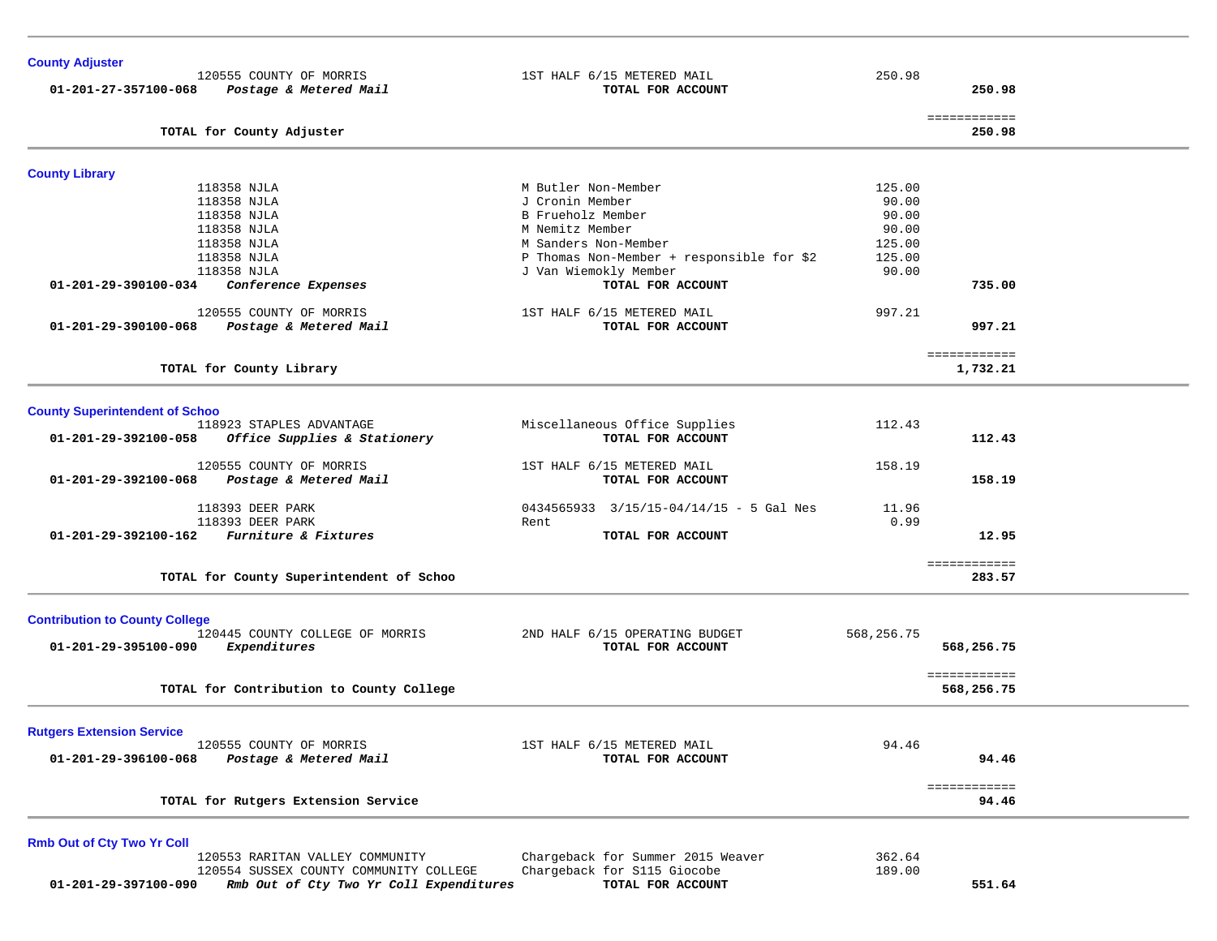## County Adjuster

| Account | Vendor | Description | Amount | Total |
|---|---|---|---|---|
| | 120555 COUNTY OF MORRIS | 1ST HALF 6/15 METERED MAIL | 250.98 | |
| 01-201-27-357100-068 | *Postage & Metered Mail* | **TOTAL FOR ACCOUNT** | | **250.98** |
| | | | | ============ |
| | **TOTAL for County Adjuster** | | | **250.98** |

## County Library

| Account | Vendor | Description | Amount | Total |
|---|---|---|---|---|
| | 118358 NJLA | M Butler Non-Member | 125.00 | |
| | 118358 NJLA | J Cronin Member | 90.00 | |
| | 118358 NJLA | B Frueholz Member | 90.00 | |
| | 118358 NJLA | M Nemitz Member | 90.00 | |
| | 118358 NJLA | M Sanders Non-Member | 125.00 | |
| | 118358 NJLA | P Thomas Non-Member + responsible for $2 | 125.00 | |
| | 118358 NJLA | J Van Wiemokly Member | 90.00 | |
| 01-201-29-390100-034 | *Conference Expenses* | **TOTAL FOR ACCOUNT** | | **735.00** |
| | 120555 COUNTY OF MORRIS | 1ST HALF 6/15 METERED MAIL | 997.21 | |
| 01-201-29-390100-068 | *Postage & Metered Mail* | **TOTAL FOR ACCOUNT** | | **997.21** |
| | | | | ============ |
| | **TOTAL for County Library** | | | **1,732.21** |

## County Superintendent of Schoo

| Account | Vendor | Description | Amount | Total |
|---|---|---|---|---|
| | 118923 STAPLES ADVANTAGE | Miscellaneous Office Supplies | 112.43 | |
| 01-201-29-392100-058 | *Office Supplies & Stationery* | **TOTAL FOR ACCOUNT** | | **112.43** |
| | 120555 COUNTY OF MORRIS | 1ST HALF 6/15 METERED MAIL | 158.19 | |
| 01-201-29-392100-068 | *Postage & Metered Mail* | **TOTAL FOR ACCOUNT** | | **158.19** |
| | 118393 DEER PARK | 0434565933 3/15/15-04/14/15 - 5 Gal Nes | 11.96 | |
| | 118393 DEER PARK | Rent | 0.99 | |
| 01-201-29-392100-162 | *Furniture & Fixtures* | **TOTAL FOR ACCOUNT** | | **12.95** |
| | | | | ============ |
| | **TOTAL for County Superintendent of Schoo** | | | **283.57** |

## Contribution to County College

| Account | Vendor | Description | Amount | Total |
|---|---|---|---|---|
| | 120445 COUNTY COLLEGE OF MORRIS | 2ND HALF 6/15 OPERATING BUDGET | 568,256.75 | |
| 01-201-29-395100-090 | *Expenditures* | **TOTAL FOR ACCOUNT** | | **568,256.75** |
| | | | | ============ |
| | **TOTAL for Contribution to County College** | | | **568,256.75** |

## Rutgers Extension Service

| Account | Vendor | Description | Amount | Total |
|---|---|---|---|---|
| | 120555 COUNTY OF MORRIS | 1ST HALF 6/15 METERED MAIL | 94.46 | |
| 01-201-29-396100-068 | *Postage & Metered Mail* | **TOTAL FOR ACCOUNT** | | **94.46** |
| | | | | ============ |
| | **TOTAL for Rutgers Extension Service** | | | **94.46** |

## Rmb Out of Cty Two Yr Coll

| Account | Vendor | Description | Amount | Total |
|---|---|---|---|---|
| | 120553 RARITAN VALLEY COMMUNITY | Chargeback for Summer 2015 Weaver | 362.64 | |
| | 120554 SUSSEX COUNTY COMMUNITY COLLEGE | Chargeback for S115 Giocobe | 189.00 | |
| 01-201-29-397100-090 | *Rmb Out of Cty Two Yr Coll Expenditures* | **TOTAL FOR ACCOUNT** | | **551.64** |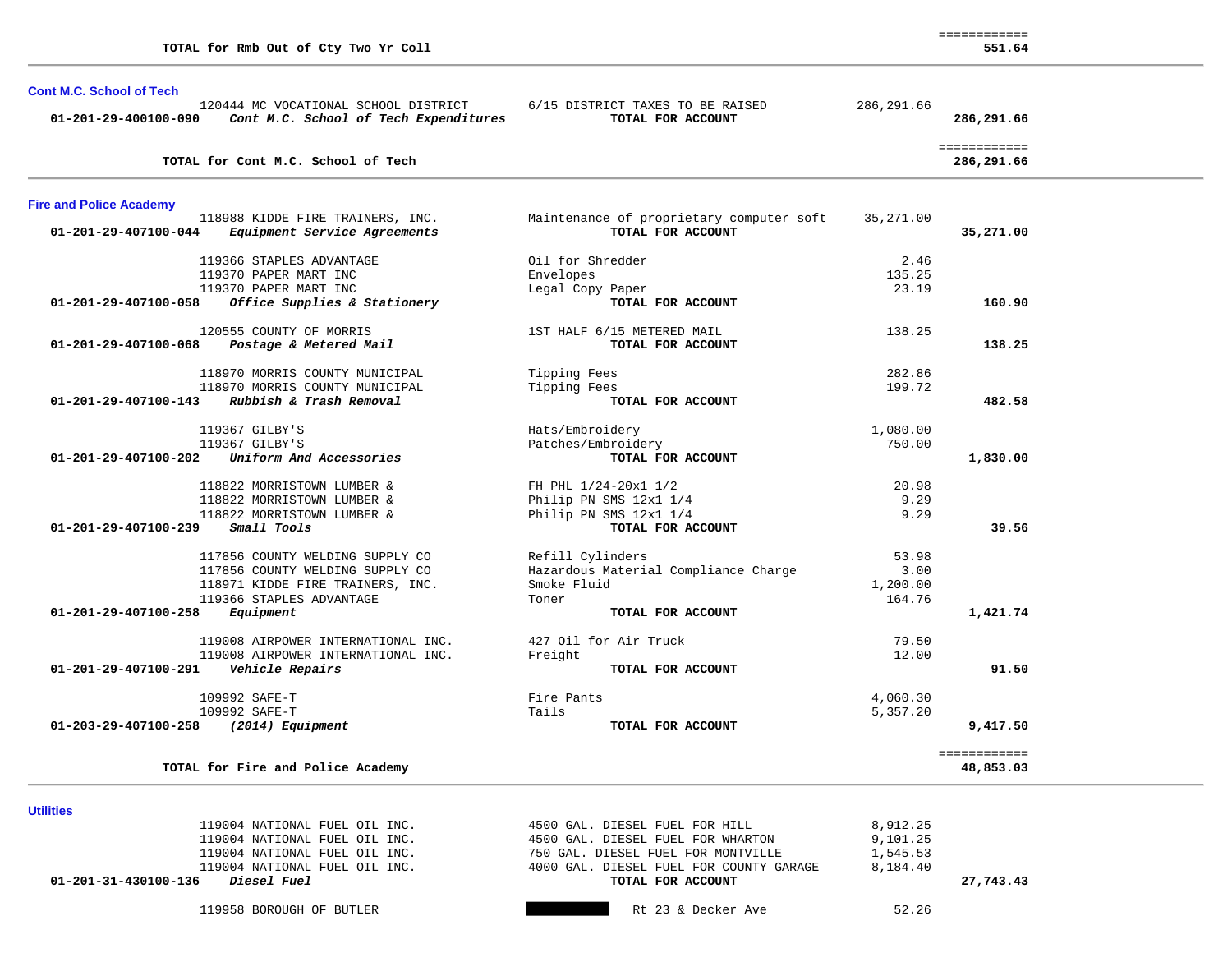**TOTAL for Rmb Out of Cty Two Yr Coll** ============ **551.64**

---

## Cont M.C. School of Tech

| Account | Vendor / Description | Item | Amount | Total |
|---|---|---|---|---|
| | 120444 MC VOCATIONAL SCHOOL DISTRICT | 6/15 DISTRICT TAXES TO BE RAISED | 286,291.66 | |
| **01-201-29-400100-090** | ***Cont M.C. School of Tech Expenditures*** | **TOTAL FOR ACCOUNT** | | **286,291.66** |

**TOTAL for Cont M.C. School of Tech** ============ **286,291.66**

---

## Fire and Police Academy

| Account | Vendor / Description | Item | Amount | Total |
|---|---|---|---|---|
| | 118988 KIDDE FIRE TRAINERS, INC. | Maintenance of proprietary computer soft | 35,271.00 | |
| **01-201-29-407100-044** | ***Equipment Service Agreements*** | **TOTAL FOR ACCOUNT** | | **35,271.00** |
| | 119366 STAPLES ADVANTAGE | Oil for Shredder | 2.46 | |
| | 119370 PAPER MART INC | Envelopes | 135.25 | |
| | 119370 PAPER MART INC | Legal Copy Paper | 23.19 | |
| **01-201-29-407100-058** | ***Office Supplies & Stationery*** | **TOTAL FOR ACCOUNT** | | **160.90** |
| | 120555 COUNTY OF MORRIS | 1ST HALF 6/15 METERED MAIL | 138.25 | |
| **01-201-29-407100-068** | ***Postage & Metered Mail*** | **TOTAL FOR ACCOUNT** | | **138.25** |
| | 118970 MORRIS COUNTY MUNICIPAL | Tipping Fees | 282.86 | |
| | 118970 MORRIS COUNTY MUNICIPAL | Tipping Fees | 199.72 | |
| **01-201-29-407100-143** | ***Rubbish & Trash Removal*** | **TOTAL FOR ACCOUNT** | | **482.58** |
| | 119367 GILBY'S | Hats/Embroidery | 1,080.00 | |
| | 119367 GILBY'S | Patches/Embroidery | 750.00 | |
| **01-201-29-407100-202** | ***Uniform And Accessories*** | **TOTAL FOR ACCOUNT** | | **1,830.00** |
| | 118822 MORRISTOWN LUMBER & | FH PHL 1/24-20x1 1/2 | 20.98 | |
| | 118822 MORRISTOWN LUMBER & | Philip PN SMS 12x1 1/4 | 9.29 | |
| | 118822 MORRISTOWN LUMBER & | Philip PN SMS 12x1 1/4 | 9.29 | |
| **01-201-29-407100-239** | ***Small Tools*** | **TOTAL FOR ACCOUNT** | | **39.56** |
| | 117856 COUNTY WELDING SUPPLY CO | Refill Cylinders | 53.98 | |
| | 117856 COUNTY WELDING SUPPLY CO | Hazardous Material Compliance Charge | 3.00 | |
| | 118971 KIDDE FIRE TRAINERS, INC. | Smoke Fluid | 1,200.00 | |
| | 119366 STAPLES ADVANTAGE | Toner | 164.76 | |
| **01-201-29-407100-258** | ***Equipment*** | **TOTAL FOR ACCOUNT** | | **1,421.74** |
| | 119008 AIRPOWER INTERNATIONAL INC. | 427 Oil for Air Truck | 79.50 | |
| | 119008 AIRPOWER INTERNATIONAL INC. | Freight | 12.00 | |
| **01-201-29-407100-291** | ***Vehicle Repairs*** | **TOTAL FOR ACCOUNT** | | **91.50** |
| | 109992 SAFE-T | Fire Pants | 4,060.30 | |
| | 109992 SAFE-T | Tails | 5,357.20 | |
| **01-203-29-407100-258** | ***(2014) Equipment*** | **TOTAL FOR ACCOUNT** | | **9,417.50** |

**TOTAL for Fire and Police Academy** ============ **48,853.03**

---

## Utilities

| Account | Vendor / Description | Item | Amount | Total |
|---|---|---|---|---|
| | 119004 NATIONAL FUEL OIL INC. | 4500 GAL. DIESEL FUEL FOR HILL | 8,912.25 | |
| | 119004 NATIONAL FUEL OIL INC. | 4500 GAL. DIESEL FUEL FOR WHARTON | 9,101.25 | |
| | 119004 NATIONAL FUEL OIL INC. | 750 GAL. DIESEL FUEL FOR MONTVILLE | 1,545.53 | |
| | 119004 NATIONAL FUEL OIL INC. | 4000 GAL. DIESEL FUEL FOR COUNTY GARAGE | 8,184.40 | |
| **01-201-31-430100-136** | ***Diesel Fuel*** | **TOTAL FOR ACCOUNT** | | **27,743.43** |
| | 119958 BOROUGH OF BUTLER | [REDACTED] Rt 23 & Decker Ave | 52.26 | |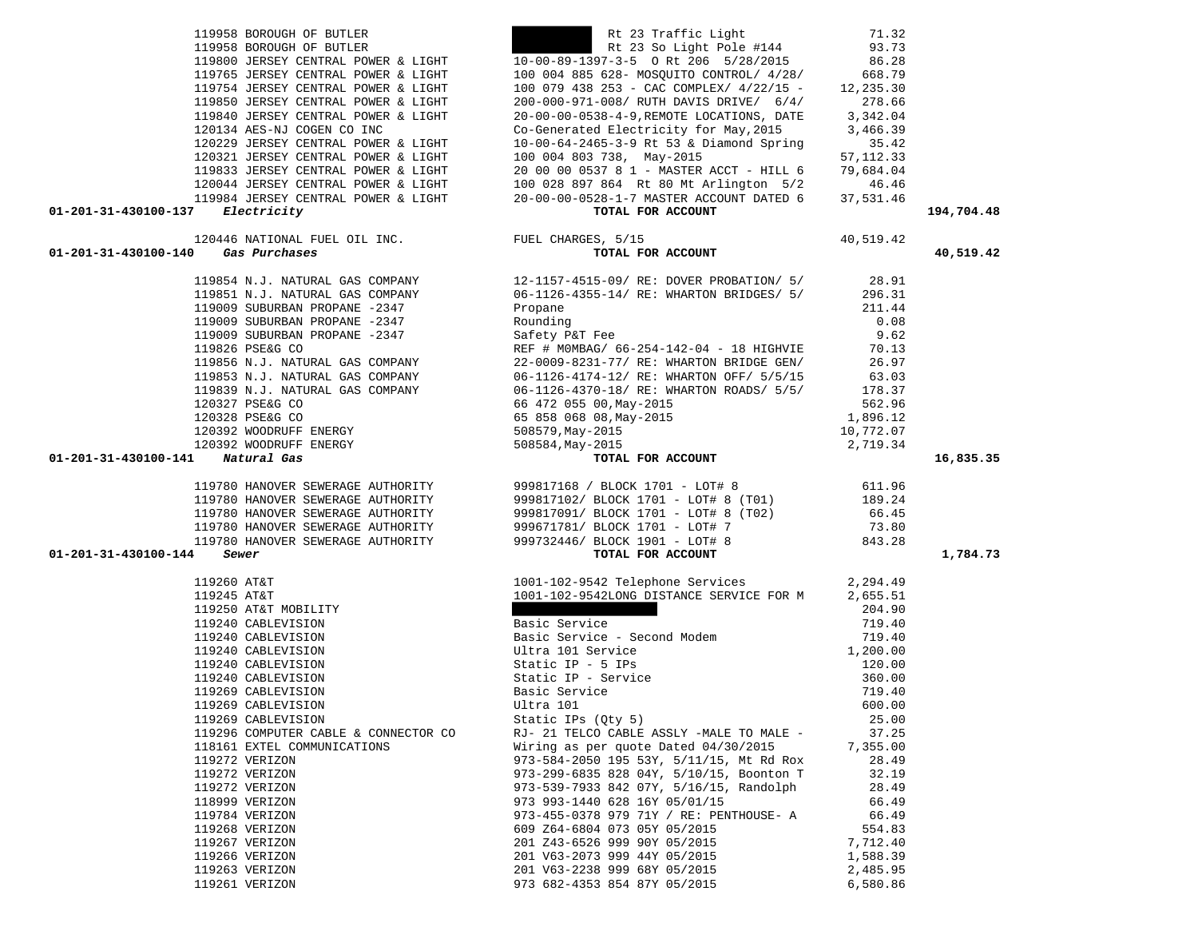| Account | Vendor | Description | Amount | Total |
|---|---|---|---|---|
| | 119958 BOROUGH OF BUTLER | Rt 23 Traffic Light | 71.32 | |
| | 119958 BOROUGH OF BUTLER | Rt 23 So Light Pole #144 | 93.73 | |
| | 119800 JERSEY CENTRAL POWER & LIGHT | 10-00-89-1397-3-5 O Rt 206 5/28/2015 | 86.28 | |
| | 119765 JERSEY CENTRAL POWER & LIGHT | 100 004 885 628- MOSQUITO CONTROL/ 4/28/ | 668.79 | |
| | 119754 JERSEY CENTRAL POWER & LIGHT | 100 079 438 253 - CAC COMPLEX/ 4/22/15 - | 12,235.30 | |
| | 119850 JERSEY CENTRAL POWER & LIGHT | 200-000-971-008/ RUTH DAVIS DRIVE/ 6/4/ | 278.66 | |
| | 119840 JERSEY CENTRAL POWER & LIGHT | 20-00-00-0538-4-9,REMOTE LOCATIONS, DATE | 3,342.04 | |
| | 120134 AES-NJ COGEN CO INC | Co-Generated Electricity for May,2015 | 3,466.39 | |
| | 120229 JERSEY CENTRAL POWER & LIGHT | 10-00-64-2465-3-9 Rt 53 & Diamond Spring | 35.42 | |
| | 120321 JERSEY CENTRAL POWER & LIGHT | 100 004 803 738, May-2015 | 57,112.33 | |
| | 119833 JERSEY CENTRAL POWER & LIGHT | 20 00 00 0537 8 1 - MASTER ACCT - HILL 6 | 79,684.04 | |
| | 120044 JERSEY CENTRAL POWER & LIGHT | 100 028 897 864 Rt 80 Mt Arlington 5/2 | 46.46 | |
| | 119984 JERSEY CENTRAL POWER & LIGHT | 20-00-00-0528-1-7 MASTER ACCOUNT DATED 6 | 37,531.46 | |
| **01-201-31-430100-137** *Electricity* | | **TOTAL FOR ACCOUNT** | | **194,704.48** |
| | 120446 NATIONAL FUEL OIL INC. | FUEL CHARGES, 5/15 | 40,519.42 | |
| **01-201-31-430100-140** *Gas Purchases* | | **TOTAL FOR ACCOUNT** | | **40,519.42** |
| | 119854 N.J. NATURAL GAS COMPANY | 12-1157-4515-09/ RE: DOVER PROBATION/ 5/ | 28.91 | |
| | 119851 N.J. NATURAL GAS COMPANY | 06-1126-4355-14/ RE: WHARTON BRIDGES/ 5/ | 296.31 | |
| | 119009 SUBURBAN PROPANE -2347 | Propane | 211.44 | |
| | 119009 SUBURBAN PROPANE -2347 | Rounding | 0.08 | |
| | 119009 SUBURBAN PROPANE -2347 | Safety P&T Fee | 9.62 | |
| | 119826 PSE&G CO | REF # M0MBAG/ 66-254-142-04 - 18 HIGHVIE | 70.13 | |
| | 119856 N.J. NATURAL GAS COMPANY | 22-0009-8231-77/ RE: WHARTON BRIDGE GEN/ | 26.97 | |
| | 119853 N.J. NATURAL GAS COMPANY | 06-1126-4174-12/ RE: WHARTON OFF/ 5/5/15 | 63.03 | |
| | 119839 N.J. NATURAL GAS COMPANY | 06-1126-4370-18/ RE: WHARTON ROADS/ 5/5/ | 178.37 | |
| | 120327 PSE&G CO | 66 472 055 00,May-2015 | 562.96 | |
| | 120328 PSE&G CO | 65 858 068 08,May-2015 | 1,896.12 | |
| | 120392 WOODRUFF ENERGY | 508579,May-2015 | 10,772.07 | |
| | 120392 WOODRUFF ENERGY | 508584,May-2015 | 2,719.34 | |
| **01-201-31-430100-141** *Natural Gas* | | **TOTAL FOR ACCOUNT** | | **16,835.35** |
| | 119780 HANOVER SEWERAGE AUTHORITY | 999817168 / BLOCK 1701 - LOT# 8 | 611.96 | |
| | 119780 HANOVER SEWERAGE AUTHORITY | 999817102/ BLOCK 1701 - LOT# 8 (T01) | 189.24 | |
| | 119780 HANOVER SEWERAGE AUTHORITY | 999817091/ BLOCK 1701 - LOT# 8 (T02) | 66.45 | |
| | 119780 HANOVER SEWERAGE AUTHORITY | 999671781/ BLOCK 1701 - LOT# 7 | 73.80 | |
| | 119780 HANOVER SEWERAGE AUTHORITY | 999732446/ BLOCK 1901 - LOT# 8 | 843.28 | |
| **01-201-31-430100-144** *Sewer* | | **TOTAL FOR ACCOUNT** | | **1,784.73** |
| | 119260 AT&T | 1001-102-9542 Telephone Services | 2,294.49 | |
| | 119245 AT&T | 1001-102-9542LONG DISTANCE SERVICE FOR M | 2,655.51 | |
| | 119250 AT&T MOBILITY | | 204.90 | |
| | 119240 CABLEVISION | Basic Service | 719.40 | |
| | 119240 CABLEVISION | Basic Service - Second Modem | 719.40 | |
| | 119240 CABLEVISION | Ultra 101 Service | 1,200.00 | |
| | 119240 CABLEVISION | Static IP - 5 IPs | 120.00 | |
| | 119240 CABLEVISION | Static IP - Service | 360.00 | |
| | 119269 CABLEVISION | Basic Service | 719.40 | |
| | 119269 CABLEVISION | Ultra 101 | 600.00 | |
| | 119269 CABLEVISION | Static IPs (Qty 5) | 25.00 | |
| | 119296 COMPUTER CABLE & CONNECTOR CO | RJ- 21 TELCO CABLE ASSLY -MALE TO MALE - | 37.25 | |
| | 118161 EXTEL COMMUNICATIONS | Wiring as per quote Dated 04/30/2015 | 7,355.00 | |
| | 119272 VERIZON | 973-584-2050 195 53Y, 5/11/15, Mt Rd Rox | 28.49 | |
| | 119272 VERIZON | 973-299-6835 828 04Y, 5/10/15, Boonton T | 32.19 | |
| | 119272 VERIZON | 973-539-7933 842 07Y, 5/16/15, Randolph | 28.49 | |
| | 118999 VERIZON | 973 993-1440 628 16Y 05/01/15 | 66.49 | |
| | 119784 VERIZON | 973-455-0378 979 71Y / RE: PENTHOUSE- A | 66.49 | |
| | 119268 VERIZON | 609 Z64-6804 073 05Y 05/2015 | 554.83 | |
| | 119267 VERIZON | 201 Z43-6526 999 90Y 05/2015 | 7,712.40 | |
| | 119266 VERIZON | 201 V63-2073 999 44Y 05/2015 | 1,588.39 | |
| | 119263 VERIZON | 201 V63-2238 999 68Y 05/2015 | 2,485.95 | |
| | 119261 VERIZON | 973 682-4353 854 87Y 05/2015 | 6,580.86 | |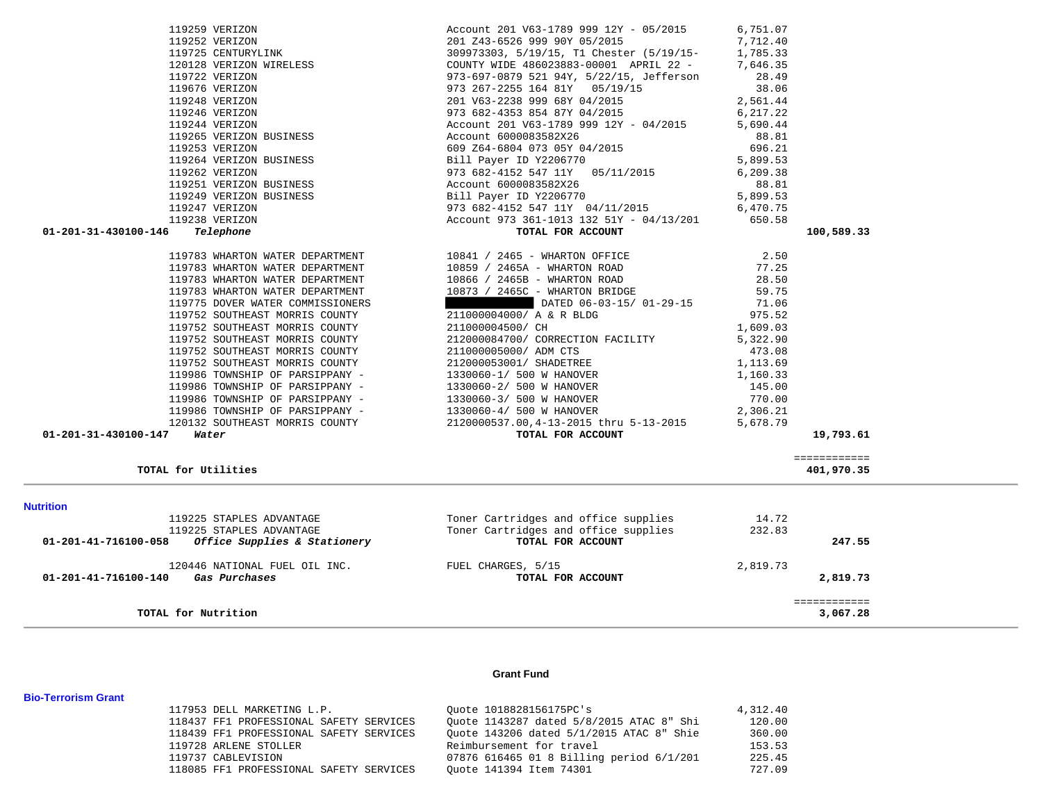| Account | Vendor / Description | Detail | Amount | Total |
|---|---|---|---|---|
| | 119259 VERIZON | Account 201 V63-1789 999 12Y - 05/2015 | 6,751.07 | |
| | 119252 VERIZON | 201 Z43-6526 999 90Y 05/2015 | 7,712.40 | |
| | 119725 CENTURYLINK | 309973303, 5/19/15, T1 Chester (5/19/15- | 1,785.33 | |
| | 120128 VERIZON WIRELESS | COUNTY WIDE 486023883-00001 APRIL 22 - | 7,646.35 | |
| | 119722 VERIZON | 973-697-0879 521 94Y, 5/22/15, Jefferson | 28.49 | |
| | 119676 VERIZON | 973 267-2255 164 81Y 05/19/15 | 38.06 | |
| | 119248 VERIZON | 201 V63-2238 999 68Y 04/2015 | 2,561.44 | |
| | 119246 VERIZON | 973 682-4353 854 87Y 04/2015 | 6,217.22 | |
| | 119244 VERIZON | Account 201 V63-1789 999 12Y - 04/2015 | 5,690.44 | |
| | 119265 VERIZON BUSINESS | Account 6000083582X26 | 88.81 | |
| | 119253 VERIZON | 609 Z64-6804 073 05Y 04/2015 | 696.21 | |
| | 119264 VERIZON BUSINESS | Bill Payer ID Y2206770 | 5,899.53 | |
| | 119262 VERIZON | 973 682-4152 547 11Y 05/11/2015 | 6,209.38 | |
| | 119251 VERIZON BUSINESS | Account 6000083582X26 | 88.81 | |
| | 119249 VERIZON BUSINESS | Bill Payer ID Y2206770 | 5,899.53 | |
| | 119247 VERIZON | 973 682-4152 547 11Y 04/11/2015 | 6,470.75 | |
| | 119238 VERIZON | Account 973 361-1013 132 51Y - 04/13/201 | 650.58 | |
| **01-201-31-430100-146** | ***Telephone*** | **TOTAL FOR ACCOUNT** | | **100,589.33** |
| | 119783 WHARTON WATER DEPARTMENT | 10841 / 2465 - WHARTON OFFICE | 2.50 | |
| | 119783 WHARTON WATER DEPARTMENT | 10859 / 2465A - WHARTON ROAD | 77.25 | |
| | 119783 WHARTON WATER DEPARTMENT | 10866 / 2465B - WHARTON ROAD | 28.50 | |
| | 119783 WHARTON WATER DEPARTMENT | 10873 / 2465C - WHARTON BRIDGE | 59.75 | |
| | 119775 DOVER WATER COMMISSIONERS | [REDACTED] DATED 06-03-15/ 01-29-15 | 71.06 | |
| | 119752 SOUTHEAST MORRIS COUNTY | 211000004000/ A & R BLDG | 975.52 | |
| | 119752 SOUTHEAST MORRIS COUNTY | 211000004500/ CH | 1,609.03 | |
| | 119752 SOUTHEAST MORRIS COUNTY | 212000084700/ CORRECTION FACILITY | 5,322.90 | |
| | 119752 SOUTHEAST MORRIS COUNTY | 211000005000/ ADM CTS | 473.08 | |
| | 119752 SOUTHEAST MORRIS COUNTY | 212000053001/ SHADETREE | 1,113.69 | |
| | 119986 TOWNSHIP OF PARSIPPANY - | 1330060-1/ 500 W HANOVER | 1,160.33 | |
| | 119986 TOWNSHIP OF PARSIPPANY - | 1330060-2/ 500 W HANOVER | 145.00 | |
| | 119986 TOWNSHIP OF PARSIPPANY - | 1330060-3/ 500 W HANOVER | 770.00 | |
| | 119986 TOWNSHIP OF PARSIPPANY - | 1330060-4/ 500 W HANOVER | 2,306.21 | |
| | 120132 SOUTHEAST MORRIS COUNTY | 2120000537.00,4-13-2015 thru 5-13-2015 | 5,678.79 | |
| **01-201-31-430100-147** | ***Water*** | **TOTAL FOR ACCOUNT** | | **19,793.61** |
| | **TOTAL for Utilities** | | | **401,970.35** |

## Nutrition

| Account | Vendor / Description | Detail | Amount | Total |
|---|---|---|---|---|
| | 119225 STAPLES ADVANTAGE | Toner Cartridges and office supplies | 14.72 | |
| | 119225 STAPLES ADVANTAGE | Toner Cartridges and office supplies | 232.83 | |
| **01-201-41-716100-058** | ***Office Supplies & Stationery*** | **TOTAL FOR ACCOUNT** | | **247.55** |
| | 120446 NATIONAL FUEL OIL INC. | FUEL CHARGES, 5/15 | 2,819.73 | |
| **01-201-41-716100-140** | ***Gas Purchases*** | **TOTAL FOR ACCOUNT** | | **2,819.73** |
| | **TOTAL for Nutrition** | | | **3,067.28** |

# Grant Fund

## Bio-Terrorism Grant

| Vendor / Description | Detail | Amount |
|---|---|---|
| 117953 DELL MARKETING L.P. | Quote 1018828156175PC's | 4,312.40 |
| 118437 FF1 PROFESSIONAL SAFETY SERVICES | Quote 1143287 dated 5/8/2015 ATAC 8" Shi | 120.00 |
| 118439 FF1 PROFESSIONAL SAFETY SERVICES | Quote 143206 dated 5/1/2015 ATAC 8" Shie | 360.00 |
| 119728 ARLENE STOLLER | Reimbursement for travel | 153.53 |
| 119737 CABLEVISION | 07876 616465 01 8 Billing period 6/1/201 | 225.45 |
| 118085 FF1 PROFESSIONAL SAFETY SERVICES | Quote 141394 Item 74301 | 727.09 |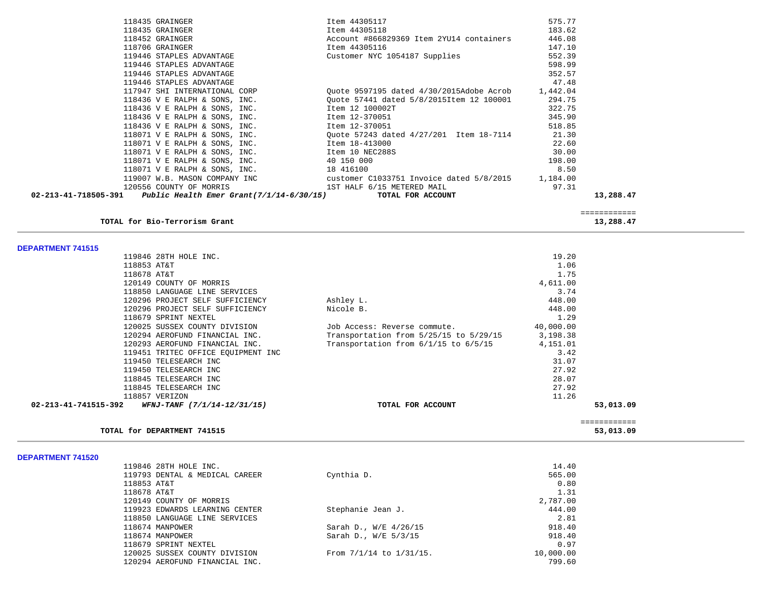| | | | | |
|---|---|---|---|---|
| | 118435 GRAINGER | Item 44305117 | 575.77 | |
| | 118435 GRAINGER | Item 44305118 | 183.62 | |
| | 118452 GRAINGER | Account #866829369 Item 2YU14 containers | 446.08 | |
| | 118706 GRAINGER | Item 44305116 | 147.10 | |
| | 119446 STAPLES ADVANTAGE | Customer NYC 1054187 Supplies | 552.39 | |
| | 119446 STAPLES ADVANTAGE | | 598.99 | |
| | 119446 STAPLES ADVANTAGE | | 352.57 | |
| | 119446 STAPLES ADVANTAGE | | 47.48 | |
| | 117947 SHI INTERNATIONAL CORP | Quote 9597195 dated 4/30/2015Adobe Acrob | 1,442.04 | |
| | 118436 V E RALPH & SONS, INC. | Quote 57441 dated 5/8/2015Item 12 100001 | 294.75 | |
| | 118436 V E RALPH & SONS, INC. | Item 12 100002T | 322.75 | |
| | 118436 V E RALPH & SONS, INC. | Item 12-370051 | 345.90 | |
| | 118436 V E RALPH & SONS, INC. | Item 12-370051 | 518.85 | |
| | 118071 V E RALPH & SONS, INC. | Quote 57243 dated 4/27/201 Item 18-7114 | 21.30 | |
| | 118071 V E RALPH & SONS, INC. | Item 18-413000 | 22.60 | |
| | 118071 V E RALPH & SONS, INC. | Item 10 NEC288S | 30.00 | |
| | 118071 V E RALPH & SONS, INC. | 40 150 000 | 198.00 | |
| | 118071 V E RALPH & SONS, INC. | 18 416100 | 8.50 | |
| | 119007 W.B. MASON COMPANY INC | customer C1033751 Invoice dated 5/8/2015 | 1,184.00 | |
| | 120556 COUNTY OF MORRIS | 1ST HALF 6/15 METERED MAIL | 97.31 | |
| **02-213-41-718505-391** | ***Public Health Emer Grant(7/1/14-6/30/15)*** | **TOTAL FOR ACCOUNT** | | **13,288.47** |

============

**TOTAL for Bio-Terrorism Grant** **13,288.47**

---

**DEPARTMENT 741515**

| | | | | |
|---|---|---|---|---|
| | 119846 28TH HOLE INC. | | 19.20 | |
| | 118853 AT&T | | 1.06 | |
| | 118678 AT&T | | 1.75 | |
| | 120149 COUNTY OF MORRIS | | 4,611.00 | |
| | 118850 LANGUAGE LINE SERVICES | | 3.74 | |
| | 120296 PROJECT SELF SUFFICIENCY | Ashley L. | 448.00 | |
| | 120296 PROJECT SELF SUFFICIENCY | Nicole B. | 448.00 | |
| | 118679 SPRINT NEXTEL | | 1.29 | |
| | 120025 SUSSEX COUNTY DIVISION | Job Access: Reverse commute. | 40,000.00 | |
| | 120294 AEROFUND FINANCIAL INC. | Transportation from 5/25/15 to 5/29/15 | 3,198.38 | |
| | 120293 AEROFUND FINANCIAL INC. | Transportation from 6/1/15 to 6/5/15 | 4,151.01 | |
| | 119451 TRITEC OFFICE EQUIPMENT INC | | 3.42 | |
| | 119450 TELESEARCH INC | | 31.07 | |
| | 119450 TELESEARCH INC | | 27.92 | |
| | 118845 TELESEARCH INC | | 28.07 | |
| | 118845 TELESEARCH INC | | 27.92 | |
| | 118857 VERIZON | | 11.26 | |
| **02-213-41-741515-392** | ***WFNJ-TANF (7/1/14-12/31/15)*** | **TOTAL FOR ACCOUNT** | | **53,013.09** |

============

**TOTAL for DEPARTMENT 741515** **53,013.09**

---

**DEPARTMENT 741520**

| | | |
|---|---|---|
| 119846 28TH HOLE INC. | | 14.40 |
| 119793 DENTAL & MEDICAL CAREER | Cynthia D. | 565.00 |
| 118853 AT&T | | 0.80 |
| 118678 AT&T | | 1.31 |
| 120149 COUNTY OF MORRIS | | 2,787.00 |
| 119923 EDWARDS LEARNING CENTER | Stephanie Jean J. | 444.00 |
| 118850 LANGUAGE LINE SERVICES | | 2.81 |
| 118674 MANPOWER | Sarah D., W/E 4/26/15 | 918.40 |
| 118674 MANPOWER | Sarah D., W/E 5/3/15 | 918.40 |
| 118679 SPRINT NEXTEL | | 0.97 |
| 120025 SUSSEX COUNTY DIVISION | From 7/1/14 to 1/31/15. | 10,000.00 |
| 120294 AEROFUND FINANCIAL INC. | | 799.60 |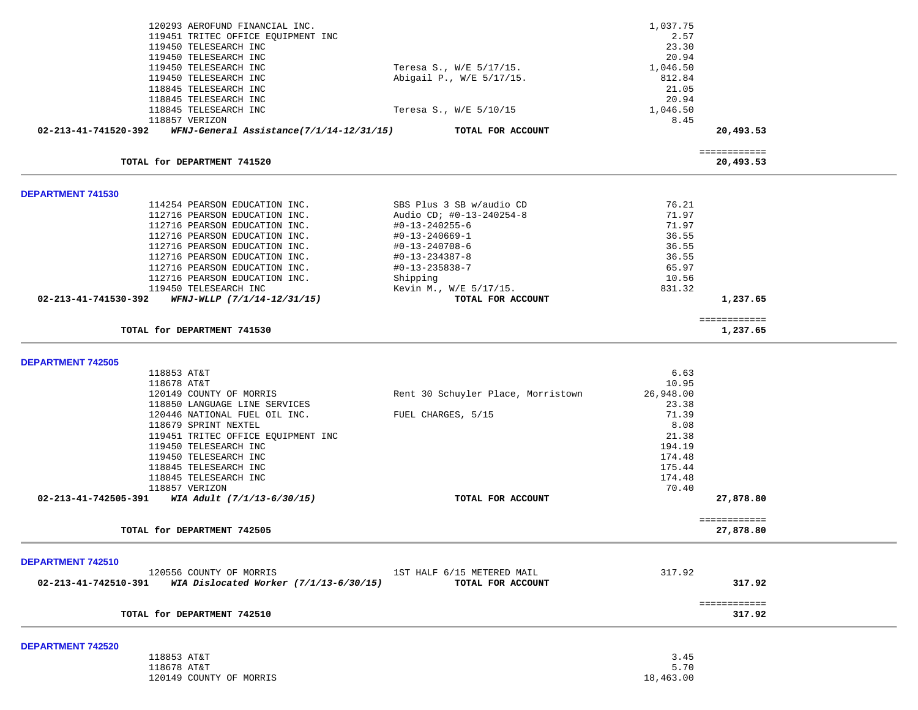| | | | |
|---|---|---|---|
| 120293 AEROFUND FINANCIAL INC. | | 1,037.75 | |
| 119451 TRITEC OFFICE EQUIPMENT INC | | 2.57 | |
| 119450 TELESEARCH INC | | 23.30 | |
| 119450 TELESEARCH INC | | 20.94 | |
| 119450 TELESEARCH INC | Teresa S., W/E 5/17/15. | 1,046.50 | |
| 119450 TELESEARCH INC | Abigail P., W/E 5/17/15. | 812.84 | |
| 118845 TELESEARCH INC | | 21.05 | |
| 118845 TELESEARCH INC | | 20.94 | |
| 118845 TELESEARCH INC | Teresa S., W/E 5/10/15 | 1,046.50 | |
| 118857 VERIZON | | 8.45 | |
| **02-213-41-741520-392** ***WFNJ-General Assistance(7/1/14-12/31/15)*** | **TOTAL FOR ACCOUNT** | | **20,493.53** |
| | | | ============ |
| **TOTAL for DEPARTMENT 741520** | | | **20,493.53** |

**DEPARTMENT 741530**

| | | | |
|---|---|---|---|
| 114254 PEARSON EDUCATION INC. | SBS Plus 3 SB w/audio CD | 76.21 | |
| 112716 PEARSON EDUCATION INC. | Audio CD; #0-13-240254-8 | 71.97 | |
| 112716 PEARSON EDUCATION INC. | #0-13-240255-6 | 71.97 | |
| 112716 PEARSON EDUCATION INC. | #0-13-240669-1 | 36.55 | |
| 112716 PEARSON EDUCATION INC. | #0-13-240708-6 | 36.55 | |
| 112716 PEARSON EDUCATION INC. | #0-13-234387-8 | 36.55 | |
| 112716 PEARSON EDUCATION INC. | #0-13-235838-7 | 65.97 | |
| 112716 PEARSON EDUCATION INC. | Shipping | 10.56 | |
| 119450 TELESEARCH INC | Kevin M., W/E 5/17/15. | 831.32 | |
| **02-213-41-741530-392** ***WFNJ-WLLP (7/1/14-12/31/15)*** | **TOTAL FOR ACCOUNT** | | **1,237.65** |
| | | | ============ |
| **TOTAL for DEPARTMENT 741530** | | | **1,237.65** |

**DEPARTMENT 742505**

| | | | |
|---|---|---|---|
| 118853 AT&T | | 6.63 | |
| 118678 AT&T | | 10.95 | |
| 120149 COUNTY OF MORRIS | Rent 30 Schuyler Place, Morristown | 26,948.00 | |
| 118850 LANGUAGE LINE SERVICES | | 23.38 | |
| 120446 NATIONAL FUEL OIL INC. | FUEL CHARGES, 5/15 | 71.39 | |
| 118679 SPRINT NEXTEL | | 8.08 | |
| 119451 TRITEC OFFICE EQUIPMENT INC | | 21.38 | |
| 119450 TELESEARCH INC | | 194.19 | |
| 119450 TELESEARCH INC | | 174.48 | |
| 118845 TELESEARCH INC | | 175.44 | |
| 118845 TELESEARCH INC | | 174.48 | |
| 118857 VERIZON | | 70.40 | |
| **02-213-41-742505-391** ***WIA Adult (7/1/13-6/30/15)*** | **TOTAL FOR ACCOUNT** | | **27,878.80** |
| | | | ============ |
| **TOTAL for DEPARTMENT 742505** | | | **27,878.80** |

**DEPARTMENT 742510**

| | | | |
|---|---|---|---|
| 120556 COUNTY OF MORRIS | 1ST HALF 6/15 METERED MAIL | 317.92 | |
| **02-213-41-742510-391** ***WIA Dislocated Worker (7/1/13-6/30/15)*** | **TOTAL FOR ACCOUNT** | | **317.92** |
| | | | ============ |
| **TOTAL for DEPARTMENT 742510** | | | **317.92** |

**DEPARTMENT 742520**

| | | | |
|---|---|---|---|
| 118853 AT&T | | 3.45 | |
| 118678 AT&T | | 5.70 | |
| 120149 COUNTY OF MORRIS | | 18,463.00 | |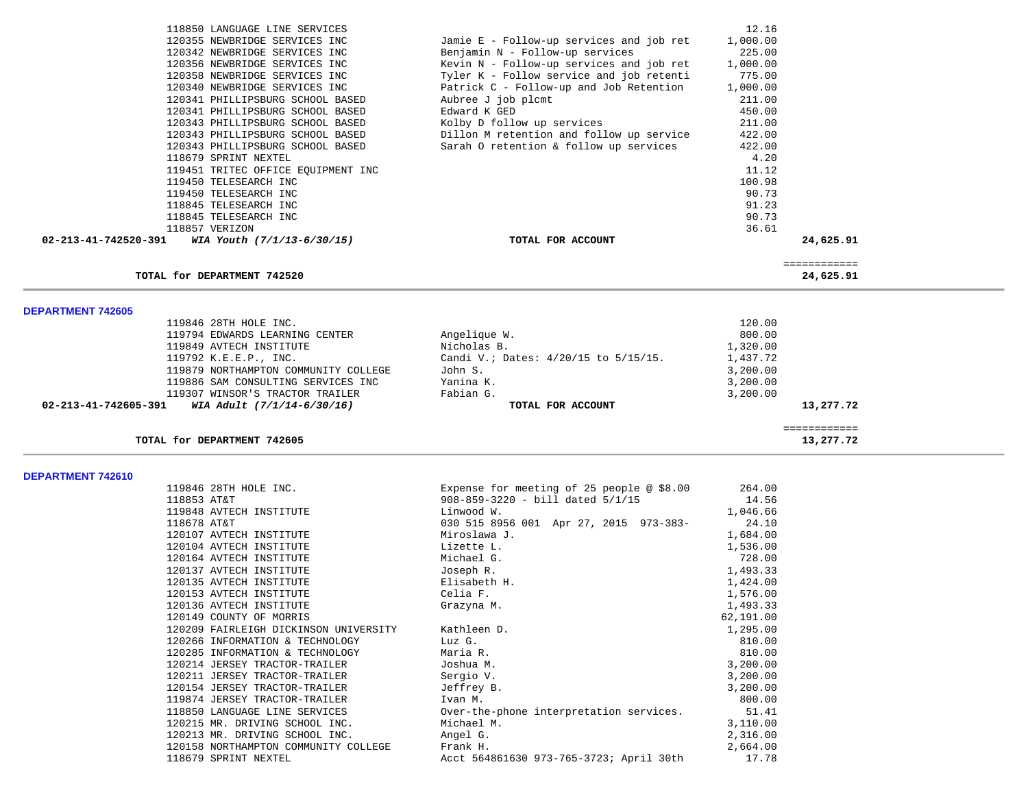| PO | Vendor | Description | Amount | Total |
|---|---|---|---|---|
| 118850 | LANGUAGE LINE SERVICES | | 12.16 | |
| 120355 | NEWBRIDGE SERVICES INC | Jamie E - Follow-up services and job ret | 1,000.00 | |
| 120342 | NEWBRIDGE SERVICES INC | Benjamin N - Follow-up services | 225.00 | |
| 120356 | NEWBRIDGE SERVICES INC | Kevin N - Follow-up services and job ret | 1,000.00 | |
| 120358 | NEWBRIDGE SERVICES INC | Tyler K - Follow service and job retenti | 775.00 | |
| 120340 | NEWBRIDGE SERVICES INC | Patrick C - Follow-up and Job Retention | 1,000.00 | |
| 120341 | PHILLIPSBURG SCHOOL BASED | Aubree J job plcmt | 211.00 | |
| 120341 | PHILLIPSBURG SCHOOL BASED | Edward K GED | 450.00 | |
| 120343 | PHILLIPSBURG SCHOOL BASED | Kolby D follow up services | 211.00 | |
| 120343 | PHILLIPSBURG SCHOOL BASED | Dillon M retention and follow up service | 422.00 | |
| 120343 | PHILLIPSBURG SCHOOL BASED | Sarah O retention & follow up services | 422.00 | |
| 118679 | SPRINT NEXTEL | | 4.20 | |
| 119451 | TRITEC OFFICE EQUIPMENT INC | | 11.12 | |
| 119450 | TELESEARCH INC | | 100.98 | |
| 119450 | TELESEARCH INC | | 90.73 | |
| 118845 | TELESEARCH INC | | 91.23 | |
| 118845 | TELESEARCH INC | | 90.73 | |
| 118857 | VERIZON | | 36.61 | |
| **02-213-41-742520-391** | ***WIA Youth (7/1/13-6/30/15)*** | **TOTAL FOR ACCOUNT** | | **24,625.91** |

**TOTAL for DEPARTMENT 742520** — ============ **24,625.91**

## DEPARTMENT 742605

| PO | Vendor | Description | Amount | Total |
|---|---|---|---|---|
| 119846 | 28TH HOLE INC. | | 120.00 | |
| 119794 | EDWARDS LEARNING CENTER | Angelique W. | 800.00 | |
| 119849 | AVTECH INSTITUTE | Nicholas B. | 1,320.00 | |
| 119792 | K.E.E.P., INC. | Candi V.; Dates: 4/20/15 to 5/15/15. | 1,437.72 | |
| 119879 | NORTHAMPTON COMMUNITY COLLEGE | John S. | 3,200.00 | |
| 119886 | SAM CONSULTING SERVICES INC | Yanina K. | 3,200.00 | |
| 119307 | WINSOR'S TRACTOR TRAILER | Fabian G. | 3,200.00 | |
| **02-213-41-742605-391** | ***WIA Adult (7/1/14-6/30/16)*** | **TOTAL FOR ACCOUNT** | | **13,277.72** |

**TOTAL for DEPARTMENT 742605** — ============ **13,277.72**

## DEPARTMENT 742610

| PO | Vendor | Description | Amount |
|---|---|---|---|
| 119846 | 28TH HOLE INC. | Expense for meeting of 25 people @ $8.00 | 264.00 |
| 118853 | AT&T | 908-859-3220 - bill dated 5/1/15 | 14.56 |
| 119848 | AVTECH INSTITUTE | Linwood W. | 1,046.66 |
| 118678 | AT&T | 030 515 8956 001 Apr 27, 2015 973-383- | 24.10 |
| 120107 | AVTECH INSTITUTE | Miroslawa J. | 1,684.00 |
| 120104 | AVTECH INSTITUTE | Lizette L. | 1,536.00 |
| 120164 | AVTECH INSTITUTE | Michael G. | 728.00 |
| 120137 | AVTECH INSTITUTE | Joseph R. | 1,493.33 |
| 120135 | AVTECH INSTITUTE | Elisabeth H. | 1,424.00 |
| 120153 | AVTECH INSTITUTE | Celia F. | 1,576.00 |
| 120136 | AVTECH INSTITUTE | Grazyna M. | 1,493.33 |
| 120149 | COUNTY OF MORRIS | | 62,191.00 |
| 120209 | FAIRLEIGH DICKINSON UNIVERSITY | Kathleen D. | 1,295.00 |
| 120266 | INFORMATION & TECHNOLOGY | Luz G. | 810.00 |
| 120285 | INFORMATION & TECHNOLOGY | Maria R. | 810.00 |
| 120214 | JERSEY TRACTOR-TRAILER | Joshua M. | 3,200.00 |
| 120211 | JERSEY TRACTOR-TRAILER | Sergio V. | 3,200.00 |
| 120154 | JERSEY TRACTOR-TRAILER | Jeffrey B. | 3,200.00 |
| 119874 | JERSEY TRACTOR-TRAILER | Ivan M. | 800.00 |
| 118850 | LANGUAGE LINE SERVICES | Over-the-phone interpretation services. | 51.41 |
| 120215 | MR. DRIVING SCHOOL INC. | Michael M. | 3,110.00 |
| 120213 | MR. DRIVING SCHOOL INC. | Angel G. | 2,316.00 |
| 120158 | NORTHAMPTON COMMUNITY COLLEGE | Frank H. | 2,664.00 |
| 118679 | SPRINT NEXTEL | Acct 564861630 973-765-3723; April 30th | 17.78 |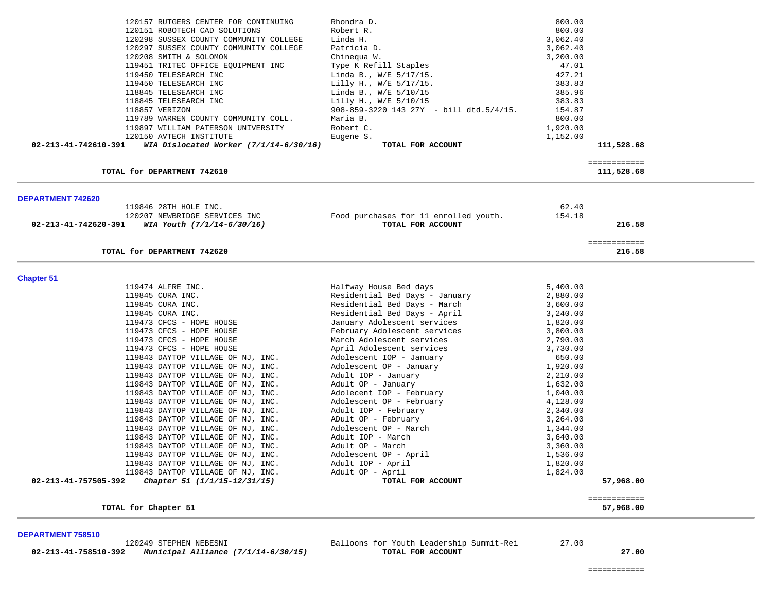| | | | |
|---|---|---|---|
| 120157 RUTGERS CENTER FOR CONTINUING | Rhondra D. | 800.00 | |
| 120151 ROBOTECH CAD SOLUTIONS | Robert R. | 800.00 | |
| 120298 SUSSEX COUNTY COMMUNITY COLLEGE | Linda H. | 3,062.40 | |
| 120297 SUSSEX COUNTY COMMUNITY COLLEGE | Patricia D. | 3,062.40 | |
| 120208 SMITH & SOLOMON | Chinequa W. | 3,200.00 | |
| 119451 TRITEC OFFICE EQUIPMENT INC | Type K Refill Staples | 47.01 | |
| 119450 TELESEARCH INC | Linda B., W/E 5/17/15. | 427.21 | |
| 119450 TELESEARCH INC | Lilly H., W/E 5/17/15. | 383.83 | |
| 118845 TELESEARCH INC | Linda B., W/E 5/10/15 | 385.96 | |
| 118845 TELESEARCH INC | Lilly H., W/E 5/10/15 | 383.83 | |
| 118857 VERIZON | 908-859-3220 143 27Y - bill dtd.5/4/15. | 154.87 | |
| 119789 WARREN COUNTY COMMUNITY COLL. | Maria B. | 800.00 | |
| 119897 WILLIAM PATERSON UNIVERSITY | Robert C. | 1,920.00 | |
| 120150 AVTECH INSTITUTE | Eugene S. | 1,152.00 | |
| **02-213-41-742610-391** ***WIA Dislocated Worker (7/1/14-6/30/16)*** | **TOTAL FOR ACCOUNT** | | **111,528.68** |
| | | | ============ |
| **TOTAL for DEPARTMENT 742610** | | | **111,528.68** |

**DEPARTMENT 742620**

| | | | |
|---|---|---|---|
| 119846 28TH HOLE INC. | | 62.40 | |
| 120207 NEWBRIDGE SERVICES INC | Food purchases for 11 enrolled youth. | 154.18 | |
| **02-213-41-742620-391** ***WIA Youth (7/1/14-6/30/16)*** | **TOTAL FOR ACCOUNT** | | **216.58** |
| | | | ============ |
| **TOTAL for DEPARTMENT 742620** | | | **216.58** |

**Chapter 51**

| | | | |
|---|---|---|---|
| 119474 ALFRE INC. | Halfway House Bed days | 5,400.00 | |
| 119845 CURA INC. | Residential Bed Days - January | 2,880.00 | |
| 119845 CURA INC. | Residential Bed Days - March | 3,600.00 | |
| 119845 CURA INC. | Residential Bed Days - April | 3,240.00 | |
| 119473 CFCS - HOPE HOUSE | January Adolescent services | 1,820.00 | |
| 119473 CFCS - HOPE HOUSE | February Adolescent services | 3,800.00 | |
| 119473 CFCS - HOPE HOUSE | March Adolescent services | 2,790.00 | |
| 119473 CFCS - HOPE HOUSE | April Adolescent services | 3,730.00 | |
| 119843 DAYTOP VILLAGE OF NJ, INC. | Adolescent IOP - January | 650.00 | |
| 119843 DAYTOP VILLAGE OF NJ, INC. | Adolescent OP - January | 1,920.00 | |
| 119843 DAYTOP VILLAGE OF NJ, INC. | Adult IOP - January | 2,210.00 | |
| 119843 DAYTOP VILLAGE OF NJ, INC. | Adult OP - January | 1,632.00 | |
| 119843 DAYTOP VILLAGE OF NJ, INC. | Adolecent IOP - February | 1,040.00 | |
| 119843 DAYTOP VILLAGE OF NJ, INC. | Adolescent OP - February | 4,128.00 | |
| 119843 DAYTOP VILLAGE OF NJ, INC. | Adult IOP - February | 2,340.00 | |
| 119843 DAYTOP VILLAGE OF NJ, INC. | ADult OP - February | 3,264.00 | |
| 119843 DAYTOP VILLAGE OF NJ, INC. | Adolescent OP - March | 1,344.00 | |
| 119843 DAYTOP VILLAGE OF NJ, INC. | Adult IOP - March | 3,640.00 | |
| 119843 DAYTOP VILLAGE OF NJ, INC. | Adult OP - March | 3,360.00 | |
| 119843 DAYTOP VILLAGE OF NJ, INC. | Adolescent OP - April | 1,536.00 | |
| 119843 DAYTOP VILLAGE OF NJ, INC. | Adult IOP - April | 1,820.00 | |
| 119843 DAYTOP VILLAGE OF NJ, INC. | Adult OP - April | 1,824.00 | |
| **02-213-41-757505-392** ***Chapter 51 (1/1/15-12/31/15)*** | **TOTAL FOR ACCOUNT** | | **57,968.00** |
| | | | ============ |
| **TOTAL for Chapter 51** | | | **57,968.00** |

**DEPARTMENT 758510**

| | | | |
|---|---|---|---|
| 120249 STEPHEN NEBESNI | Balloons for Youth Leadership Summit-Rei | 27.00 | |
| **02-213-41-758510-392** ***Municipal Alliance (7/1/14-6/30/15)*** | **TOTAL FOR ACCOUNT** | | **27.00** |
| | | | ============ |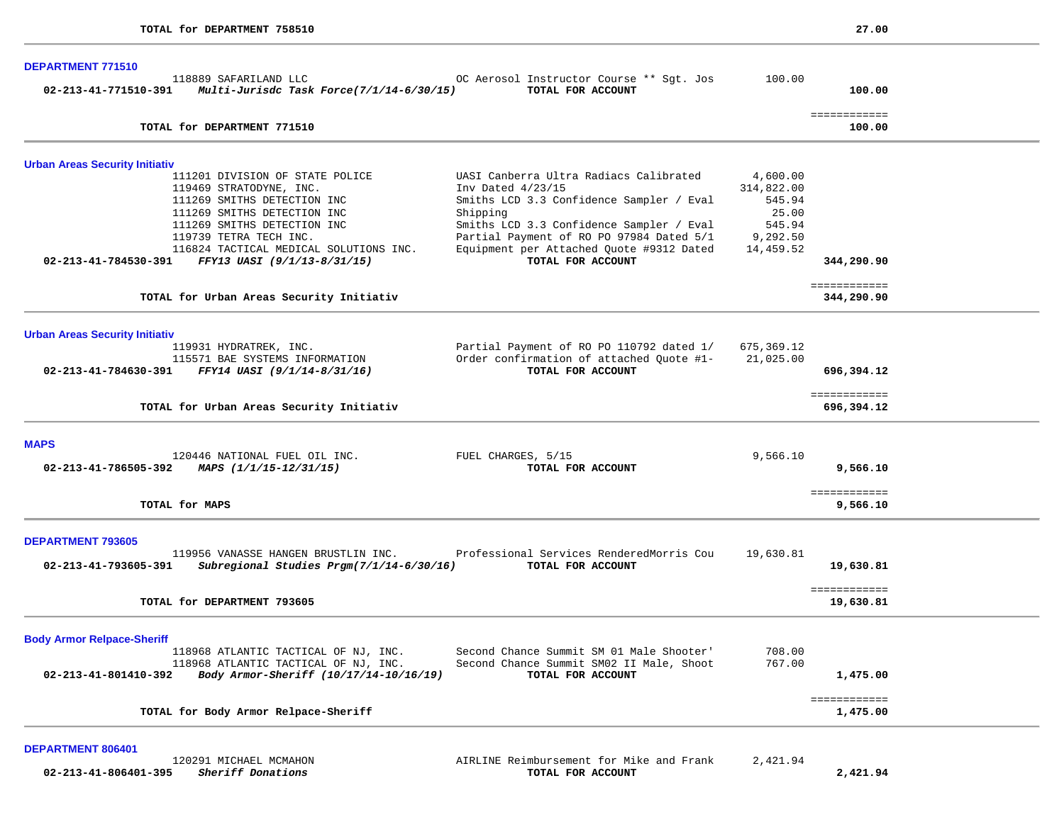**TOTAL for DEPARTMENT 758510** — **27.00**

---

### DEPARTMENT 771510

| Account | Vendor / Description | Item Description | Amount | Total |
|---|---|---|---|---|
| | 118889 SAFARILAND LLC | OC Aerosol Instructor Course ** Sgt. Jos | 100.00 | |
| **02-213-41-771510-391** | ***Multi-Jurisdc Task Force(7/1/14-6/30/15)*** | **TOTAL FOR ACCOUNT** | | **100.00** |

============

**TOTAL for DEPARTMENT 771510** — **100.00**

---

### Urban Areas Security Initiativ

| Account | Vendor / Description | Item Description | Amount | Total |
|---|---|---|---|---|
| | 111201 DIVISION OF STATE POLICE | UASI Canberra Ultra Radiacs Calibrated | 4,600.00 | |
| | 119469 STRATODYNE, INC. | Inv Dated 4/23/15 | 314,822.00 | |
| | 111269 SMITHS DETECTION INC | Smiths LCD 3.3 Confidence Sampler / Eval | 545.94 | |
| | 111269 SMITHS DETECTION INC | Shipping | 25.00 | |
| | 111269 SMITHS DETECTION INC | Smiths LCD 3.3 Confidence Sampler / Eval | 545.94 | |
| | 119739 TETRA TECH INC. | Partial Payment of RO PO 97984 Dated 5/1 | 9,292.50 | |
| | 116824 TACTICAL MEDICAL SOLUTIONS INC. | Equipment per Attached Quote #9312 Dated | 14,459.52 | |
| **02-213-41-784530-391** | ***FFY13 UASI (9/1/13-8/31/15)*** | **TOTAL FOR ACCOUNT** | | **344,290.90** |

============

**TOTAL for Urban Areas Security Initiativ** — **344,290.90**

---

### Urban Areas Security Initiativ

| Account | Vendor / Description | Item Description | Amount | Total |
|---|---|---|---|---|
| | 119931 HYDRATREK, INC. | Partial Payment of RO PO 110792 dated 1/ | 675,369.12 | |
| | 115571 BAE SYSTEMS INFORMATION | Order confirmation of attached Quote #1- | 21,025.00 | |
| **02-213-41-784630-391** | ***FFY14 UASI (9/1/14-8/31/16)*** | **TOTAL FOR ACCOUNT** | | **696,394.12** |

============

**TOTAL for Urban Areas Security Initiativ** — **696,394.12**

---

### MAPS

| Account | Vendor / Description | Item Description | Amount | Total |
|---|---|---|---|---|
| | 120446 NATIONAL FUEL OIL INC. | FUEL CHARGES, 5/15 | 9,566.10 | |
| **02-213-41-786505-392** | ***MAPS (1/1/15-12/31/15)*** | **TOTAL FOR ACCOUNT** | | **9,566.10** |

============

**TOTAL for MAPS** — **9,566.10**

---

### DEPARTMENT 793605

| Account | Vendor / Description | Item Description | Amount | Total |
|---|---|---|---|---|
| | 119956 VANASSE HANGEN BRUSTLIN INC. | Professional Services RenderedMorris Cou | 19,630.81 | |
| **02-213-41-793605-391** | ***Subregional Studies Prgm(7/1/14-6/30/16)*** | **TOTAL FOR ACCOUNT** | | **19,630.81** |

============

**TOTAL for DEPARTMENT 793605** — **19,630.81**

---

### Body Armor Relpace-Sheriff

| Account | Vendor / Description | Item Description | Amount | Total |
|---|---|---|---|---|
| | 118968 ATLANTIC TACTICAL OF NJ, INC. | Second Chance Summit SM 01 Male Shooter' | 708.00 | |
| | 118968 ATLANTIC TACTICAL OF NJ, INC. | Second Chance Summit SM02 II Male, Shoot | 767.00 | |
| **02-213-41-801410-392** | ***Body Armor-Sheriff (10/17/14-10/16/19)*** | **TOTAL FOR ACCOUNT** | | **1,475.00** |

============

**TOTAL for Body Armor Relpace-Sheriff** — **1,475.00**

---

### DEPARTMENT 806401

| Account | Vendor / Description | Item Description | Amount | Total |
|---|---|---|---|---|
| | 120291 MICHAEL MCMAHON | AIRLINE Reimbursement for Mike and Frank | 2,421.94 | |
| **02-213-41-806401-395** | ***Sheriff Donations*** | **TOTAL FOR ACCOUNT** | | **2,421.94** |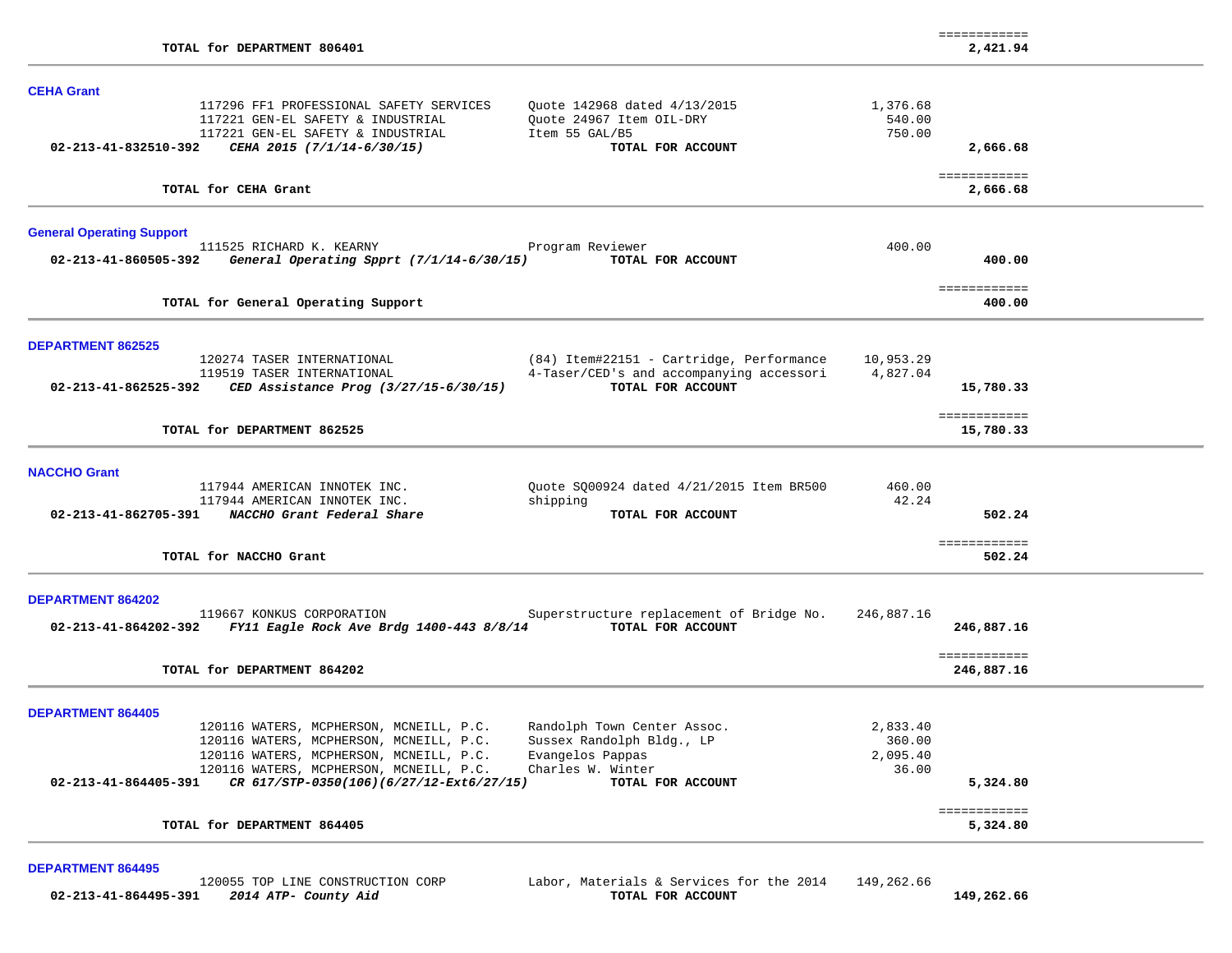| | | | |
|---|---|---|---|
| | | | ============ |
| **TOTAL for DEPARTMENT 806401** | | | **2,421.94** |

### CEHA Grant

| | | | |
|---|---|---|---|
| 117296 FF1 PROFESSIONAL SAFETY SERVICES | Quote 142968 dated 4/13/2015 | 1,376.68 | |
| 117221 GEN-EL SAFETY & INDUSTRIAL | Quote 24967 Item OIL-DRY | 540.00 | |
| 117221 GEN-EL SAFETY & INDUSTRIAL | Item 55 GAL/B5 | 750.00 | |
| **02-213-41-832510-392** *CEHA 2015 (7/1/14-6/30/15)* | **TOTAL FOR ACCOUNT** | | **2,666.68** |
| | | | ============ |
| **TOTAL for CEHA Grant** | | | **2,666.68** |

### General Operating Support

| | | | |
|---|---|---|---|
| 111525 RICHARD K. KEARNY | Program Reviewer | 400.00 | |
| **02-213-41-860505-392** *General Operating Spprt (7/1/14-6/30/15)* | **TOTAL FOR ACCOUNT** | | **400.00** |
| | | | ============ |
| **TOTAL for General Operating Support** | | | **400.00** |

### DEPARTMENT 862525

| | | | |
|---|---|---|---|
| 120274 TASER INTERNATIONAL | (84) Item#22151 - Cartridge, Performance | 10,953.29 | |
| 119519 TASER INTERNATIONAL | 4-Taser/CED's and accompanying accessori | 4,827.04 | |
| **02-213-41-862525-392** *CED Assistance Prog (3/27/15-6/30/15)* | **TOTAL FOR ACCOUNT** | | **15,780.33** |
| | | | ============ |
| **TOTAL for DEPARTMENT 862525** | | | **15,780.33** |

### NACCHO Grant

| | | | |
|---|---|---|---|
| 117944 AMERICAN INNOTEK INC. | Quote SQ00924 dated 4/21/2015 Item BR500 | 460.00 | |
| 117944 AMERICAN INNOTEK INC. | shipping | 42.24 | |
| **02-213-41-862705-391** *NACCHO Grant Federal Share* | **TOTAL FOR ACCOUNT** | | **502.24** |
| | | | ============ |
| **TOTAL for NACCHO Grant** | | | **502.24** |

### DEPARTMENT 864202

| | | | |
|---|---|---|---|
| 119667 KONKUS CORPORATION | Superstructure replacement of Bridge No. | 246,887.16 | |
| **02-213-41-864202-392** *FY11 Eagle Rock Ave Brdg 1400-443 8/8/14* | **TOTAL FOR ACCOUNT** | | **246,887.16** |
| | | | ============ |
| **TOTAL for DEPARTMENT 864202** | | | **246,887.16** |

### DEPARTMENT 864405

| | | | |
|---|---|---|---|
| 120116 WATERS, MCPHERSON, MCNEILL, P.C. | Randolph Town Center Assoc. | 2,833.40 | |
| 120116 WATERS, MCPHERSON, MCNEILL, P.C. | Sussex Randolph Bldg., LP | 360.00 | |
| 120116 WATERS, MCPHERSON, MCNEILL, P.C. | Evangelos Pappas | 2,095.40 | |
| 120116 WATERS, MCPHERSON, MCNEILL, P.C. | Charles W. Winter | 36.00 | |
| **02-213-41-864405-391** *CR 617/STP-0350(106)(6/27/12-Ext6/27/15)* | **TOTAL FOR ACCOUNT** | | **5,324.80** |
| | | | ============ |
| **TOTAL for DEPARTMENT 864405** | | | **5,324.80** |

### DEPARTMENT 864495

| | | | |
|---|---|---|---|
| 120055 TOP LINE CONSTRUCTION CORP | Labor, Materials & Services for the 2014 | 149,262.66 | |
| **02-213-41-864495-391** *2014 ATP- County Aid* | **TOTAL FOR ACCOUNT** | | **149,262.66** |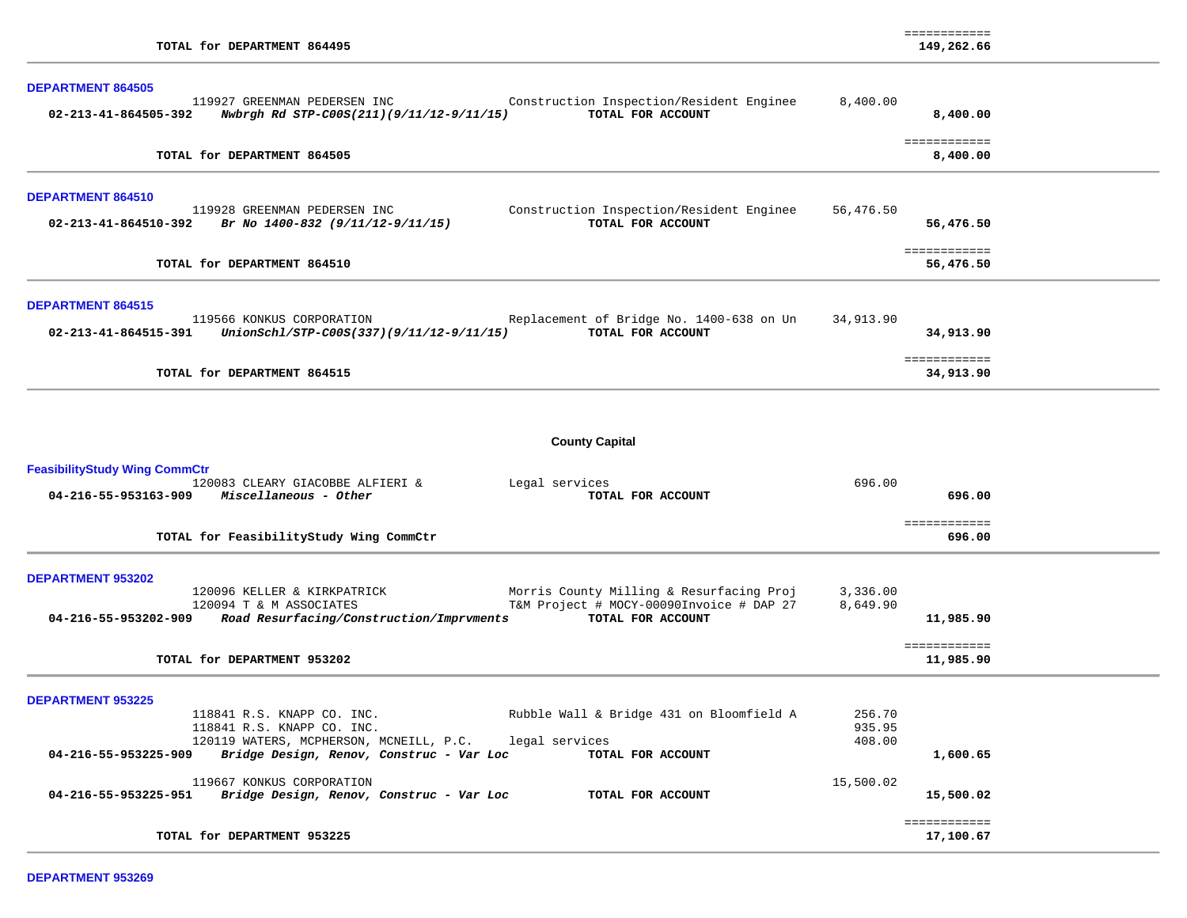| | | | |
|---|---|---|---|
| TOTAL for DEPARTMENT 864495 | | | ============ 149,262.66 |

**DEPARTMENT 864505**

| Account | Vendor / Description | Detail | Amount | Total |
|---|---|---|---|---|
| | 119927 GREENMAN PEDERSEN INC | Construction Inspection/Resident Enginee | 8,400.00 | |
| 02-213-41-864505-392 | *Nwbrgh Rd STP-C00S(211)(9/11/12-9/11/15)* | **TOTAL FOR ACCOUNT** | | **8,400.00** |
| | **TOTAL for DEPARTMENT 864505** | | | ============ **8,400.00** |

**DEPARTMENT 864510**

| Account | Vendor / Description | Detail | Amount | Total |
|---|---|---|---|---|
| | 119928 GREENMAN PEDERSEN INC | Construction Inspection/Resident Enginee | 56,476.50 | |
| 02-213-41-864510-392 | *Br No 1400-832 (9/11/12-9/11/15)* | **TOTAL FOR ACCOUNT** | | **56,476.50** |
| | **TOTAL for DEPARTMENT 864510** | | | ============ **56,476.50** |

**DEPARTMENT 864515**

| Account | Vendor / Description | Detail | Amount | Total |
|---|---|---|---|---|
| | 119566 KONKUS CORPORATION | Replacement of Bridge No. 1400-638 on Un | 34,913.90 | |
| 02-213-41-864515-391 | *UnionSchl/STP-C00S(337)(9/11/12-9/11/15)* | **TOTAL FOR ACCOUNT** | | **34,913.90** |
| | **TOTAL for DEPARTMENT 864515** | | | ============ **34,913.90** |

## County Capital

**FeasibilityStudy Wing CommCtr**

| Account | Vendor / Description | Detail | Amount | Total |
|---|---|---|---|---|
| | 120083 CLEARY GIACOBBE ALFIERI & | Legal services | 696.00 | |
| 04-216-55-953163-909 | *Miscellaneous - Other* | **TOTAL FOR ACCOUNT** | | **696.00** |
| | **TOTAL for FeasibilityStudy Wing CommCtr** | | | ============ **696.00** |

**DEPARTMENT 953202**

| Account | Vendor / Description | Detail | Amount | Total |
|---|---|---|---|---|
| | 120096 KELLER & KIRKPATRICK | Morris County Milling & Resurfacing Proj | 3,336.00 | |
| | 120094 T & M ASSOCIATES | T&M Project # MOCY-00090Invoice # DAP 27 | 8,649.90 | |
| 04-216-55-953202-909 | *Road Resurfacing/Construction/Imprvments* | **TOTAL FOR ACCOUNT** | | **11,985.90** |
| | **TOTAL for DEPARTMENT 953202** | | | ============ **11,985.90** |

**DEPARTMENT 953225**

| Account | Vendor / Description | Detail | Amount | Total |
|---|---|---|---|---|
| | 118841 R.S. KNAPP CO. INC. | Rubble Wall & Bridge 431 on Bloomfield A | 256.70 | |
| | 118841 R.S. KNAPP CO. INC. | | 935.95 | |
| | 120119 WATERS, MCPHERSON, MCNEILL, P.C. | legal services | 408.00 | |
| 04-216-55-953225-909 | *Bridge Design, Renov, Construc - Var Loc* | **TOTAL FOR ACCOUNT** | | **1,600.65** |
| | 119667 KONKUS CORPORATION | | 15,500.02 | |
| 04-216-55-953225-951 | *Bridge Design, Renov, Construc - Var Loc* | **TOTAL FOR ACCOUNT** | | **15,500.02** |
| | **TOTAL for DEPARTMENT 953225** | | | ============ **17,100.67** |

**DEPARTMENT 953269**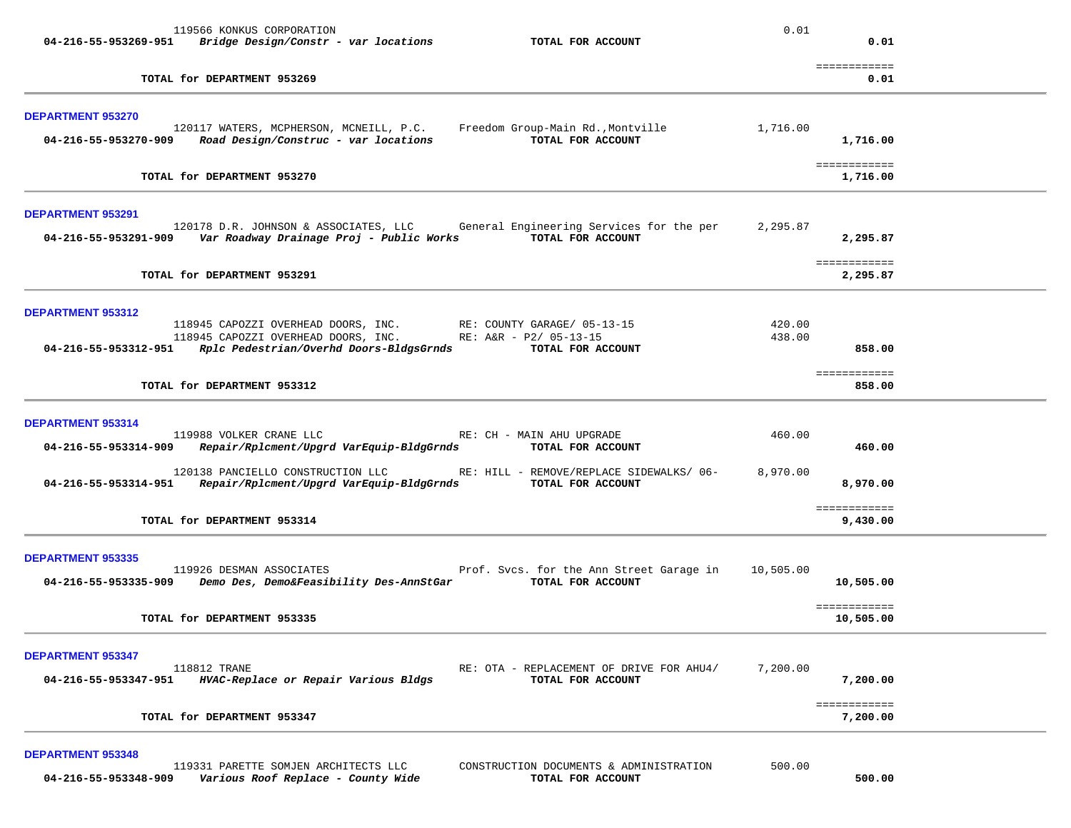| | | | | |
|---|---|---|---|---|
| | 119566 KONKUS CORPORATION | | 0.01 | |
| 04-216-55-953269-951 | *Bridge Design/Constr - var locations* | **TOTAL FOR ACCOUNT** | | **0.01** |
| | | | | ============ |
| | **TOTAL for DEPARTMENT 953269** | | | **0.01** |

**DEPARTMENT 953270**

| | | | | |
|---|---|---|---|---|
| | 120117 WATERS, MCPHERSON, MCNEILL, P.C. | Freedom Group-Main Rd.,Montville | 1,716.00 | |
| 04-216-55-953270-909 | *Road Design/Construc - var locations* | **TOTAL FOR ACCOUNT** | | **1,716.00** |
| | | | | ============ |
| | **TOTAL for DEPARTMENT 953270** | | | **1,716.00** |

**DEPARTMENT 953291**

| | | | | |
|---|---|---|---|---|
| | 120178 D.R. JOHNSON & ASSOCIATES, LLC | General Engineering Services for the per | 2,295.87 | |
| 04-216-55-953291-909 | *Var Roadway Drainage Proj - Public Works* | **TOTAL FOR ACCOUNT** | | **2,295.87** |
| | | | | ============ |
| | **TOTAL for DEPARTMENT 953291** | | | **2,295.87** |

**DEPARTMENT 953312**

| | | | | |
|---|---|---|---|---|
| | 118945 CAPOZZI OVERHEAD DOORS, INC. | RE: COUNTY GARAGE/ 05-13-15 | 420.00 | |
| | 118945 CAPOZZI OVERHEAD DOORS, INC. | RE: A&R - P2/ 05-13-15 | 438.00 | |
| 04-216-55-953312-951 | *Rplc Pedestrian/Overhd Doors-BldgsGrnds* | **TOTAL FOR ACCOUNT** | | **858.00** |
| | | | | ============ |
| | **TOTAL for DEPARTMENT 953312** | | | **858.00** |

**DEPARTMENT 953314**

| | | | | |
|---|---|---|---|---|
| | 119988 VOLKER CRANE LLC | RE: CH - MAIN AHU UPGRADE | 460.00 | |
| 04-216-55-953314-909 | *Repair/Rplcment/Upgrd VarEquip-BldgGrnds* | **TOTAL FOR ACCOUNT** | | **460.00** |
| | 120138 PANCIELLO CONSTRUCTION LLC | RE: HILL - REMOVE/REPLACE SIDEWALKS/ 06- | 8,970.00 | |
| 04-216-55-953314-951 | *Repair/Rplcment/Upgrd VarEquip-BldgGrnds* | **TOTAL FOR ACCOUNT** | | **8,970.00** |
| | | | | ============ |
| | **TOTAL for DEPARTMENT 953314** | | | **9,430.00** |

**DEPARTMENT 953335**

| | | | | |
|---|---|---|---|---|
| | 119926 DESMAN ASSOCIATES | Prof. Svcs. for the Ann Street Garage in | 10,505.00 | |
| 04-216-55-953335-909 | *Demo Des, Demo&Feasibility Des-AnnStGar* | **TOTAL FOR ACCOUNT** | | **10,505.00** |
| | | | | ============ |
| | **TOTAL for DEPARTMENT 953335** | | | **10,505.00** |

**DEPARTMENT 953347**

| | | | | |
|---|---|---|---|---|
| | 118812 TRANE | RE: OTA - REPLACEMENT OF DRIVE FOR AHU4/ | 7,200.00 | |
| 04-216-55-953347-951 | *HVAC-Replace or Repair Various Bldgs* | **TOTAL FOR ACCOUNT** | | **7,200.00** |
| | | | | ============ |
| | **TOTAL for DEPARTMENT 953347** | | | **7,200.00** |

**DEPARTMENT 953348**

| | | | | |
|---|---|---|---|---|
| | 119331 PARETTE SOMJEN ARCHITECTS LLC | CONSTRUCTION DOCUMENTS & ADMINISTRATION | 500.00 | |
| 04-216-55-953348-909 | *Various Roof Replace - County Wide* | **TOTAL FOR ACCOUNT** | | **500.00** |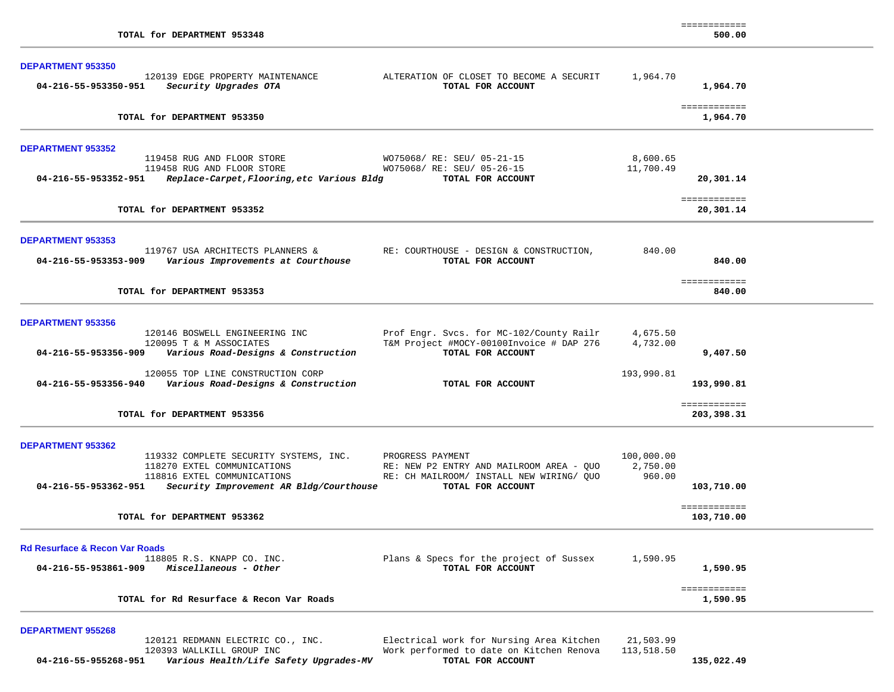| | | | |
|---|---|---|---|
| TOTAL for DEPARTMENT 953348 | | | ============ 500.00 |

**DEPARTMENT 953350**

| Account | Vendor / Description | Detail | Amount | Total |
|---|---|---|---|---|
| | 120139 EDGE PROPERTY MAINTENANCE | ALTERATION OF CLOSET TO BECOME A SECURIT | 1,964.70 | |
| 04-216-55-953350-951 | *Security Upgrades OTA* | TOTAL FOR ACCOUNT | | 1,964.70 |
| | **TOTAL for DEPARTMENT 953350** | | | ============ **1,964.70** |

**DEPARTMENT 953352**

| Account | Vendor / Description | Detail | Amount | Total |
|---|---|---|---|---|
| | 119458 RUG AND FLOOR STORE | WO75068/ RE: SEU/ 05-21-15 | 8,600.65 | |
| | 119458 RUG AND FLOOR STORE | WO75068/ RE: SEU/ 05-26-15 | 11,700.49 | |
| 04-216-55-953352-951 | *Replace-Carpet,Flooring,etc Various Bldg* | TOTAL FOR ACCOUNT | | 20,301.14 |
| | **TOTAL for DEPARTMENT 953352** | | | ============ **20,301.14** |

**DEPARTMENT 953353**

| Account | Vendor / Description | Detail | Amount | Total |
|---|---|---|---|---|
| | 119767 USA ARCHITECTS PLANNERS & | RE: COURTHOUSE - DESIGN & CONSTRUCTION, | 840.00 | |
| 04-216-55-953353-909 | *Various Improvements at Courthouse* | TOTAL FOR ACCOUNT | | 840.00 |
| | **TOTAL for DEPARTMENT 953353** | | | ============ **840.00** |

**DEPARTMENT 953356**

| Account | Vendor / Description | Detail | Amount | Total |
|---|---|---|---|---|
| | 120146 BOSWELL ENGINEERING INC | Prof Engr. Svcs. for MC-102/County Railr | 4,675.50 | |
| | 120095 T & M ASSOCIATES | T&M Project #MOCY-00100Invoice # DAP 276 | 4,732.00 | |
| 04-216-55-953356-909 | *Various Road-Designs & Construction* | TOTAL FOR ACCOUNT | | 9,407.50 |
| | 120055 TOP LINE CONSTRUCTION CORP | | 193,990.81 | |
| 04-216-55-953356-940 | *Various Road-Designs & Construction* | TOTAL FOR ACCOUNT | | 193,990.81 |
| | **TOTAL for DEPARTMENT 953356** | | | ============ **203,398.31** |

**DEPARTMENT 953362**

| Account | Vendor / Description | Detail | Amount | Total |
|---|---|---|---|---|
| | 119332 COMPLETE SECURITY SYSTEMS, INC. | PROGRESS PAYMENT | 100,000.00 | |
| | 118270 EXTEL COMMUNICATIONS | RE: NEW P2 ENTRY AND MAILROOM AREA - QUO | 2,750.00 | |
| | 118816 EXTEL COMMUNICATIONS | RE: CH MAILROOM/ INSTALL NEW WIRING/ QUO | 960.00 | |
| 04-216-55-953362-951 | *Security Improvement AR Bldg/Courthouse* | TOTAL FOR ACCOUNT | | 103,710.00 |
| | **TOTAL for DEPARTMENT 953362** | | | ============ **103,710.00** |

**Rd Resurface & Recon Var Roads**

| Account | Vendor / Description | Detail | Amount | Total |
|---|---|---|---|---|
| | 118805 R.S. KNAPP CO. INC. | Plans & Specs for the project of Sussex | 1,590.95 | |
| 04-216-55-953861-909 | *Miscellaneous - Other* | TOTAL FOR ACCOUNT | | 1,590.95 |
| | **TOTAL for Rd Resurface & Recon Var Roads** | | | ============ **1,590.95** |

**DEPARTMENT 955268**

| Account | Vendor / Description | Detail | Amount | Total |
|---|---|---|---|---|
| | 120121 REDMANN ELECTRIC CO., INC. | Electrical work for Nursing Area Kitchen | 21,503.99 | |
| | 120393 WALLKILL GROUP INC | Work performed to date on Kitchen Renova | 113,518.50 | |
| 04-216-55-955268-951 | *Various Health/Life Safety Upgrades-MV* | TOTAL FOR ACCOUNT | | 135,022.49 |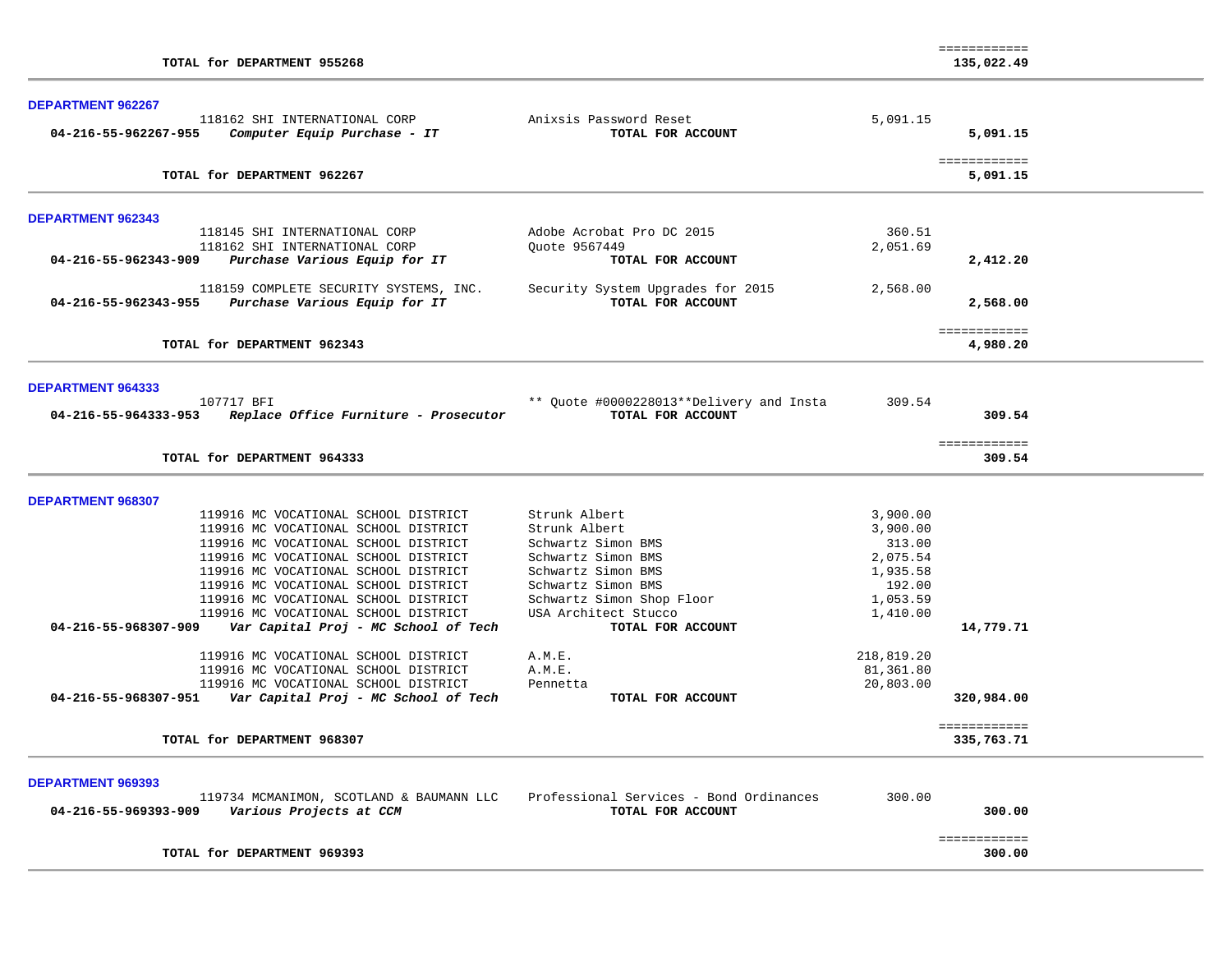| | | | | |
|---|---|---|---|---|
| | **TOTAL for DEPARTMENT 955268** | | | ============ **135,022.49** |

**DEPARTMENT 962267**

| Account | Vendor | Description | Amount | Total |
|---|---|---|---|---|
| | 118162 SHI INTERNATIONAL CORP | Anixsis Password Reset | 5,091.15 | |
| **04-216-55-962267-955** | ***Computer Equip Purchase - IT*** | **TOTAL FOR ACCOUNT** | | **5,091.15** |
| | **TOTAL for DEPARTMENT 962267** | | | ============ **5,091.15** |

**DEPARTMENT 962343**

| Account | Vendor | Description | Amount | Total |
|---|---|---|---|---|
| | 118145 SHI INTERNATIONAL CORP | Adobe Acrobat Pro DC 2015 | 360.51 | |
| | 118162 SHI INTERNATIONAL CORP | Quote 9567449 | 2,051.69 | |
| **04-216-55-962343-909** | ***Purchase Various Equip for IT*** | **TOTAL FOR ACCOUNT** | | **2,412.20** |
| | 118159 COMPLETE SECURITY SYSTEMS, INC. | Security System Upgrades for 2015 | 2,568.00 | |
| **04-216-55-962343-955** | ***Purchase Various Equip for IT*** | **TOTAL FOR ACCOUNT** | | **2,568.00** |
| | **TOTAL for DEPARTMENT 962343** | | | ============ **4,980.20** |

**DEPARTMENT 964333**

| Account | Vendor | Description | Amount | Total |
|---|---|---|---|---|
| | 107717 BFI | ** Quote #0000228013**Delivery and Insta | 309.54 | |
| **04-216-55-964333-953** | ***Replace Office Furniture - Prosecutor*** | **TOTAL FOR ACCOUNT** | | **309.54** |
| | **TOTAL for DEPARTMENT 964333** | | | ============ **309.54** |

**DEPARTMENT 968307**

| Account | Vendor | Description | Amount | Total |
|---|---|---|---|---|
| | 119916 MC VOCATIONAL SCHOOL DISTRICT | Strunk Albert | 3,900.00 | |
| | 119916 MC VOCATIONAL SCHOOL DISTRICT | Strunk Albert | 3,900.00 | |
| | 119916 MC VOCATIONAL SCHOOL DISTRICT | Schwartz Simon BMS | 313.00 | |
| | 119916 MC VOCATIONAL SCHOOL DISTRICT | Schwartz Simon BMS | 2,075.54 | |
| | 119916 MC VOCATIONAL SCHOOL DISTRICT | Schwartz Simon BMS | 1,935.58 | |
| | 119916 MC VOCATIONAL SCHOOL DISTRICT | Schwartz Simon BMS | 192.00 | |
| | 119916 MC VOCATIONAL SCHOOL DISTRICT | Schwartz Simon Shop Floor | 1,053.59 | |
| | 119916 MC VOCATIONAL SCHOOL DISTRICT | USA Architect Stucco | 1,410.00 | |
| **04-216-55-968307-909** | ***Var Capital Proj - MC School of Tech*** | **TOTAL FOR ACCOUNT** | | **14,779.71** |
| | 119916 MC VOCATIONAL SCHOOL DISTRICT | A.M.E. | 218,819.20 | |
| | 119916 MC VOCATIONAL SCHOOL DISTRICT | A.M.E. | 81,361.80 | |
| | 119916 MC VOCATIONAL SCHOOL DISTRICT | Pennetta | 20,803.00 | |
| **04-216-55-968307-951** | ***Var Capital Proj - MC School of Tech*** | **TOTAL FOR ACCOUNT** | | **320,984.00** |
| | **TOTAL for DEPARTMENT 968307** | | | ============ **335,763.71** |

**DEPARTMENT 969393**

| Account | Vendor | Description | Amount | Total |
|---|---|---|---|---|
| | 119734 MCMANIMON, SCOTLAND & BAUMANN LLC | Professional Services - Bond Ordinances | 300.00 | |
| **04-216-55-969393-909** | ***Various Projects at CCM*** | **TOTAL FOR ACCOUNT** | | **300.00** |
| | **TOTAL for DEPARTMENT 969393** | | | ============ **300.00** |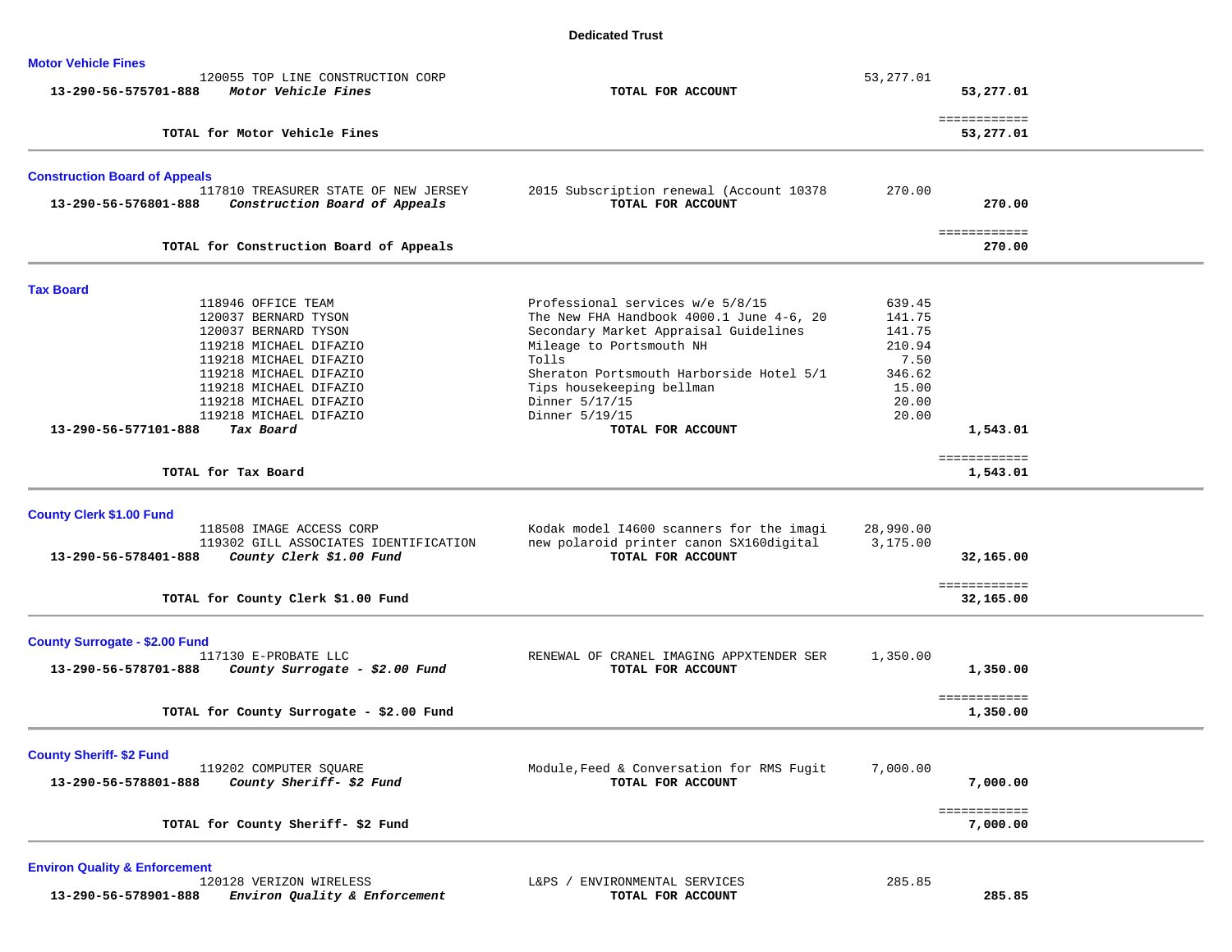## Dedicated Trust

### Motor Vehicle Fines

| Account | Vendor / Description | Detail | Amount | Total |
|---|---|---|---|---|
| | 120055 TOP LINE CONSTRUCTION CORP | | 53,277.01 | |
| **13-290-56-575701-888** | ***Motor Vehicle Fines*** | **TOTAL FOR ACCOUNT** | | **53,277.01** |
| | | | | ============ |
| | **TOTAL for Motor Vehicle Fines** | | | **53,277.01** |

### Construction Board of Appeals

| Account | Vendor / Description | Detail | Amount | Total |
|---|---|---|---|---|
| | 117810 TREASURER STATE OF NEW JERSEY | 2015 Subscription renewal (Account 10378 | 270.00 | |
| **13-290-56-576801-888** | ***Construction Board of Appeals*** | **TOTAL FOR ACCOUNT** | | **270.00** |
| | | | | ============ |
| | **TOTAL for Construction Board of Appeals** | | | **270.00** |

### Tax Board

| Account | Vendor / Description | Detail | Amount | Total |
|---|---|---|---|---|
| | 118946 OFFICE TEAM | Professional services w/e 5/8/15 | 639.45 | |
| | 120037 BERNARD TYSON | The New FHA Handbook 4000.1 June 4-6, 20 | 141.75 | |
| | 120037 BERNARD TYSON | Secondary Market Appraisal Guidelines | 141.75 | |
| | 119218 MICHAEL DIFAZIO | Mileage to Portsmouth NH | 210.94 | |
| | 119218 MICHAEL DIFAZIO | Tolls | 7.50 | |
| | 119218 MICHAEL DIFAZIO | Sheraton Portsmouth Harborside Hotel 5/1 | 346.62 | |
| | 119218 MICHAEL DIFAZIO | Tips housekeeping bellman | 15.00 | |
| | 119218 MICHAEL DIFAZIO | Dinner 5/17/15 | 20.00 | |
| | 119218 MICHAEL DIFAZIO | Dinner 5/19/15 | 20.00 | |
| **13-290-56-577101-888** | ***Tax Board*** | **TOTAL FOR ACCOUNT** | | **1,543.01** |
| | | | | ============ |
| | **TOTAL for Tax Board** | | | **1,543.01** |

### County Clerk $1.00 Fund

| Account | Vendor / Description | Detail | Amount | Total |
|---|---|---|---|---|
| | 118508 IMAGE ACCESS CORP | Kodak model I4600 scanners for the imagi | 28,990.00 | |
| | 119302 GILL ASSOCIATES IDENTIFICATION | new polaroid printer canon SX160digital | 3,175.00 | |
| **13-290-56-578401-888** | ***County Clerk $1.00 Fund*** | **TOTAL FOR ACCOUNT** | | **32,165.00** |
| | | | | ============ |
| | **TOTAL for County Clerk $1.00 Fund** | | | **32,165.00** |

### County Surrogate - $2.00 Fund

| Account | Vendor / Description | Detail | Amount | Total |
|---|---|---|---|---|
| | 117130 E-PROBATE LLC | RENEWAL OF CRANEL IMAGING APPXTENDER SER | 1,350.00 | |
| **13-290-56-578701-888** | ***County Surrogate - $2.00 Fund*** | **TOTAL FOR ACCOUNT** | | **1,350.00** |
| | | | | ============ |
| | **TOTAL for County Surrogate - $2.00 Fund** | | | **1,350.00** |

### County Sheriff- $2 Fund

| Account | Vendor / Description | Detail | Amount | Total |
|---|---|---|---|---|
| | 119202 COMPUTER SQUARE | Module,Feed & Conversation for RMS Fugit | 7,000.00 | |
| **13-290-56-578801-888** | ***County Sheriff- $2 Fund*** | **TOTAL FOR ACCOUNT** | | **7,000.00** |
| | | | | ============ |
| | **TOTAL for County Sheriff- $2 Fund** | | | **7,000.00** |

### Environ Quality & Enforcement

| Account | Vendor / Description | Detail | Amount | Total |
|---|---|---|---|---|
| | 120128 VERIZON WIRELESS | L&PS / ENVIRONMENTAL SERVICES | 285.85 | |
| **13-290-56-578901-888** | ***Environ Quality & Enforcement*** | **TOTAL FOR ACCOUNT** | | **285.85** |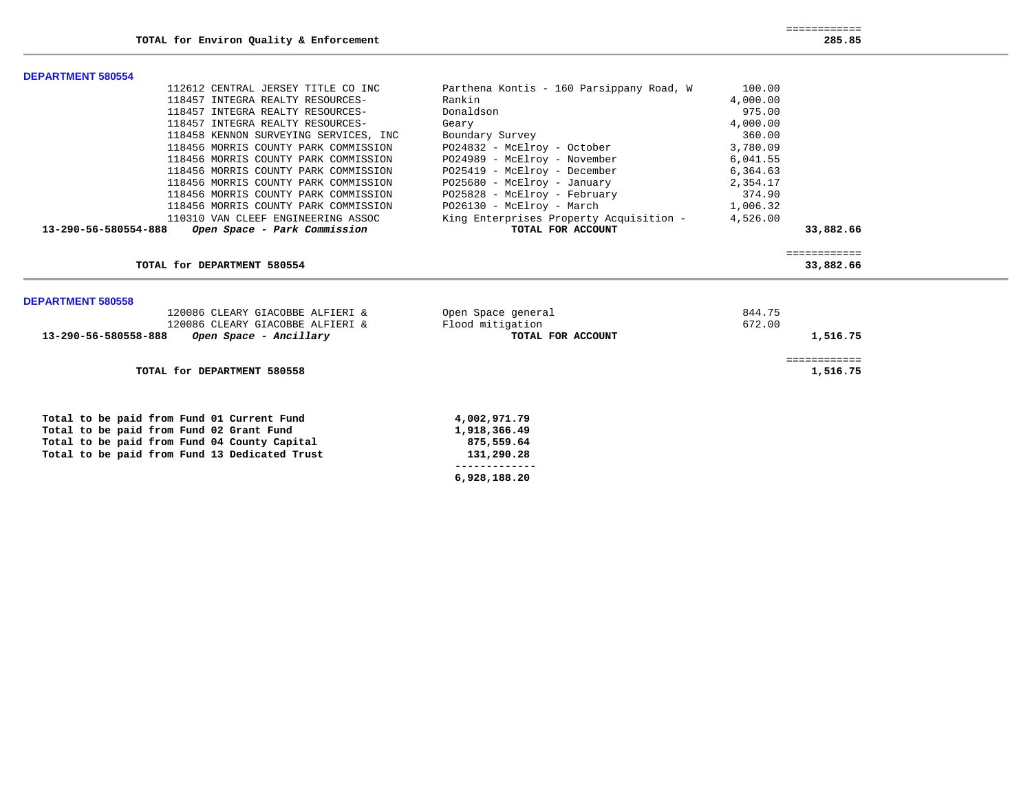| | |
|---|---|
| | ============ |
| **TOTAL for Environ Quality & Enforcement** | **285.85** |

## DEPARTMENT 580554

| | | | |
|---|---|---|---|
| 112612 CENTRAL JERSEY TITLE CO INC | Parthena Kontis - 160 Parsippany Road, W | 100.00 | |
| 118457 INTEGRA REALTY RESOURCES- | Rankin | 4,000.00 | |
| 118457 INTEGRA REALTY RESOURCES- | Donaldson | 975.00 | |
| 118457 INTEGRA REALTY RESOURCES- | Geary | 4,000.00 | |
| 118458 KENNON SURVEYING SERVICES, INC | Boundary Survey | 360.00 | |
| 118456 MORRIS COUNTY PARK COMMISSION | PO24832 - McElroy - October | 3,780.09 | |
| 118456 MORRIS COUNTY PARK COMMISSION | PO24989 - McElroy - November | 6,041.55 | |
| 118456 MORRIS COUNTY PARK COMMISSION | PO25419 - McElroy - December | 6,364.63 | |
| 118456 MORRIS COUNTY PARK COMMISSION | PO25680 - McElroy - January | 2,354.17 | |
| 118456 MORRIS COUNTY PARK COMMISSION | PO25828 - McElroy - February | 374.90 | |
| 118456 MORRIS COUNTY PARK COMMISSION | PO26130 - McElroy - March | 1,006.32 | |
| 110310 VAN CLEEF ENGINEERING ASSOC | King Enterprises Property Acquisition - | 4,526.00 | |
| **13-290-56-580554-888** ***Open Space - Park Commission*** | **TOTAL FOR ACCOUNT** | | **33,882.66** |

| | |
|---|---|
| | ============ |
| **TOTAL for DEPARTMENT 580554** | **33,882.66** |

## DEPARTMENT 580558

| | | | |
|---|---|---|---|
| 120086 CLEARY GIACOBBE ALFIERI & | Open Space general | 844.75 | |
| 120086 CLEARY GIACOBBE ALFIERI & | Flood mitigation | 672.00 | |
| **13-290-56-580558-888** ***Open Space - Ancillary*** | **TOTAL FOR ACCOUNT** | | **1,516.75** |

| | |
|---|---|
| | ============ |
| **TOTAL for DEPARTMENT 580558** | **1,516.75** |

| | |
|---|---|
| **Total to be paid from Fund 01 Current Fund** | **4,002,971.79** |
| **Total to be paid from Fund 02 Grant Fund** | **1,918,366.49** |
| **Total to be paid from Fund 04 County Capital** | **875,559.64** |
| **Total to be paid from Fund 13 Dedicated Trust** | **131,290.28** |
| | ------------- |
| | **6,928,188.20** |